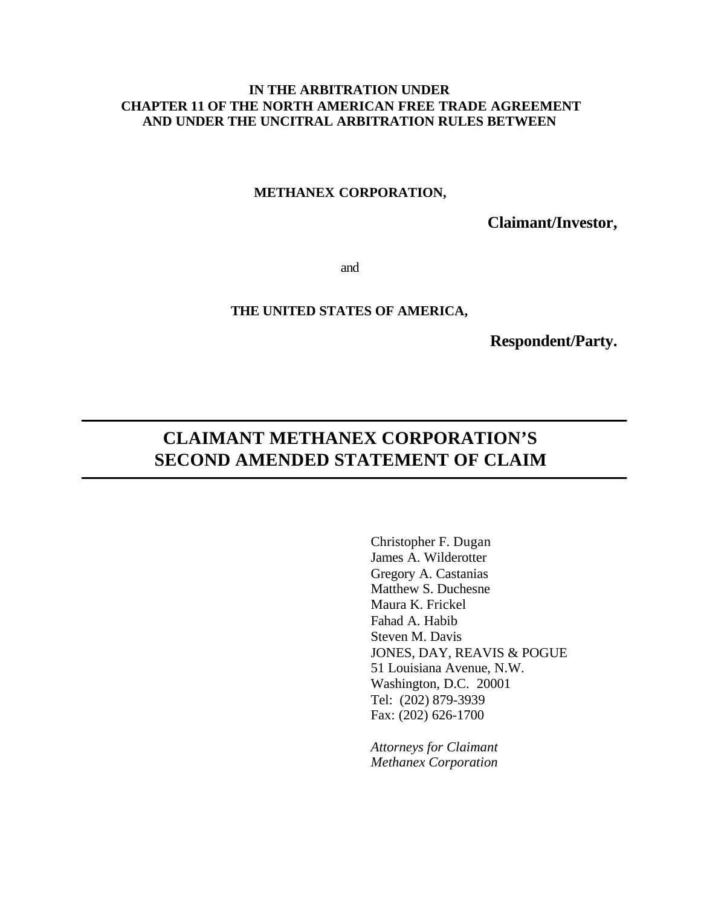**IN THE ARBITRATION UNDER**
**CHAPTER 11 OF THE NORTH AMERICAN FREE TRADE AGREEMENT**
**AND UNDER THE UNCITRAL ARBITRATION RULES BETWEEN**

**METHANEX CORPORATION,**

**Claimant/Investor,**

and

**THE UNITED STATES OF AMERICA,**

**Respondent/Party.**

---

# CLAIMANT METHANEX CORPORATION'S SECOND AMENDED STATEMENT OF CLAIM

---

Christopher F. Dugan
James A. Wilderotter
Gregory A. Castanias
Matthew S. Duchesne
Maura K. Frickel
Fahad A. Habib
Steven M. Davis
JONES, DAY, REAVIS & POGUE
51 Louisiana Avenue, N.W.
Washington, D.C. 20001
Tel: (202) 879-3939
Fax: (202) 626-1700

*Attorneys for Claimant*
*Methanex Corporation*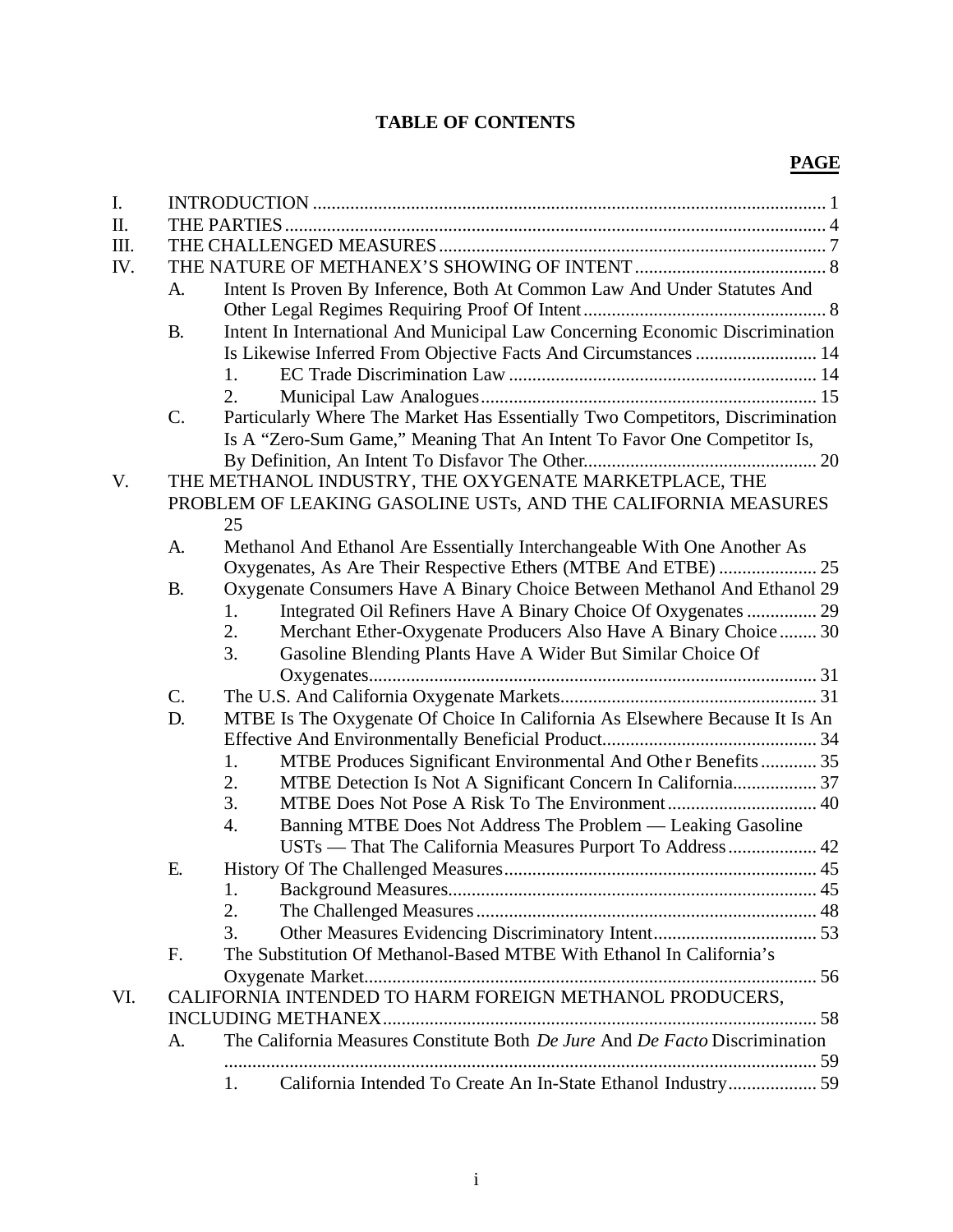# TABLE OF CONTENTS

**PAGE**

I. INTRODUCTION ..... 1

II. THE PARTIES ..... 4

III. THE CHALLENGED MEASURES ..... 7

IV. THE NATURE OF METHANEX'S SHOWING OF INTENT ..... 8

- A. Intent Is Proven By Inference, Both At Common Law And Under Statutes And Other Legal Regimes Requiring Proof Of Intent ..... 8
- B. Intent In International And Municipal Law Concerning Economic Discrimination Is Likewise Inferred From Objective Facts And Circumstances ..... 14
  - 1. EC Trade Discrimination Law ..... 14
  - 2. Municipal Law Analogues ..... 15
- C. Particularly Where The Market Has Essentially Two Competitors, Discrimination Is A "Zero-Sum Game," Meaning That An Intent To Favor One Competitor Is, By Definition, An Intent To Disfavor The Other. ..... 20

V. THE METHANOL INDUSTRY, THE OXYGENATE MARKETPLACE, THE PROBLEM OF LEAKING GASOLINE USTs, AND THE CALIFORNIA MEASURES ..... 25

- A. Methanol And Ethanol Are Essentially Interchangeable With One Another As Oxygenates, As Are Their Respective Ethers (MTBE And ETBE) ..... 25
- B. Oxygenate Consumers Have A Binary Choice Between Methanol And Ethanol ..... 29
  - 1. Integrated Oil Refiners Have A Binary Choice Of Oxygenates ..... 29
  - 2. Merchant Ether-Oxygenate Producers Also Have A Binary Choice ..... 30
  - 3. Gasoline Blending Plants Have A Wider But Similar Choice Of Oxygenates ..... 31
- C. The U.S. And California Oxygenate Markets ..... 31
- D. MTBE Is The Oxygenate Of Choice In California As Elsewhere Because It Is An Effective And Environmentally Beneficial Product ..... 34
  - 1. MTBE Produces Significant Environmental And Other Benefits ..... 35
  - 2. MTBE Detection Is Not A Significant Concern In California ..... 37
  - 3. MTBE Does Not Pose A Risk To The Environment ..... 40
  - 4. Banning MTBE Does Not Address The Problem — Leaking Gasoline USTs — That The California Measures Purport To Address ..... 42
- E. History Of The Challenged Measures ..... 45
  - 1. Background Measures ..... 45
  - 2. The Challenged Measures ..... 48
  - 3. Other Measures Evidencing Discriminatory Intent ..... 53
- F. The Substitution Of Methanol-Based MTBE With Ethanol In California's Oxygenate Market ..... 56

VI. CALIFORNIA INTENDED TO HARM FOREIGN METHANOL PRODUCERS, INCLUDING METHANEX ..... 58

- A. The California Measures Constitute Both *De Jure* And *De Facto* Discrimination ..... 59
  - 1. California Intended To Create An In-State Ethanol Industry ..... 59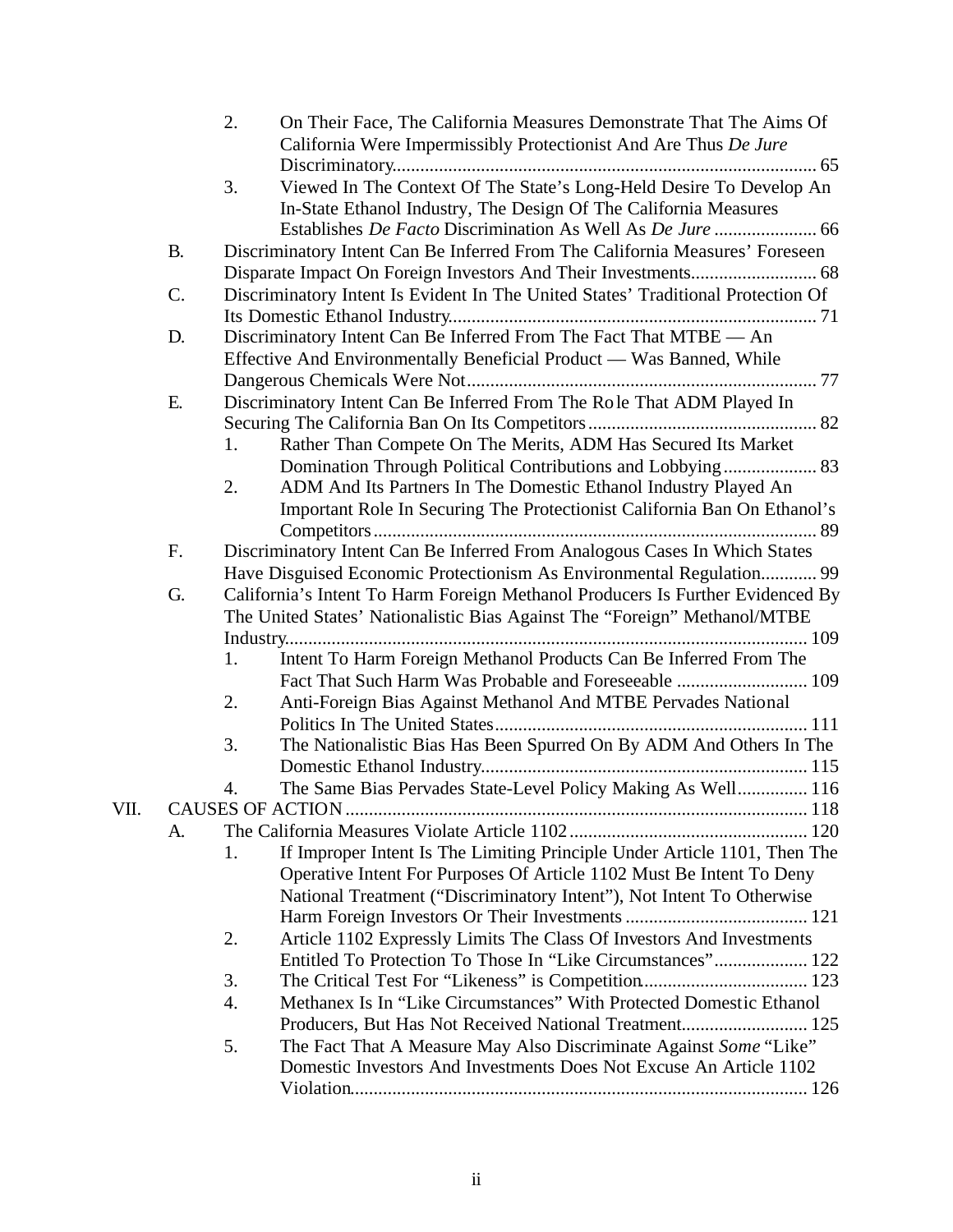2. On Their Face, The California Measures Demonstrate That The Aims Of California Were Impermissibly Protectionist And Are Thus *De Jure* Discriminatory........................................................................................ 65

3. Viewed In The Context Of The State's Long-Held Desire To Develop An In-State Ethanol Industry, The Design Of The California Measures Establishes *De Facto* Discrimination As Well As *De Jure* ...................... 66

B. Discriminatory Intent Can Be Inferred From The California Measures' Foreseen Disparate Impact On Foreign Investors And Their Investments........................... 68

C. Discriminatory Intent Is Evident In The United States' Traditional Protection Of Its Domestic Ethanol Industry.............................................................................. 71

D. Discriminatory Intent Can Be Inferred From The Fact That MTBE — An Effective And Environmentally Beneficial Product — Was Banned, While Dangerous Chemicals Were Not.......................................................................... 77

E. Discriminatory Intent Can Be Inferred From The Role That ADM Played In Securing The California Ban On Its Competitors................................................. 82

1. Rather Than Compete On The Merits, ADM Has Secured Its Market Domination Through Political Contributions and Lobbying.................... 83

2. ADM And Its Partners In The Domestic Ethanol Industry Played An Important Role In Securing The Protectionist California Ban On Ethanol's Competitors............................................................................................. 89

F. Discriminatory Intent Can Be Inferred From Analogous Cases In Which States Have Disguised Economic Protectionism As Environmental Regulation............ 99

G. California's Intent To Harm Foreign Methanol Producers Is Further Evidenced By The United States' Nationalistic Bias Against The "Foreign" Methanol/MTBE Industry............................................................................................................. 109

1. Intent To Harm Foreign Methanol Products Can Be Inferred From The Fact That Such Harm Was Probable and Foreseeable ............................ 109

2. Anti-Foreign Bias Against Methanol And MTBE Pervades National Politics In The United States.................................................................. 111

3. The Nationalistic Bias Has Been Spurred On By ADM And Others In The Domestic Ethanol Industry...................................................................... 115

4. The Same Bias Pervades State-Level Policy Making As Well............... 116

VII. CAUSES OF ACTION.................................................................................................. 118

A. The California Measures Violate Article 1102................................................... 120

1. If Improper Intent Is The Limiting Principle Under Article 1101, Then The Operative Intent For Purposes Of Article 1102 Must Be Intent To Deny National Treatment ("Discriminatory Intent"), Not Intent To Otherwise Harm Foreign Investors Or Their Investments ....................................... 121

2. Article 1102 Expressly Limits The Class Of Investors And Investments Entitled To Protection To Those In "Like Circumstances".................... 122

3. The Critical Test For "Likeness" is Competition.................................... 123

4. Methanex Is In "Like Circumstances" With Protected Domestic Ethanol Producers, But Has Not Received National Treatment........................... 125

5. The Fact That A Measure May Also Discriminate Against *Some* "Like" Domestic Investors And Investments Does Not Excuse An Article 1102 Violation................................................................................................. 126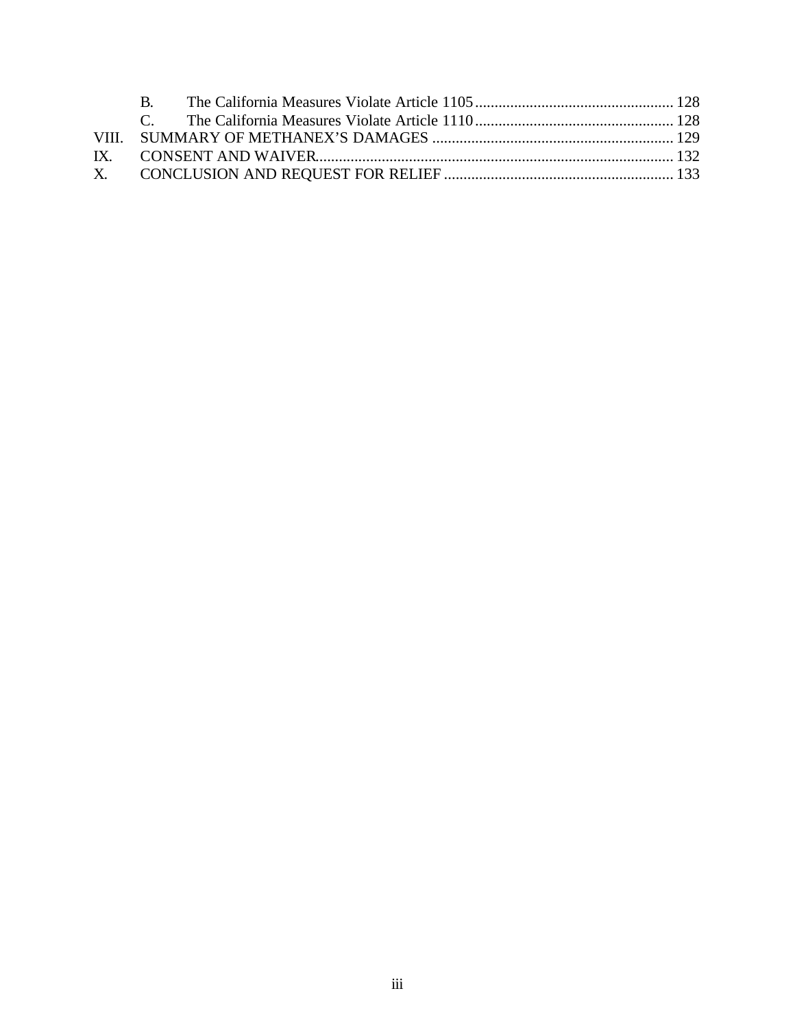| | | |
|---|---|---|
| B. | The California Measures Violate Article 1105 | 128 |
| C. | The California Measures Violate Article 1110 | 128 |
| VIII. | SUMMARY OF METHANEX'S DAMAGES | 129 |
| IX. | CONSENT AND WAIVER | 132 |
| X. | CONCLUSION AND REQUEST FOR RELIEF | 133 |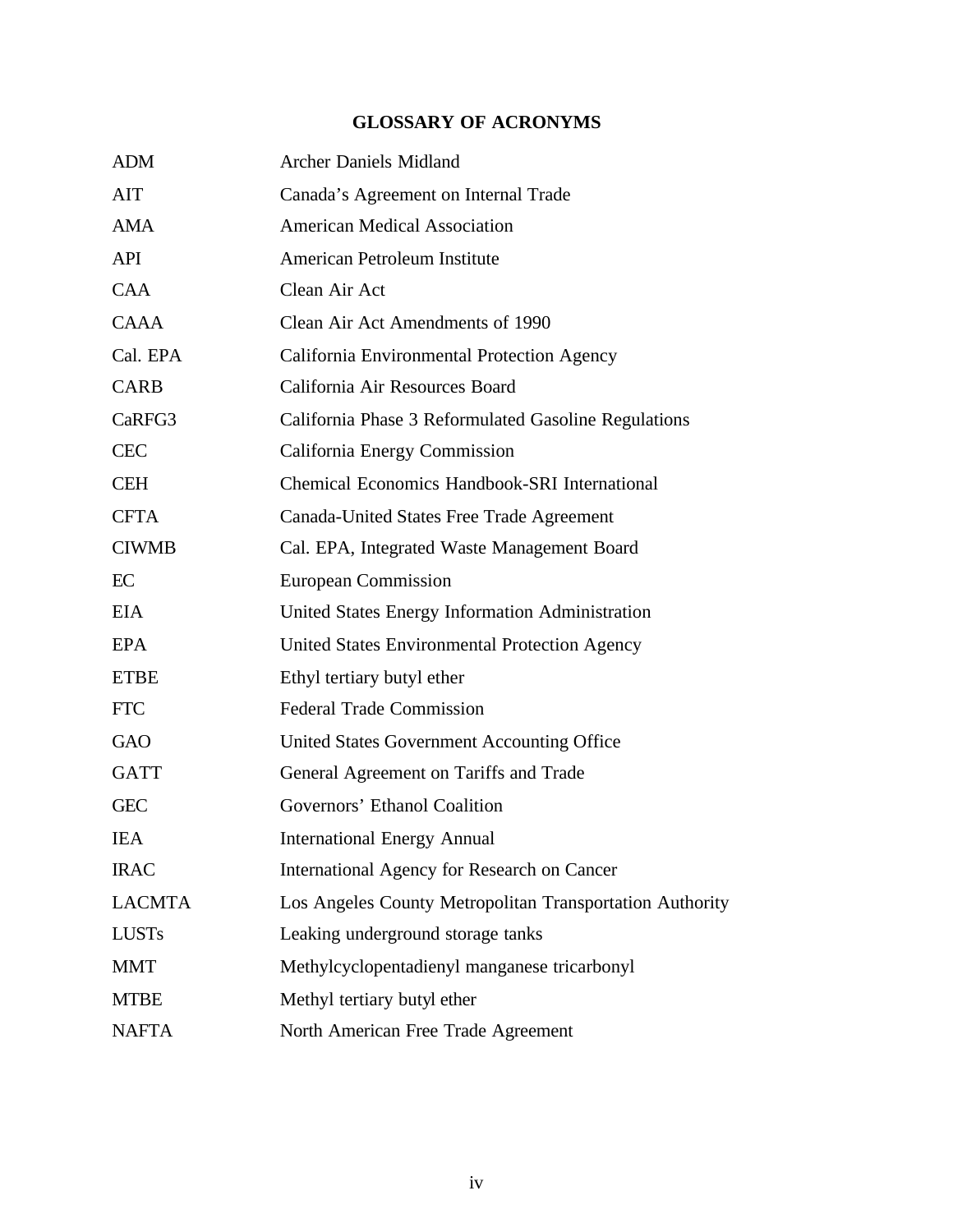## GLOSSARY OF ACRONYMS

| | |
|---|---|
| ADM | Archer Daniels Midland |
| AIT | Canada's Agreement on Internal Trade |
| AMA | American Medical Association |
| API | American Petroleum Institute |
| CAA | Clean Air Act |
| CAAA | Clean Air Act Amendments of 1990 |
| Cal. EPA | California Environmental Protection Agency |
| CARB | California Air Resources Board |
| CaRFG3 | California Phase 3 Reformulated Gasoline Regulations |
| CEC | California Energy Commission |
| CEH | Chemical Economics Handbook-SRI International |
| CFTA | Canada-United States Free Trade Agreement |
| CIWMB | Cal. EPA, Integrated Waste Management Board |
| EC | European Commission |
| EIA | United States Energy Information Administration |
| EPA | United States Environmental Protection Agency |
| ETBE | Ethyl tertiary butyl ether |
| FTC | Federal Trade Commission |
| GAO | United States Government Accounting Office |
| GATT | General Agreement on Tariffs and Trade |
| GEC | Governors' Ethanol Coalition |
| IEA | International Energy Annual |
| IRAC | International Agency for Research on Cancer |
| LACMTA | Los Angeles County Metropolitan Transportation Authority |
| LUSTs | Leaking underground storage tanks |
| MMT | Methylcyclopentadienyl manganese tricarbonyl |
| MTBE | Methyl tertiary butyl ether |
| NAFTA | North American Free Trade Agreement |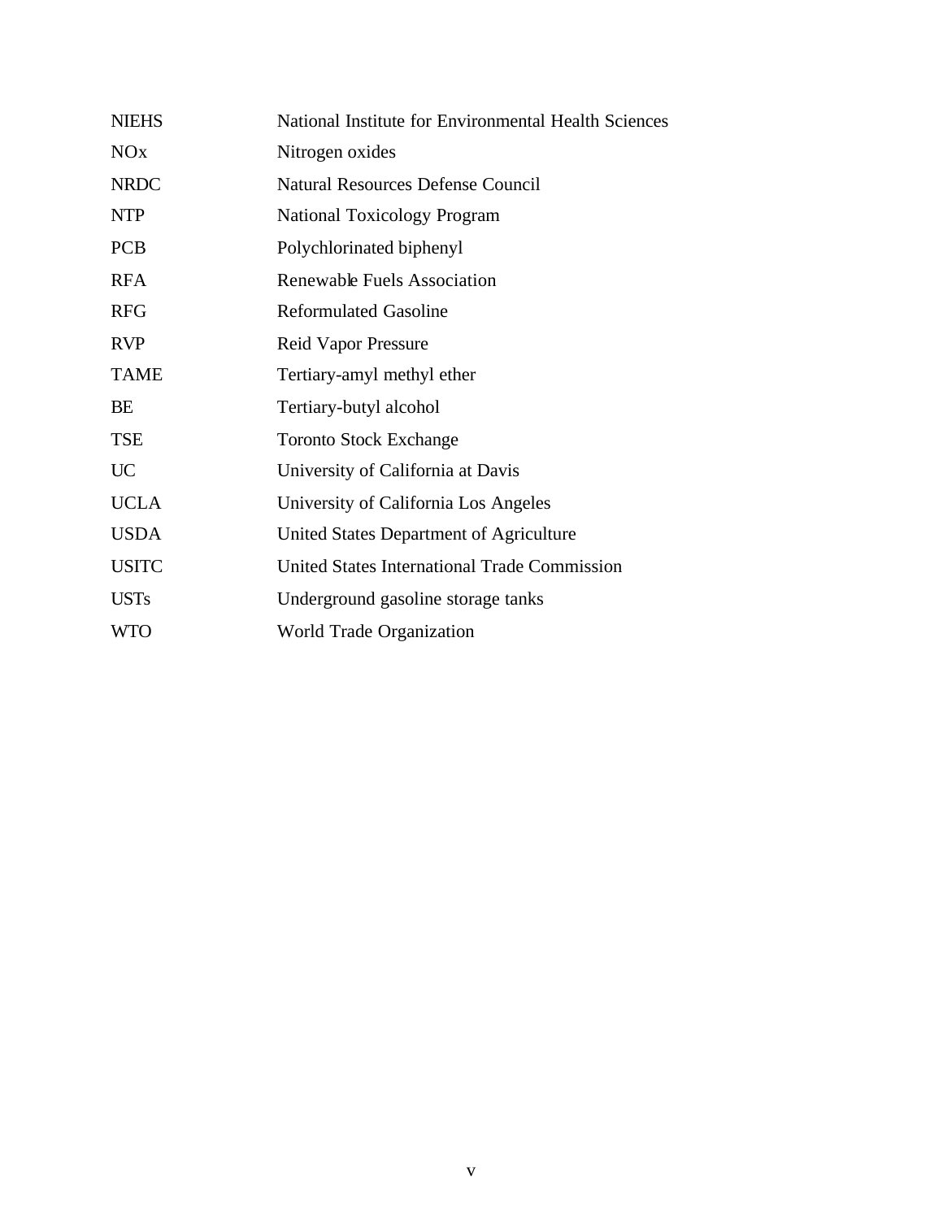| | |
|---|---|
| NIEHS | National Institute for Environmental Health Sciences |
| NOx | Nitrogen oxides |
| NRDC | Natural Resources Defense Council |
| NTP | National Toxicology Program |
| PCB | Polychlorinated biphenyl |
| RFA | Renewable Fuels Association |
| RFG | Reformulated Gasoline |
| RVP | Reid Vapor Pressure |
| TAME | Tertiary-amyl methyl ether |
| BE | Tertiary-butyl alcohol |
| TSE | Toronto Stock Exchange |
| UC | University of California at Davis |
| UCLA | University of California Los Angeles |
| USDA | United States Department of Agriculture |
| USITC | United States International Trade Commission |
| USTs | Underground gasoline storage tanks |
| WTO | World Trade Organization |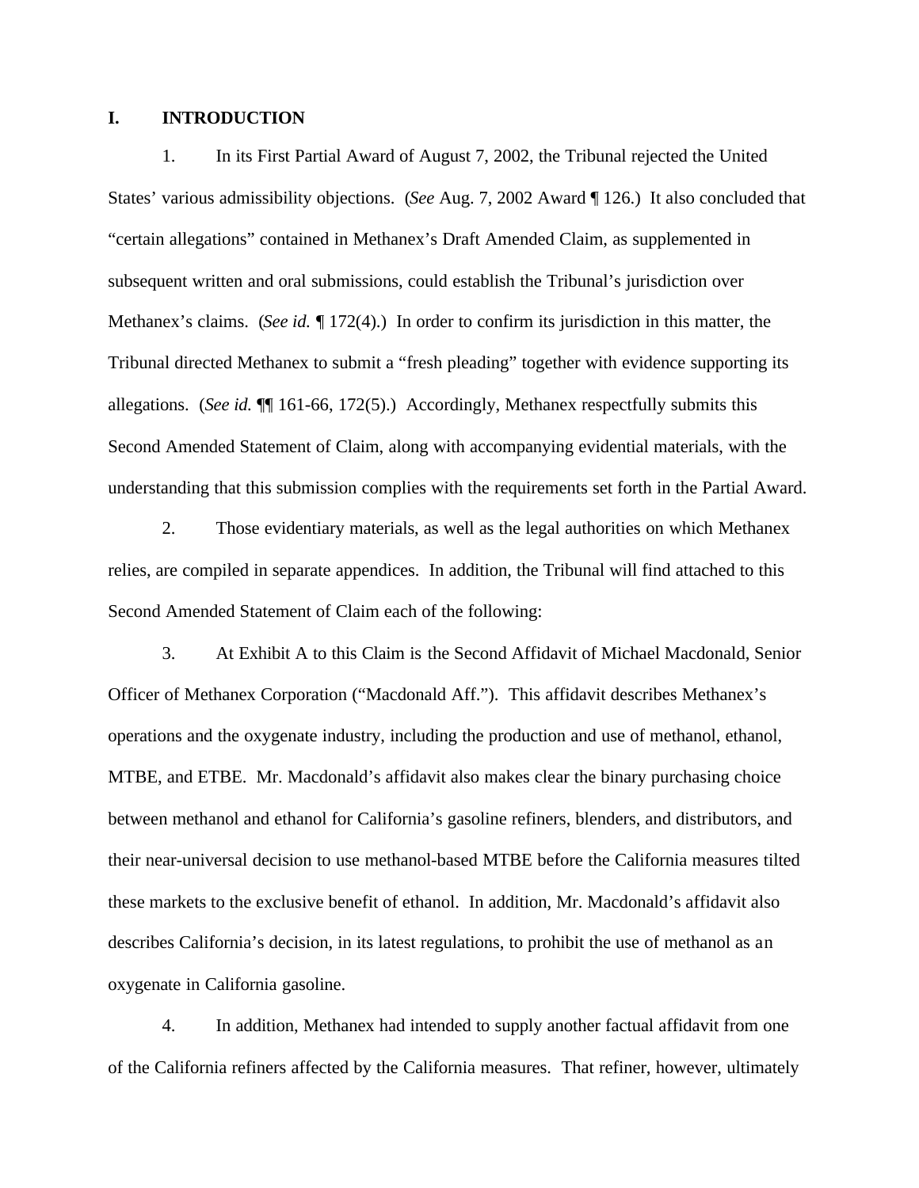## I. INTRODUCTION

1. In its First Partial Award of August 7, 2002, the Tribunal rejected the United States' various admissibility objections. (*See* Aug. 7, 2002 Award ¶ 126.) It also concluded that "certain allegations" contained in Methanex's Draft Amended Claim, as supplemented in subsequent written and oral submissions, could establish the Tribunal's jurisdiction over Methanex's claims. (*See id.* ¶ 172(4).) In order to confirm its jurisdiction in this matter, the Tribunal directed Methanex to submit a "fresh pleading" together with evidence supporting its allegations. (*See id.* ¶¶ 161-66, 172(5).) Accordingly, Methanex respectfully submits this Second Amended Statement of Claim, along with accompanying evidential materials, with the understanding that this submission complies with the requirements set forth in the Partial Award.

2. Those evidentiary materials, as well as the legal authorities on which Methanex relies, are compiled in separate appendices. In addition, the Tribunal will find attached to this Second Amended Statement of Claim each of the following:

3. At Exhibit A to this Claim is the Second Affidavit of Michael Macdonald, Senior Officer of Methanex Corporation ("Macdonald Aff."). This affidavit describes Methanex's operations and the oxygenate industry, including the production and use of methanol, ethanol, MTBE, and ETBE. Mr. Macdonald's affidavit also makes clear the binary purchasing choice between methanol and ethanol for California's gasoline refiners, blenders, and distributors, and their near-universal decision to use methanol-based MTBE before the California measures tilted these markets to the exclusive benefit of ethanol. In addition, Mr. Macdonald's affidavit also describes California's decision, in its latest regulations, to prohibit the use of methanol as an oxygenate in California gasoline.

4. In addition, Methanex had intended to supply another factual affidavit from one of the California refiners affected by the California measures. That refiner, however, ultimately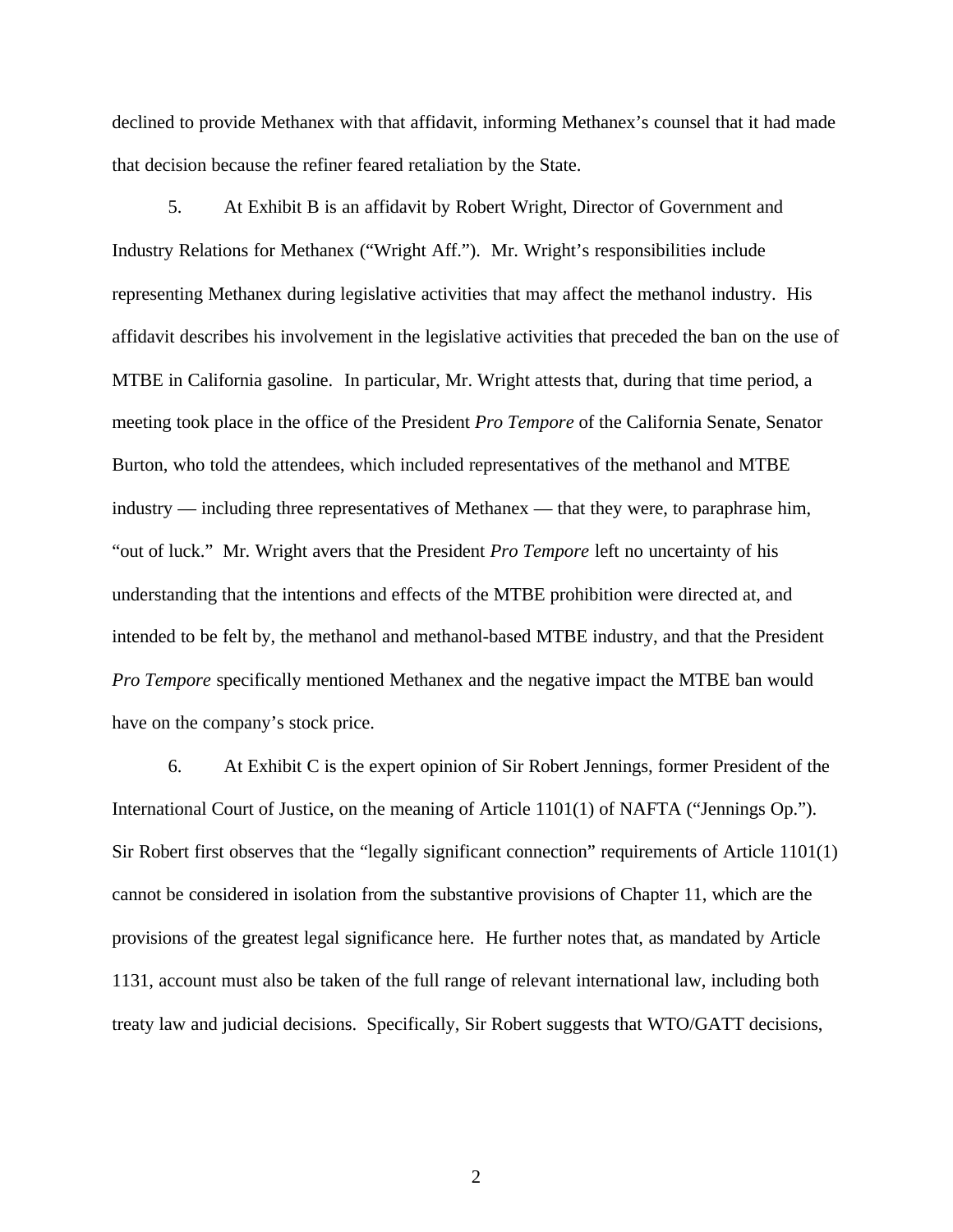declined to provide Methanex with that affidavit, informing Methanex's counsel that it had made that decision because the refiner feared retaliation by the State.

5. At Exhibit B is an affidavit by Robert Wright, Director of Government and Industry Relations for Methanex ("Wright Aff."). Mr. Wright's responsibilities include representing Methanex during legislative activities that may affect the methanol industry. His affidavit describes his involvement in the legislative activities that preceded the ban on the use of MTBE in California gasoline. In particular, Mr. Wright attests that, during that time period, a meeting took place in the office of the President *Pro Tempore* of the California Senate, Senator Burton, who told the attendees, which included representatives of the methanol and MTBE industry — including three representatives of Methanex — that they were, to paraphrase him, "out of luck." Mr. Wright avers that the President *Pro Tempore* left no uncertainty of his understanding that the intentions and effects of the MTBE prohibition were directed at, and intended to be felt by, the methanol and methanol-based MTBE industry, and that the President *Pro Tempore* specifically mentioned Methanex and the negative impact the MTBE ban would have on the company's stock price.

6. At Exhibit C is the expert opinion of Sir Robert Jennings, former President of the International Court of Justice, on the meaning of Article 1101(1) of NAFTA ("Jennings Op."). Sir Robert first observes that the "legally significant connection" requirements of Article 1101(1) cannot be considered in isolation from the substantive provisions of Chapter 11, which are the provisions of the greatest legal significance here. He further notes that, as mandated by Article 1131, account must also be taken of the full range of relevant international law, including both treaty law and judicial decisions. Specifically, Sir Robert suggests that WTO/GATT decisions,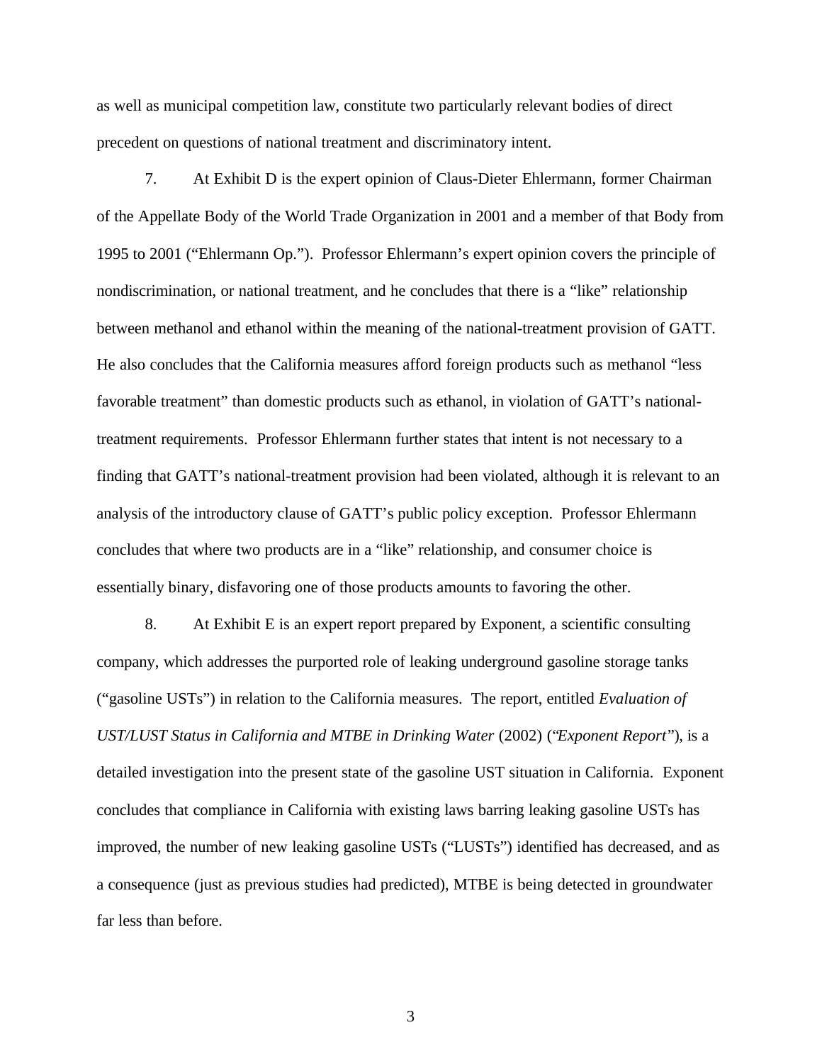as well as municipal competition law, constitute two particularly relevant bodies of direct precedent on questions of national treatment and discriminatory intent.

7. At Exhibit D is the expert opinion of Claus-Dieter Ehlermann, former Chairman of the Appellate Body of the World Trade Organization in 2001 and a member of that Body from 1995 to 2001 ("Ehlermann Op."). Professor Ehlermann's expert opinion covers the principle of nondiscrimination, or national treatment, and he concludes that there is a "like" relationship between methanol and ethanol within the meaning of the national-treatment provision of GATT. He also concludes that the California measures afford foreign products such as methanol "less favorable treatment" than domestic products such as ethanol, in violation of GATT's national-treatment requirements. Professor Ehlermann further states that intent is not necessary to a finding that GATT's national-treatment provision had been violated, although it is relevant to an analysis of the introductory clause of GATT's public policy exception. Professor Ehlermann concludes that where two products are in a "like" relationship, and consumer choice is essentially binary, disfavoring one of those products amounts to favoring the other.

8. At Exhibit E is an expert report prepared by Exponent, a scientific consulting company, which addresses the purported role of leaking underground gasoline storage tanks ("gasoline USTs") in relation to the California measures. The report, entitled *Evaluation of UST/LUST Status in California and MTBE in Drinking Water* (2002) ("*Exponent Report*"), is a detailed investigation into the present state of the gasoline UST situation in California. Exponent concludes that compliance in California with existing laws barring leaking gasoline USTs has improved, the number of new leaking gasoline USTs ("LUSTs") identified has decreased, and as a consequence (just as previous studies had predicted), MTBE is being detected in groundwater far less than before.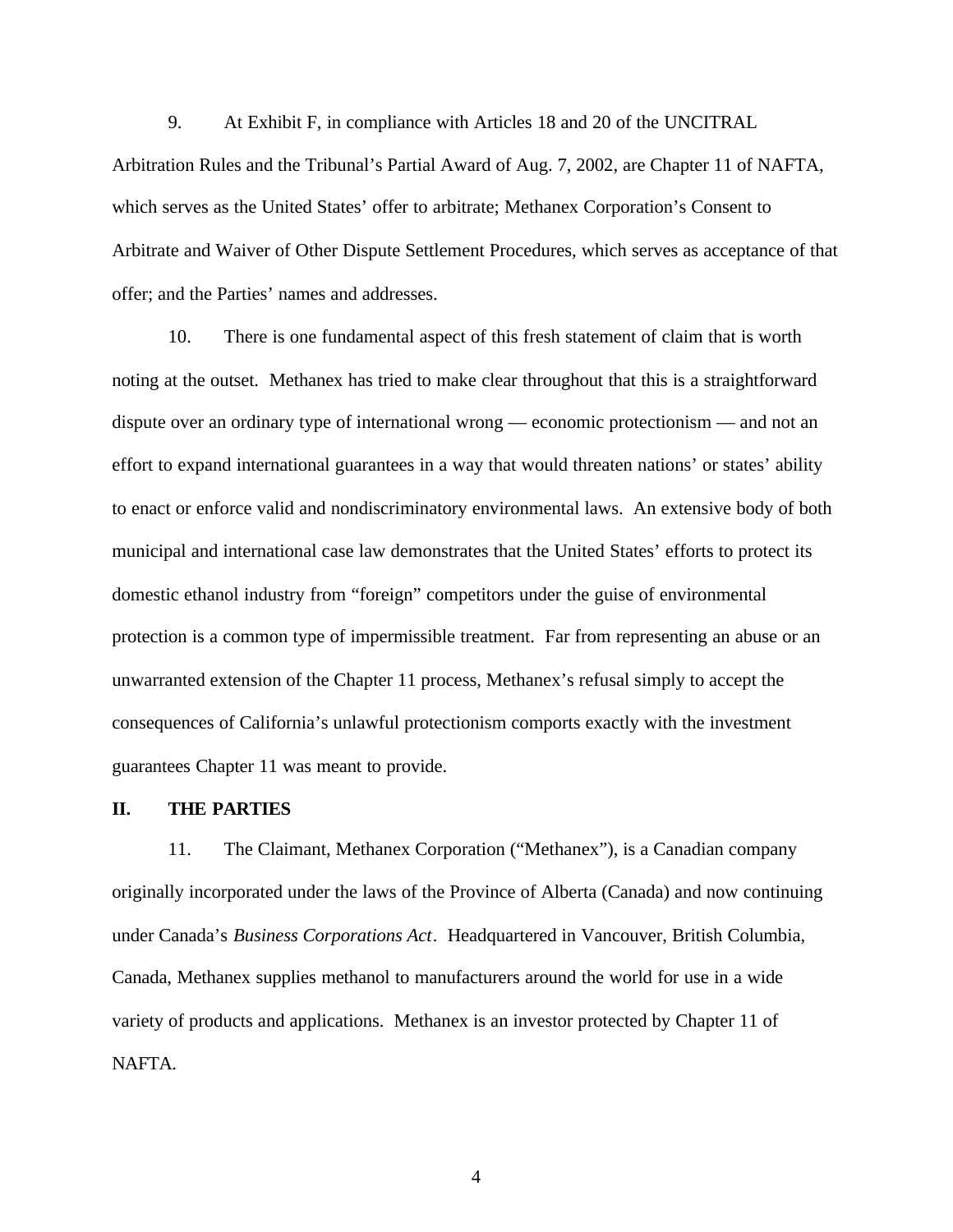9. At Exhibit F, in compliance with Articles 18 and 20 of the UNCITRAL Arbitration Rules and the Tribunal's Partial Award of Aug. 7, 2002, are Chapter 11 of NAFTA, which serves as the United States' offer to arbitrate; Methanex Corporation's Consent to Arbitrate and Waiver of Other Dispute Settlement Procedures, which serves as acceptance of that offer; and the Parties' names and addresses.

10. There is one fundamental aspect of this fresh statement of claim that is worth noting at the outset. Methanex has tried to make clear throughout that this is a straightforward dispute over an ordinary type of international wrong — economic protectionism — and not an effort to expand international guarantees in a way that would threaten nations' or states' ability to enact or enforce valid and nondiscriminatory environmental laws. An extensive body of both municipal and international case law demonstrates that the United States' efforts to protect its domestic ethanol industry from "foreign" competitors under the guise of environmental protection is a common type of impermissible treatment. Far from representing an abuse or an unwarranted extension of the Chapter 11 process, Methanex's refusal simply to accept the consequences of California's unlawful protectionism comports exactly with the investment guarantees Chapter 11 was meant to provide.

## II. THE PARTIES

11. The Claimant, Methanex Corporation ("Methanex"), is a Canadian company originally incorporated under the laws of the Province of Alberta (Canada) and now continuing under Canada's *Business Corporations Act*. Headquartered in Vancouver, British Columbia, Canada, Methanex supplies methanol to manufacturers around the world for use in a wide variety of products and applications. Methanex is an investor protected by Chapter 11 of NAFTA.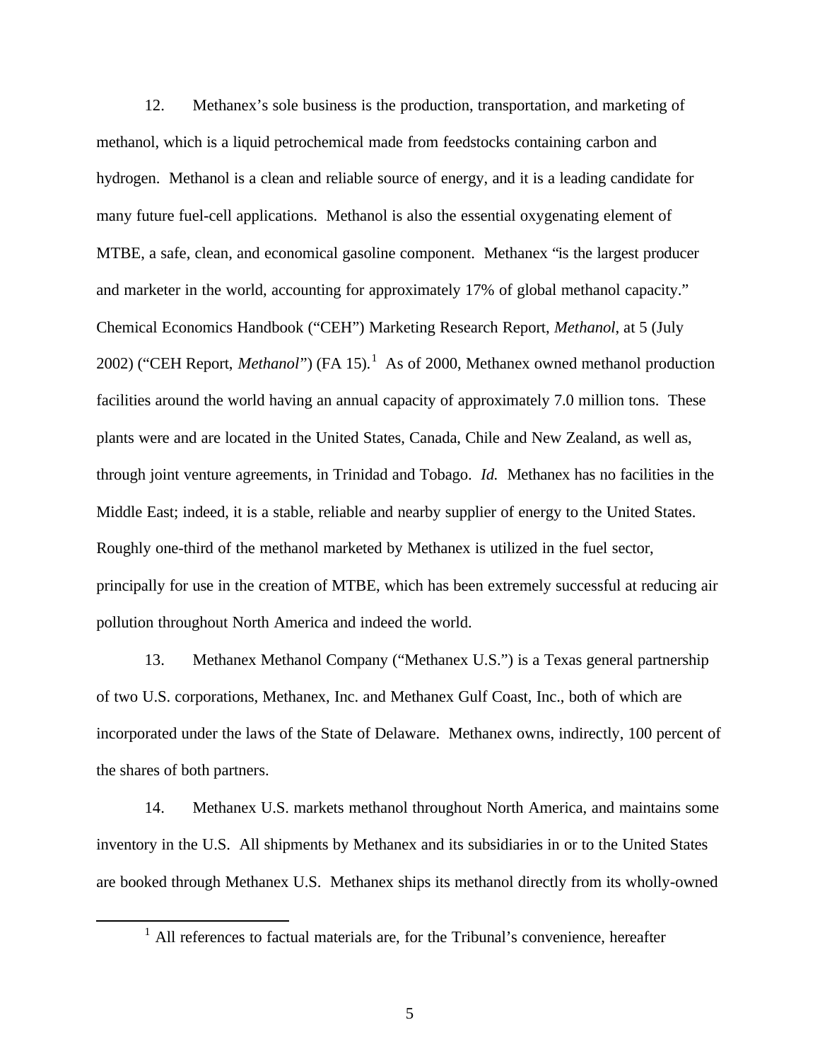12. Methanex's sole business is the production, transportation, and marketing of methanol, which is a liquid petrochemical made from feedstocks containing carbon and hydrogen. Methanol is a clean and reliable source of energy, and it is a leading candidate for many future fuel-cell applications. Methanol is also the essential oxygenating element of MTBE, a safe, clean, and economical gasoline component. Methanex "is the largest producer and marketer in the world, accounting for approximately 17% of global methanol capacity." Chemical Economics Handbook ("CEH") Marketing Research Report, *Methanol*, at 5 (July 2002) ("CEH Report, *Methanol*") (FA 15).[1] As of 2000, Methanex owned methanol production facilities around the world having an annual capacity of approximately 7.0 million tons. These plants were and are located in the United States, Canada, Chile and New Zealand, as well as, through joint venture agreements, in Trinidad and Tobago. *Id.* Methanex has no facilities in the Middle East; indeed, it is a stable, reliable and nearby supplier of energy to the United States. Roughly one-third of the methanol marketed by Methanex is utilized in the fuel sector, principally for use in the creation of MTBE, which has been extremely successful at reducing air pollution throughout North America and indeed the world.

13. Methanex Methanol Company ("Methanex U.S.") is a Texas general partnership of two U.S. corporations, Methanex, Inc. and Methanex Gulf Coast, Inc., both of which are incorporated under the laws of the State of Delaware. Methanex owns, indirectly, 100 percent of the shares of both partners.

14. Methanex U.S. markets methanol throughout North America, and maintains some inventory in the U.S. All shipments by Methanex and its subsidiaries in or to the United States are booked through Methanex U.S. Methanex ships its methanol directly from its wholly-owned

---

[1] All references to factual materials are, for the Tribunal's convenience, hereafter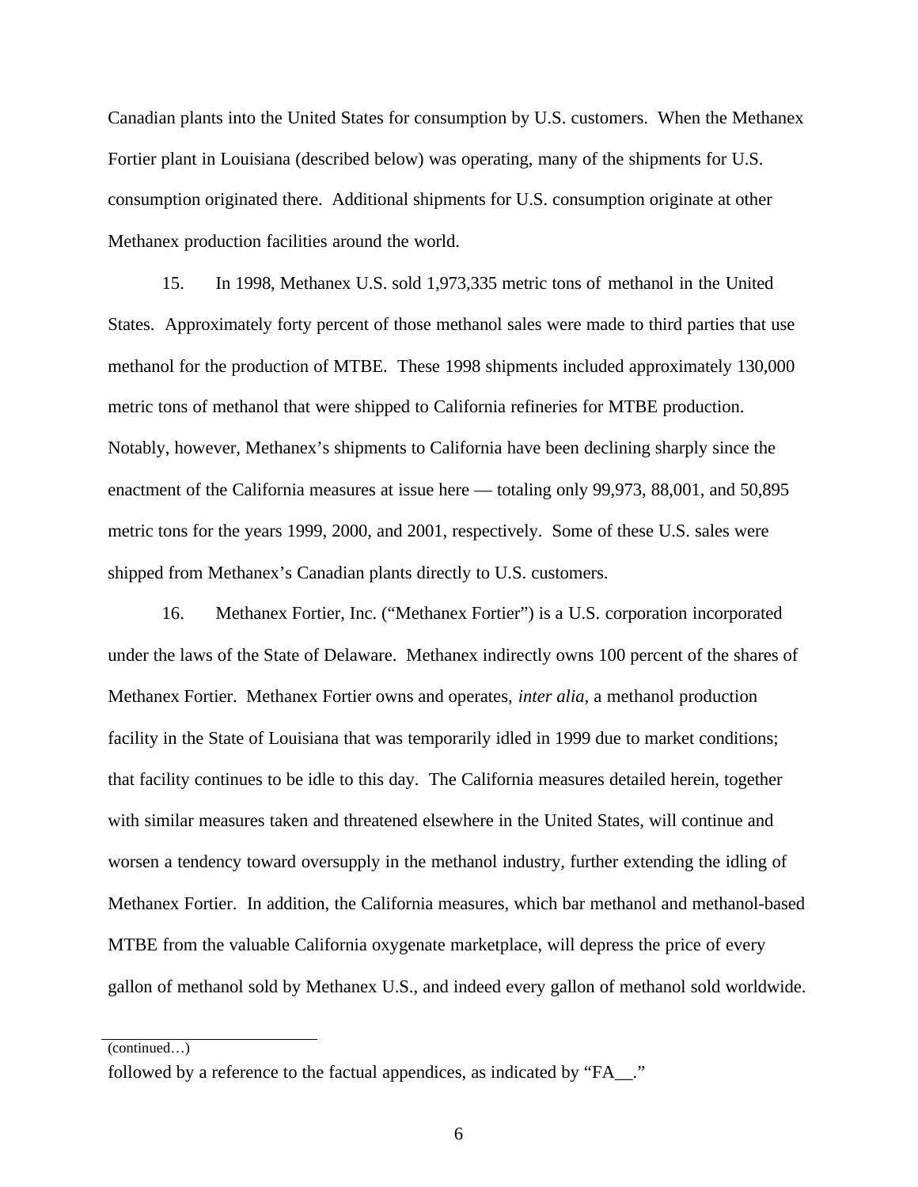Canadian plants into the United States for consumption by U.S. customers. When the Methanex Fortier plant in Louisiana (described below) was operating, many of the shipments for U.S. consumption originated there. Additional shipments for U.S. consumption originate at other Methanex production facilities around the world.

15. In 1998, Methanex U.S. sold 1,973,335 metric tons of methanol in the United States. Approximately forty percent of those methanol sales were made to third parties that use methanol for the production of MTBE. These 1998 shipments included approximately 130,000 metric tons of methanol that were shipped to California refineries for MTBE production. Notably, however, Methanex's shipments to California have been declining sharply since the enactment of the California measures at issue here — totaling only 99,973, 88,001, and 50,895 metric tons for the years 1999, 2000, and 2001, respectively. Some of these U.S. sales were shipped from Methanex's Canadian plants directly to U.S. customers.

16. Methanex Fortier, Inc. ("Methanex Fortier") is a U.S. corporation incorporated under the laws of the State of Delaware. Methanex indirectly owns 100 percent of the shares of Methanex Fortier. Methanex Fortier owns and operates, *inter alia*, a methanol production facility in the State of Louisiana that was temporarily idled in 1999 due to market conditions; that facility continues to be idle to this day. The California measures detailed herein, together with similar measures taken and threatened elsewhere in the United States, will continue and worsen a tendency toward oversupply in the methanol industry, further extending the idling of Methanex Fortier. In addition, the California measures, which bar methanol and methanol-based MTBE from the valuable California oxygenate marketplace, will depress the price of every gallon of methanol sold by Methanex U.S., and indeed every gallon of methanol sold worldwide.

(continued…)

followed by a reference to the factual appendices, as indicated by "FA__."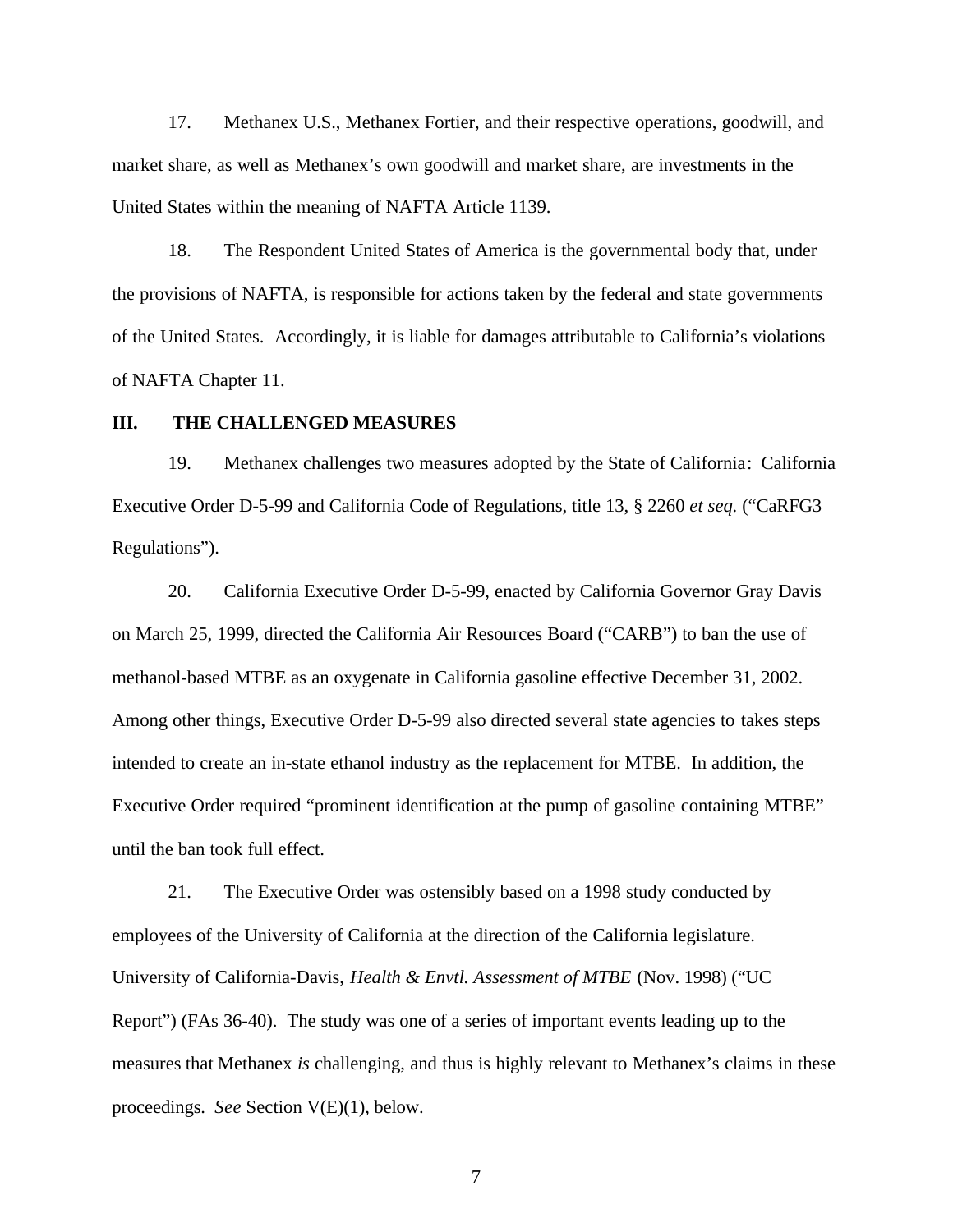17. Methanex U.S., Methanex Fortier, and their respective operations, goodwill, and market share, as well as Methanex's own goodwill and market share, are investments in the United States within the meaning of NAFTA Article 1139.

18. The Respondent United States of America is the governmental body that, under the provisions of NAFTA, is responsible for actions taken by the federal and state governments of the United States. Accordingly, it is liable for damages attributable to California's violations of NAFTA Chapter 11.

## III. THE CHALLENGED MEASURES

19. Methanex challenges two measures adopted by the State of California: California Executive Order D-5-99 and California Code of Regulations, title 13, § 2260 *et seq.* ("CaRFG3 Regulations").

20. California Executive Order D-5-99, enacted by California Governor Gray Davis on March 25, 1999, directed the California Air Resources Board ("CARB") to ban the use of methanol-based MTBE as an oxygenate in California gasoline effective December 31, 2002. Among other things, Executive Order D-5-99 also directed several state agencies to takes steps intended to create an in-state ethanol industry as the replacement for MTBE. In addition, the Executive Order required "prominent identification at the pump of gasoline containing MTBE" until the ban took full effect.

21. The Executive Order was ostensibly based on a 1998 study conducted by employees of the University of California at the direction of the California legislature. University of California-Davis, *Health & Envtl. Assessment of MTBE* (Nov. 1998) ("UC Report") (FAs 36-40). The study was one of a series of important events leading up to the measures that Methanex *is* challenging, and thus is highly relevant to Methanex's claims in these proceedings. *See* Section V(E)(1), below.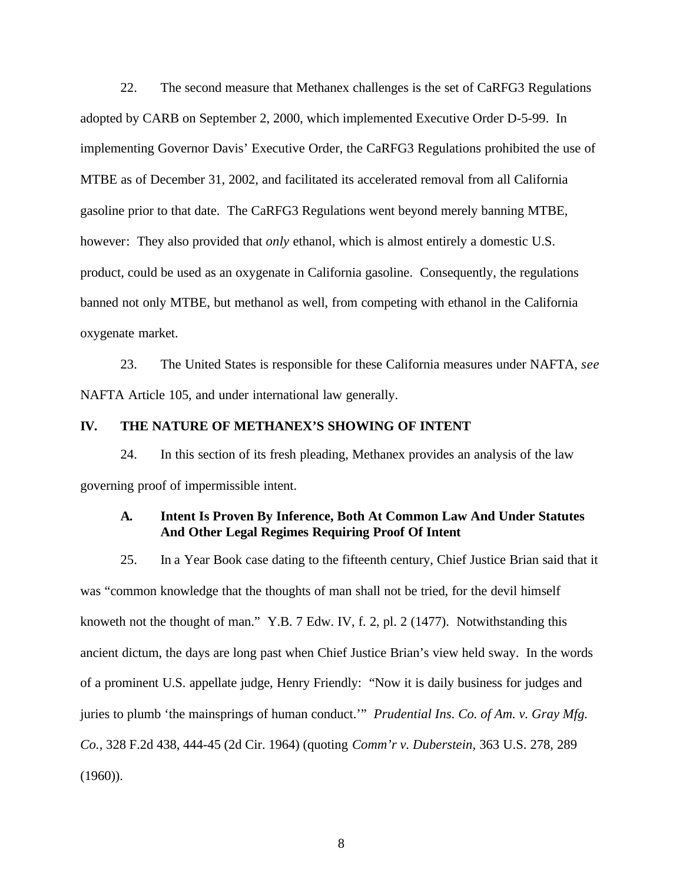22. The second measure that Methanex challenges is the set of CaRFG3 Regulations adopted by CARB on September 2, 2000, which implemented Executive Order D-5-99. In implementing Governor Davis' Executive Order, the CaRFG3 Regulations prohibited the use of MTBE as of December 31, 2002, and facilitated its accelerated removal from all California gasoline prior to that date. The CaRFG3 Regulations went beyond merely banning MTBE, however: They also provided that *only* ethanol, which is almost entirely a domestic U.S. product, could be used as an oxygenate in California gasoline. Consequently, the regulations banned not only MTBE, but methanol as well, from competing with ethanol in the California oxygenate market.

23. The United States is responsible for these California measures under NAFTA, *see* NAFTA Article 105, and under international law generally.

## IV. THE NATURE OF METHANEX'S SHOWING OF INTENT

24. In this section of its fresh pleading, Methanex provides an analysis of the law governing proof of impermissible intent.

### A. Intent Is Proven By Inference, Both At Common Law And Under Statutes And Other Legal Regimes Requiring Proof Of Intent

25. In a Year Book case dating to the fifteenth century, Chief Justice Brian said that it was "common knowledge that the thoughts of man shall not be tried, for the devil himself knoweth not the thought of man." Y.B. 7 Edw. IV, f. 2, pl. 2 (1477). Notwithstanding this ancient dictum, the days are long past when Chief Justice Brian's view held sway. In the words of a prominent U.S. appellate judge, Henry Friendly: "Now it is daily business for judges and juries to plumb 'the mainsprings of human conduct.'" *Prudential Ins. Co. of Am. v. Gray Mfg. Co.*, 328 F.2d 438, 444-45 (2d Cir. 1964) (quoting *Comm'r v. Duberstein*, 363 U.S. 278, 289 (1960)).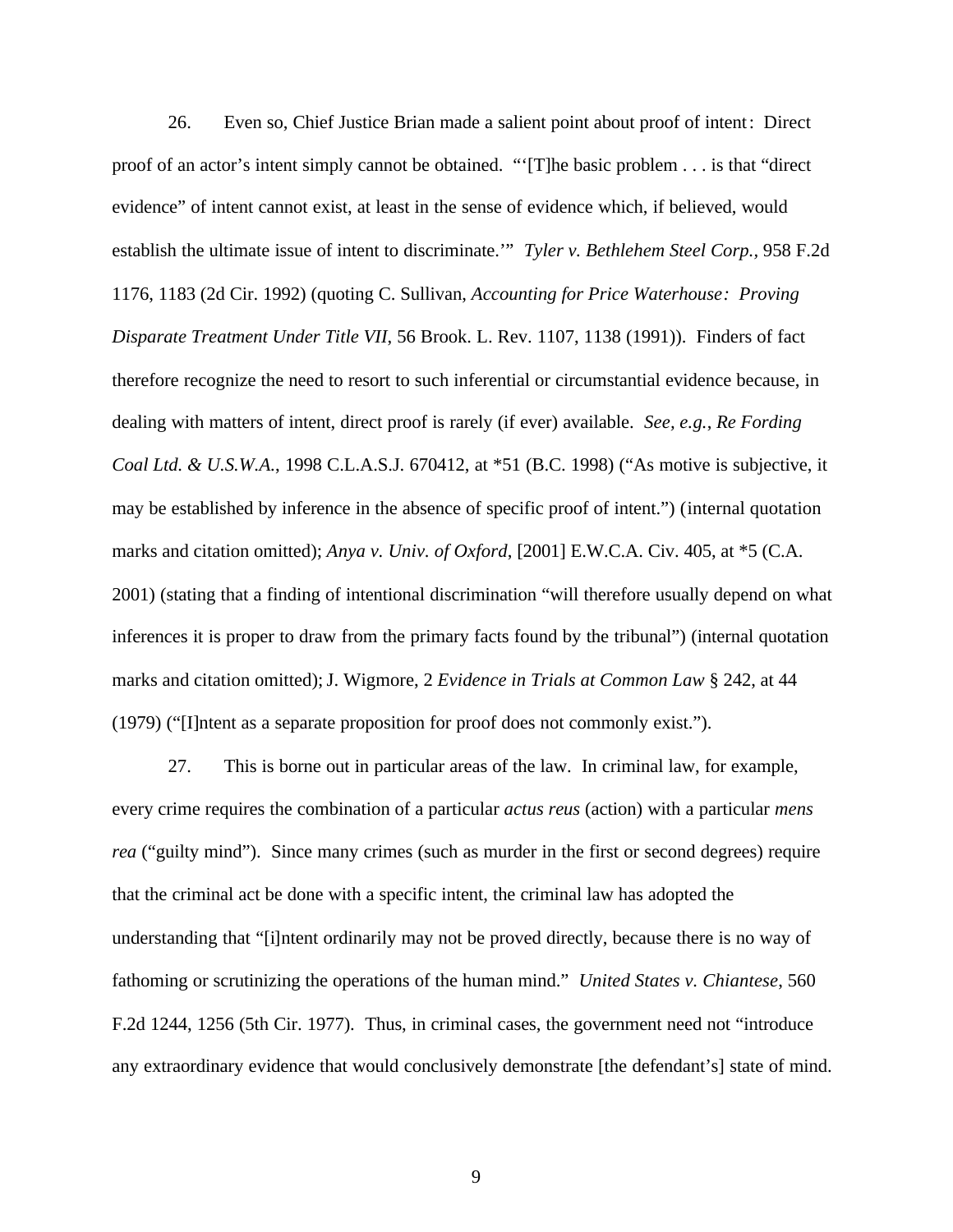26. Even so, Chief Justice Brian made a salient point about proof of intent: Direct proof of an actor's intent simply cannot be obtained. "'[T]he basic problem . . . is that "direct evidence" of intent cannot exist, at least in the sense of evidence which, if believed, would establish the ultimate issue of intent to discriminate.'" *Tyler v. Bethlehem Steel Corp.,* 958 F.2d 1176, 1183 (2d Cir. 1992) (quoting C. Sullivan, *Accounting for Price Waterhouse: Proving Disparate Treatment Under Title VII*, 56 Brook. L. Rev. 1107, 1138 (1991)). Finders of fact therefore recognize the need to resort to such inferential or circumstantial evidence because, in dealing with matters of intent, direct proof is rarely (if ever) available. *See, e.g.*, *Re Fording Coal Ltd. & U.S.W.A.*, 1998 C.L.A.S.J. 670412, at *51 (B.C. 1998) ("As motive is subjective, it may be established by inference in the absence of specific proof of intent.") (internal quotation marks and citation omitted); *Anya v. Univ. of Oxford*, [2001] E.W.C.A. Civ. 405, at *5 (C.A. 2001) (stating that a finding of intentional discrimination "will therefore usually depend on what inferences it is proper to draw from the primary facts found by the tribunal") (internal quotation marks and citation omitted); J. Wigmore, 2 *Evidence in Trials at Common Law* § 242, at 44 (1979) ("[I]ntent as a separate proposition for proof does not commonly exist.").

27. This is borne out in particular areas of the law. In criminal law, for example, every crime requires the combination of a particular *actus reus* (action) with a particular *mens rea* ("guilty mind"). Since many crimes (such as murder in the first or second degrees) require that the criminal act be done with a specific intent, the criminal law has adopted the understanding that "[i]ntent ordinarily may not be proved directly, because there is no way of fathoming or scrutinizing the operations of the human mind." *United States v. Chiantese*, 560 F.2d 1244, 1256 (5th Cir. 1977). Thus, in criminal cases, the government need not "introduce any extraordinary evidence that would conclusively demonstrate [the defendant's] state of mind.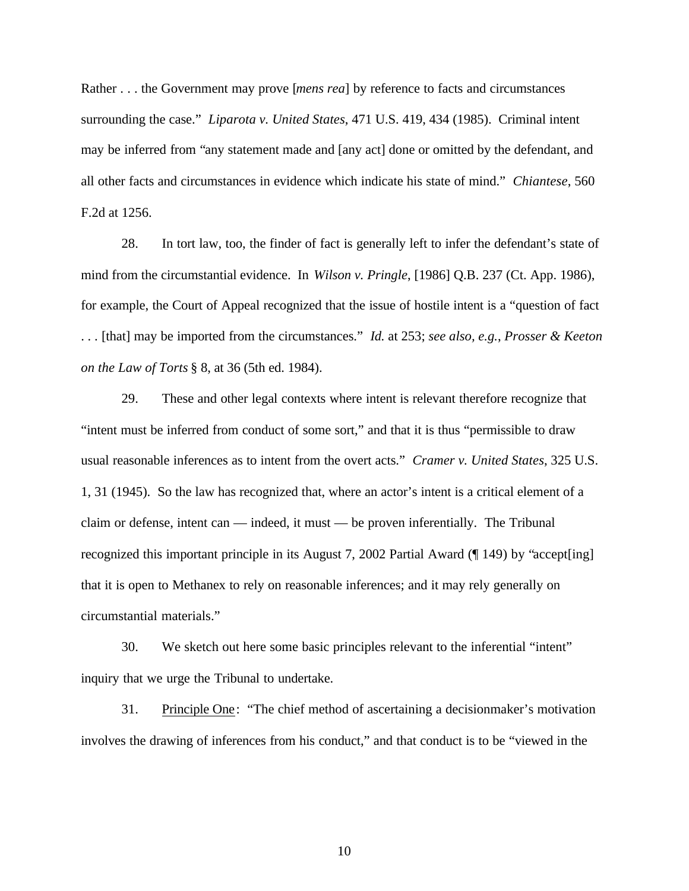Rather . . . the Government may prove [*mens rea*] by reference to facts and circumstances surrounding the case." *Liparota v. United States*, 471 U.S. 419, 434 (1985). Criminal intent may be inferred from "any statement made and [any act] done or omitted by the defendant, and all other facts and circumstances in evidence which indicate his state of mind." *Chiantese*, 560 F.2d at 1256.

28. In tort law, too, the finder of fact is generally left to infer the defendant's state of mind from the circumstantial evidence. In *Wilson v. Pringle*, [1986] Q.B. 237 (Ct. App. 1986), for example, the Court of Appeal recognized that the issue of hostile intent is a "question of fact . . . [that] may be imported from the circumstances." *Id.* at 253; *see also, e.g.*, *Prosser & Keeton on the Law of Torts* § 8, at 36 (5th ed. 1984).

29. These and other legal contexts where intent is relevant therefore recognize that "intent must be inferred from conduct of some sort," and that it is thus "permissible to draw usual reasonable inferences as to intent from the overt acts." *Cramer v. United States*, 325 U.S. 1, 31 (1945). So the law has recognized that, where an actor's intent is a critical element of a claim or defense, intent can — indeed, it must — be proven inferentially. The Tribunal recognized this important principle in its August 7, 2002 Partial Award (¶ 149) by "accept[ing] that it is open to Methanex to rely on reasonable inferences; and it may rely generally on circumstantial materials."

30. We sketch out here some basic principles relevant to the inferential "intent" inquiry that we urge the Tribunal to undertake.

31. Principle One: "The chief method of ascertaining a decisionmaker's motivation involves the drawing of inferences from his conduct," and that conduct is to be "viewed in the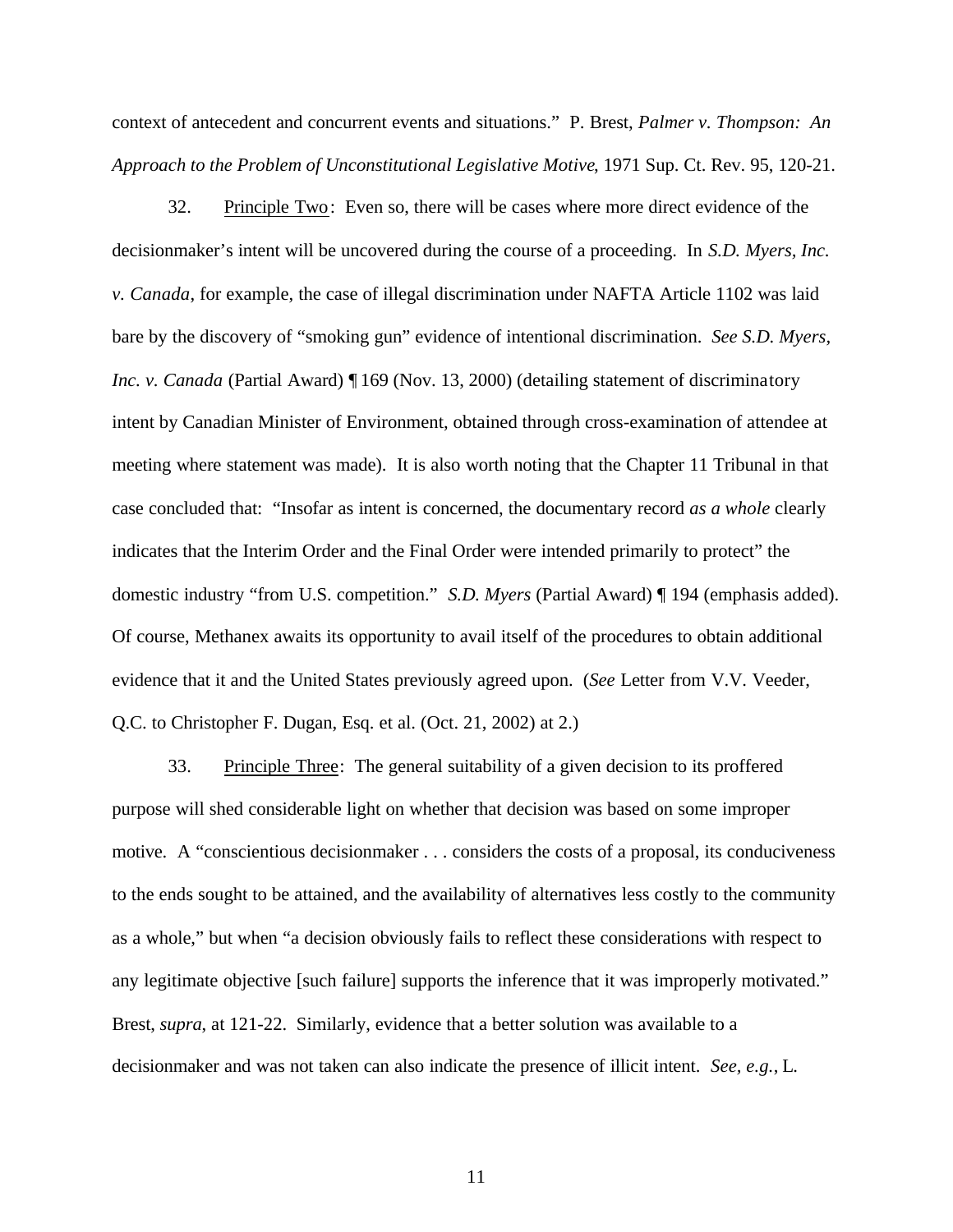context of antecedent and concurrent events and situations." P. Brest, *Palmer v. Thompson: An Approach to the Problem of Unconstitutional Legislative Motive*, 1971 Sup. Ct. Rev. 95, 120-21.

32. Principle Two: Even so, there will be cases where more direct evidence of the decisionmaker's intent will be uncovered during the course of a proceeding. In *S.D. Myers, Inc. v. Canada*, for example, the case of illegal discrimination under NAFTA Article 1102 was laid bare by the discovery of "smoking gun" evidence of intentional discrimination. *See S.D. Myers, Inc. v. Canada* (Partial Award) ¶ 169 (Nov. 13, 2000) (detailing statement of discriminatory intent by Canadian Minister of Environment, obtained through cross-examination of attendee at meeting where statement was made). It is also worth noting that the Chapter 11 Tribunal in that case concluded that: "Insofar as intent is concerned, the documentary record *as a whole* clearly indicates that the Interim Order and the Final Order were intended primarily to protect" the domestic industry "from U.S. competition." *S.D. Myers* (Partial Award) ¶ 194 (emphasis added). Of course, Methanex awaits its opportunity to avail itself of the procedures to obtain additional evidence that it and the United States previously agreed upon. (*See* Letter from V.V. Veeder, Q.C. to Christopher F. Dugan, Esq. et al. (Oct. 21, 2002) at 2.)

33. Principle Three: The general suitability of a given decision to its proffered purpose will shed considerable light on whether that decision was based on some improper motive. A "conscientious decisionmaker . . . considers the costs of a proposal, its conduciveness to the ends sought to be attained, and the availability of alternatives less costly to the community as a whole," but when "a decision obviously fails to reflect these considerations with respect to any legitimate objective [such failure] supports the inference that it was improperly motivated." Brest, *supra*, at 121-22. Similarly, evidence that a better solution was available to a decisionmaker and was not taken can also indicate the presence of illicit intent. *See, e.g.*, L.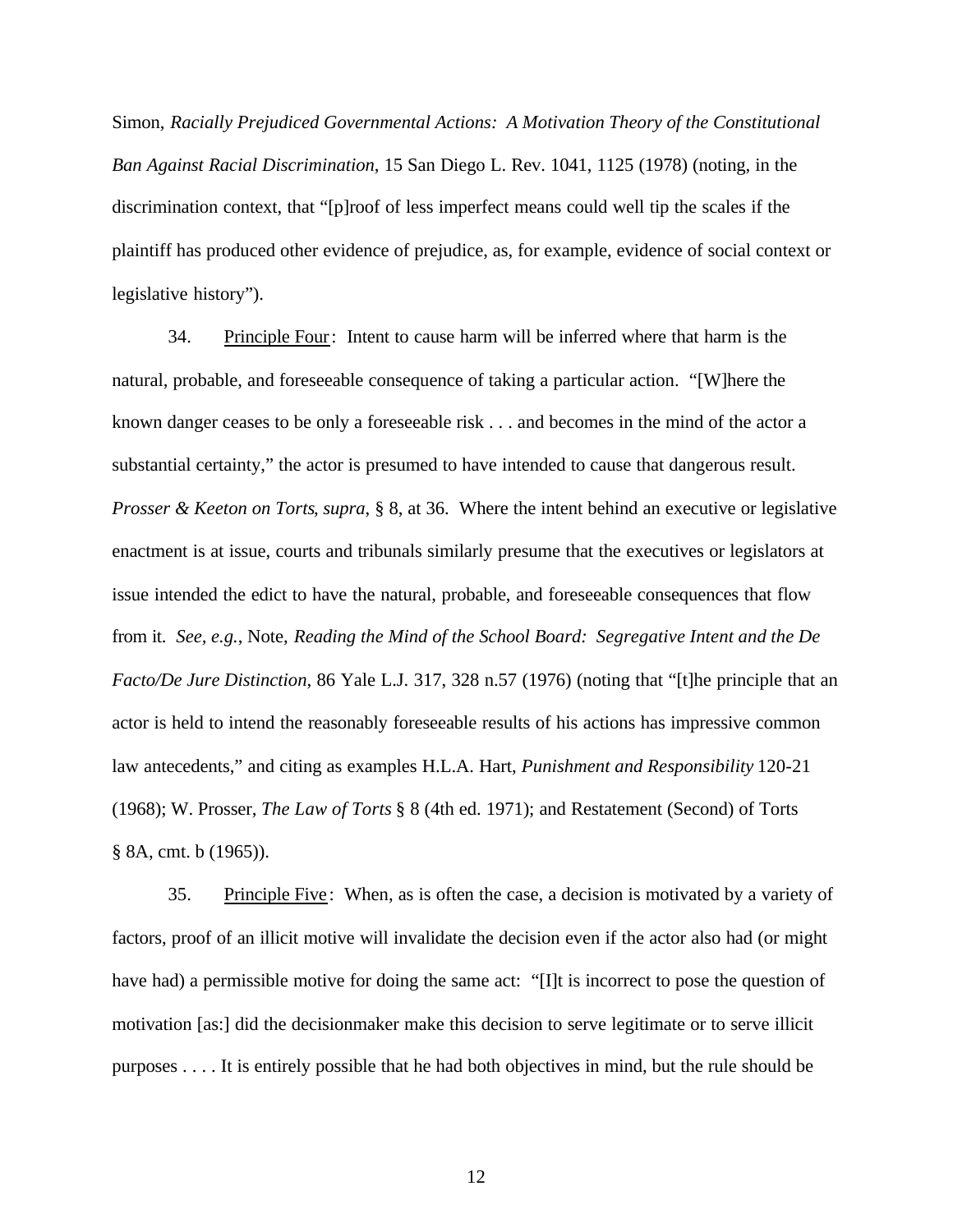Simon, *Racially Prejudiced Governmental Actions: A Motivation Theory of the Constitutional Ban Against Racial Discrimination*, 15 San Diego L. Rev. 1041, 1125 (1978) (noting, in the discrimination context, that "[p]roof of less imperfect means could well tip the scales if the plaintiff has produced other evidence of prejudice, as, for example, evidence of social context or legislative history").

34. Principle Four: Intent to cause harm will be inferred where that harm is the natural, probable, and foreseeable consequence of taking a particular action. "[W]here the known danger ceases to be only a foreseeable risk . . . and becomes in the mind of the actor a substantial certainty," the actor is presumed to have intended to cause that dangerous result. *Prosser & Keeton on Torts*, *supra*, § 8, at 36. Where the intent behind an executive or legislative enactment is at issue, courts and tribunals similarly presume that the executives or legislators at issue intended the edict to have the natural, probable, and foreseeable consequences that flow from it. *See, e.g.*, Note, *Reading the Mind of the School Board: Segregative Intent and the De Facto/De Jure Distinction*, 86 Yale L.J. 317, 328 n.57 (1976) (noting that "[t]he principle that an actor is held to intend the reasonably foreseeable results of his actions has impressive common law antecedents," and citing as examples H.L.A. Hart, *Punishment and Responsibility* 120-21 (1968); W. Prosser, *The Law of Torts* § 8 (4th ed. 1971); and Restatement (Second) of Torts § 8A, cmt. b (1965)).

35. Principle Five: When, as is often the case, a decision is motivated by a variety of factors, proof of an illicit motive will invalidate the decision even if the actor also had (or might have had) a permissible motive for doing the same act: "[I]t is incorrect to pose the question of motivation [as:] did the decisionmaker make this decision to serve legitimate or to serve illicit purposes . . . . It is entirely possible that he had both objectives in mind, but the rule should be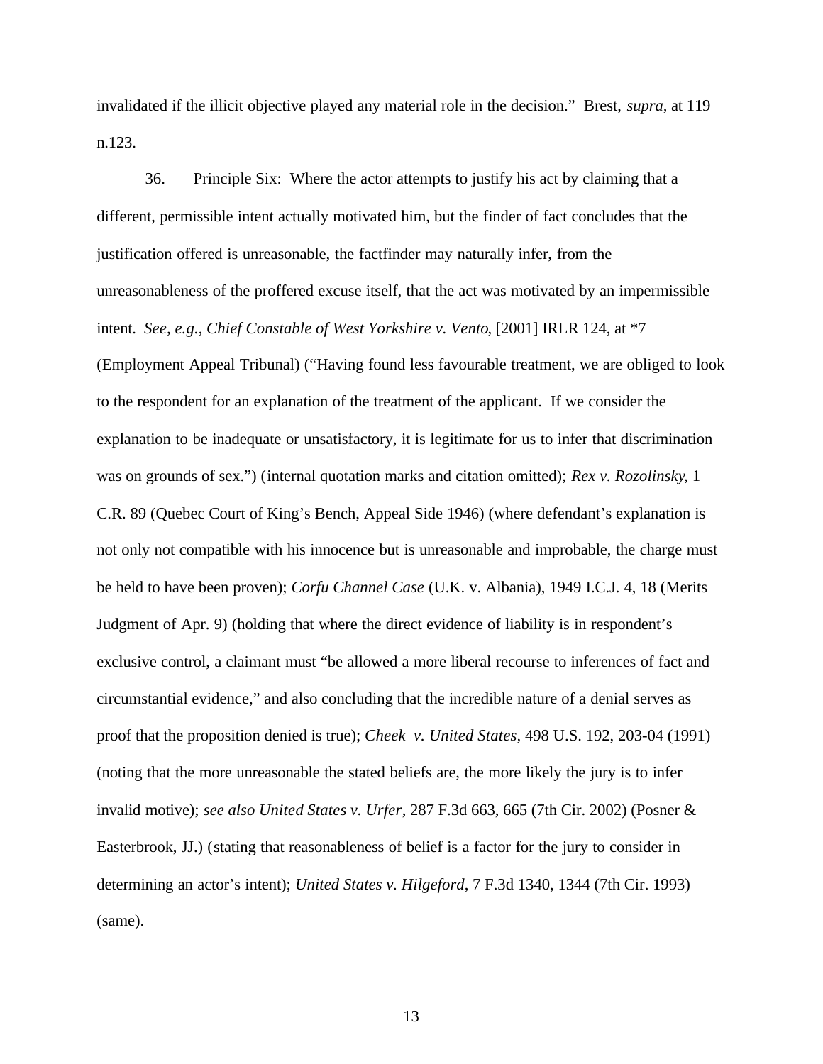invalidated if the illicit objective played any material role in the decision." Brest, *supra*, at 119 n.123.

36. Principle Six: Where the actor attempts to justify his act by claiming that a different, permissible intent actually motivated him, but the finder of fact concludes that the justification offered is unreasonable, the factfinder may naturally infer, from the unreasonableness of the proffered excuse itself, that the act was motivated by an impermissible intent. *See, e.g.*, *Chief Constable of West Yorkshire v. Vento*, [2001] IRLR 124, at *7 (Employment Appeal Tribunal) ("Having found less favourable treatment, we are obliged to look to the respondent for an explanation of the treatment of the applicant. If we consider the explanation to be inadequate or unsatisfactory, it is legitimate for us to infer that discrimination was on grounds of sex.") (internal quotation marks and citation omitted); *Rex v. Rozolinsky*, 1 C.R. 89 (Quebec Court of King's Bench, Appeal Side 1946) (where defendant's explanation is not only not compatible with his innocence but is unreasonable and improbable, the charge must be held to have been proven); *Corfu Channel Case* (U.K. v. Albania), 1949 I.C.J. 4, 18 (Merits Judgment of Apr. 9) (holding that where the direct evidence of liability is in respondent's exclusive control, a claimant must "be allowed a more liberal recourse to inferences of fact and circumstantial evidence," and also concluding that the incredible nature of a denial serves as proof that the proposition denied is true); *Cheek v. United States*, 498 U.S. 192, 203-04 (1991) (noting that the more unreasonable the stated beliefs are, the more likely the jury is to infer invalid motive); *see also United States v. Urfer*, 287 F.3d 663, 665 (7th Cir. 2002) (Posner & Easterbrook, JJ.) (stating that reasonableness of belief is a factor for the jury to consider in determining an actor's intent); *United States v. Hilgeford*, 7 F.3d 1340, 1344 (7th Cir. 1993) (same).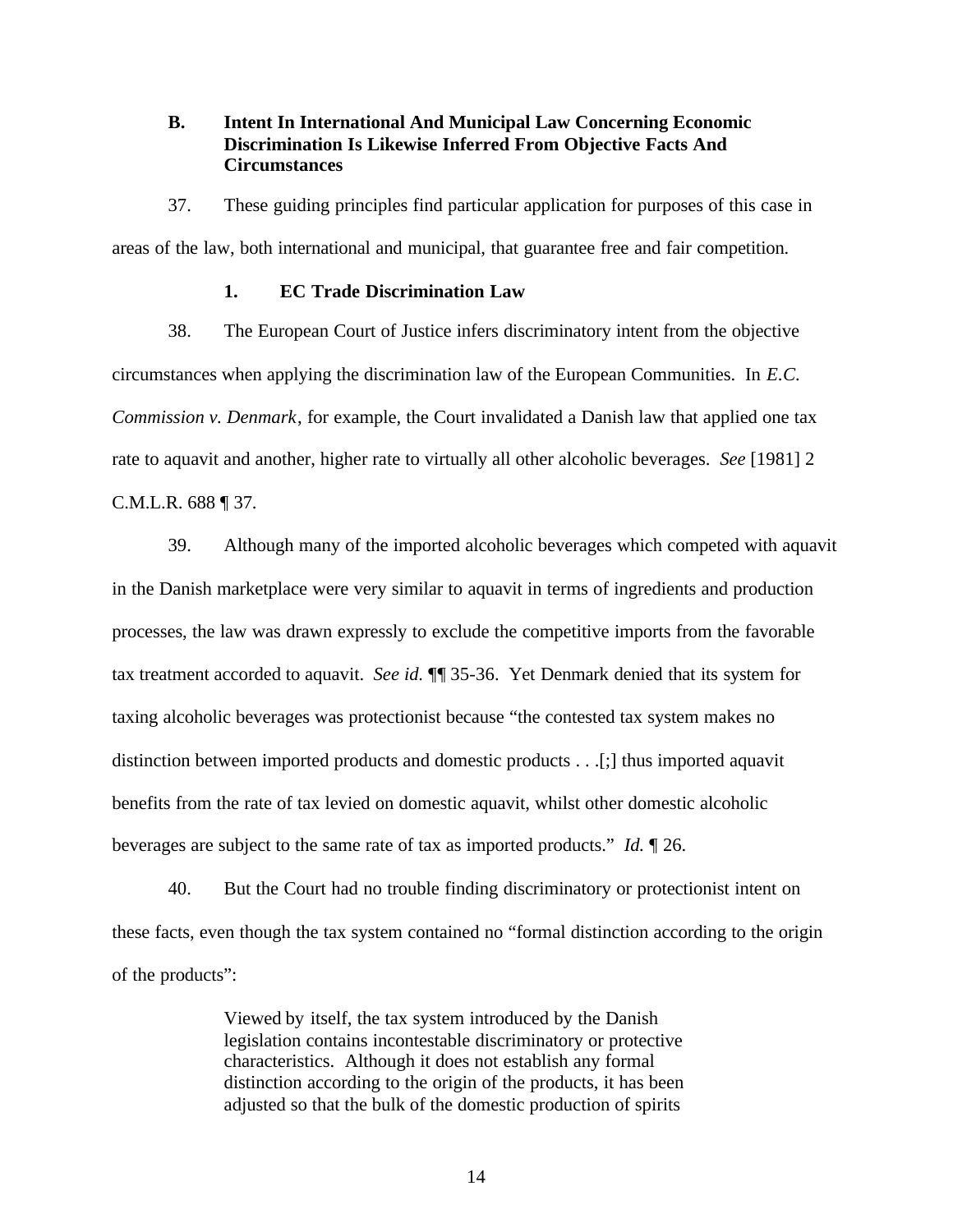### B. Intent In International And Municipal Law Concerning Economic Discrimination Is Likewise Inferred From Objective Facts And Circumstances

37. These guiding principles find particular application for purposes of this case in areas of the law, both international and municipal, that guarantee free and fair competition.

#### 1. EC Trade Discrimination Law

38. The European Court of Justice infers discriminatory intent from the objective circumstances when applying the discrimination law of the European Communities. In *E.C. Commission v. Denmark*, for example, the Court invalidated a Danish law that applied one tax rate to aquavit and another, higher rate to virtually all other alcoholic beverages. *See* [1981] 2 C.M.L.R. 688 ¶ 37.

39. Although many of the imported alcoholic beverages which competed with aquavit in the Danish marketplace were very similar to aquavit in terms of ingredients and production processes, the law was drawn expressly to exclude the competitive imports from the favorable tax treatment accorded to aquavit. *See id.* ¶¶ 35-36. Yet Denmark denied that its system for taxing alcoholic beverages was protectionist because "the contested tax system makes no distinction between imported products and domestic products . . .[;] thus imported aquavit benefits from the rate of tax levied on domestic aquavit, whilst other domestic alcoholic beverages are subject to the same rate of tax as imported products." *Id.* ¶ 26.

40. But the Court had no trouble finding discriminatory or protectionist intent on these facts, even though the tax system contained no "formal distinction according to the origin of the products":

> Viewed by itself, the tax system introduced by the Danish legislation contains incontestable discriminatory or protective characteristics. Although it does not establish any formal distinction according to the origin of the products, it has been adjusted so that the bulk of the domestic production of spirits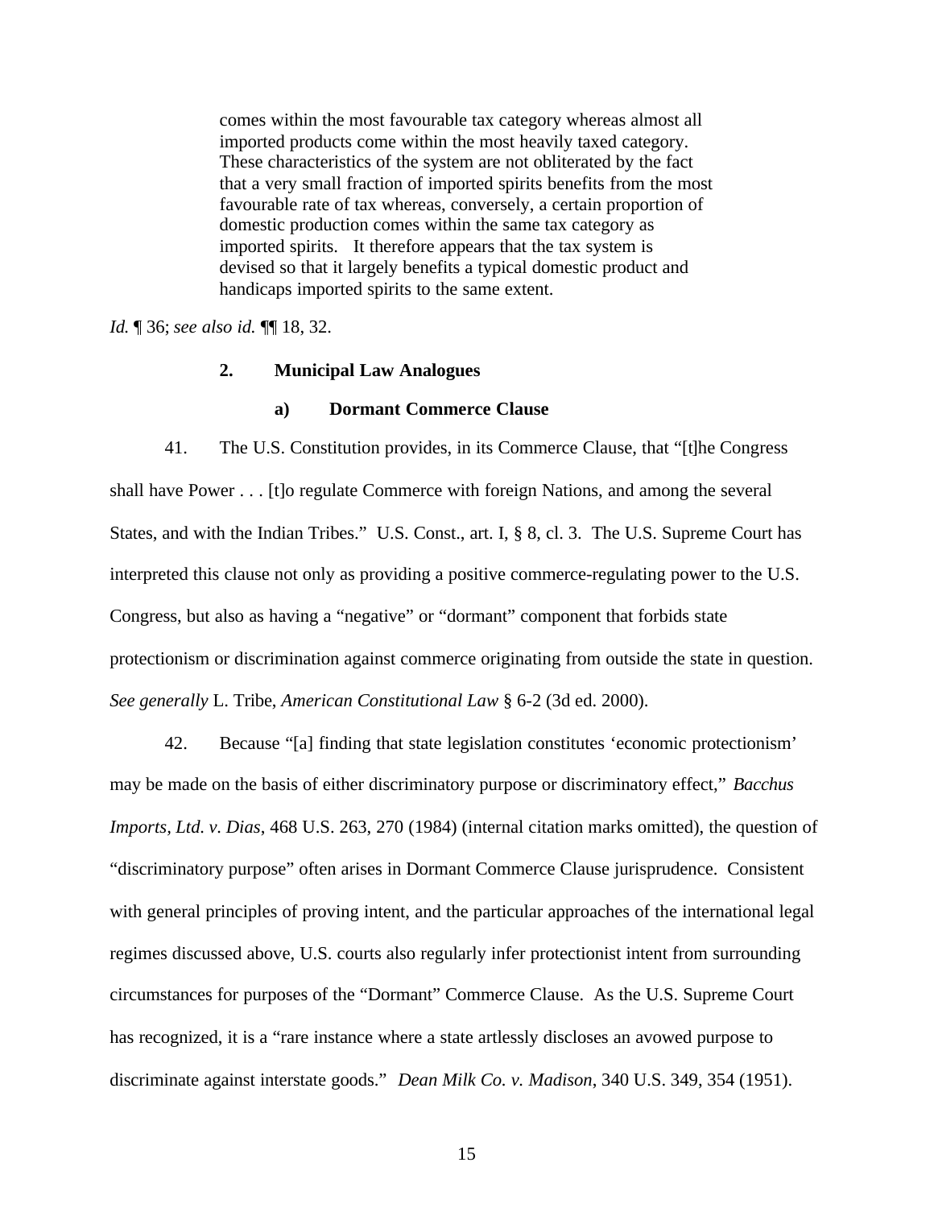> comes within the most favourable tax category whereas almost all imported products come within the most heavily taxed category. These characteristics of the system are not obliterated by the fact that a very small fraction of imported spirits benefits from the most favourable rate of tax whereas, conversely, a certain proportion of domestic production comes within the same tax category as imported spirits. It therefore appears that the tax system is devised so that it largely benefits a typical domestic product and handicaps imported spirits to the same extent.

*Id.* ¶ 36; *see also id.* ¶¶ 18, 32.

### 2. Municipal Law Analogues

#### a) Dormant Commerce Clause

41. The U.S. Constitution provides, in its Commerce Clause, that "[t]he Congress shall have Power . . . [t]o regulate Commerce with foreign Nations, and among the several States, and with the Indian Tribes." U.S. Const., art. I, § 8, cl. 3. The U.S. Supreme Court has interpreted this clause not only as providing a positive commerce-regulating power to the U.S. Congress, but also as having a "negative" or "dormant" component that forbids state protectionism or discrimination against commerce originating from outside the state in question. *See generally* L. Tribe, *American Constitutional Law* § 6-2 (3d ed. 2000).

42. Because "[a] finding that state legislation constitutes 'economic protectionism' may be made on the basis of either discriminatory purpose or discriminatory effect," *Bacchus Imports, Ltd. v. Dias*, 468 U.S. 263, 270 (1984) (internal citation marks omitted), the question of "discriminatory purpose" often arises in Dormant Commerce Clause jurisprudence. Consistent with general principles of proving intent, and the particular approaches of the international legal regimes discussed above, U.S. courts also regularly infer protectionist intent from surrounding circumstances for purposes of the "Dormant" Commerce Clause. As the U.S. Supreme Court has recognized, it is a "rare instance where a state artlessly discloses an avowed purpose to discriminate against interstate goods." *Dean Milk Co. v. Madison*, 340 U.S. 349, 354 (1951).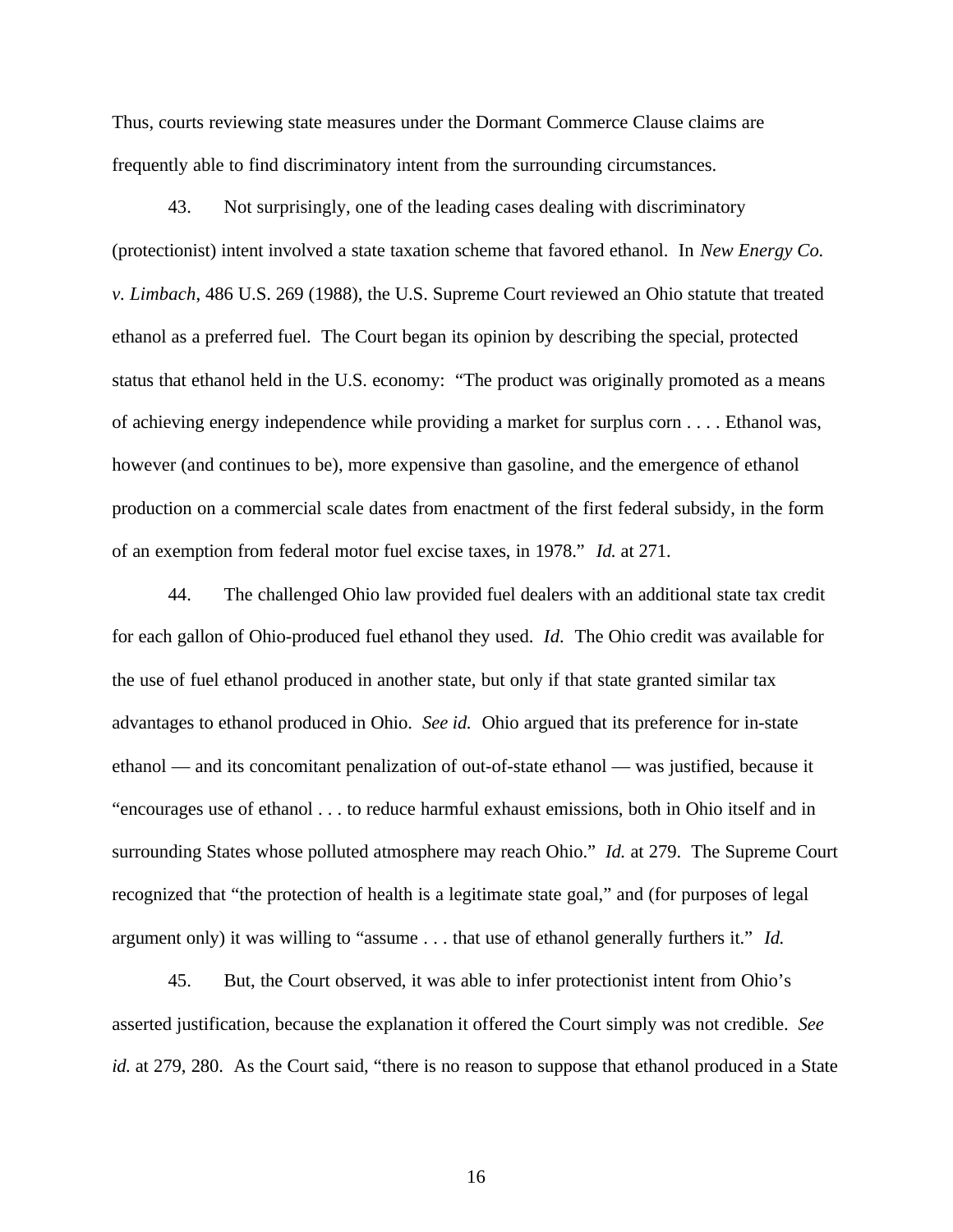Thus, courts reviewing state measures under the Dormant Commerce Clause claims are frequently able to find discriminatory intent from the surrounding circumstances.

43. Not surprisingly, one of the leading cases dealing with discriminatory (protectionist) intent involved a state taxation scheme that favored ethanol. In *New Energy Co. v. Limbach*, 486 U.S. 269 (1988), the U.S. Supreme Court reviewed an Ohio statute that treated ethanol as a preferred fuel. The Court began its opinion by describing the special, protected status that ethanol held in the U.S. economy: "The product was originally promoted as a means of achieving energy independence while providing a market for surplus corn . . . . Ethanol was, however (and continues to be), more expensive than gasoline, and the emergence of ethanol production on a commercial scale dates from enactment of the first federal subsidy, in the form of an exemption from federal motor fuel excise taxes, in 1978." *Id.* at 271.

44. The challenged Ohio law provided fuel dealers with an additional state tax credit for each gallon of Ohio-produced fuel ethanol they used. *Id*. The Ohio credit was available for the use of fuel ethanol produced in another state, but only if that state granted similar tax advantages to ethanol produced in Ohio. *See id.* Ohio argued that its preference for in-state ethanol — and its concomitant penalization of out-of-state ethanol — was justified, because it "encourages use of ethanol . . . to reduce harmful exhaust emissions, both in Ohio itself and in surrounding States whose polluted atmosphere may reach Ohio." *Id.* at 279. The Supreme Court recognized that "the protection of health is a legitimate state goal," and (for purposes of legal argument only) it was willing to "assume . . . that use of ethanol generally furthers it." *Id.*

45. But, the Court observed, it was able to infer protectionist intent from Ohio's asserted justification, because the explanation it offered the Court simply was not credible. *See id.* at 279, 280. As the Court said, "there is no reason to suppose that ethanol produced in a State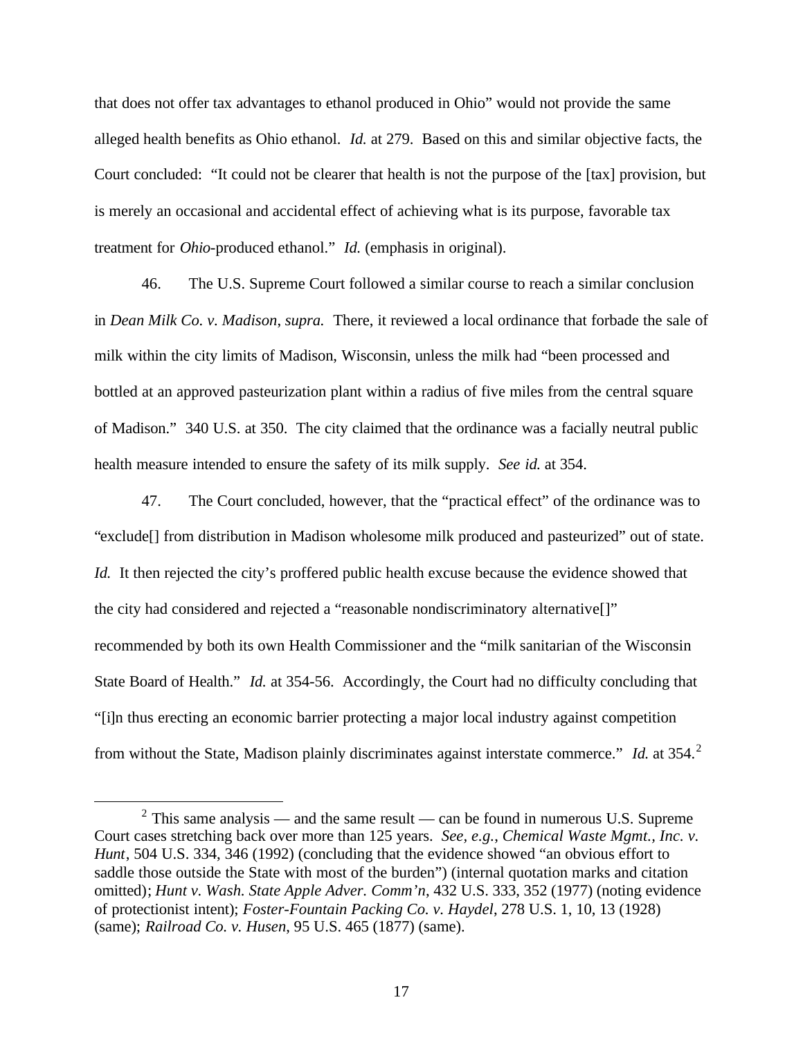that does not offer tax advantages to ethanol produced in Ohio" would not provide the same alleged health benefits as Ohio ethanol. *Id.* at 279. Based on this and similar objective facts, the Court concluded: "It could not be clearer that health is not the purpose of the [tax] provision, but is merely an occasional and accidental effect of achieving what is its purpose, favorable tax treatment for *Ohio*-produced ethanol." *Id.* (emphasis in original).

46. The U.S. Supreme Court followed a similar course to reach a similar conclusion in *Dean Milk Co. v. Madison*, *supra.* There, it reviewed a local ordinance that forbade the sale of milk within the city limits of Madison, Wisconsin, unless the milk had "been processed and bottled at an approved pasteurization plant within a radius of five miles from the central square of Madison." 340 U.S. at 350. The city claimed that the ordinance was a facially neutral public health measure intended to ensure the safety of its milk supply. *See id.* at 354.

47. The Court concluded, however, that the "practical effect" of the ordinance was to "exclude[] from distribution in Madison wholesome milk produced and pasteurized" out of state. *Id.* It then rejected the city's proffered public health excuse because the evidence showed that the city had considered and rejected a "reasonable nondiscriminatory alternative[]" recommended by both its own Health Commissioner and the "milk sanitarian of the Wisconsin State Board of Health." *Id.* at 354-56. Accordingly, the Court had no difficulty concluding that "[i]n thus erecting an economic barrier protecting a major local industry against competition from without the State, Madison plainly discriminates against interstate commerce." *Id.* at 354.[2]

[2] This same analysis — and the same result — can be found in numerous U.S. Supreme Court cases stretching back over more than 125 years. *See, e.g.*, *Chemical Waste Mgmt., Inc. v. Hunt*, 504 U.S. 334, 346 (1992) (concluding that the evidence showed "an obvious effort to saddle those outside the State with most of the burden") (internal quotation marks and citation omitted); *Hunt v. Wash. State Apple Adver. Comm'n*, 432 U.S. 333, 352 (1977) (noting evidence of protectionist intent); *Foster-Fountain Packing Co. v. Haydel*, 278 U.S. 1, 10, 13 (1928) (same); *Railroad Co. v. Husen*, 95 U.S. 465 (1877) (same).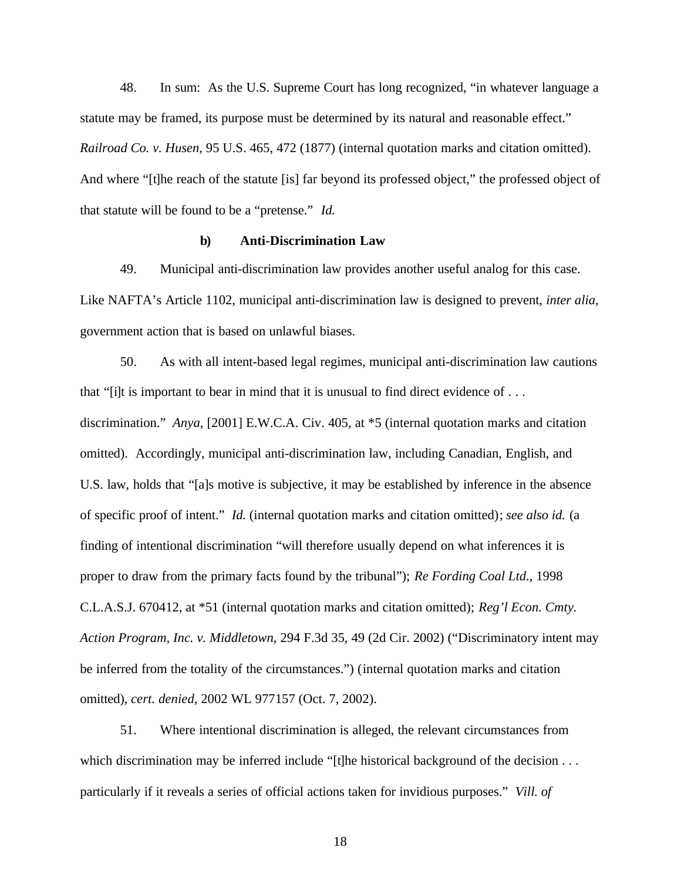48. In sum: As the U.S. Supreme Court has long recognized, "in whatever language a statute may be framed, its purpose must be determined by its natural and reasonable effect." *Railroad Co. v. Husen*, 95 U.S. 465, 472 (1877) (internal quotation marks and citation omitted). And where "[t]he reach of the statute [is] far beyond its professed object," the professed object of that statute will be found to be a "pretense." *Id.*

**b) Anti-Discrimination Law**

49. Municipal anti-discrimination law provides another useful analog for this case. Like NAFTA's Article 1102, municipal anti-discrimination law is designed to prevent, *inter alia*, government action that is based on unlawful biases.

50. As with all intent-based legal regimes, municipal anti-discrimination law cautions that "[i]t is important to bear in mind that it is unusual to find direct evidence of . . . discrimination." *Anya*, [2001] E.W.C.A. Civ. 405, at *5 (internal quotation marks and citation omitted). Accordingly, municipal anti-discrimination law, including Canadian, English, and U.S. law, holds that "[a]s motive is subjective, it may be established by inference in the absence of specific proof of intent." *Id.* (internal quotation marks and citation omitted); *see also id.* (a finding of intentional discrimination "will therefore usually depend on what inferences it is proper to draw from the primary facts found by the tribunal"); *Re Fording Coal Ltd.*, 1998 C.L.A.S.J. 670412, at *51 (internal quotation marks and citation omitted); *Reg'l Econ. Cmty. Action Program, Inc. v. Middletown*, 294 F.3d 35, 49 (2d Cir. 2002) ("Discriminatory intent may be inferred from the totality of the circumstances.") (internal quotation marks and citation omitted), *cert. denied*, 2002 WL 977157 (Oct. 7, 2002).

51. Where intentional discrimination is alleged, the relevant circumstances from which discrimination may be inferred include "[t]he historical background of the decision . . . particularly if it reveals a series of official actions taken for invidious purposes." *Vill. of*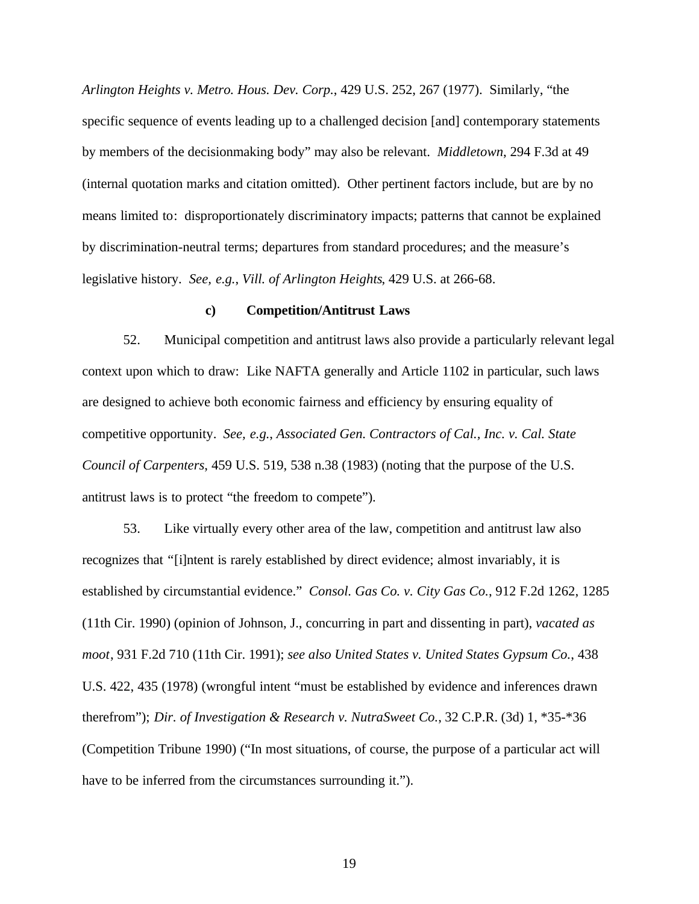*Arlington Heights v. Metro. Hous. Dev. Corp.*, 429 U.S. 252, 267 (1977). Similarly, "the specific sequence of events leading up to a challenged decision [and] contemporary statements by members of the decisionmaking body" may also be relevant. *Middletown*, 294 F.3d at 49 (internal quotation marks and citation omitted). Other pertinent factors include, but are by no means limited to: disproportionately discriminatory impacts; patterns that cannot be explained by discrimination-neutral terms; departures from standard procedures; and the measure's legislative history. *See, e.g.*, *Vill. of Arlington Heights*, 429 U.S. at 266-68.

#### c) Competition/Antitrust Laws

52. Municipal competition and antitrust laws also provide a particularly relevant legal context upon which to draw: Like NAFTA generally and Article 1102 in particular, such laws are designed to achieve both economic fairness and efficiency by ensuring equality of competitive opportunity. *See, e.g.*, *Associated Gen. Contractors of Cal., Inc. v. Cal. State Council of Carpenters*, 459 U.S. 519, 538 n.38 (1983) (noting that the purpose of the U.S. antitrust laws is to protect "the freedom to compete").

53. Like virtually every other area of the law, competition and antitrust law also recognizes that "[i]ntent is rarely established by direct evidence; almost invariably, it is established by circumstantial evidence." *Consol. Gas Co. v. City Gas Co.*, 912 F.2d 1262, 1285 (11th Cir. 1990) (opinion of Johnson, J., concurring in part and dissenting in part), *vacated as moot*, 931 F.2d 710 (11th Cir. 1991); *see also United States v. United States Gypsum Co.*, 438 U.S. 422, 435 (1978) (wrongful intent "must be established by evidence and inferences drawn therefrom"); *Dir. of Investigation & Research v. NutraSweet Co.*, 32 C.P.R. (3d) 1, *35-*36 (Competition Tribune 1990) ("In most situations, of course, the purpose of a particular act will have to be inferred from the circumstances surrounding it.").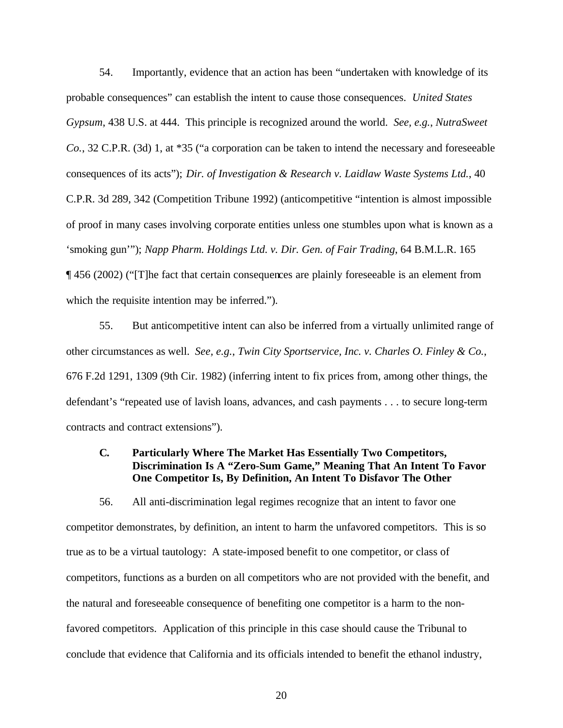54. Importantly, evidence that an action has been "undertaken with knowledge of its probable consequences" can establish the intent to cause those consequences. *United States Gypsum*, 438 U.S. at 444. This principle is recognized around the world. *See, e.g.*, *NutraSweet Co.*, 32 C.P.R. (3d) 1, at *35 ("a corporation can be taken to intend the necessary and foreseeable consequences of its acts"); *Dir. of Investigation & Research v. Laidlaw Waste Systems Ltd.*, 40 C.P.R. 3d 289, 342 (Competition Tribune 1992) (anticompetitive "intention is almost impossible of proof in many cases involving corporate entities unless one stumbles upon what is known as a 'smoking gun'"); *Napp Pharm. Holdings Ltd. v. Dir. Gen. of Fair Trading*, 64 B.M.L.R. 165 ¶ 456 (2002) ("[T]he fact that certain consequences are plainly foreseeable is an element from which the requisite intention may be inferred.").

55. But anticompetitive intent can also be inferred from a virtually unlimited range of other circumstances as well. *See, e.g.*, *Twin City Sportservice, Inc. v. Charles O. Finley & Co.*, 676 F.2d 1291, 1309 (9th Cir. 1982) (inferring intent to fix prices from, among other things, the defendant's "repeated use of lavish loans, advances, and cash payments . . . to secure long-term contracts and contract extensions").

### C. Particularly Where The Market Has Essentially Two Competitors, Discrimination Is A "Zero-Sum Game," Meaning That An Intent To Favor One Competitor Is, By Definition, An Intent To Disfavor The Other

56. All anti-discrimination legal regimes recognize that an intent to favor one competitor demonstrates, by definition, an intent to harm the unfavored competitors. This is so true as to be a virtual tautology: A state-imposed benefit to one competitor, or class of competitors, functions as a burden on all competitors who are not provided with the benefit, and the natural and foreseeable consequence of benefiting one competitor is a harm to the non-favored competitors. Application of this principle in this case should cause the Tribunal to conclude that evidence that California and its officials intended to benefit the ethanol industry,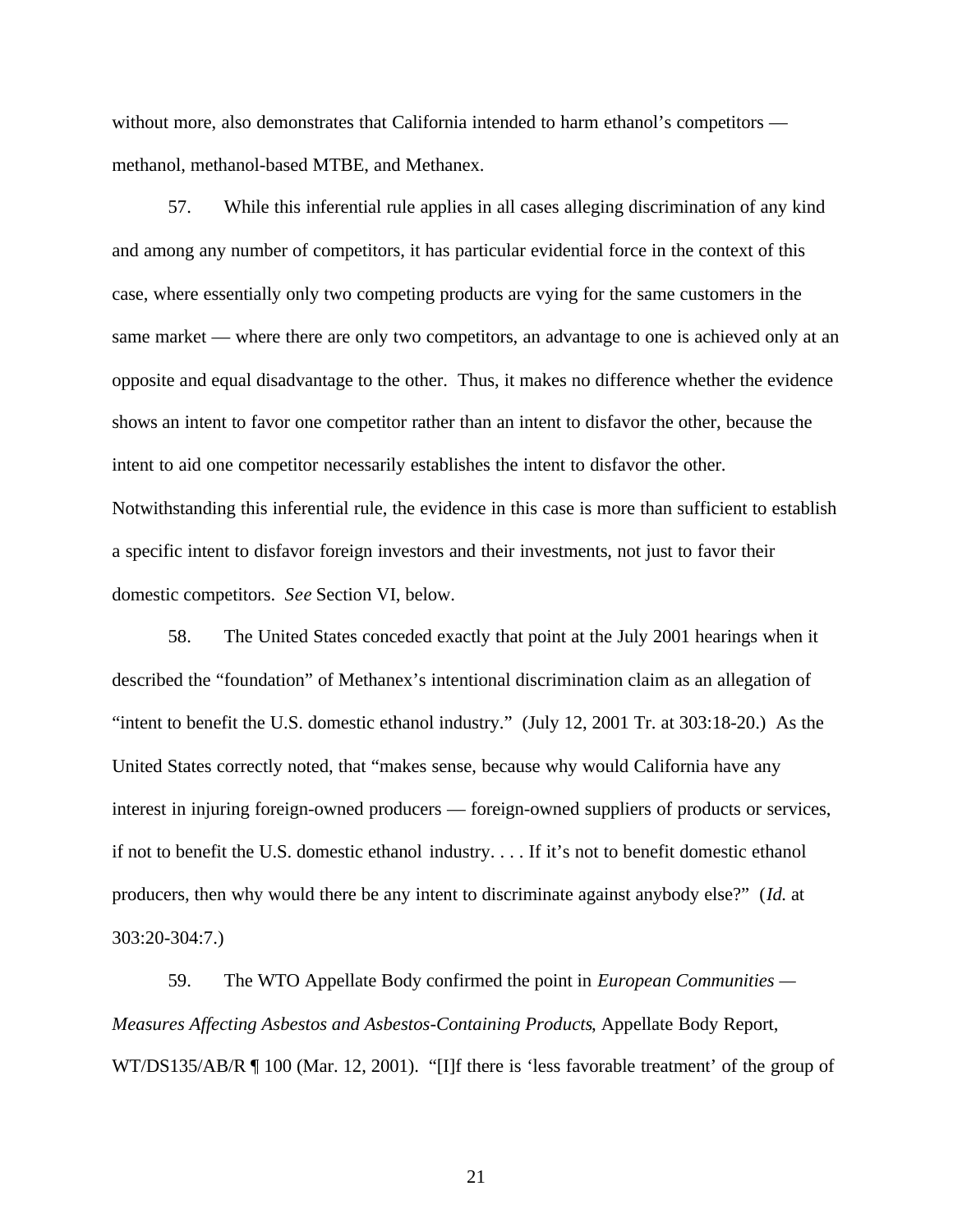without more, also demonstrates that California intended to harm ethanol's competitors — methanol, methanol-based MTBE, and Methanex.

57. While this inferential rule applies in all cases alleging discrimination of any kind and among any number of competitors, it has particular evidential force in the context of this case, where essentially only two competing products are vying for the same customers in the same market — where there are only two competitors, an advantage to one is achieved only at an opposite and equal disadvantage to the other. Thus, it makes no difference whether the evidence shows an intent to favor one competitor rather than an intent to disfavor the other, because the intent to aid one competitor necessarily establishes the intent to disfavor the other. Notwithstanding this inferential rule, the evidence in this case is more than sufficient to establish a specific intent to disfavor foreign investors and their investments, not just to favor their domestic competitors. *See* Section VI, below.

58. The United States conceded exactly that point at the July 2001 hearings when it described the "foundation" of Methanex's intentional discrimination claim as an allegation of "intent to benefit the U.S. domestic ethanol industry." (July 12, 2001 Tr. at 303:18-20.) As the United States correctly noted, that "makes sense, because why would California have any interest in injuring foreign-owned producers — foreign-owned suppliers of products or services, if not to benefit the U.S. domestic ethanol industry. . . . If it's not to benefit domestic ethanol producers, then why would there be any intent to discriminate against anybody else?" (*Id.* at 303:20-304:7.)

59. The WTO Appellate Body confirmed the point in *European Communities — Measures Affecting Asbestos and Asbestos-Containing Products*, Appellate Body Report, WT/DS135/AB/R ¶ 100 (Mar. 12, 2001). "[I]f there is 'less favorable treatment' of the group of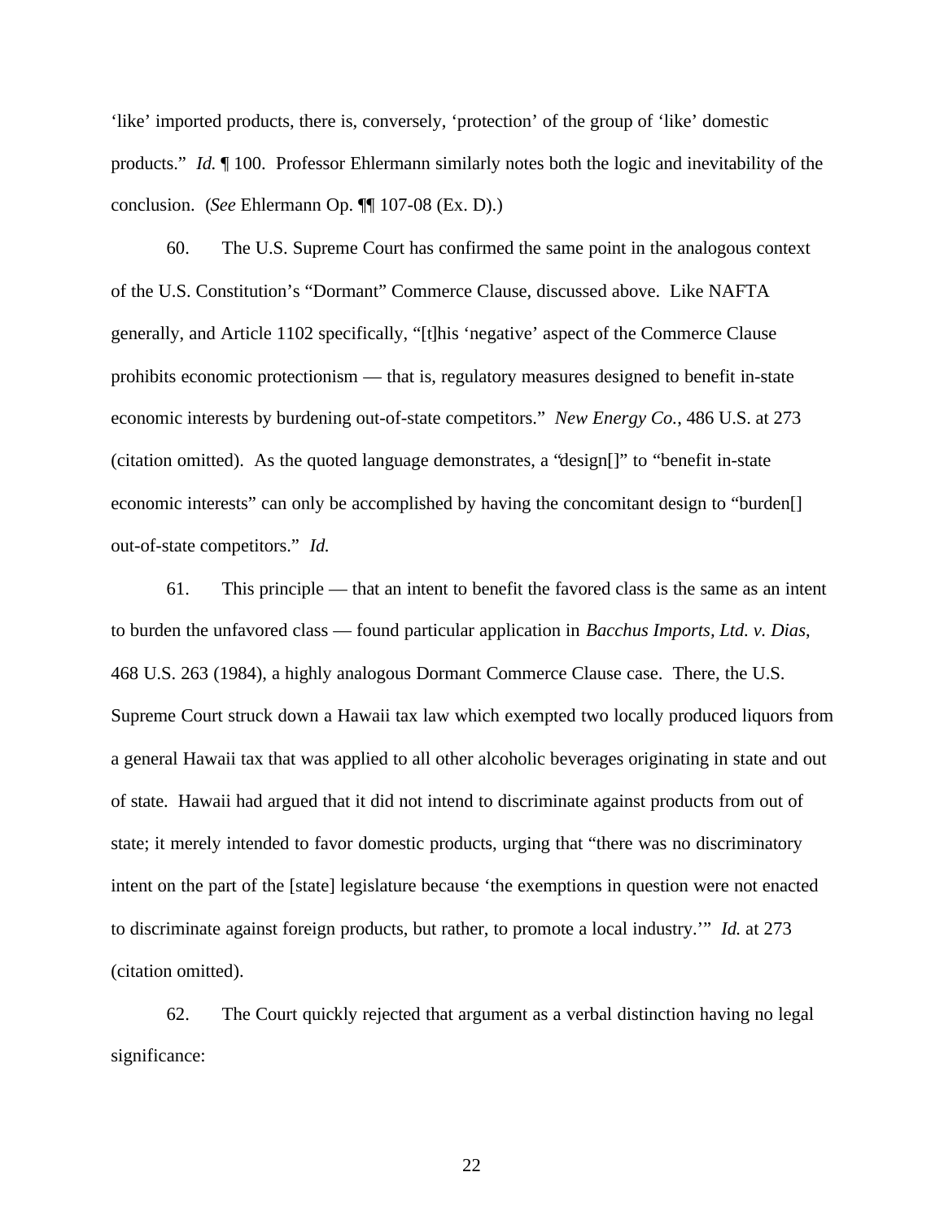'like' imported products, there is, conversely, 'protection' of the group of 'like' domestic products." *Id.* ¶ 100. Professor Ehlermann similarly notes both the logic and inevitability of the conclusion. (*See* Ehlermann Op. ¶¶ 107-08 (Ex. D).)

60. The U.S. Supreme Court has confirmed the same point in the analogous context of the U.S. Constitution's "Dormant" Commerce Clause, discussed above. Like NAFTA generally, and Article 1102 specifically, "[t]his 'negative' aspect of the Commerce Clause prohibits economic protectionism — that is, regulatory measures designed to benefit in-state economic interests by burdening out-of-state competitors." *New Energy Co.*, 486 U.S. at 273 (citation omitted). As the quoted language demonstrates, a "design[]" to "benefit in-state economic interests" can only be accomplished by having the concomitant design to "burden[] out-of-state competitors." *Id.*

61. This principle — that an intent to benefit the favored class is the same as an intent to burden the unfavored class — found particular application in *Bacchus Imports, Ltd. v. Dias*, 468 U.S. 263 (1984), a highly analogous Dormant Commerce Clause case. There, the U.S. Supreme Court struck down a Hawaii tax law which exempted two locally produced liquors from a general Hawaii tax that was applied to all other alcoholic beverages originating in state and out of state. Hawaii had argued that it did not intend to discriminate against products from out of state; it merely intended to favor domestic products, urging that "there was no discriminatory intent on the part of the [state] legislature because 'the exemptions in question were not enacted to discriminate against foreign products, but rather, to promote a local industry.'" *Id.* at 273 (citation omitted).

62. The Court quickly rejected that argument as a verbal distinction having no legal significance: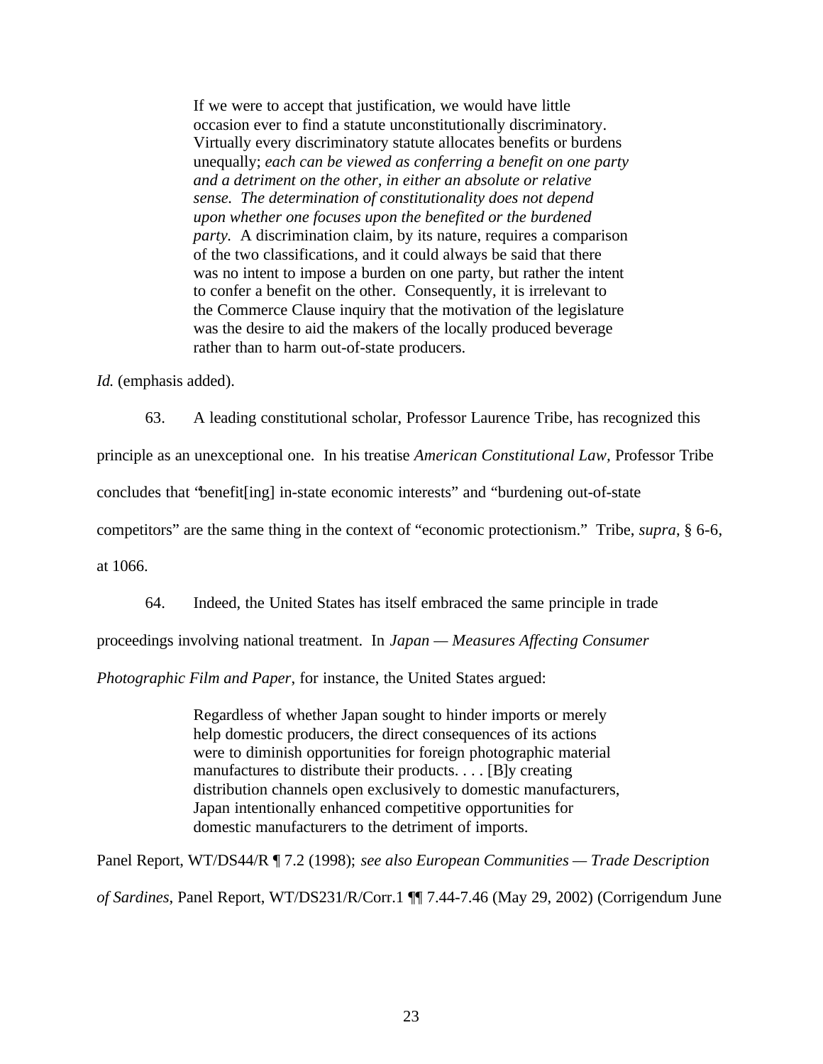> If we were to accept that justification, we would have little occasion ever to find a statute unconstitutionally discriminatory. Virtually every discriminatory statute allocates benefits or burdens unequally; *each can be viewed as conferring a benefit on one party and a detriment on the other, in either an absolute or relative sense. The determination of constitutionality does not depend upon whether one focuses upon the benefited or the burdened party.* A discrimination claim, by its nature, requires a comparison of the two classifications, and it could always be said that there was no intent to impose a burden on one party, but rather the intent to confer a benefit on the other. Consequently, it is irrelevant to the Commerce Clause inquiry that the motivation of the legislature was the desire to aid the makers of the locally produced beverage rather than to harm out-of-state producers.

*Id.* (emphasis added).

63. A leading constitutional scholar, Professor Laurence Tribe, has recognized this principle as an unexceptional one. In his treatise *American Constitutional Law,* Professor Tribe concludes that "benefit[ing] in-state economic interests" and "burdening out-of-state competitors" are the same thing in the context of "economic protectionism." Tribe, *supra*, § 6-6, at 1066.

64. Indeed, the United States has itself embraced the same principle in trade proceedings involving national treatment. In *Japan — Measures Affecting Consumer Photographic Film and Paper*, for instance, the United States argued:

> Regardless of whether Japan sought to hinder imports or merely help domestic producers, the direct consequences of its actions were to diminish opportunities for foreign photographic material manufactures to distribute their products. . . . [B]y creating distribution channels open exclusively to domestic manufacturers, Japan intentionally enhanced competitive opportunities for domestic manufacturers to the detriment of imports.

Panel Report, WT/DS44/R ¶ 7.2 (1998); *see also European Communities — Trade Description of Sardines*, Panel Report, WT/DS231/R/Corr.1 ¶¶ 7.44-7.46 (May 29, 2002) (Corrigendum June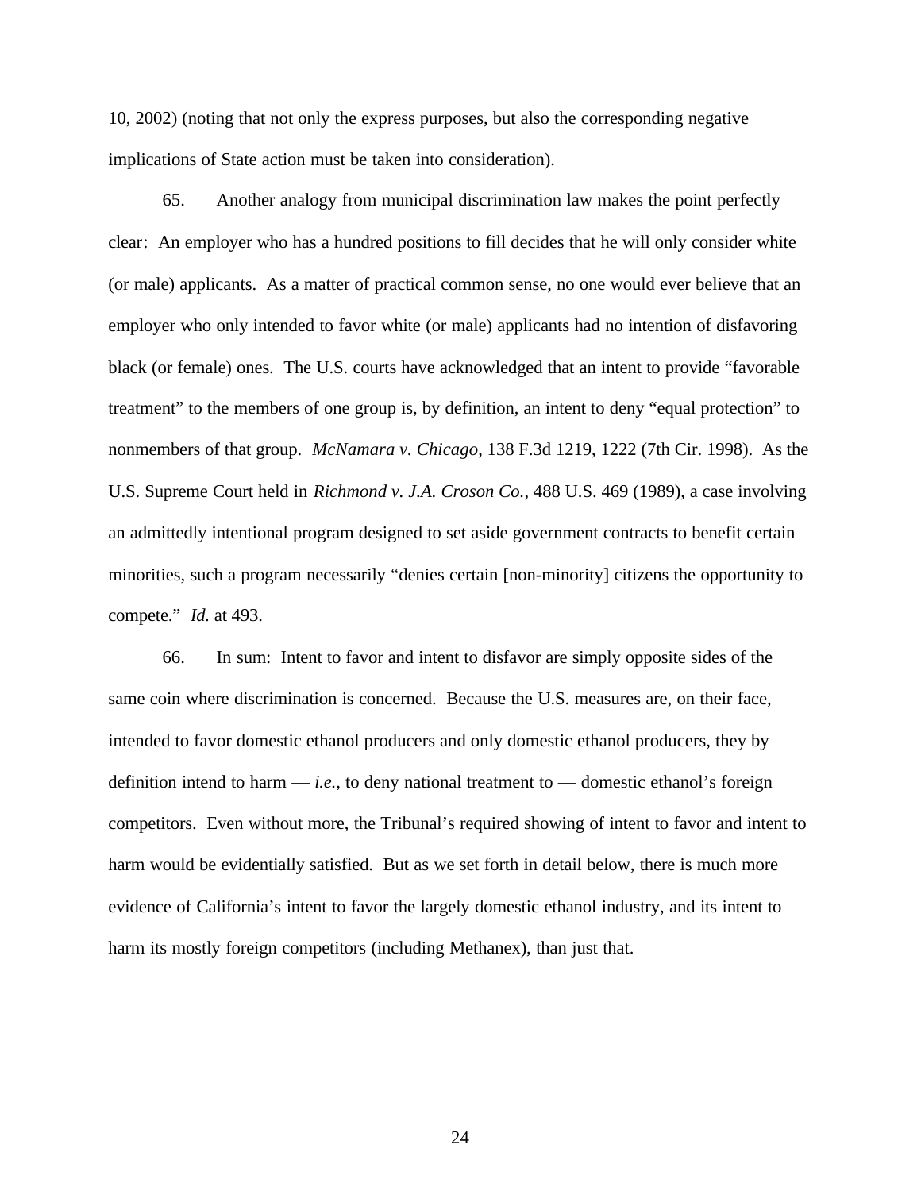10, 2002) (noting that not only the express purposes, but also the corresponding negative implications of State action must be taken into consideration).

65. Another analogy from municipal discrimination law makes the point perfectly clear: An employer who has a hundred positions to fill decides that he will only consider white (or male) applicants. As a matter of practical common sense, no one would ever believe that an employer who only intended to favor white (or male) applicants had no intention of disfavoring black (or female) ones. The U.S. courts have acknowledged that an intent to provide "favorable treatment" to the members of one group is, by definition, an intent to deny "equal protection" to nonmembers of that group. *McNamara v. Chicago*, 138 F.3d 1219, 1222 (7th Cir. 1998). As the U.S. Supreme Court held in *Richmond v. J.A. Croson Co.*, 488 U.S. 469 (1989), a case involving an admittedly intentional program designed to set aside government contracts to benefit certain minorities, such a program necessarily "denies certain [non-minority] citizens the opportunity to compete." *Id.* at 493.

66. In sum: Intent to favor and intent to disfavor are simply opposite sides of the same coin where discrimination is concerned. Because the U.S. measures are, on their face, intended to favor domestic ethanol producers and only domestic ethanol producers, they by definition intend to harm — *i.e.*, to deny national treatment to — domestic ethanol's foreign competitors. Even without more, the Tribunal's required showing of intent to favor and intent to harm would be evidentially satisfied. But as we set forth in detail below, there is much more evidence of California's intent to favor the largely domestic ethanol industry, and its intent to harm its mostly foreign competitors (including Methanex), than just that.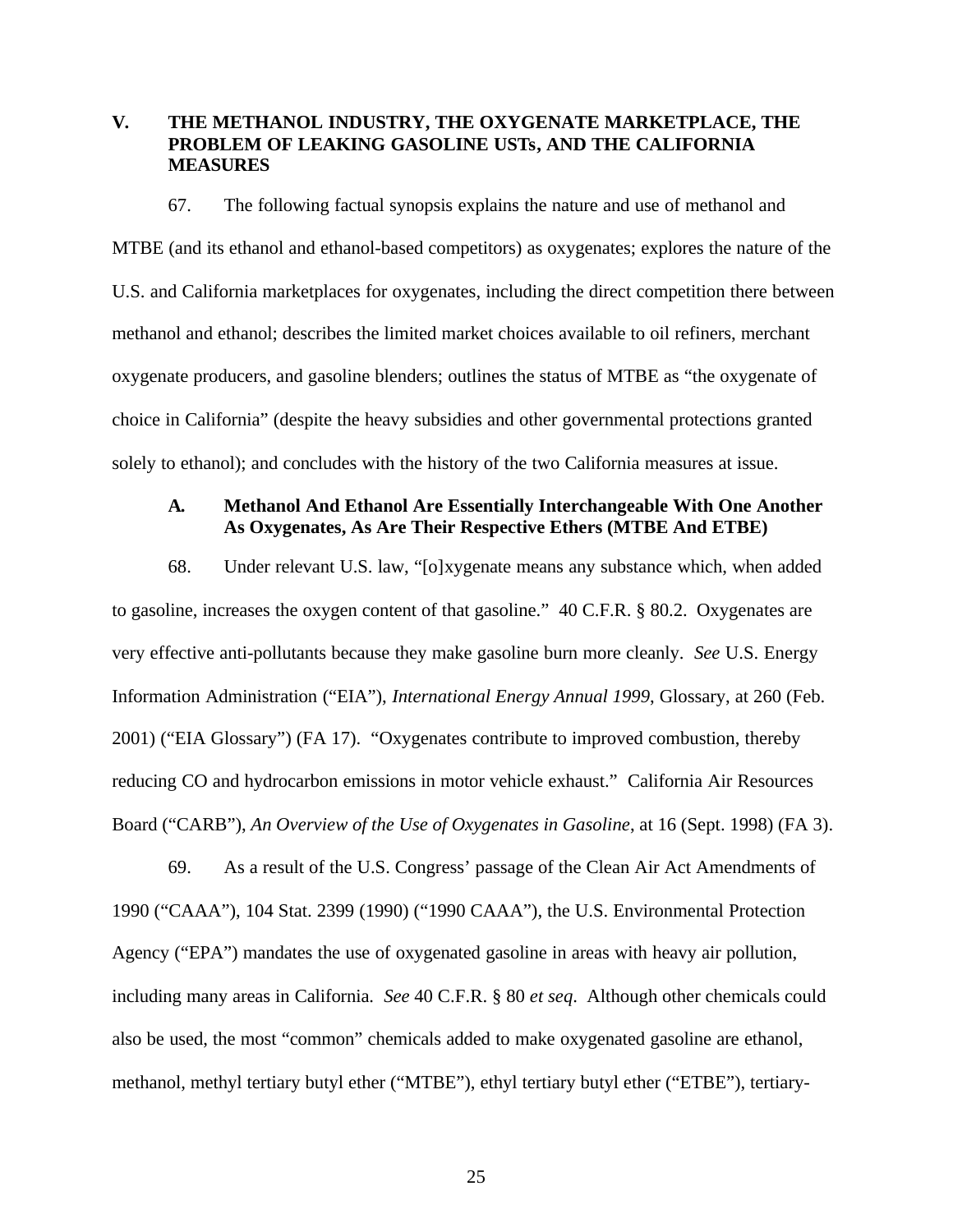## V. THE METHANOL INDUSTRY, THE OXYGENATE MARKETPLACE, THE PROBLEM OF LEAKING GASOLINE USTs, AND THE CALIFORNIA MEASURES

67. The following factual synopsis explains the nature and use of methanol and MTBE (and its ethanol and ethanol-based competitors) as oxygenates; explores the nature of the U.S. and California marketplaces for oxygenates, including the direct competition there between methanol and ethanol; describes the limited market choices available to oil refiners, merchant oxygenate producers, and gasoline blenders; outlines the status of MTBE as "the oxygenate of choice in California" (despite the heavy subsidies and other governmental protections granted solely to ethanol); and concludes with the history of the two California measures at issue.

### A. Methanol And Ethanol Are Essentially Interchangeable With One Another As Oxygenates, As Are Their Respective Ethers (MTBE And ETBE)

68. Under relevant U.S. law, "[o]xygenate means any substance which, when added to gasoline, increases the oxygen content of that gasoline." 40 C.F.R. § 80.2. Oxygenates are very effective anti-pollutants because they make gasoline burn more cleanly. *See* U.S. Energy Information Administration ("EIA"), *International Energy Annual 1999*, Glossary, at 260 (Feb. 2001) ("EIA Glossary") (FA 17). "Oxygenates contribute to improved combustion, thereby reducing CO and hydrocarbon emissions in motor vehicle exhaust." California Air Resources Board ("CARB"), *An Overview of the Use of Oxygenates in Gasoline*, at 16 (Sept. 1998) (FA 3).

69. As a result of the U.S. Congress' passage of the Clean Air Act Amendments of 1990 ("CAAA"), 104 Stat. 2399 (1990) ("1990 CAAA"), the U.S. Environmental Protection Agency ("EPA") mandates the use of oxygenated gasoline in areas with heavy air pollution, including many areas in California. *See* 40 C.F.R. § 80 *et seq*. Although other chemicals could also be used, the most "common" chemicals added to make oxygenated gasoline are ethanol, methanol, methyl tertiary butyl ether ("MTBE"), ethyl tertiary butyl ether ("ETBE"), tertiary-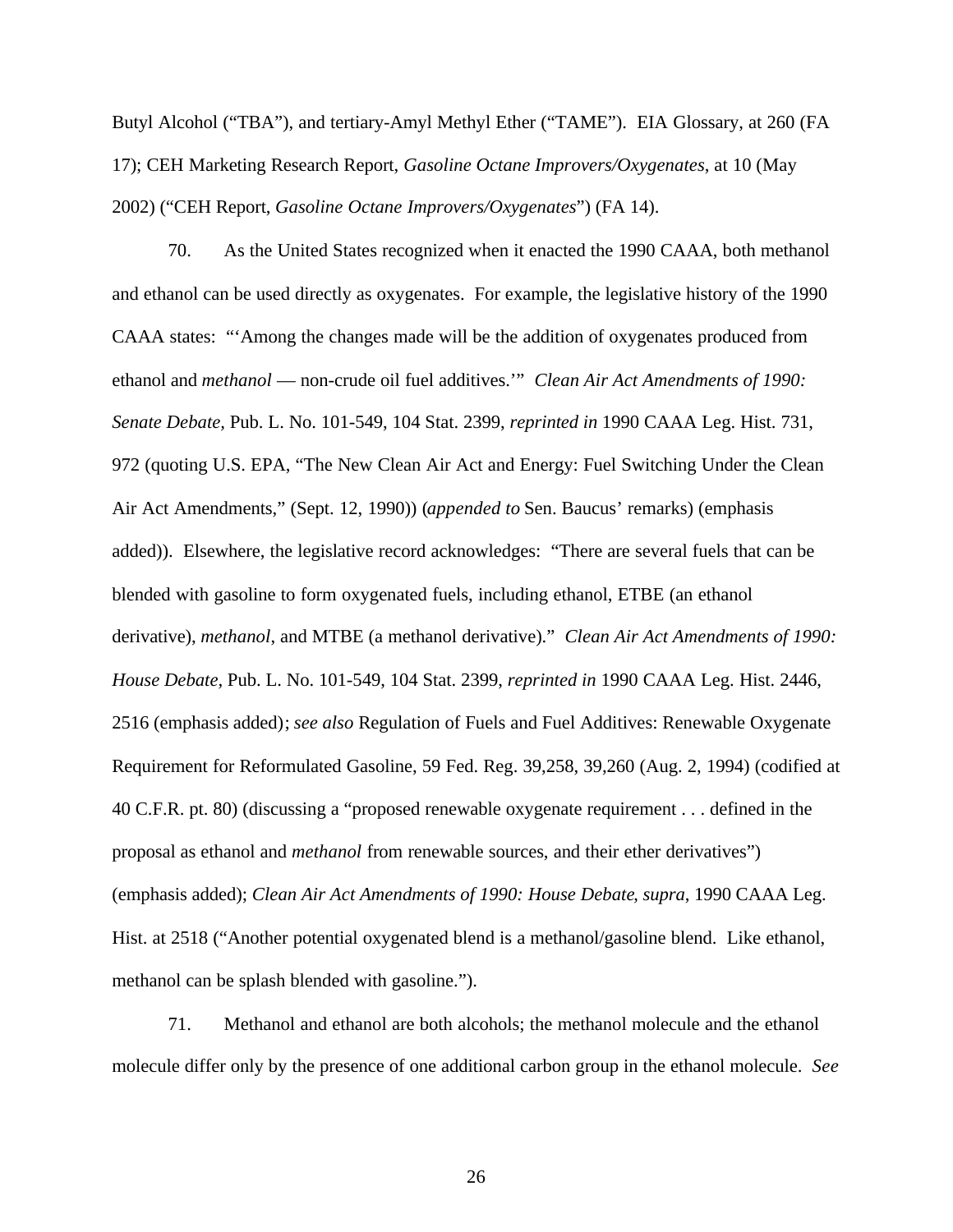Butyl Alcohol ("TBA"), and tertiary-Amyl Methyl Ether ("TAME"). EIA Glossary, at 260 (FA 17); CEH Marketing Research Report, *Gasoline Octane Improvers/Oxygenates*, at 10 (May 2002) ("CEH Report, *Gasoline Octane Improvers/Oxygenates*") (FA 14).

70. As the United States recognized when it enacted the 1990 CAAA, both methanol and ethanol can be used directly as oxygenates. For example, the legislative history of the 1990 CAAA states: "'Among the changes made will be the addition of oxygenates produced from ethanol and *methanol* — non-crude oil fuel additives.'" *Clean Air Act Amendments of 1990: Senate Debate,* Pub. L. No. 101-549, 104 Stat. 2399, *reprinted in* 1990 CAAA Leg. Hist. 731, 972 (quoting U.S. EPA, "The New Clean Air Act and Energy: Fuel Switching Under the Clean Air Act Amendments," (Sept. 12, 1990)) (*appended to* Sen. Baucus' remarks) (emphasis added)). Elsewhere, the legislative record acknowledges: "There are several fuels that can be blended with gasoline to form oxygenated fuels, including ethanol, ETBE (an ethanol derivative), *methanol*, and MTBE (a methanol derivative)." *Clean Air Act Amendments of 1990: House Debate*, Pub. L. No. 101-549, 104 Stat. 2399, *reprinted in* 1990 CAAA Leg. Hist. 2446, 2516 (emphasis added); *see also* Regulation of Fuels and Fuel Additives: Renewable Oxygenate Requirement for Reformulated Gasoline, 59 Fed. Reg. 39,258, 39,260 (Aug. 2, 1994) (codified at 40 C.F.R. pt. 80) (discussing a "proposed renewable oxygenate requirement . . . defined in the proposal as ethanol and *methanol* from renewable sources, and their ether derivatives") (emphasis added); *Clean Air Act Amendments of 1990: House Debate*, *supra*, 1990 CAAA Leg. Hist. at 2518 ("Another potential oxygenated blend is a methanol/gasoline blend. Like ethanol, methanol can be splash blended with gasoline.").

71. Methanol and ethanol are both alcohols; the methanol molecule and the ethanol molecule differ only by the presence of one additional carbon group in the ethanol molecule. *See*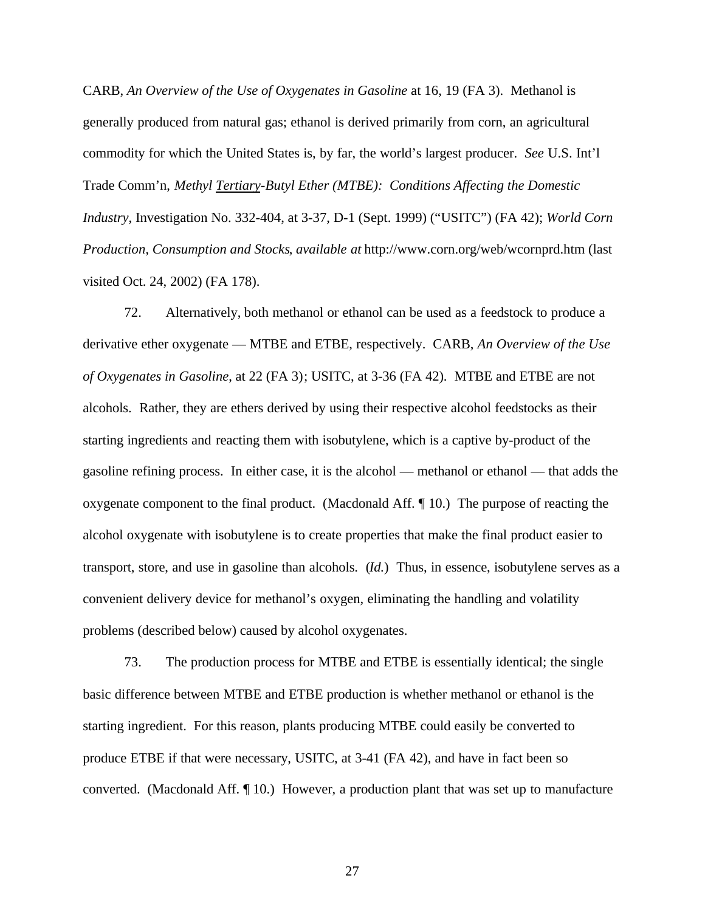CARB, *An Overview of the Use of Oxygenates in Gasoline* at 16, 19 (FA 3). Methanol is generally produced from natural gas; ethanol is derived primarily from corn, an agricultural commodity for which the United States is, by far, the world's largest producer. *See* U.S. Int'l Trade Comm'n, *Methyl Tertiary-Butyl Ether (MTBE): Conditions Affecting the Domestic Industry*, Investigation No. 332-404, at 3-37, D-1 (Sept. 1999) ("USITC") (FA 42); *World Corn Production, Consumption and Stocks*, *available at* http://www.corn.org/web/wcornprd.htm (last visited Oct. 24, 2002) (FA 178).

72. Alternatively, both methanol or ethanol can be used as a feedstock to produce a derivative ether oxygenate — MTBE and ETBE, respectively. CARB, *An Overview of the Use of Oxygenates in Gasoline*, at 22 (FA 3); USITC, at 3-36 (FA 42). MTBE and ETBE are not alcohols. Rather, they are ethers derived by using their respective alcohol feedstocks as their starting ingredients and reacting them with isobutylene, which is a captive by-product of the gasoline refining process. In either case, it is the alcohol — methanol or ethanol — that adds the oxygenate component to the final product. (Macdonald Aff. ¶ 10.) The purpose of reacting the alcohol oxygenate with isobutylene is to create properties that make the final product easier to transport, store, and use in gasoline than alcohols. (*Id.*) Thus, in essence, isobutylene serves as a convenient delivery device for methanol's oxygen, eliminating the handling and volatility problems (described below) caused by alcohol oxygenates.

73. The production process for MTBE and ETBE is essentially identical; the single basic difference between MTBE and ETBE production is whether methanol or ethanol is the starting ingredient. For this reason, plants producing MTBE could easily be converted to produce ETBE if that were necessary, USITC, at 3-41 (FA 42), and have in fact been so converted. (Macdonald Aff. ¶ 10.) However, a production plant that was set up to manufacture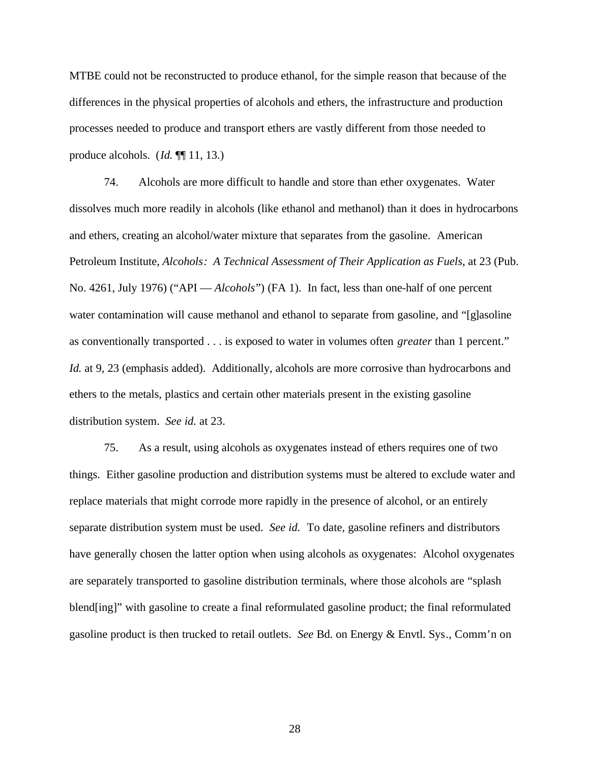MTBE could not be reconstructed to produce ethanol, for the simple reason that because of the differences in the physical properties of alcohols and ethers, the infrastructure and production processes needed to produce and transport ethers are vastly different from those needed to produce alcohols. (*Id.* ¶¶ 11, 13.)

74. Alcohols are more difficult to handle and store than ether oxygenates. Water dissolves much more readily in alcohols (like ethanol and methanol) than it does in hydrocarbons and ethers, creating an alcohol/water mixture that separates from the gasoline. American Petroleum Institute, *Alcohols: A Technical Assessment of Their Application as Fuels*, at 23 (Pub. No. 4261, July 1976) ("API — *Alcohols*") (FA 1). In fact, less than one-half of one percent water contamination will cause methanol and ethanol to separate from gasoline, and "[g]asoline as conventionally transported . . . is exposed to water in volumes often *greater* than 1 percent." *Id.* at 9, 23 (emphasis added). Additionally, alcohols are more corrosive than hydrocarbons and ethers to the metals, plastics and certain other materials present in the existing gasoline distribution system. *See id.* at 23.

75. As a result, using alcohols as oxygenates instead of ethers requires one of two things. Either gasoline production and distribution systems must be altered to exclude water and replace materials that might corrode more rapidly in the presence of alcohol, or an entirely separate distribution system must be used. *See id.* To date, gasoline refiners and distributors have generally chosen the latter option when using alcohols as oxygenates: Alcohol oxygenates are separately transported to gasoline distribution terminals, where those alcohols are "splash blend[ing]" with gasoline to create a final reformulated gasoline product; the final reformulated gasoline product is then trucked to retail outlets. *See* Bd. on Energy & Envtl. Sys., Comm'n on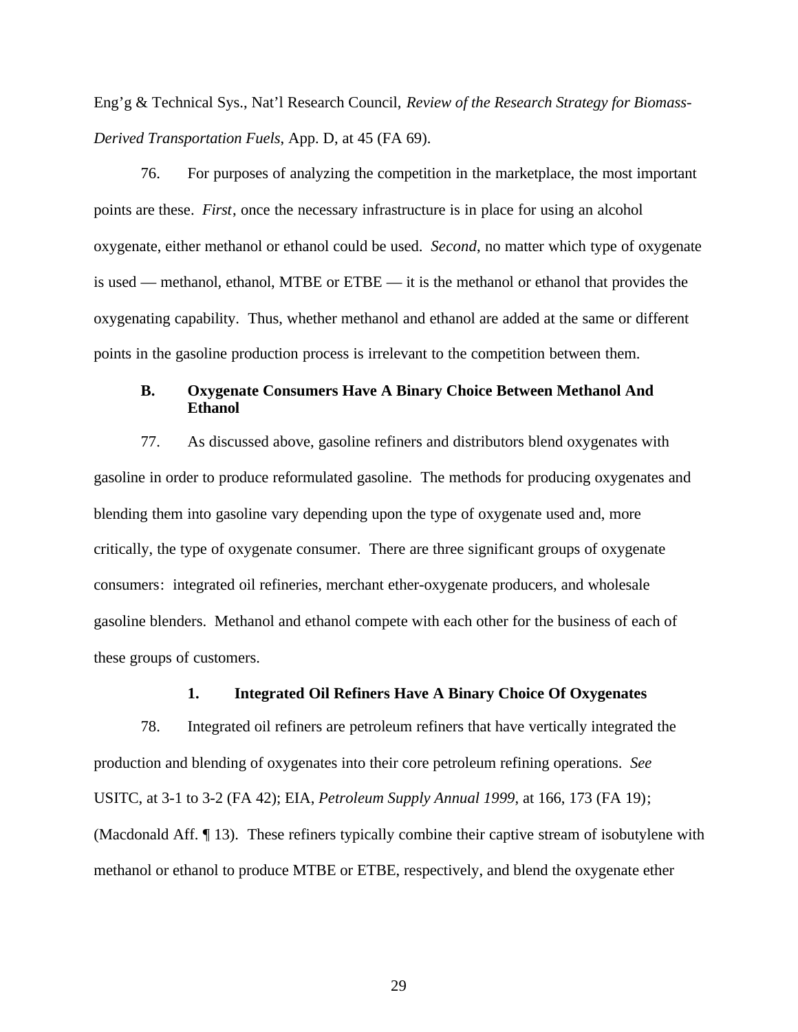Eng'g & Technical Sys., Nat'l Research Council, *Review of the Research Strategy for Biomass-Derived Transportation Fuels*, App. D, at 45 (FA 69).

76. For purposes of analyzing the competition in the marketplace, the most important points are these. *First*, once the necessary infrastructure is in place for using an alcohol oxygenate, either methanol or ethanol could be used. *Second*, no matter which type of oxygenate is used — methanol, ethanol, MTBE or ETBE — it is the methanol or ethanol that provides the oxygenating capability. Thus, whether methanol and ethanol are added at the same or different points in the gasoline production process is irrelevant to the competition between them.

### B. Oxygenate Consumers Have A Binary Choice Between Methanol And Ethanol

77. As discussed above, gasoline refiners and distributors blend oxygenates with gasoline in order to produce reformulated gasoline. The methods for producing oxygenates and blending them into gasoline vary depending upon the type of oxygenate used and, more critically, the type of oxygenate consumer. There are three significant groups of oxygenate consumers: integrated oil refineries, merchant ether-oxygenate producers, and wholesale gasoline blenders. Methanol and ethanol compete with each other for the business of each of these groups of customers.

#### 1. Integrated Oil Refiners Have A Binary Choice Of Oxygenates

78. Integrated oil refiners are petroleum refiners that have vertically integrated the production and blending of oxygenates into their core petroleum refining operations. *See* USITC, at 3-1 to 3-2 (FA 42); EIA, *Petroleum Supply Annual 1999*, at 166, 173 (FA 19); (Macdonald Aff. ¶ 13). These refiners typically combine their captive stream of isobutylene with methanol or ethanol to produce MTBE or ETBE, respectively, and blend the oxygenate ether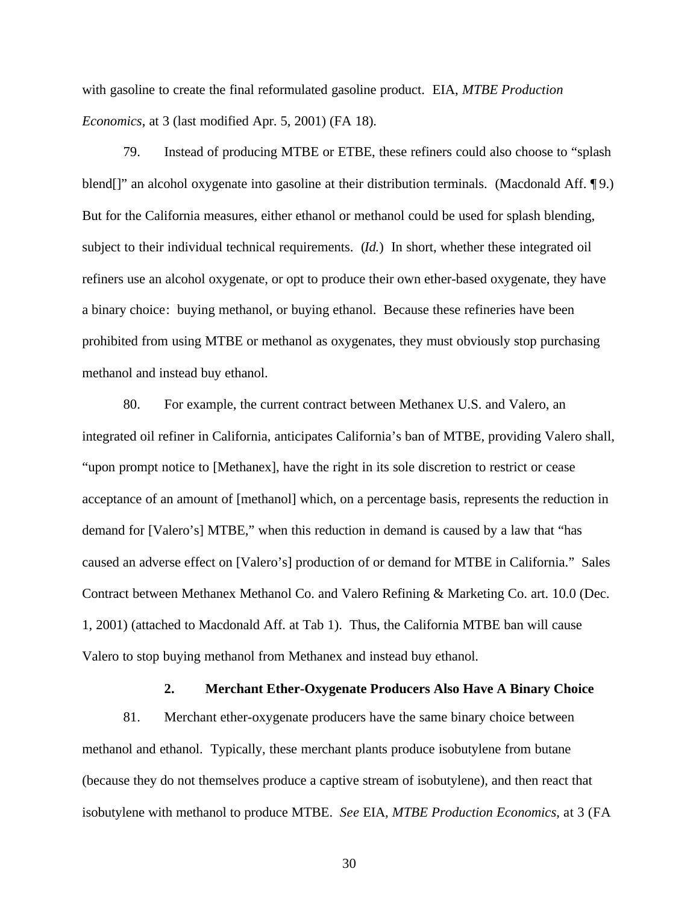with gasoline to create the final reformulated gasoline product. EIA, *MTBE Production Economics*, at 3 (last modified Apr. 5, 2001) (FA 18).

79. Instead of producing MTBE or ETBE, these refiners could also choose to "splash blend[]" an alcohol oxygenate into gasoline at their distribution terminals. (Macdonald Aff. ¶ 9.) But for the California measures, either ethanol or methanol could be used for splash blending, subject to their individual technical requirements. (*Id.*) In short, whether these integrated oil refiners use an alcohol oxygenate, or opt to produce their own ether-based oxygenate, they have a binary choice: buying methanol, or buying ethanol. Because these refineries have been prohibited from using MTBE or methanol as oxygenates, they must obviously stop purchasing methanol and instead buy ethanol.

80. For example, the current contract between Methanex U.S. and Valero, an integrated oil refiner in California, anticipates California's ban of MTBE, providing Valero shall, "upon prompt notice to [Methanex], have the right in its sole discretion to restrict or cease acceptance of an amount of [methanol] which, on a percentage basis, represents the reduction in demand for [Valero's] MTBE," when this reduction in demand is caused by a law that "has caused an adverse effect on [Valero's] production of or demand for MTBE in California." Sales Contract between Methanex Methanol Co. and Valero Refining & Marketing Co. art. 10.0 (Dec. 1, 2001) (attached to Macdonald Aff. at Tab 1). Thus, the California MTBE ban will cause Valero to stop buying methanol from Methanex and instead buy ethanol.

### 2. Merchant Ether-Oxygenate Producers Also Have A Binary Choice

81. Merchant ether-oxygenate producers have the same binary choice between methanol and ethanol. Typically, these merchant plants produce isobutylene from butane (because they do not themselves produce a captive stream of isobutylene), and then react that isobutylene with methanol to produce MTBE. *See* EIA, *MTBE Production Economics*, at 3 (FA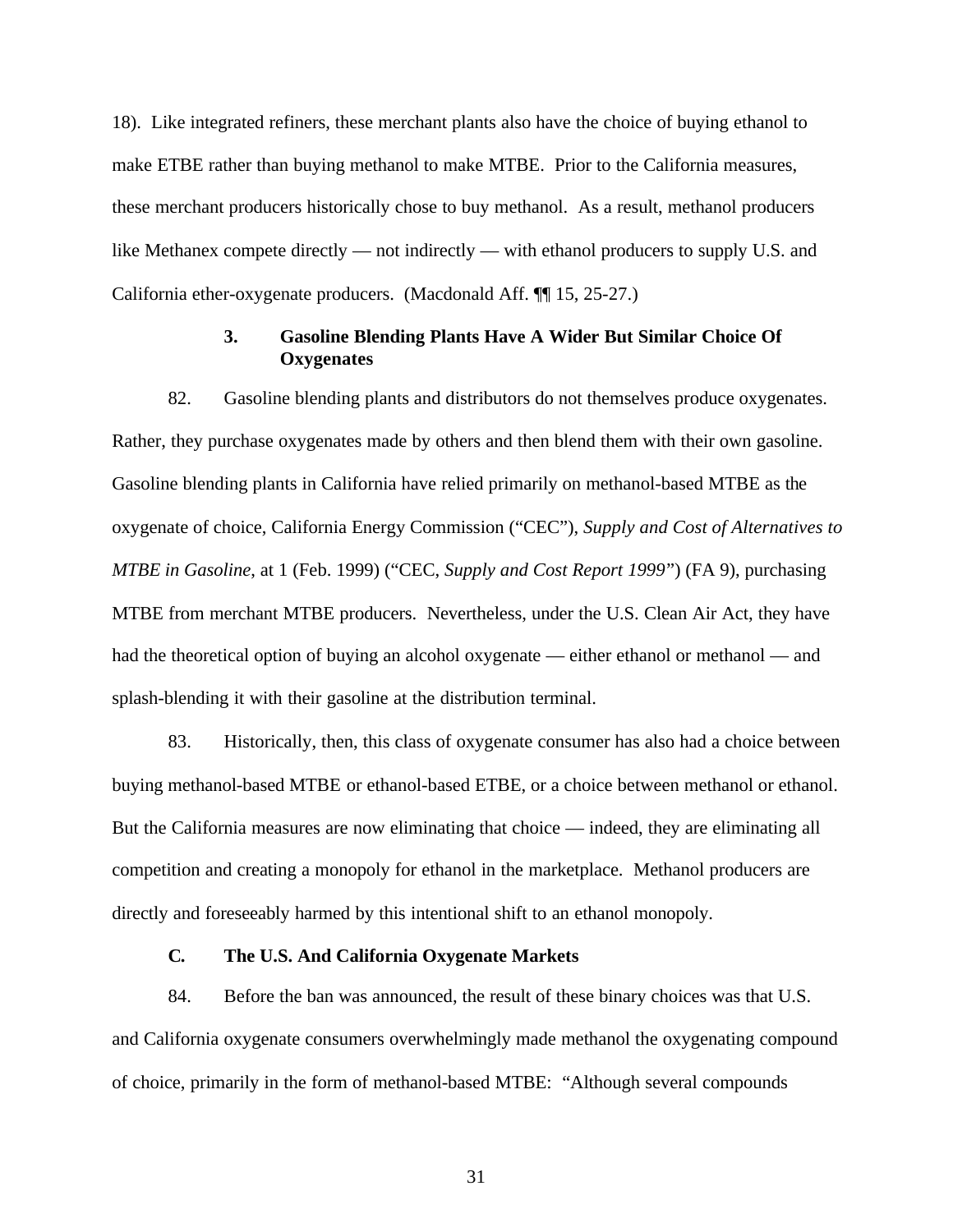18). Like integrated refiners, these merchant plants also have the choice of buying ethanol to make ETBE rather than buying methanol to make MTBE. Prior to the California measures, these merchant producers historically chose to buy methanol. As a result, methanol producers like Methanex compete directly — not indirectly — with ethanol producers to supply U.S. and California ether-oxygenate producers. (Macdonald Aff. ¶¶ 15, 25-27.)

### 3. Gasoline Blending Plants Have A Wider But Similar Choice Of Oxygenates

82. Gasoline blending plants and distributors do not themselves produce oxygenates. Rather, they purchase oxygenates made by others and then blend them with their own gasoline. Gasoline blending plants in California have relied primarily on methanol-based MTBE as the oxygenate of choice, California Energy Commission ("CEC"), *Supply and Cost of Alternatives to MTBE in Gasoline*, at 1 (Feb. 1999) ("CEC, *Supply and Cost Report 1999*") (FA 9), purchasing MTBE from merchant MTBE producers. Nevertheless, under the U.S. Clean Air Act, they have had the theoretical option of buying an alcohol oxygenate — either ethanol or methanol — and splash-blending it with their gasoline at the distribution terminal.

83. Historically, then, this class of oxygenate consumer has also had a choice between buying methanol-based MTBE or ethanol-based ETBE, or a choice between methanol or ethanol. But the California measures are now eliminating that choice — indeed, they are eliminating all competition and creating a monopoly for ethanol in the marketplace. Methanol producers are directly and foreseeably harmed by this intentional shift to an ethanol monopoly.

## C. The U.S. And California Oxygenate Markets

84. Before the ban was announced, the result of these binary choices was that U.S. and California oxygenate consumers overwhelmingly made methanol the oxygenating compound of choice, primarily in the form of methanol-based MTBE: "Although several compounds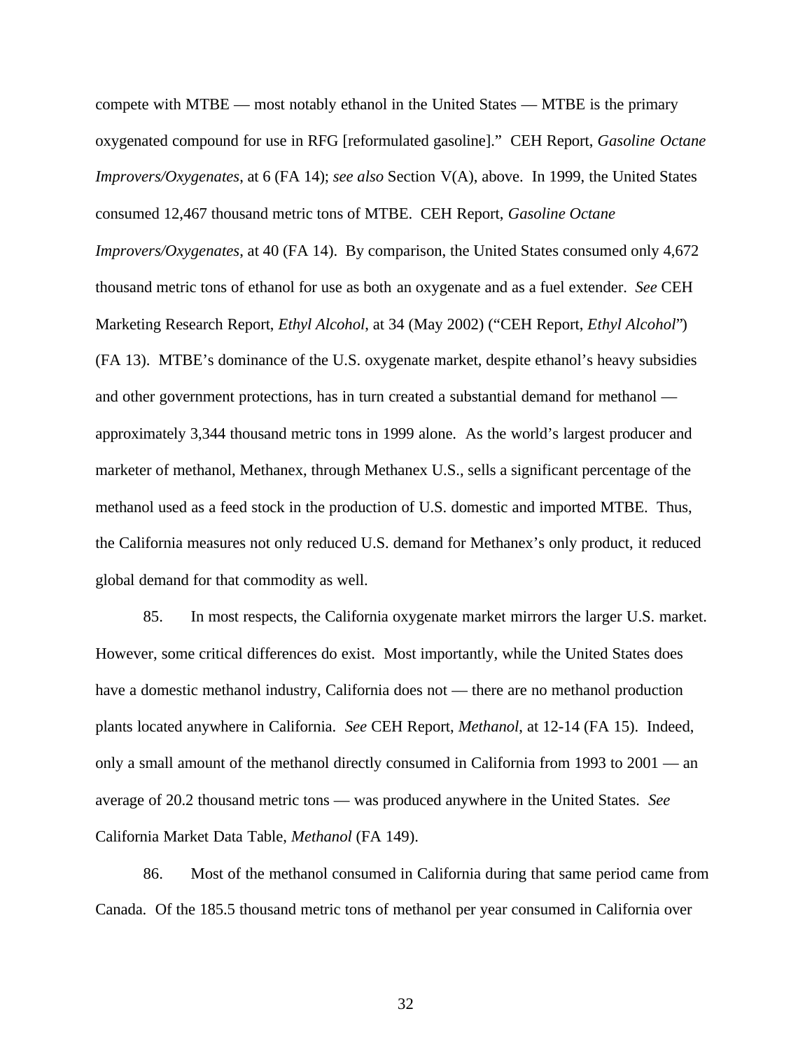compete with MTBE — most notably ethanol in the United States — MTBE is the primary oxygenated compound for use in RFG [reformulated gasoline]." CEH Report, *Gasoline Octane Improvers/Oxygenates*, at 6 (FA 14); *see also* Section V(A), above. In 1999, the United States consumed 12,467 thousand metric tons of MTBE. CEH Report, *Gasoline Octane Improvers/Oxygenates*, at 40 (FA 14). By comparison, the United States consumed only 4,672 thousand metric tons of ethanol for use as both an oxygenate and as a fuel extender. *See* CEH Marketing Research Report, *Ethyl Alcohol*, at 34 (May 2002) ("CEH Report, *Ethyl Alcohol*") (FA 13). MTBE's dominance of the U.S. oxygenate market, despite ethanol's heavy subsidies and other government protections, has in turn created a substantial demand for methanol — approximately 3,344 thousand metric tons in 1999 alone. As the world's largest producer and marketer of methanol, Methanex, through Methanex U.S., sells a significant percentage of the methanol used as a feed stock in the production of U.S. domestic and imported MTBE. Thus, the California measures not only reduced U.S. demand for Methanex's only product, it reduced global demand for that commodity as well.

85. In most respects, the California oxygenate market mirrors the larger U.S. market. However, some critical differences do exist. Most importantly, while the United States does have a domestic methanol industry, California does not — there are no methanol production plants located anywhere in California. *See* CEH Report, *Methanol*, at 12-14 (FA 15). Indeed, only a small amount of the methanol directly consumed in California from 1993 to 2001 — an average of 20.2 thousand metric tons — was produced anywhere in the United States. *See* California Market Data Table, *Methanol* (FA 149).

86. Most of the methanol consumed in California during that same period came from Canada. Of the 185.5 thousand metric tons of methanol per year consumed in California over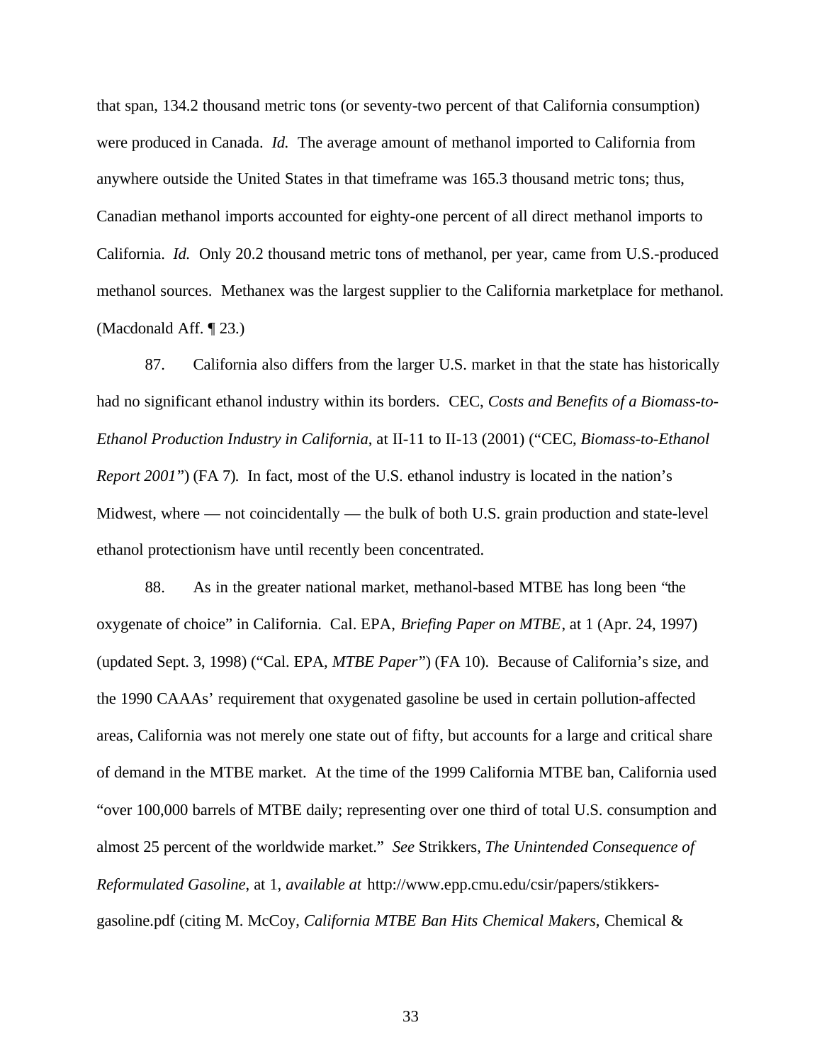that span, 134.2 thousand metric tons (or seventy-two percent of that California consumption) were produced in Canada. *Id.* The average amount of methanol imported to California from anywhere outside the United States in that timeframe was 165.3 thousand metric tons; thus, Canadian methanol imports accounted for eighty-one percent of all direct methanol imports to California. *Id.* Only 20.2 thousand metric tons of methanol, per year, came from U.S.-produced methanol sources. Methanex was the largest supplier to the California marketplace for methanol. (Macdonald Aff. ¶ 23.)

87. California also differs from the larger U.S. market in that the state has historically had no significant ethanol industry within its borders. CEC, *Costs and Benefits of a Biomass-to-Ethanol Production Industry in California*, at II-11 to II-13 (2001) ("CEC, *Biomass-to-Ethanol Report 2001*") (FA 7). In fact, most of the U.S. ethanol industry is located in the nation's Midwest, where — not coincidentally — the bulk of both U.S. grain production and state-level ethanol protectionism have until recently been concentrated.

88. As in the greater national market, methanol-based MTBE has long been "the oxygenate of choice" in California. Cal. EPA, *Briefing Paper on MTBE*, at 1 (Apr. 24, 1997) (updated Sept. 3, 1998) ("Cal. EPA, *MTBE Paper*") (FA 10). Because of California's size, and the 1990 CAAAs' requirement that oxygenated gasoline be used in certain pollution-affected areas, California was not merely one state out of fifty, but accounts for a large and critical share of demand in the MTBE market. At the time of the 1999 California MTBE ban, California used "over 100,000 barrels of MTBE daily; representing over one third of total U.S. consumption and almost 25 percent of the worldwide market." *See* Strikkers, *The Unintended Consequence of Reformulated Gasoline*, at 1, *available at* http://www.epp.cmu.edu/csir/papers/stikkers-gasoline.pdf (citing M. McCoy, *California MTBE Ban Hits Chemical Makers*, Chemical &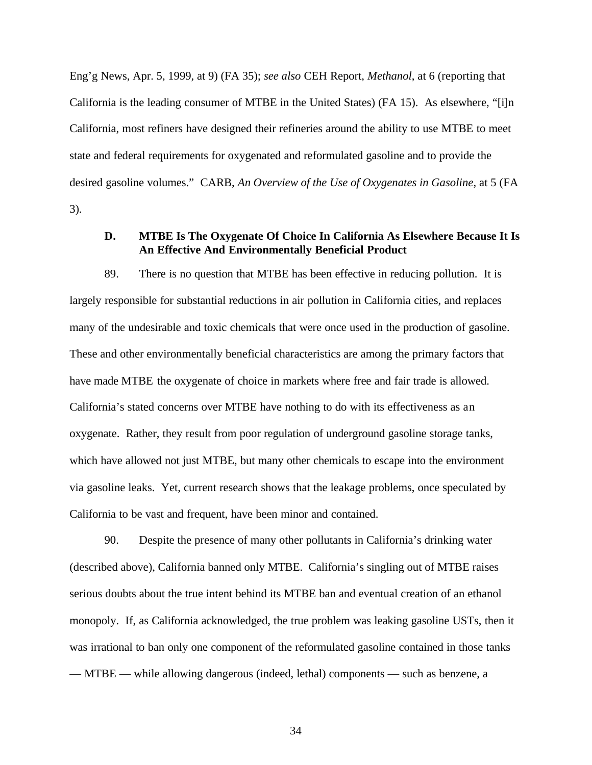Eng'g News, Apr. 5, 1999, at 9) (FA 35); *see also* CEH Report, *Methanol*, at 6 (reporting that California is the leading consumer of MTBE in the United States) (FA 15). As elsewhere, "[i]n California, most refiners have designed their refineries around the ability to use MTBE to meet state and federal requirements for oxygenated and reformulated gasoline and to provide the desired gasoline volumes." CARB, *An Overview of the Use of Oxygenates in Gasoline*, at 5 (FA 3).

### D. MTBE Is The Oxygenate Of Choice In California As Elsewhere Because It Is An Effective And Environmentally Beneficial Product

89. There is no question that MTBE has been effective in reducing pollution. It is largely responsible for substantial reductions in air pollution in California cities, and replaces many of the undesirable and toxic chemicals that were once used in the production of gasoline. These and other environmentally beneficial characteristics are among the primary factors that have made MTBE the oxygenate of choice in markets where free and fair trade is allowed. California's stated concerns over MTBE have nothing to do with its effectiveness as an oxygenate. Rather, they result from poor regulation of underground gasoline storage tanks, which have allowed not just MTBE, but many other chemicals to escape into the environment via gasoline leaks. Yet, current research shows that the leakage problems, once speculated by California to be vast and frequent, have been minor and contained.

90. Despite the presence of many other pollutants in California's drinking water (described above), California banned only MTBE. California's singling out of MTBE raises serious doubts about the true intent behind its MTBE ban and eventual creation of an ethanol monopoly. If, as California acknowledged, the true problem was leaking gasoline USTs, then it was irrational to ban only one component of the reformulated gasoline contained in those tanks — MTBE — while allowing dangerous (indeed, lethal) components — such as benzene, a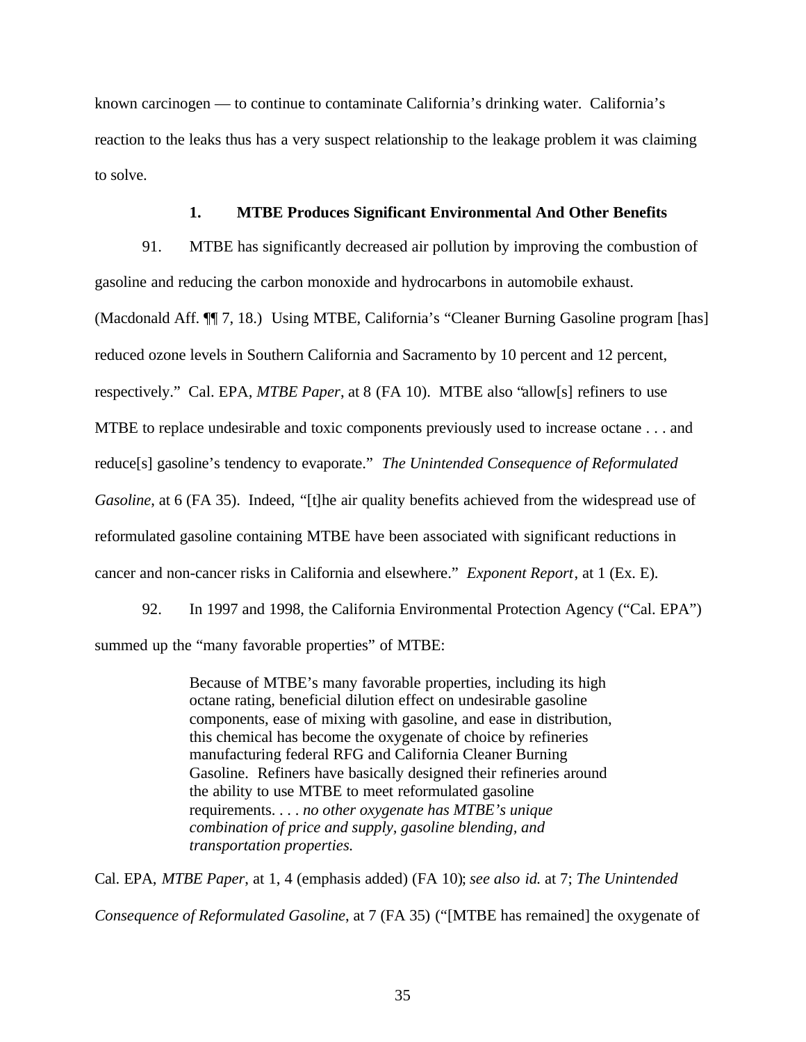known carcinogen — to continue to contaminate California's drinking water. California's reaction to the leaks thus has a very suspect relationship to the leakage problem it was claiming to solve.

### 1. MTBE Produces Significant Environmental And Other Benefits

91. MTBE has significantly decreased air pollution by improving the combustion of gasoline and reducing the carbon monoxide and hydrocarbons in automobile exhaust. (Macdonald Aff. ¶¶ 7, 18.) Using MTBE, California's "Cleaner Burning Gasoline program [has] reduced ozone levels in Southern California and Sacramento by 10 percent and 12 percent, respectively." Cal. EPA, *MTBE Paper*, at 8 (FA 10). MTBE also "allow[s] refiners to use MTBE to replace undesirable and toxic components previously used to increase octane . . . and reduce[s] gasoline's tendency to evaporate." *The Unintended Consequence of Reformulated Gasoline*, at 6 (FA 35). Indeed, "[t]he air quality benefits achieved from the widespread use of reformulated gasoline containing MTBE have been associated with significant reductions in cancer and non-cancer risks in California and elsewhere." *Exponent Report*, at 1 (Ex. E).

92. In 1997 and 1998, the California Environmental Protection Agency ("Cal. EPA") summed up the "many favorable properties" of MTBE:

> Because of MTBE's many favorable properties, including its high octane rating, beneficial dilution effect on undesirable gasoline components, ease of mixing with gasoline, and ease in distribution, this chemical has become the oxygenate of choice by refineries manufacturing federal RFG and California Cleaner Burning Gasoline. Refiners have basically designed their refineries around the ability to use MTBE to meet reformulated gasoline requirements. . . . *no other oxygenate has MTBE's unique combination of price and supply, gasoline blending, and transportation properties.*

Cal. EPA, *MTBE Paper*, at 1, 4 (emphasis added) (FA 10); *see also id.* at 7; *The Unintended Consequence of Reformulated Gasoline*, at 7 (FA 35) ("[MTBE has remained] the oxygenate of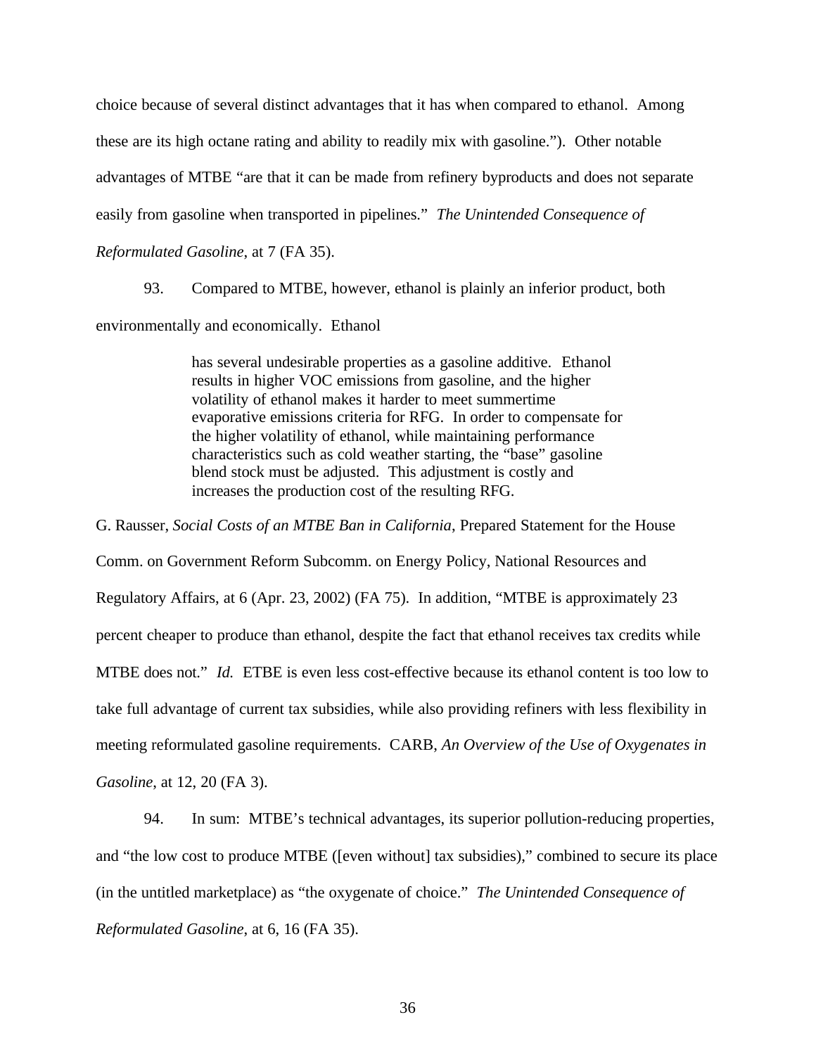choice because of several distinct advantages that it has when compared to ethanol. Among these are its high octane rating and ability to readily mix with gasoline."). Other notable advantages of MTBE "are that it can be made from refinery byproducts and does not separate easily from gasoline when transported in pipelines." *The Unintended Consequence of Reformulated Gasoline*, at 7 (FA 35).

93. Compared to MTBE, however, ethanol is plainly an inferior product, both environmentally and economically. Ethanol

> has several undesirable properties as a gasoline additive. Ethanol results in higher VOC emissions from gasoline, and the higher volatility of ethanol makes it harder to meet summertime evaporative emissions criteria for RFG. In order to compensate for the higher volatility of ethanol, while maintaining performance characteristics such as cold weather starting, the "base" gasoline blend stock must be adjusted. This adjustment is costly and increases the production cost of the resulting RFG.

G. Rausser, *Social Costs of an MTBE Ban in California*, Prepared Statement for the House Comm. on Government Reform Subcomm. on Energy Policy, National Resources and Regulatory Affairs, at 6 (Apr. 23, 2002) (FA 75). In addition, "MTBE is approximately 23 percent cheaper to produce than ethanol, despite the fact that ethanol receives tax credits while MTBE does not." *Id.* ETBE is even less cost-effective because its ethanol content is too low to take full advantage of current tax subsidies, while also providing refiners with less flexibility in meeting reformulated gasoline requirements. CARB, *An Overview of the Use of Oxygenates in Gasoline*, at 12, 20 (FA 3).

94. In sum: MTBE's technical advantages, its superior pollution-reducing properties, and "the low cost to produce MTBE ([even without] tax subsidies)," combined to secure its place (in the untitled marketplace) as "the oxygenate of choice." *The Unintended Consequence of Reformulated Gasoline*, at 6, 16 (FA 35).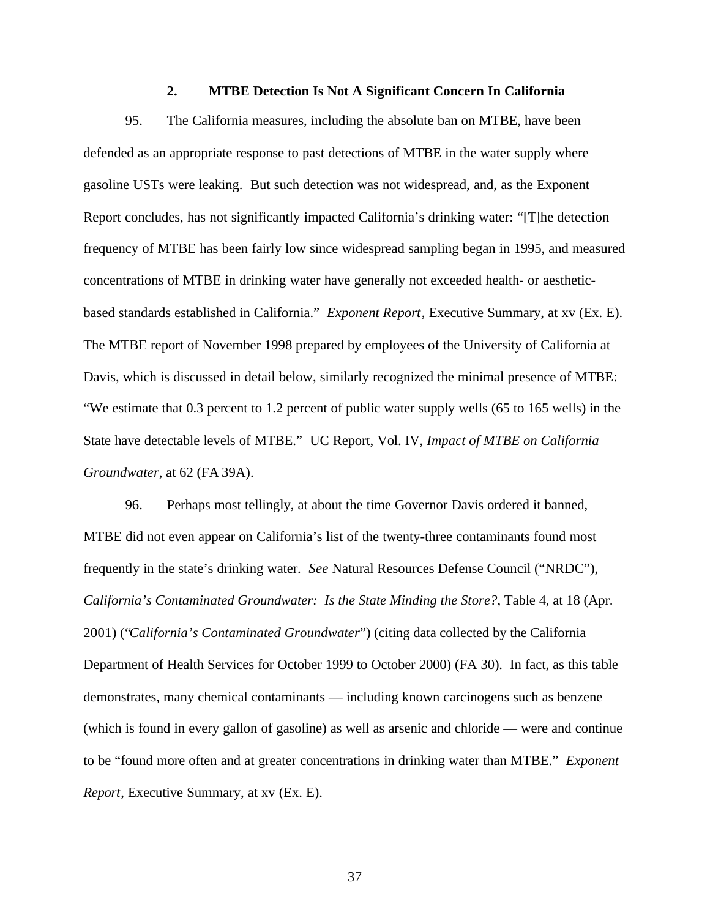### 2. MTBE Detection Is Not A Significant Concern In California

95. The California measures, including the absolute ban on MTBE, have been defended as an appropriate response to past detections of MTBE in the water supply where gasoline USTs were leaking. But such detection was not widespread, and, as the Exponent Report concludes, has not significantly impacted California's drinking water: "[T]he detection frequency of MTBE has been fairly low since widespread sampling began in 1995, and measured concentrations of MTBE in drinking water have generally not exceeded health- or aesthetic-based standards established in California." *Exponent Report*, Executive Summary, at xv (Ex. E). The MTBE report of November 1998 prepared by employees of the University of California at Davis, which is discussed in detail below, similarly recognized the minimal presence of MTBE: "We estimate that 0.3 percent to 1.2 percent of public water supply wells (65 to 165 wells) in the State have detectable levels of MTBE." UC Report, Vol. IV, *Impact of MTBE on California Groundwater*, at 62 (FA 39A).

96. Perhaps most tellingly, at about the time Governor Davis ordered it banned, MTBE did not even appear on California's list of the twenty-three contaminants found most frequently in the state's drinking water. *See* Natural Resources Defense Council ("NRDC"), *California's Contaminated Groundwater: Is the State Minding the Store?*, Table 4, at 18 (Apr. 2001) ("*California's Contaminated Groundwater*") (citing data collected by the California Department of Health Services for October 1999 to October 2000) (FA 30). In fact, as this table demonstrates, many chemical contaminants — including known carcinogens such as benzene (which is found in every gallon of gasoline) as well as arsenic and chloride — were and continue to be "found more often and at greater concentrations in drinking water than MTBE." *Exponent Report*, Executive Summary, at xv (Ex. E).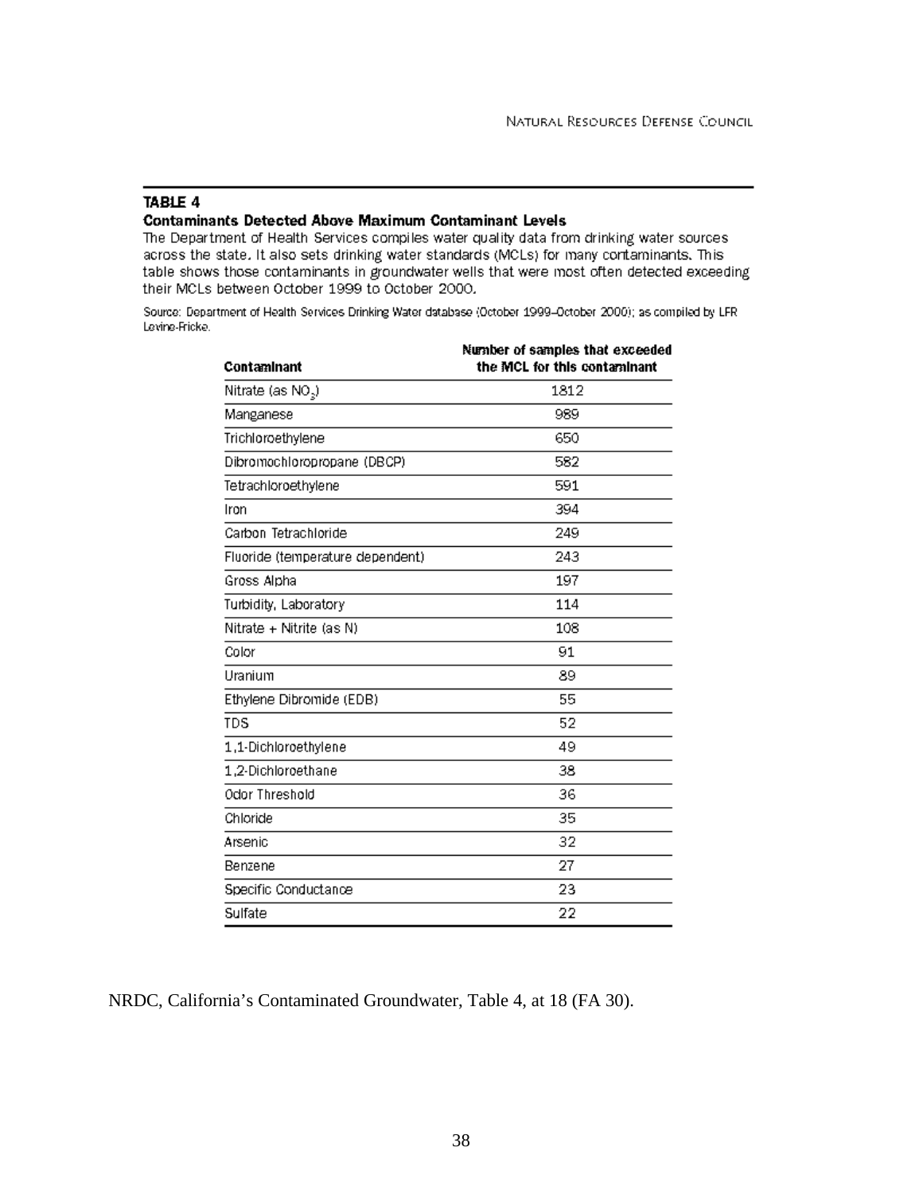**TABLE 4**

**Contaminants Detected Above Maximum Contaminant Levels**

The Department of Health Services compiles water quality data from drinking water sources across the state. It also sets drinking water standards (MCLs) for many contaminants. This table shows those contaminants in groundwater wells that were most often detected exceeding their MCLs between October 1999 to October 2000.

Source: Department of Health Services Drinking Water database (October 1999–October 2000); as compiled by LFR Levine-Fricke.

| Contaminant | Number of samples that exceeded the MCL for this contaminant |
|---|---|
| Nitrate (as $NO_3$) | 1812 |
| Manganese | 989 |
| Trichloroethylene | 650 |
| Dibromochloropropane (DBCP) | 582 |
| Tetrachloroethylene | 591 |
| Iron | 394 |
| Carbon Tetrachloride | 249 |
| Fluoride (temperature dependent) | 243 |
| Gross Alpha | 197 |
| Turbidity, Laboratory | 114 |
| Nitrate + Nitrite (as N) | 108 |
| Color | 91 |
| Uranium | 89 |
| Ethylene Dibromide (EDB) | 55 |
| TDS | 52 |
| 1,1-Dichloroethylene | 49 |
| 1,2-Dichloroethane | 38 |
| Odor Threshold | 36 |
| Chloride | 35 |
| Arsenic | 32 |
| Benzene | 27 |
| Specific Conductance | 23 |
| Sulfate | 22 |

NRDC, California's Contaminated Groundwater, Table 4, at 18 (FA 30).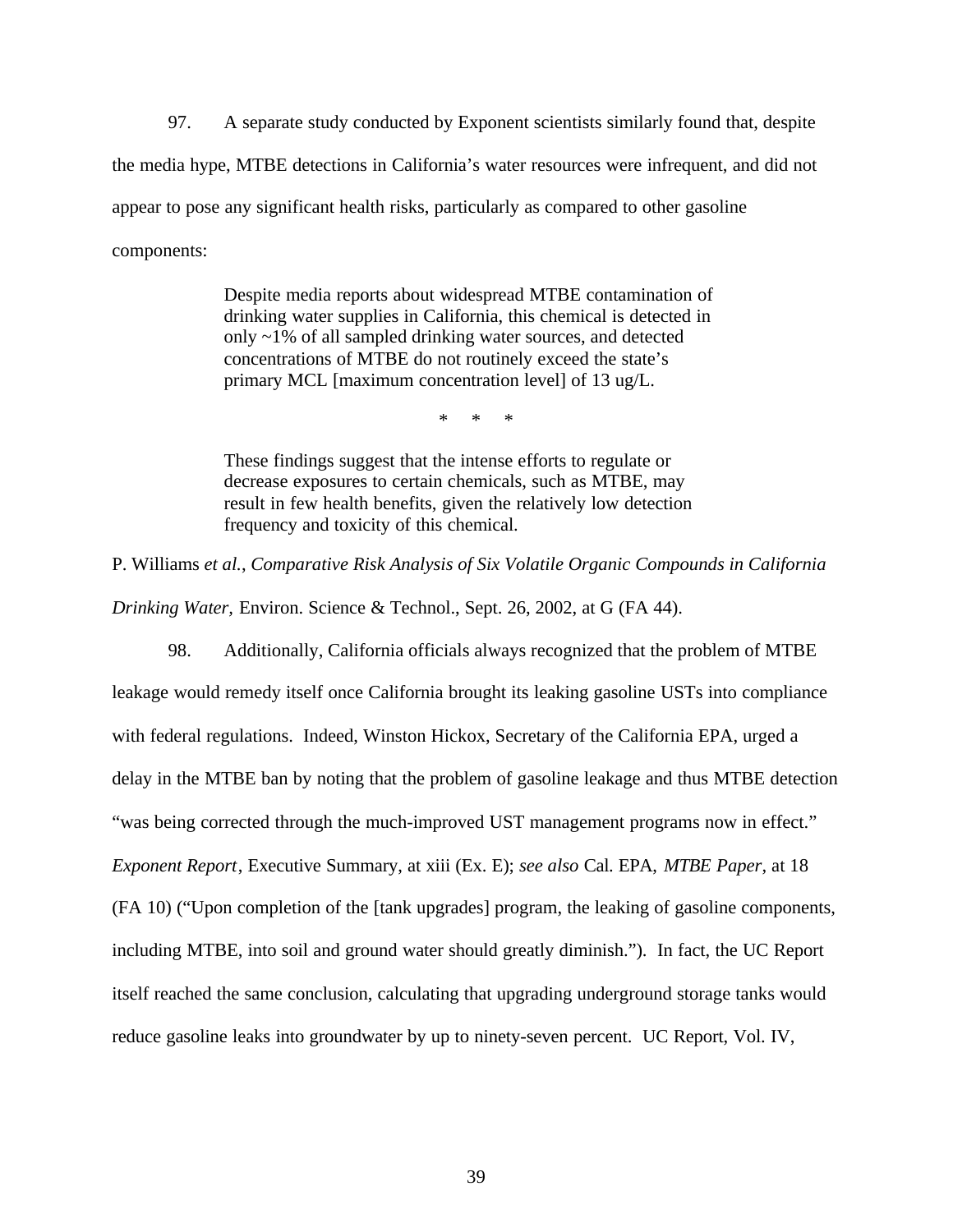97. A separate study conducted by Exponent scientists similarly found that, despite the media hype, MTBE detections in California's water resources were infrequent, and did not appear to pose any significant health risks, particularly as compared to other gasoline components:

> Despite media reports about widespread MTBE contamination of drinking water supplies in California, this chemical is detected in only ~1% of all sampled drinking water sources, and detected concentrations of MTBE do not routinely exceed the state's primary MCL [maximum concentration level] of 13 ug/L.
>
> \* \* \*
>
> These findings suggest that the intense efforts to regulate or decrease exposures to certain chemicals, such as MTBE, may result in few health benefits, given the relatively low detection frequency and toxicity of this chemical.

P. Williams *et al.*, *Comparative Risk Analysis of Six Volatile Organic Compounds in California Drinking Water,* Environ. Science & Technol., Sept. 26, 2002, at G (FA 44).

98. Additionally, California officials always recognized that the problem of MTBE leakage would remedy itself once California brought its leaking gasoline USTs into compliance with federal regulations. Indeed, Winston Hickox, Secretary of the California EPA, urged a delay in the MTBE ban by noting that the problem of gasoline leakage and thus MTBE detection "was being corrected through the much-improved UST management programs now in effect." *Exponent Report*, Executive Summary, at xiii (Ex. E); *see also* Cal. EPA, *MTBE Paper*, at 18 (FA 10) ("Upon completion of the [tank upgrades] program, the leaking of gasoline components, including MTBE, into soil and ground water should greatly diminish."). In fact, the UC Report itself reached the same conclusion, calculating that upgrading underground storage tanks would reduce gasoline leaks into groundwater by up to ninety-seven percent. UC Report, Vol. IV,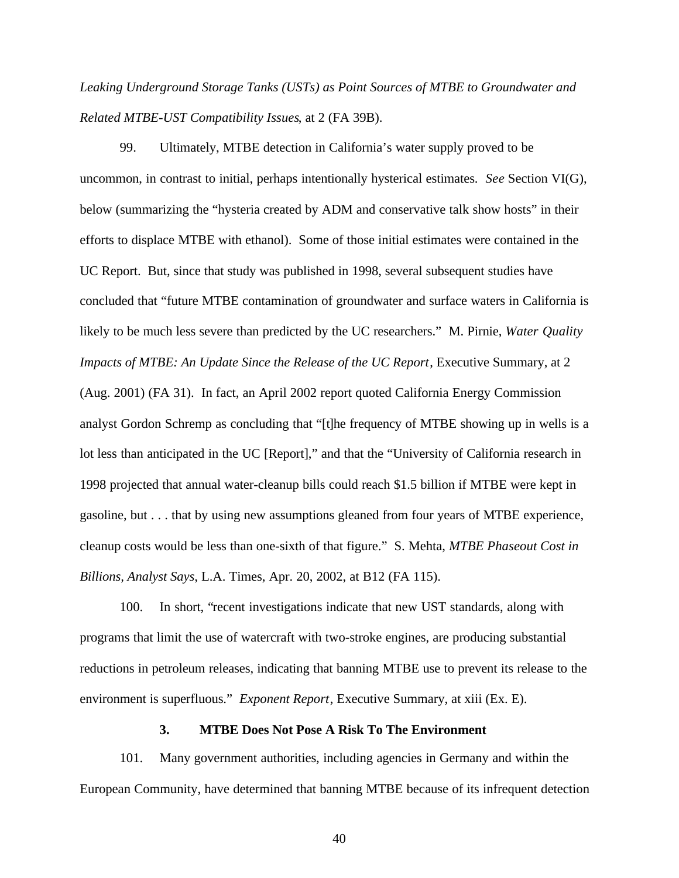*Leaking Underground Storage Tanks (USTs) as Point Sources of MTBE to Groundwater and Related MTBE-UST Compatibility Issues*, at 2 (FA 39B).

99. Ultimately, MTBE detection in California's water supply proved to be uncommon, in contrast to initial, perhaps intentionally hysterical estimates. *See* Section VI(G), below (summarizing the "hysteria created by ADM and conservative talk show hosts" in their efforts to displace MTBE with ethanol). Some of those initial estimates were contained in the UC Report. But, since that study was published in 1998, several subsequent studies have concluded that "future MTBE contamination of groundwater and surface waters in California is likely to be much less severe than predicted by the UC researchers." M. Pirnie, *Water Quality Impacts of MTBE: An Update Since the Release of the UC Report*, Executive Summary, at 2 (Aug. 2001) (FA 31). In fact, an April 2002 report quoted California Energy Commission analyst Gordon Schremp as concluding that "[t]he frequency of MTBE showing up in wells is a lot less than anticipated in the UC [Report]," and that the "University of California research in 1998 projected that annual water-cleanup bills could reach $1.5 billion if MTBE were kept in gasoline, but . . . that by using new assumptions gleaned from four years of MTBE experience, cleanup costs would be less than one-sixth of that figure." S. Mehta, *MTBE Phaseout Cost in Billions, Analyst Says*, L.A. Times, Apr. 20, 2002, at B12 (FA 115).

100. In short, "recent investigations indicate that new UST standards, along with programs that limit the use of watercraft with two-stroke engines, are producing substantial reductions in petroleum releases, indicating that banning MTBE use to prevent its release to the environment is superfluous." *Exponent Report*, Executive Summary, at xiii (Ex. E).

### 3. MTBE Does Not Pose A Risk To The Environment

101. Many government authorities, including agencies in Germany and within the European Community, have determined that banning MTBE because of its infrequent detection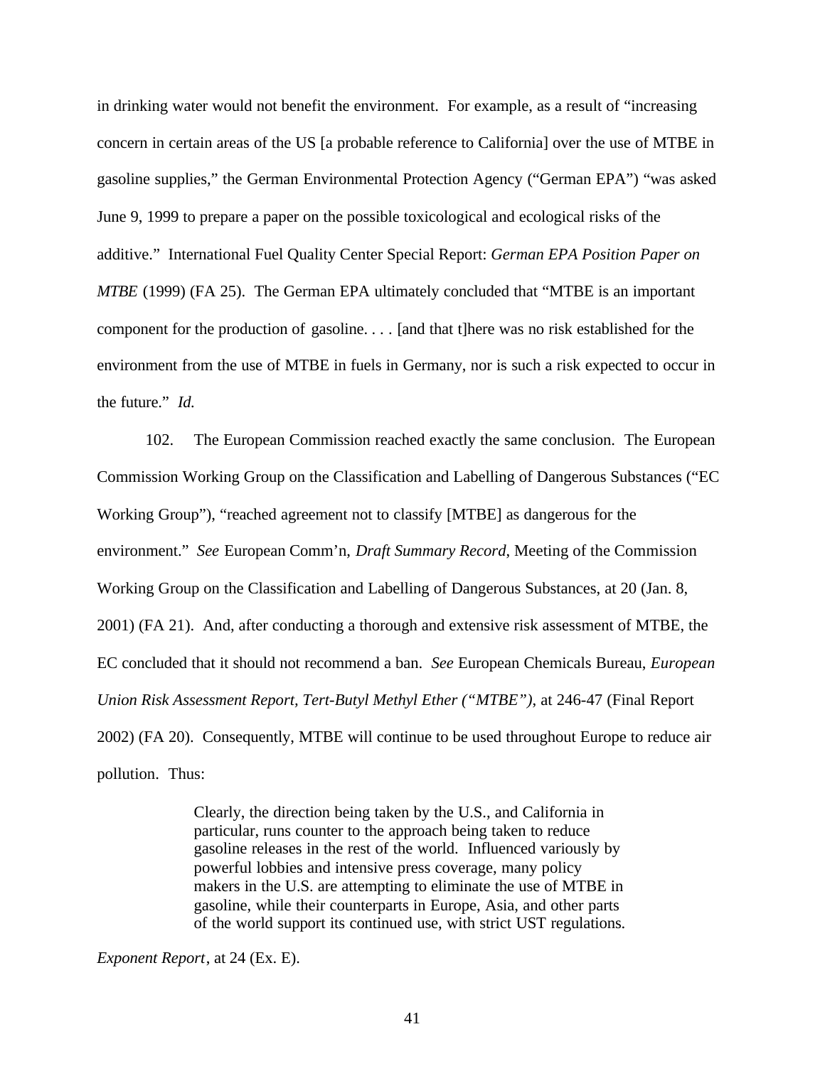in drinking water would not benefit the environment. For example, as a result of "increasing concern in certain areas of the US [a probable reference to California] over the use of MTBE in gasoline supplies," the German Environmental Protection Agency ("German EPA") "was asked June 9, 1999 to prepare a paper on the possible toxicological and ecological risks of the additive." International Fuel Quality Center Special Report: *German EPA Position Paper on MTBE* (1999) (FA 25). The German EPA ultimately concluded that "MTBE is an important component for the production of gasoline. . . . [and that t]here was no risk established for the environment from the use of MTBE in fuels in Germany, nor is such a risk expected to occur in the future." *Id.*

102. The European Commission reached exactly the same conclusion. The European Commission Working Group on the Classification and Labelling of Dangerous Substances ("EC Working Group"), "reached agreement not to classify [MTBE] as dangerous for the environment." *See* European Comm'n, *Draft Summary Record*, Meeting of the Commission Working Group on the Classification and Labelling of Dangerous Substances, at 20 (Jan. 8, 2001) (FA 21). And, after conducting a thorough and extensive risk assessment of MTBE, the EC concluded that it should not recommend a ban. *See* European Chemicals Bureau, *European Union Risk Assessment Report, Tert-Butyl Methyl Ether ("MTBE")*, at 246-47 (Final Report 2002) (FA 20). Consequently, MTBE will continue to be used throughout Europe to reduce air pollution. Thus:

> Clearly, the direction being taken by the U.S., and California in particular, runs counter to the approach being taken to reduce gasoline releases in the rest of the world. Influenced variously by powerful lobbies and intensive press coverage, many policy makers in the U.S. are attempting to eliminate the use of MTBE in gasoline, while their counterparts in Europe, Asia, and other parts of the world support its continued use, with strict UST regulations.

*Exponent Report*, at 24 (Ex. E).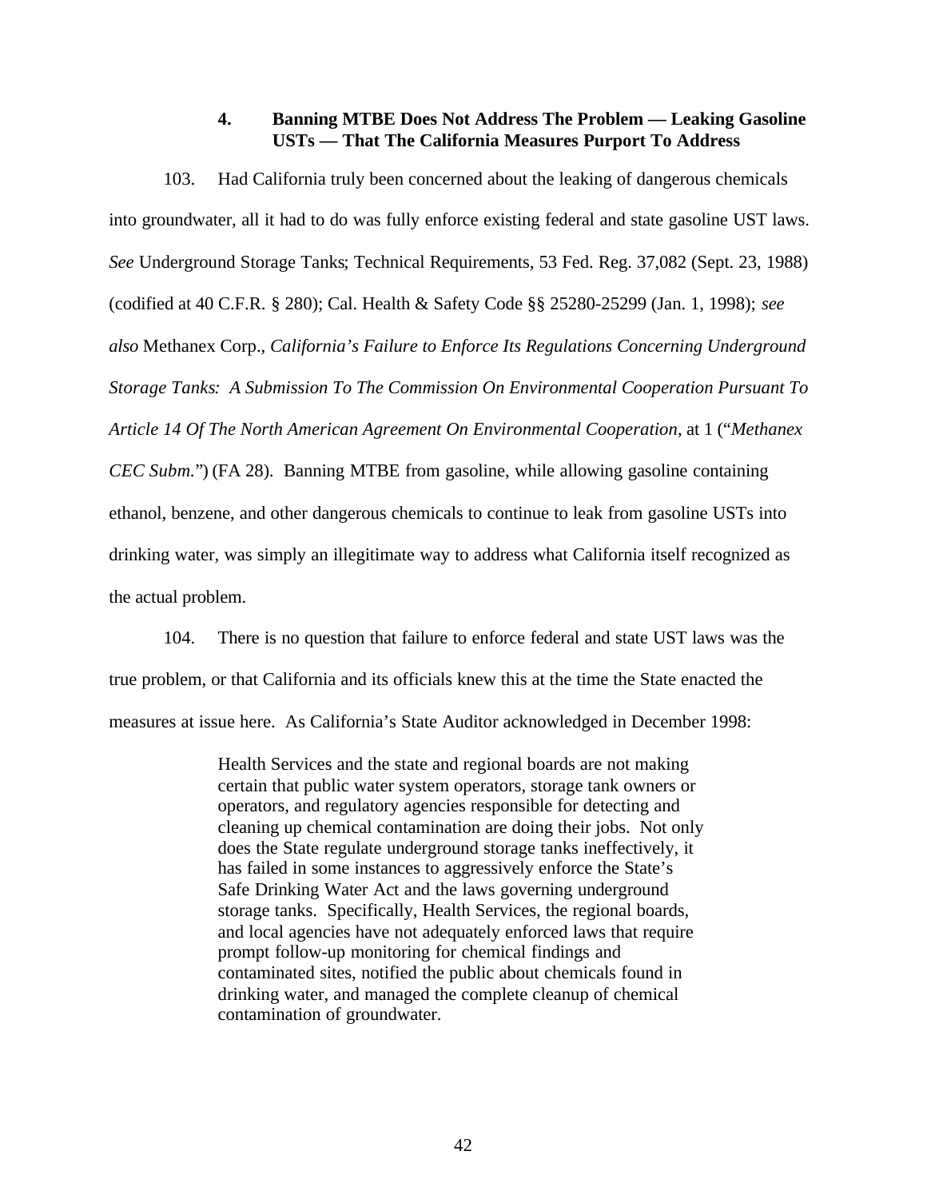### 4. Banning MTBE Does Not Address The Problem — Leaking Gasoline USTs — That The California Measures Purport To Address

103. Had California truly been concerned about the leaking of dangerous chemicals into groundwater, all it had to do was fully enforce existing federal and state gasoline UST laws. *See* Underground Storage Tanks; Technical Requirements, 53 Fed. Reg. 37,082 (Sept. 23, 1988) (codified at 40 C.F.R. § 280); Cal. Health & Safety Code §§ 25280-25299 (Jan. 1, 1998); *see also* Methanex Corp., *California's Failure to Enforce Its Regulations Concerning Underground Storage Tanks: A Submission To The Commission On Environmental Cooperation Pursuant To Article 14 Of The North American Agreement On Environmental Cooperation*, at 1 ("*Methanex CEC Subm.*") (FA 28). Banning MTBE from gasoline, while allowing gasoline containing ethanol, benzene, and other dangerous chemicals to continue to leak from gasoline USTs into drinking water, was simply an illegitimate way to address what California itself recognized as the actual problem.

104. There is no question that failure to enforce federal and state UST laws was the true problem, or that California and its officials knew this at the time the State enacted the measures at issue here. As California's State Auditor acknowledged in December 1998:

> Health Services and the state and regional boards are not making certain that public water system operators, storage tank owners or operators, and regulatory agencies responsible for detecting and cleaning up chemical contamination are doing their jobs. Not only does the State regulate underground storage tanks ineffectively, it has failed in some instances to aggressively enforce the State's Safe Drinking Water Act and the laws governing underground storage tanks. Specifically, Health Services, the regional boards, and local agencies have not adequately enforced laws that require prompt follow-up monitoring for chemical findings and contaminated sites, notified the public about chemicals found in drinking water, and managed the complete cleanup of chemical contamination of groundwater.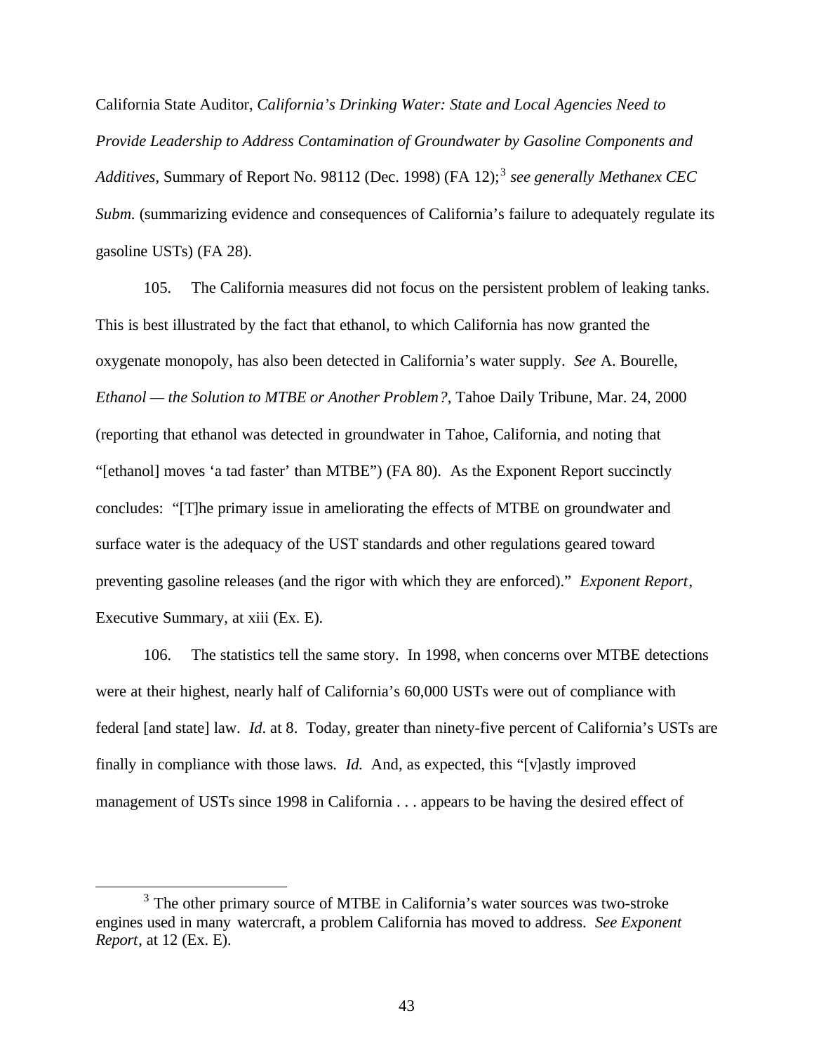California State Auditor, *California's Drinking Water: State and Local Agencies Need to Provide Leadership to Address Contamination of Groundwater by Gasoline Components and Additives*, Summary of Report No. 98112 (Dec. 1998) (FA 12);[3] *see generally Methanex CEC Subm.* (summarizing evidence and consequences of California's failure to adequately regulate its gasoline USTs) (FA 28).

105. The California measures did not focus on the persistent problem of leaking tanks. This is best illustrated by the fact that ethanol, to which California has now granted the oxygenate monopoly, has also been detected in California's water supply. *See* A. Bourelle, *Ethanol — the Solution to MTBE or Another Problem?*, Tahoe Daily Tribune, Mar. 24, 2000 (reporting that ethanol was detected in groundwater in Tahoe, California, and noting that "[ethanol] moves 'a tad faster' than MTBE") (FA 80). As the Exponent Report succinctly concludes: "[T]he primary issue in ameliorating the effects of MTBE on groundwater and surface water is the adequacy of the UST standards and other regulations geared toward preventing gasoline releases (and the rigor with which they are enforced)." *Exponent Report*, Executive Summary, at xiii (Ex. E).

106. The statistics tell the same story. In 1998, when concerns over MTBE detections were at their highest, nearly half of California's 60,000 USTs were out of compliance with federal [and state] law. *Id.* at 8. Today, greater than ninety-five percent of California's USTs are finally in compliance with those laws. *Id.* And, as expected, this "[v]astly improved management of USTs since 1998 in California . . . appears to be having the desired effect of

---

[3] The other primary source of MTBE in California's water sources was two-stroke engines used in many watercraft, a problem California has moved to address. *See Exponent Report*, at 12 (Ex. E).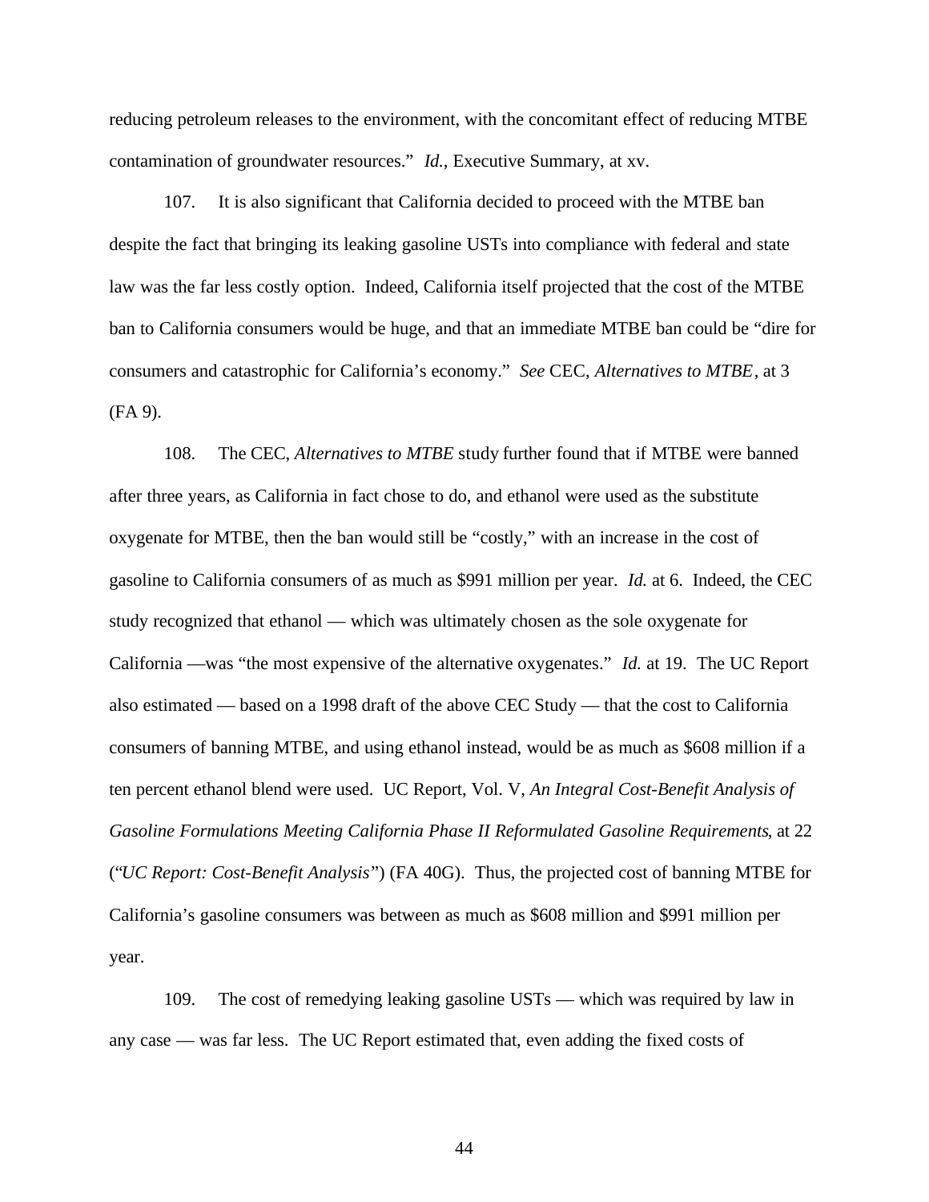reducing petroleum releases to the environment, with the concomitant effect of reducing MTBE contamination of groundwater resources." *Id.*, Executive Summary, at xv.

107. It is also significant that California decided to proceed with the MTBE ban despite the fact that bringing its leaking gasoline USTs into compliance with federal and state law was the far less costly option. Indeed, California itself projected that the cost of the MTBE ban to California consumers would be huge, and that an immediate MTBE ban could be "dire for consumers and catastrophic for California's economy." *See* CEC, *Alternatives to MTBE*, at 3 (FA 9).

108. The CEC, *Alternatives to MTBE* study further found that if MTBE were banned after three years, as California in fact chose to do, and ethanol were used as the substitute oxygenate for MTBE, then the ban would still be "costly," with an increase in the cost of gasoline to California consumers of as much as $991 million per year. *Id.* at 6. Indeed, the CEC study recognized that ethanol — which was ultimately chosen as the sole oxygenate for California —was "the most expensive of the alternative oxygenates." *Id.* at 19. The UC Report also estimated — based on a 1998 draft of the above CEC Study — that the cost to California consumers of banning MTBE, and using ethanol instead, would be as much as $608 million if a ten percent ethanol blend were used. UC Report, Vol. V, *An Integral Cost-Benefit Analysis of Gasoline Formulations Meeting California Phase II Reformulated Gasoline Requirements*, at 22 ("*UC Report: Cost-Benefit Analysis*") (FA 40G). Thus, the projected cost of banning MTBE for California's gasoline consumers was between as much as $608 million and $991 million per year.

109. The cost of remedying leaking gasoline USTs — which was required by law in any case — was far less. The UC Report estimated that, even adding the fixed costs of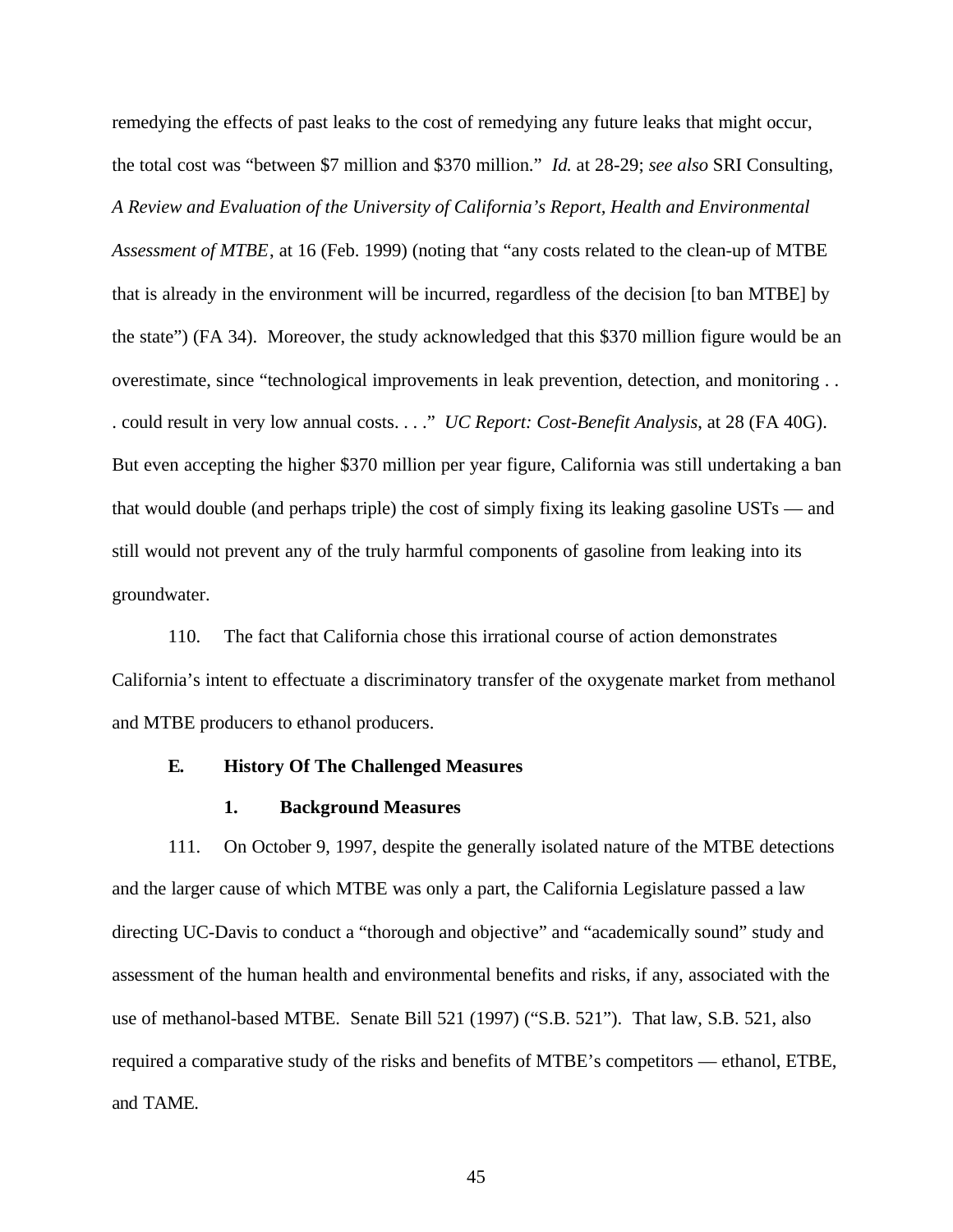remedying the effects of past leaks to the cost of remedying any future leaks that might occur, the total cost was "between $7 million and $370 million." *Id.* at 28-29; *see also* SRI Consulting, *A Review and Evaluation of the University of California's Report, Health and Environmental Assessment of MTBE*, at 16 (Feb. 1999) (noting that "any costs related to the clean-up of MTBE that is already in the environment will be incurred, regardless of the decision [to ban MTBE] by the state") (FA 34). Moreover, the study acknowledged that this $370 million figure would be an overestimate, since "technological improvements in leak prevention, detection, and monitoring . . . could result in very low annual costs. . . ." *UC Report: Cost-Benefit Analysis*, at 28 (FA 40G). But even accepting the higher $370 million per year figure, California was still undertaking a ban that would double (and perhaps triple) the cost of simply fixing its leaking gasoline USTs — and still would not prevent any of the truly harmful components of gasoline from leaking into its groundwater.

110. The fact that California chose this irrational course of action demonstrates California's intent to effectuate a discriminatory transfer of the oxygenate market from methanol and MTBE producers to ethanol producers.

### E. History Of The Challenged Measures

#### 1. Background Measures

111. On October 9, 1997, despite the generally isolated nature of the MTBE detections and the larger cause of which MTBE was only a part, the California Legislature passed a law directing UC-Davis to conduct a "thorough and objective" and "academically sound" study and assessment of the human health and environmental benefits and risks, if any, associated with the use of methanol-based MTBE. Senate Bill 521 (1997) ("S.B. 521"). That law, S.B. 521, also required a comparative study of the risks and benefits of MTBE's competitors — ethanol, ETBE, and TAME.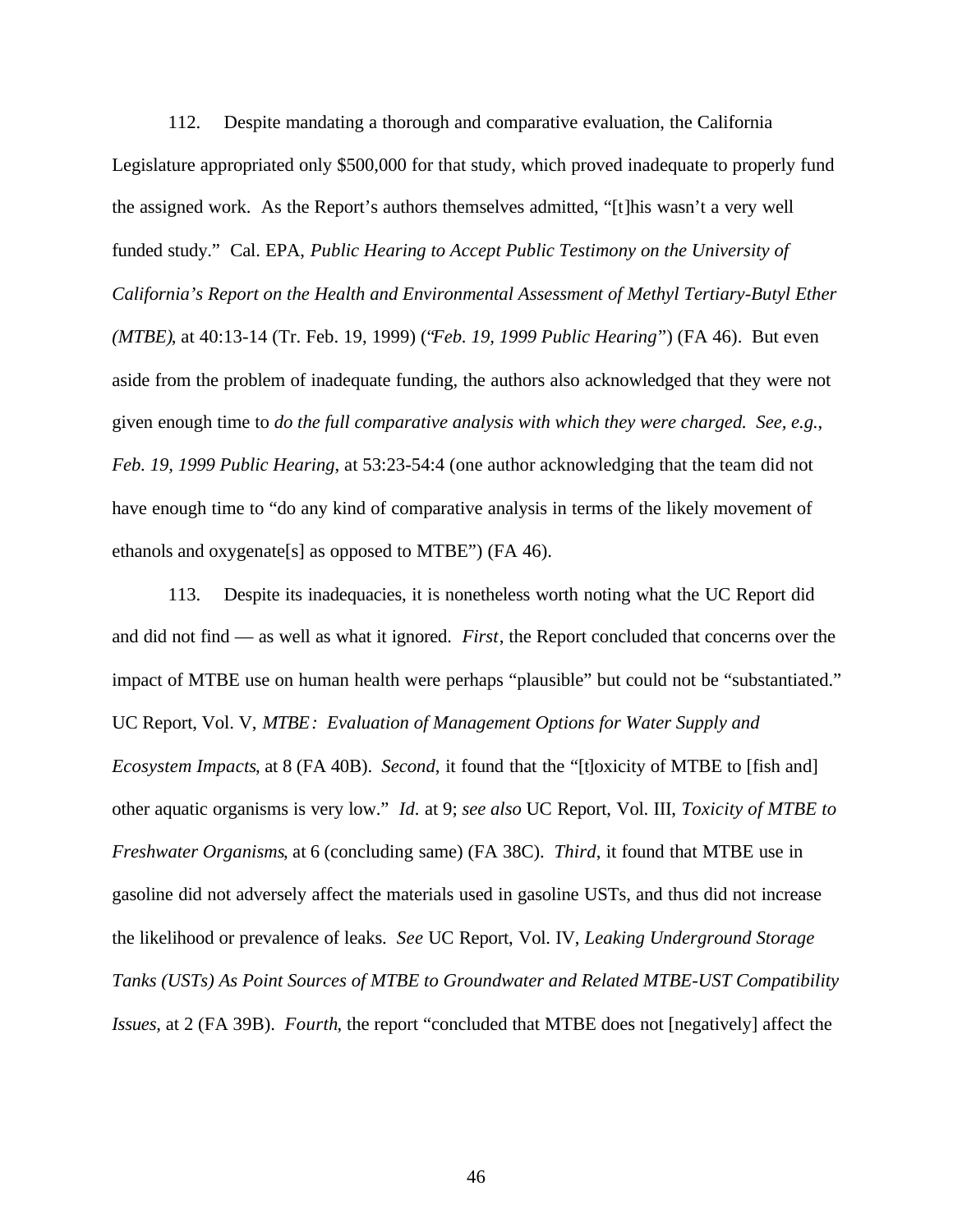112. Despite mandating a thorough and comparative evaluation, the California Legislature appropriated only $500,000 for that study, which proved inadequate to properly fund the assigned work. As the Report's authors themselves admitted, "[t]his wasn't a very well funded study." Cal. EPA, *Public Hearing to Accept Public Testimony on the University of California's Report on the Health and Environmental Assessment of Methyl Tertiary-Butyl Ether (MTBE)*, at 40:13-14 (Tr. Feb. 19, 1999) ("*Feb. 19, 1999 Public Hearing*") (FA 46). But even aside from the problem of inadequate funding, the authors also acknowledged that they were not given enough time to *do the full comparative analysis with which they were charged. See, e.g.*, *Feb. 19, 1999 Public Hearing*, at 53:23-54:4 (one author acknowledging that the team did not have enough time to "do any kind of comparative analysis in terms of the likely movement of ethanols and oxygenate[s] as opposed to MTBE") (FA 46).

113. Despite its inadequacies, it is nonetheless worth noting what the UC Report did and did not find — as well as what it ignored. *First*, the Report concluded that concerns over the impact of MTBE use on human health were perhaps "plausible" but could not be "substantiated." UC Report, Vol. V, *MTBE: Evaluation of Management Options for Water Supply and Ecosystem Impacts*, at 8 (FA 40B). *Second*, it found that the "[t]oxicity of MTBE to [fish and] other aquatic organisms is very low." *Id.* at 9; *see also* UC Report, Vol. III, *Toxicity of MTBE to Freshwater Organisms*, at 6 (concluding same) (FA 38C). *Third*, it found that MTBE use in gasoline did not adversely affect the materials used in gasoline USTs, and thus did not increase the likelihood or prevalence of leaks. *See* UC Report, Vol. IV, *Leaking Underground Storage Tanks (USTs) As Point Sources of MTBE to Groundwater and Related MTBE-UST Compatibility Issues*, at 2 (FA 39B). *Fourth*, the report "concluded that MTBE does not [negatively] affect the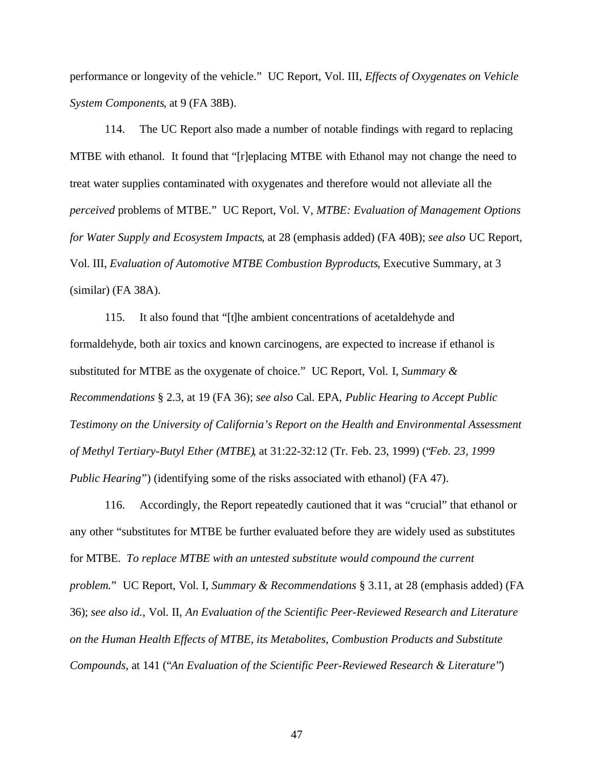performance or longevity of the vehicle." UC Report, Vol. III, *Effects of Oxygenates on Vehicle System Components*, at 9 (FA 38B).

114. The UC Report also made a number of notable findings with regard to replacing MTBE with ethanol. It found that "[r]eplacing MTBE with Ethanol may not change the need to treat water supplies contaminated with oxygenates and therefore would not alleviate all the *perceived* problems of MTBE." UC Report, Vol. V, *MTBE: Evaluation of Management Options for Water Supply and Ecosystem Impacts*, at 28 (emphasis added) (FA 40B); *see also* UC Report, Vol. III, *Evaluation of Automotive MTBE Combustion Byproducts*, Executive Summary, at 3 (similar) (FA 38A).

115. It also found that "[t]he ambient concentrations of acetaldehyde and formaldehyde, both air toxics and known carcinogens, are expected to increase if ethanol is substituted for MTBE as the oxygenate of choice." UC Report, Vol. I, *Summary & Recommendations* § 2.3, at 19 (FA 36); *see also* Cal. EPA, *Public Hearing to Accept Public Testimony on the University of California's Report on the Health and Environmental Assessment of Methyl Tertiary-Butyl Ether (MTBE)*, at 31:22-32:12 (Tr. Feb. 23, 1999) ("*Feb. 23, 1999 Public Hearing*") (identifying some of the risks associated with ethanol) (FA 47).

116. Accordingly, the Report repeatedly cautioned that it was "crucial" that ethanol or any other "substitutes for MTBE be further evaluated before they are widely used as substitutes for MTBE. *To replace MTBE with an untested substitute would compound the current problem.*" UC Report, Vol. I, *Summary & Recommendations* § 3.11, at 28 (emphasis added) (FA 36); *see also id.*, Vol. II, *An Evaluation of the Scientific Peer-Reviewed Research and Literature on the Human Health Effects of MTBE, its Metabolites, Combustion Products and Substitute Compounds*, at 141 ("*An Evaluation of the Scientific Peer-Reviewed Research & Literature*")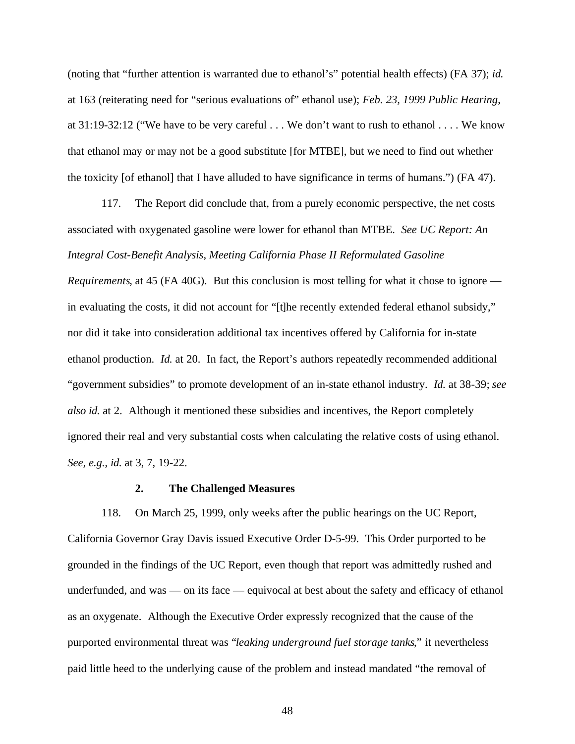(noting that "further attention is warranted due to ethanol's" potential health effects) (FA 37); *id.* at 163 (reiterating need for "serious evaluations of" ethanol use); *Feb. 23, 1999 Public Hearing*, at 31:19-32:12 ("We have to be very careful . . . We don't want to rush to ethanol . . . . We know that ethanol may or may not be a good substitute [for MTBE], but we need to find out whether the toxicity [of ethanol] that I have alluded to have significance in terms of humans.") (FA 47).

117. The Report did conclude that, from a purely economic perspective, the net costs associated with oxygenated gasoline were lower for ethanol than MTBE. *See UC Report: An Integral Cost-Benefit Analysis, Meeting California Phase II Reformulated Gasoline Requirements*, at 45 (FA 40G). But this conclusion is most telling for what it chose to ignore — in evaluating the costs, it did not account for "[t]he recently extended federal ethanol subsidy," nor did it take into consideration additional tax incentives offered by California for in-state ethanol production. *Id.* at 20. In fact, the Report's authors repeatedly recommended additional "government subsidies" to promote development of an in-state ethanol industry. *Id.* at 38-39; *see also id.* at 2. Although it mentioned these subsidies and incentives, the Report completely ignored their real and very substantial costs when calculating the relative costs of using ethanol. *See, e.g.*, *id.* at 3, 7, 19-22.

### 2. The Challenged Measures

118. On March 25, 1999, only weeks after the public hearings on the UC Report, California Governor Gray Davis issued Executive Order D-5-99. This Order purported to be grounded in the findings of the UC Report, even though that report was admittedly rushed and underfunded, and was — on its face — equivocal at best about the safety and efficacy of ethanol as an oxygenate. Although the Executive Order expressly recognized that the cause of the purported environmental threat was "*leaking underground fuel storage tanks*," it nevertheless paid little heed to the underlying cause of the problem and instead mandated "the removal of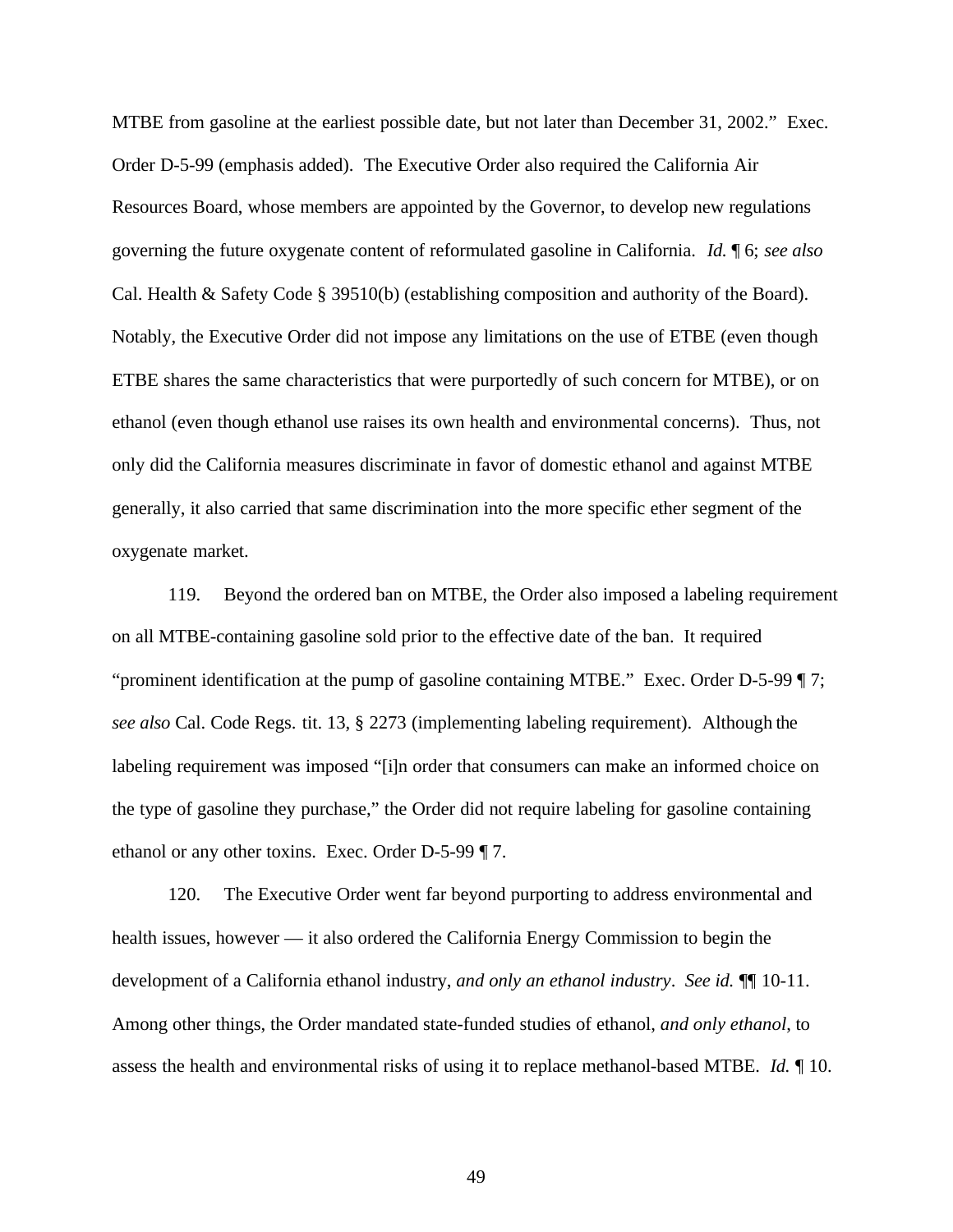MTBE from gasoline at the earliest possible date, but not later than December 31, 2002." Exec. Order D-5-99 (emphasis added). The Executive Order also required the California Air Resources Board, whose members are appointed by the Governor, to develop new regulations governing the future oxygenate content of reformulated gasoline in California. *Id.* ¶ 6; *see also* Cal. Health & Safety Code § 39510(b) (establishing composition and authority of the Board). Notably, the Executive Order did not impose any limitations on the use of ETBE (even though ETBE shares the same characteristics that were purportedly of such concern for MTBE), or on ethanol (even though ethanol use raises its own health and environmental concerns). Thus, not only did the California measures discriminate in favor of domestic ethanol and against MTBE generally, it also carried that same discrimination into the more specific ether segment of the oxygenate market.

119. Beyond the ordered ban on MTBE, the Order also imposed a labeling requirement on all MTBE-containing gasoline sold prior to the effective date of the ban. It required "prominent identification at the pump of gasoline containing MTBE." Exec. Order D-5-99 ¶ 7; *see also* Cal. Code Regs. tit. 13, § 2273 (implementing labeling requirement). Although the labeling requirement was imposed "[i]n order that consumers can make an informed choice on the type of gasoline they purchase," the Order did not require labeling for gasoline containing ethanol or any other toxins. Exec. Order D-5-99 ¶ 7.

120. The Executive Order went far beyond purporting to address environmental and health issues, however — it also ordered the California Energy Commission to begin the development of a California ethanol industry, *and only an ethanol industry*. *See id.* ¶¶ 10-11. Among other things, the Order mandated state-funded studies of ethanol, *and only ethanol*, to assess the health and environmental risks of using it to replace methanol-based MTBE. *Id.* ¶ 10.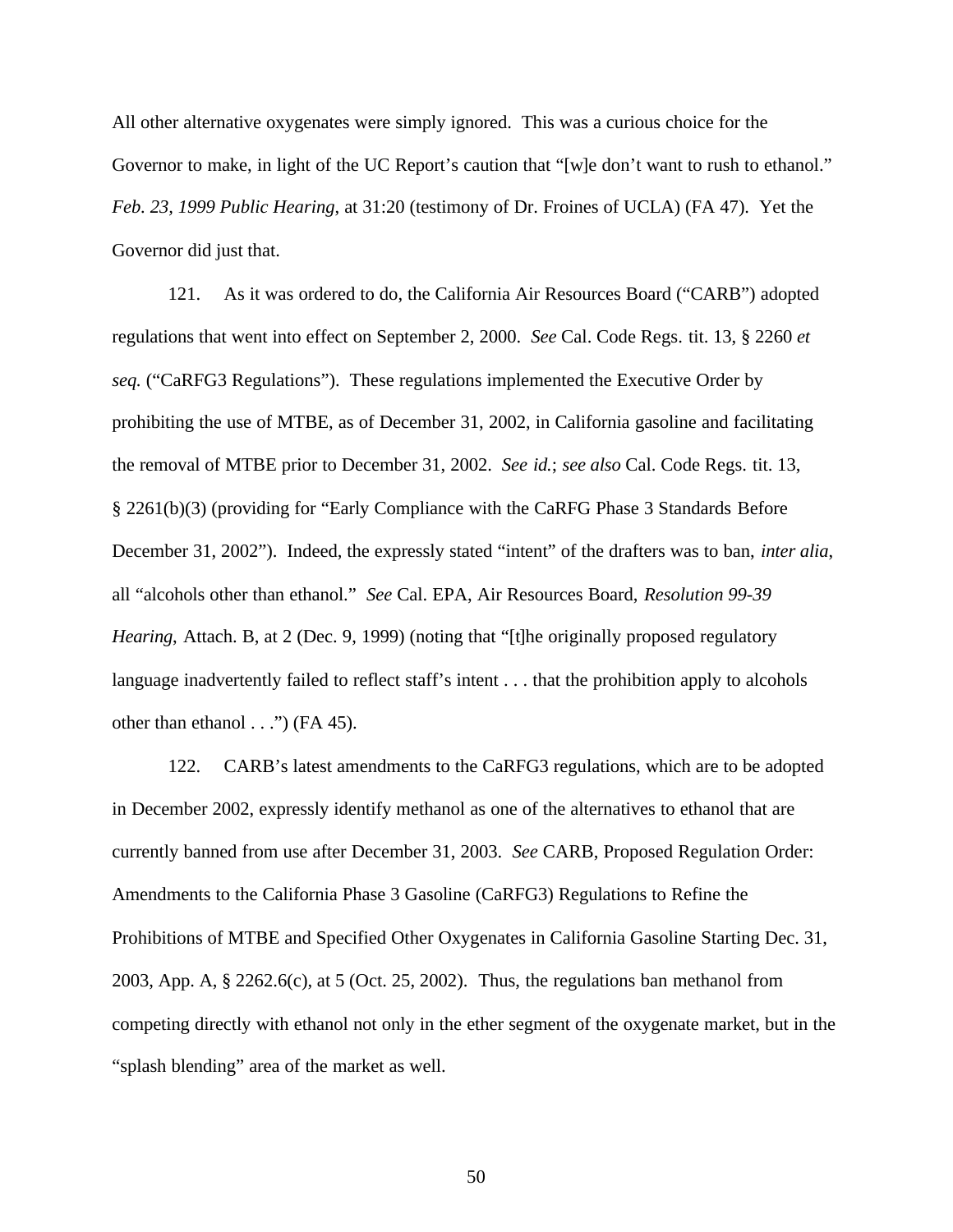All other alternative oxygenates were simply ignored. This was a curious choice for the Governor to make, in light of the UC Report's caution that "[w]e don't want to rush to ethanol." *Feb. 23, 1999 Public Hearing*, at 31:20 (testimony of Dr. Froines of UCLA) (FA 47). Yet the Governor did just that.

121. As it was ordered to do, the California Air Resources Board ("CARB") adopted regulations that went into effect on September 2, 2000. *See* Cal. Code Regs. tit. 13, § 2260 *et seq.* ("CaRFG3 Regulations"). These regulations implemented the Executive Order by prohibiting the use of MTBE, as of December 31, 2002, in California gasoline and facilitating the removal of MTBE prior to December 31, 2002. *See id.*; *see also* Cal. Code Regs. tit. 13, § 2261(b)(3) (providing for "Early Compliance with the CaRFG Phase 3 Standards Before December 31, 2002"). Indeed, the expressly stated "intent" of the drafters was to ban, *inter alia*, all "alcohols other than ethanol." *See* Cal. EPA, Air Resources Board, *Resolution 99-39 Hearing*, Attach. B, at 2 (Dec. 9, 1999) (noting that "[t]he originally proposed regulatory language inadvertently failed to reflect staff's intent . . . that the prohibition apply to alcohols other than ethanol . . .") (FA 45).

122. CARB's latest amendments to the CaRFG3 regulations, which are to be adopted in December 2002, expressly identify methanol as one of the alternatives to ethanol that are currently banned from use after December 31, 2003. *See* CARB, Proposed Regulation Order: Amendments to the California Phase 3 Gasoline (CaRFG3) Regulations to Refine the Prohibitions of MTBE and Specified Other Oxygenates in California Gasoline Starting Dec. 31, 2003, App. A, § 2262.6(c), at 5 (Oct. 25, 2002). Thus, the regulations ban methanol from competing directly with ethanol not only in the ether segment of the oxygenate market, but in the "splash blending" area of the market as well.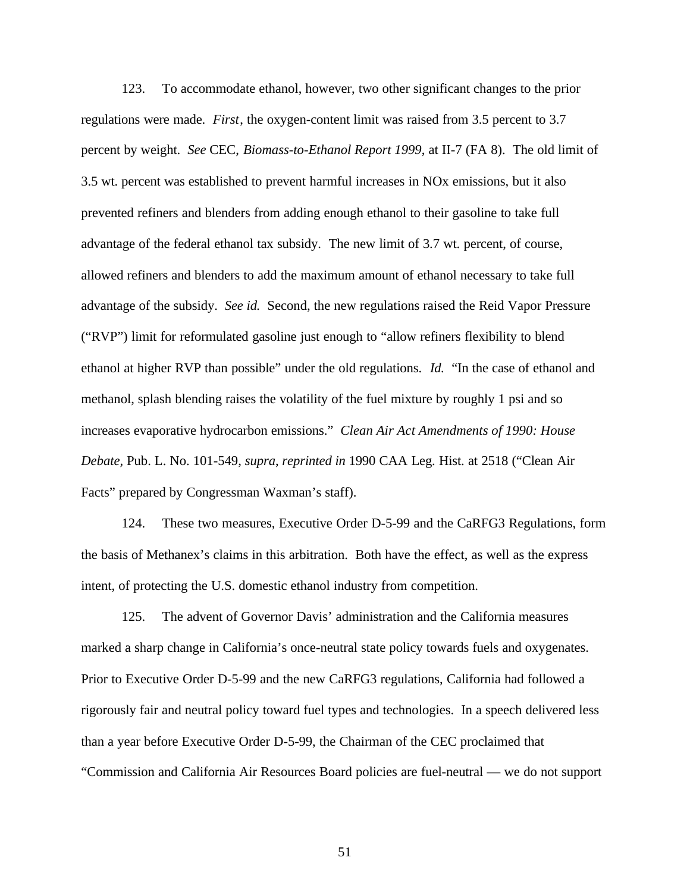123. To accommodate ethanol, however, two other significant changes to the prior regulations were made. *First*, the oxygen-content limit was raised from 3.5 percent to 3.7 percent by weight. *See* CEC, *Biomass-to-Ethanol Report 1999*, at II-7 (FA 8). The old limit of 3.5 wt. percent was established to prevent harmful increases in NOx emissions, but it also prevented refiners and blenders from adding enough ethanol to their gasoline to take full advantage of the federal ethanol tax subsidy. The new limit of 3.7 wt. percent, of course, allowed refiners and blenders to add the maximum amount of ethanol necessary to take full advantage of the subsidy. *See id.* Second, the new regulations raised the Reid Vapor Pressure ("RVP") limit for reformulated gasoline just enough to "allow refiners flexibility to blend ethanol at higher RVP than possible" under the old regulations. *Id.* "In the case of ethanol and methanol, splash blending raises the volatility of the fuel mixture by roughly 1 psi and so increases evaporative hydrocarbon emissions." *Clean Air Act Amendments of 1990: House Debate*, Pub. L. No. 101-549, *supra*, *reprinted in* 1990 CAA Leg. Hist. at 2518 ("Clean Air Facts" prepared by Congressman Waxman's staff).

124. These two measures, Executive Order D-5-99 and the CaRFG3 Regulations, form the basis of Methanex's claims in this arbitration. Both have the effect, as well as the express intent, of protecting the U.S. domestic ethanol industry from competition.

125. The advent of Governor Davis' administration and the California measures marked a sharp change in California's once-neutral state policy towards fuels and oxygenates. Prior to Executive Order D-5-99 and the new CaRFG3 regulations, California had followed a rigorously fair and neutral policy toward fuel types and technologies. In a speech delivered less than a year before Executive Order D-5-99, the Chairman of the CEC proclaimed that "Commission and California Air Resources Board policies are fuel-neutral — we do not support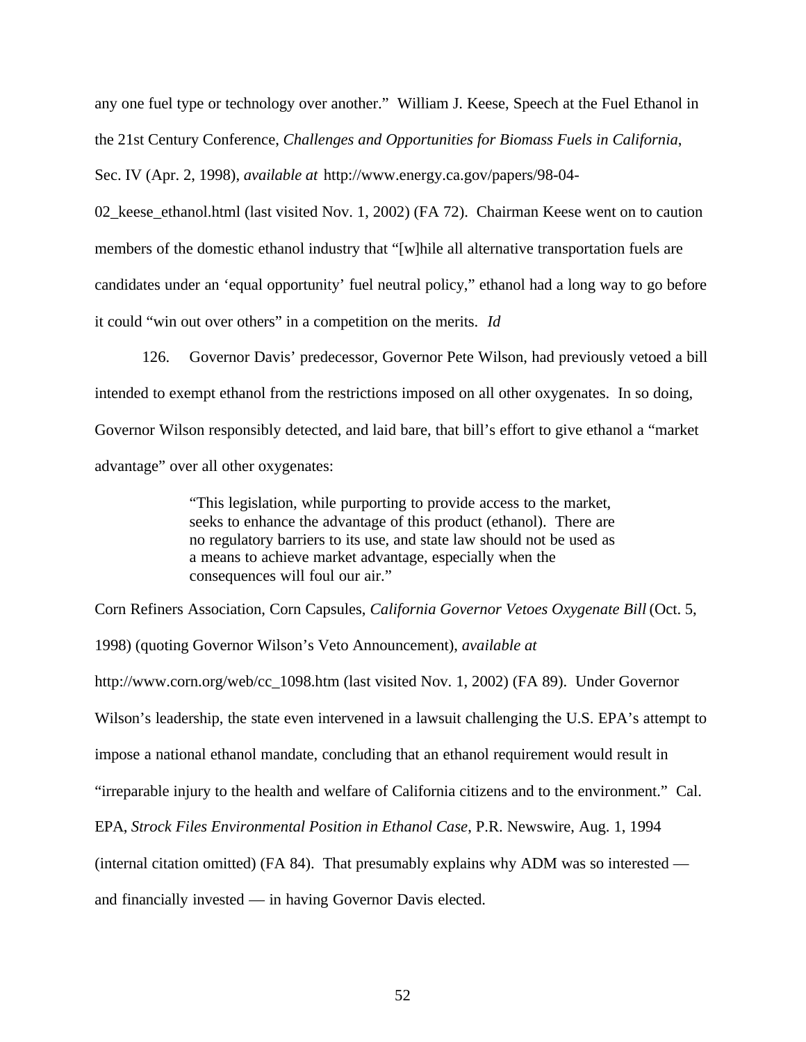any one fuel type or technology over another." William J. Keese, Speech at the Fuel Ethanol in the 21st Century Conference, *Challenges and Opportunities for Biomass Fuels in California*, Sec. IV (Apr. 2, 1998), *available at* http://www.energy.ca.gov/papers/98-04-02_keese_ethanol.html (last visited Nov. 1, 2002) (FA 72). Chairman Keese went on to caution members of the domestic ethanol industry that "[w]hile all alternative transportation fuels are candidates under an 'equal opportunity' fuel neutral policy," ethanol had a long way to go before it could "win out over others" in a competition on the merits. *Id*

126. Governor Davis' predecessor, Governor Pete Wilson, had previously vetoed a bill intended to exempt ethanol from the restrictions imposed on all other oxygenates. In so doing, Governor Wilson responsibly detected, and laid bare, that bill's effort to give ethanol a "market advantage" over all other oxygenates:

> "This legislation, while purporting to provide access to the market, seeks to enhance the advantage of this product (ethanol). There are no regulatory barriers to its use, and state law should not be used as a means to achieve market advantage, especially when the consequences will foul our air."

Corn Refiners Association, Corn Capsules, *California Governor Vetoes Oxygenate Bill* (Oct. 5, 1998) (quoting Governor Wilson's Veto Announcement), *available at* http://www.corn.org/web/cc_1098.htm (last visited Nov. 1, 2002) (FA 89). Under Governor Wilson's leadership, the state even intervened in a lawsuit challenging the U.S. EPA's attempt to impose a national ethanol mandate, concluding that an ethanol requirement would result in "irreparable injury to the health and welfare of California citizens and to the environment." Cal. EPA, *Strock Files Environmental Position in Ethanol Case*, P.R. Newswire, Aug. 1, 1994 (internal citation omitted) (FA 84). That presumably explains why ADM was so interested — and financially invested — in having Governor Davis elected.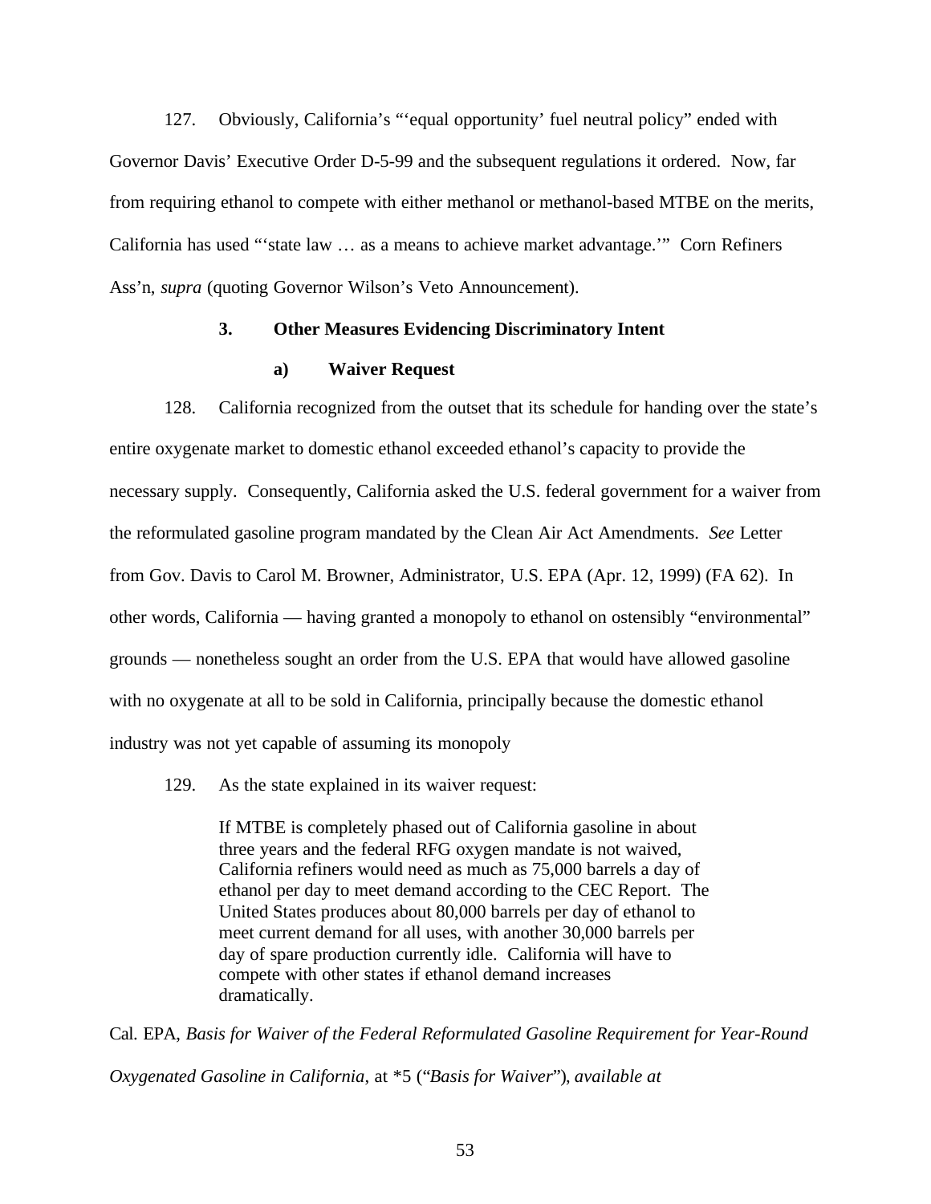127. Obviously, California's "'equal opportunity' fuel neutral policy" ended with Governor Davis' Executive Order D-5-99 and the subsequent regulations it ordered. Now, far from requiring ethanol to compete with either methanol or methanol-based MTBE on the merits, California has used "'state law … as a means to achieve market advantage.'" Corn Refiners Ass'n, *supra* (quoting Governor Wilson's Veto Announcement).

### 3. Other Measures Evidencing Discriminatory Intent

#### a) Waiver Request

128. California recognized from the outset that its schedule for handing over the state's entire oxygenate market to domestic ethanol exceeded ethanol's capacity to provide the necessary supply. Consequently, California asked the U.S. federal government for a waiver from the reformulated gasoline program mandated by the Clean Air Act Amendments. *See* Letter from Gov. Davis to Carol M. Browner, Administrator, U.S. EPA (Apr. 12, 1999) (FA 62). In other words, California — having granted a monopoly to ethanol on ostensibly "environmental" grounds — nonetheless sought an order from the U.S. EPA that would have allowed gasoline with no oxygenate at all to be sold in California, principally because the domestic ethanol industry was not yet capable of assuming its monopoly

129. As the state explained in its waiver request:

> If MTBE is completely phased out of California gasoline in about three years and the federal RFG oxygen mandate is not waived, California refiners would need as much as 75,000 barrels a day of ethanol per day to meet demand according to the CEC Report. The United States produces about 80,000 barrels per day of ethanol to meet current demand for all uses, with another 30,000 barrels per day of spare production currently idle. California will have to compete with other states if ethanol demand increases dramatically.

Cal. EPA, *Basis for Waiver of the Federal Reformulated Gasoline Requirement for Year-Round Oxygenated Gasoline in California*, at *5 ("*Basis for Waiver*"), *available at*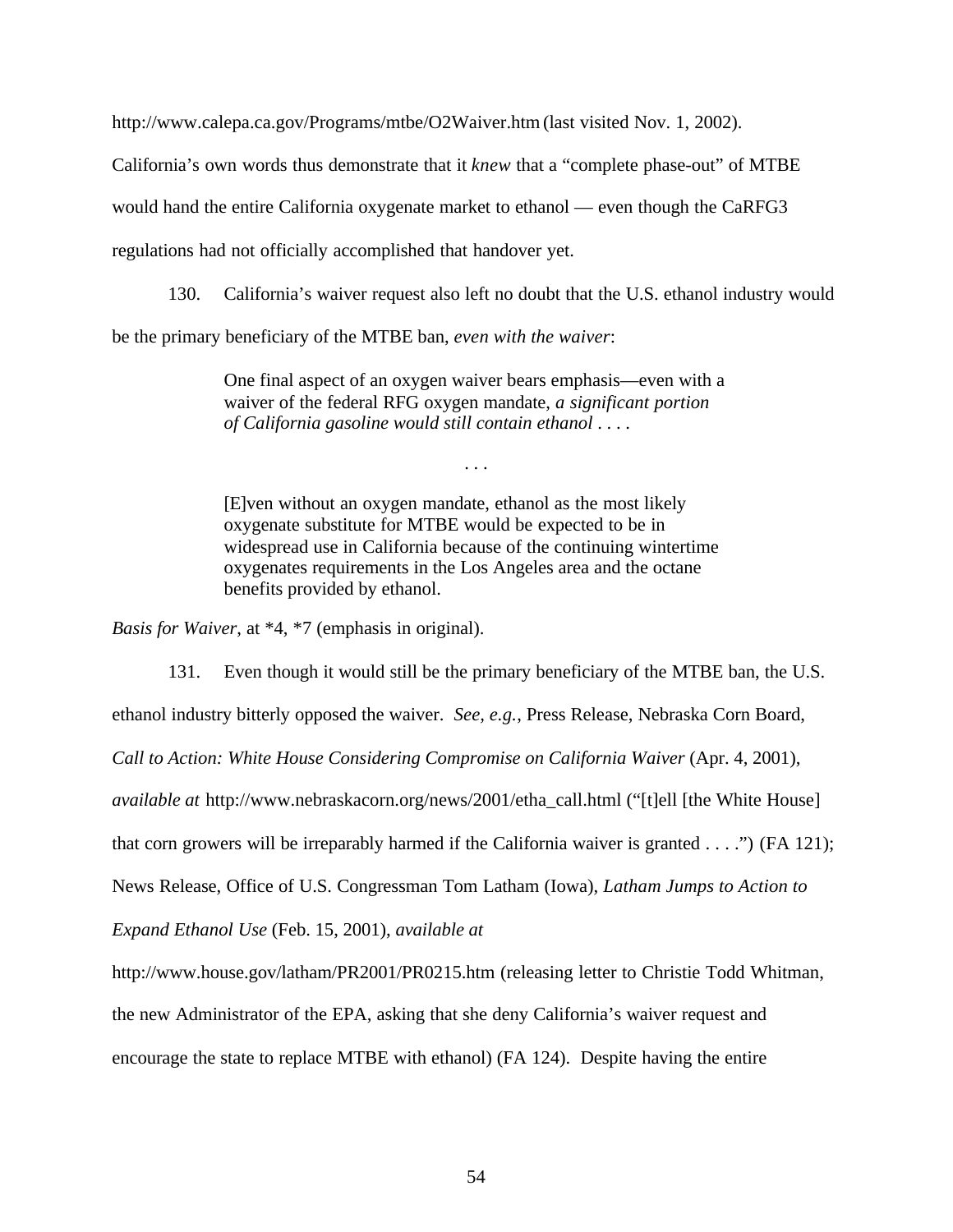http://www.calepa.ca.gov/Programs/mtbe/O2Waiver.htm (last visited Nov. 1, 2002). California's own words thus demonstrate that it *knew* that a "complete phase-out" of MTBE would hand the entire California oxygenate market to ethanol — even though the CaRFG3 regulations had not officially accomplished that handover yet.

130. California's waiver request also left no doubt that the U.S. ethanol industry would be the primary beneficiary of the MTBE ban, *even with the waiver*:

> One final aspect of an oxygen waiver bears emphasis—even with a waiver of the federal RFG oxygen mandate, *a significant portion of California gasoline would still contain ethanol* . . . .
>
> . . .
>
> [E]ven without an oxygen mandate, ethanol as the most likely oxygenate substitute for MTBE would be expected to be in widespread use in California because of the continuing wintertime oxygenates requirements in the Los Angeles area and the octane benefits provided by ethanol.

*Basis for Waiver*, at *4, *7 (emphasis in original).

131. Even though it would still be the primary beneficiary of the MTBE ban, the U.S. ethanol industry bitterly opposed the waiver. *See, e.g.*, Press Release, Nebraska Corn Board, *Call to Action: White House Considering Compromise on California Waiver* (Apr. 4, 2001), *available at* http://www.nebraskacorn.org/news/2001/etha_call.html ("[t]ell [the White House] that corn growers will be irreparably harmed if the California waiver is granted . . . .") (FA 121); News Release, Office of U.S. Congressman Tom Latham (Iowa), *Latham Jumps to Action to Expand Ethanol Use* (Feb. 15, 2001), *available at* http://www.house.gov/latham/PR2001/PR0215.htm (releasing letter to Christie Todd Whitman, the new Administrator of the EPA, asking that she deny California's waiver request and encourage the state to replace MTBE with ethanol) (FA 124). Despite having the entire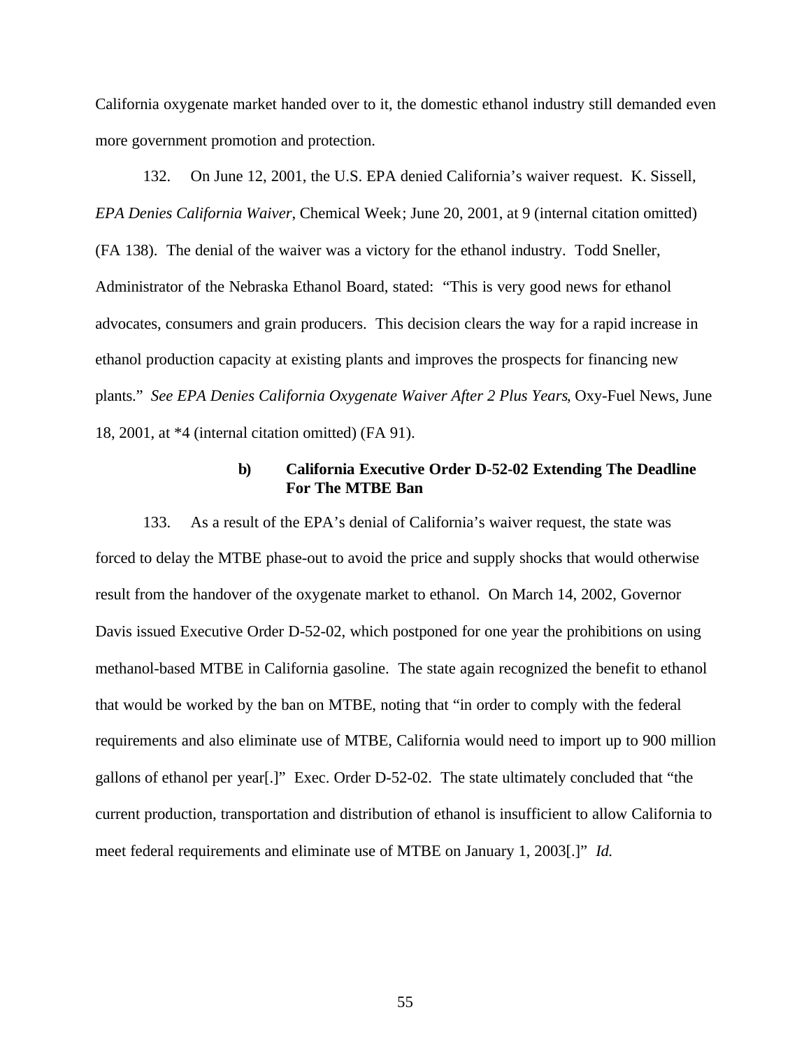California oxygenate market handed over to it, the domestic ethanol industry still demanded even more government promotion and protection.

132. On June 12, 2001, the U.S. EPA denied California's waiver request. K. Sissell, *EPA Denies California Waiver*, Chemical Week; June 20, 2001, at 9 (internal citation omitted) (FA 138). The denial of the waiver was a victory for the ethanol industry. Todd Sneller, Administrator of the Nebraska Ethanol Board, stated: "This is very good news for ethanol advocates, consumers and grain producers. This decision clears the way for a rapid increase in ethanol production capacity at existing plants and improves the prospects for financing new plants." *See EPA Denies California Oxygenate Waiver After 2 Plus Years*, Oxy-Fuel News, June 18, 2001, at *4 (internal citation omitted) (FA 91).

#### b) California Executive Order D-52-02 Extending The Deadline For The MTBE Ban

133. As a result of the EPA's denial of California's waiver request, the state was forced to delay the MTBE phase-out to avoid the price and supply shocks that would otherwise result from the handover of the oxygenate market to ethanol. On March 14, 2002, Governor Davis issued Executive Order D-52-02, which postponed for one year the prohibitions on using methanol-based MTBE in California gasoline. The state again recognized the benefit to ethanol that would be worked by the ban on MTBE, noting that "in order to comply with the federal requirements and also eliminate use of MTBE, California would need to import up to 900 million gallons of ethanol per year[.]" Exec. Order D-52-02. The state ultimately concluded that "the current production, transportation and distribution of ethanol is insufficient to allow California to meet federal requirements and eliminate use of MTBE on January 1, 2003[.]" *Id.*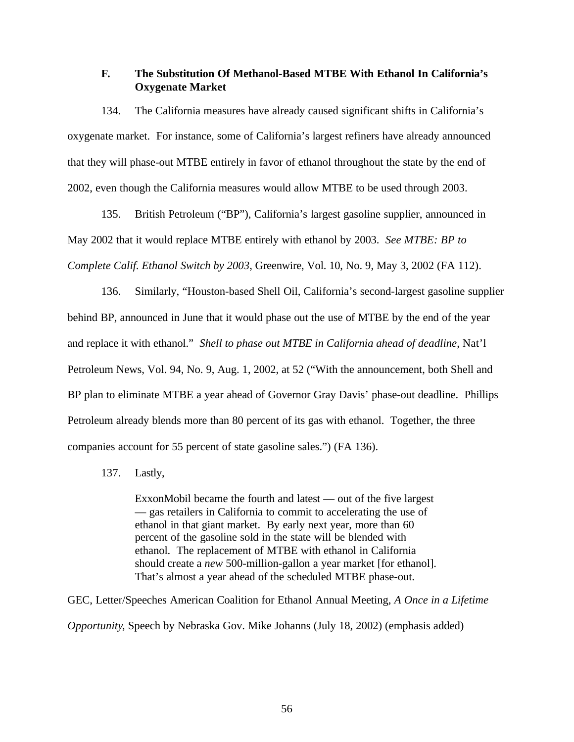### F. The Substitution Of Methanol-Based MTBE With Ethanol In California's Oxygenate Market

134. The California measures have already caused significant shifts in California's oxygenate market. For instance, some of California's largest refiners have already announced that they will phase-out MTBE entirely in favor of ethanol throughout the state by the end of 2002, even though the California measures would allow MTBE to be used through 2003.

135. British Petroleum ("BP"), California's largest gasoline supplier, announced in May 2002 that it would replace MTBE entirely with ethanol by 2003. *See MTBE: BP to Complete Calif. Ethanol Switch by 2003*, Greenwire, Vol. 10, No. 9, May 3, 2002 (FA 112).

136. Similarly, "Houston-based Shell Oil, California's second-largest gasoline supplier behind BP, announced in June that it would phase out the use of MTBE by the end of the year and replace it with ethanol." *Shell to phase out MTBE in California ahead of deadline*, Nat'l Petroleum News, Vol. 94, No. 9, Aug. 1, 2002, at 52 ("With the announcement, both Shell and BP plan to eliminate MTBE a year ahead of Governor Gray Davis' phase-out deadline. Phillips Petroleum already blends more than 80 percent of its gas with ethanol. Together, the three companies account for 55 percent of state gasoline sales.") (FA 136).

137. Lastly,

> ExxonMobil became the fourth and latest — out of the five largest — gas retailers in California to commit to accelerating the use of ethanol in that giant market. By early next year, more than 60 percent of the gasoline sold in the state will be blended with ethanol. The replacement of MTBE with ethanol in California should create a *new* 500-million-gallon a year market [for ethanol]. That's almost a year ahead of the scheduled MTBE phase-out.

GEC, Letter/Speeches American Coalition for Ethanol Annual Meeting, *A Once in a Lifetime Opportunity*, Speech by Nebraska Gov. Mike Johanns (July 18, 2002) (emphasis added)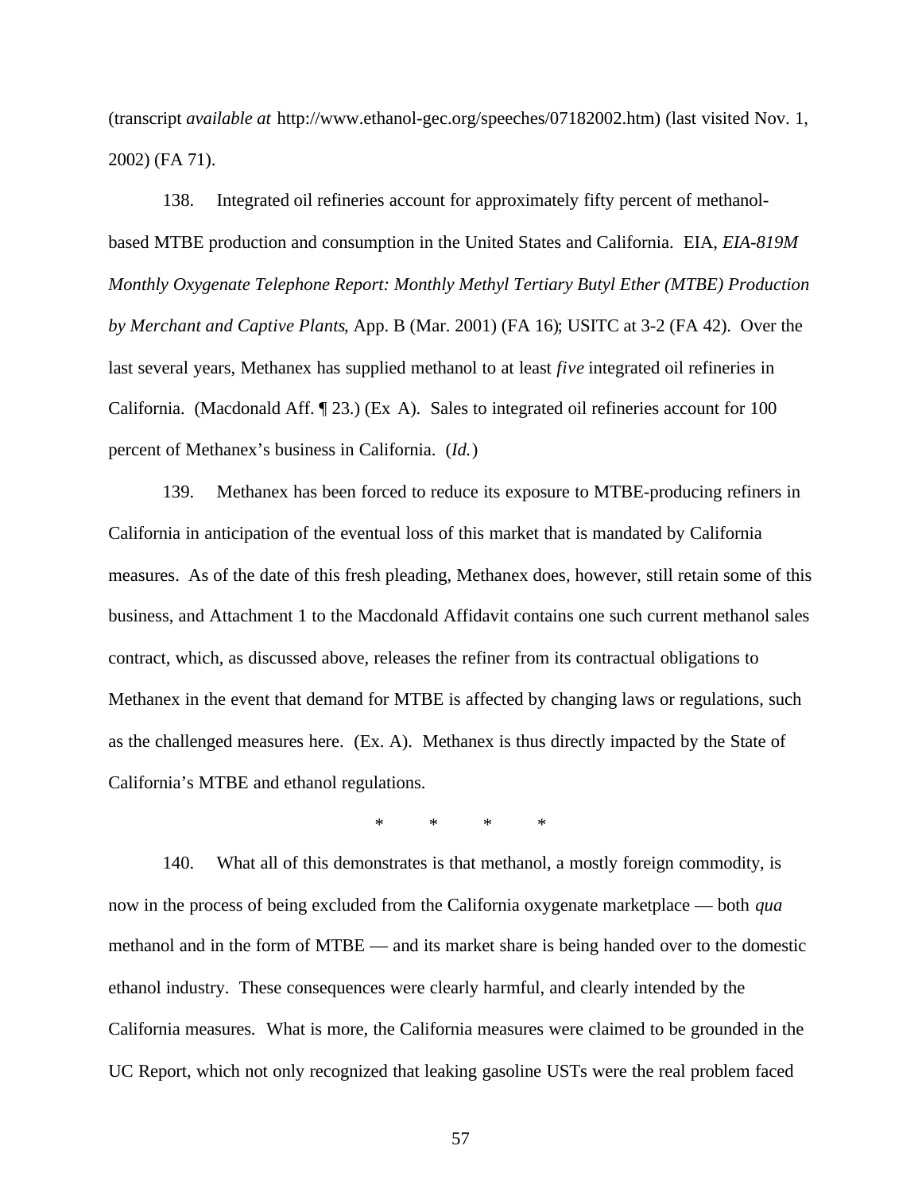(transcript *available at* http://www.ethanol-gec.org/speeches/07182002.htm) (last visited Nov. 1, 2002) (FA 71).

138. Integrated oil refineries account for approximately fifty percent of methanol-based MTBE production and consumption in the United States and California. EIA, *EIA-819M Monthly Oxygenate Telephone Report: Monthly Methyl Tertiary Butyl Ether (MTBE) Production by Merchant and Captive Plants*, App. B (Mar. 2001) (FA 16); USITC at 3-2 (FA 42). Over the last several years, Methanex has supplied methanol to at least *five* integrated oil refineries in California. (Macdonald Aff. ¶ 23.) (Ex A). Sales to integrated oil refineries account for 100 percent of Methanex's business in California. (*Id.*)

139. Methanex has been forced to reduce its exposure to MTBE-producing refiners in California in anticipation of the eventual loss of this market that is mandated by California measures. As of the date of this fresh pleading, Methanex does, however, still retain some of this business, and Attachment 1 to the Macdonald Affidavit contains one such current methanol sales contract, which, as discussed above, releases the refiner from its contractual obligations to Methanex in the event that demand for MTBE is affected by changing laws or regulations, such as the challenged measures here. (Ex. A). Methanex is thus directly impacted by the State of California's MTBE and ethanol regulations.

\*  \*  \*  \*

140. What all of this demonstrates is that methanol, a mostly foreign commodity, is now in the process of being excluded from the California oxygenate marketplace — both *qua* methanol and in the form of MTBE — and its market share is being handed over to the domestic ethanol industry. These consequences were clearly harmful, and clearly intended by the California measures. What is more, the California measures were claimed to be grounded in the UC Report, which not only recognized that leaking gasoline USTs were the real problem faced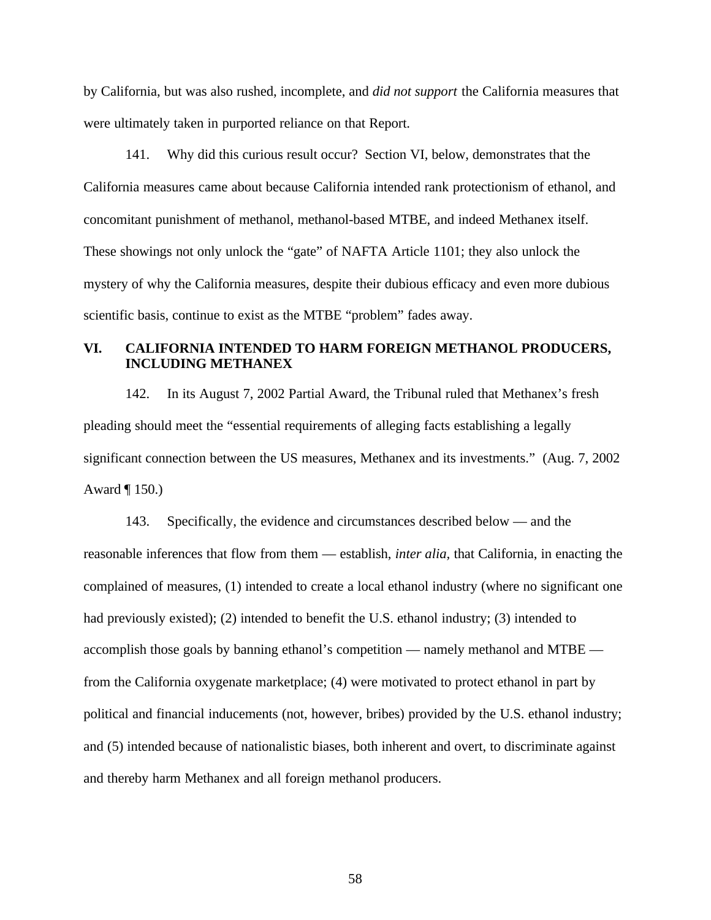by California, but was also rushed, incomplete, and *did not support* the California measures that were ultimately taken in purported reliance on that Report.

141. Why did this curious result occur? Section VI, below, demonstrates that the California measures came about because California intended rank protectionism of ethanol, and concomitant punishment of methanol, methanol-based MTBE, and indeed Methanex itself. These showings not only unlock the "gate" of NAFTA Article 1101; they also unlock the mystery of why the California measures, despite their dubious efficacy and even more dubious scientific basis, continue to exist as the MTBE "problem" fades away.

## VI. CALIFORNIA INTENDED TO HARM FOREIGN METHANOL PRODUCERS, INCLUDING METHANEX

142. In its August 7, 2002 Partial Award, the Tribunal ruled that Methanex's fresh pleading should meet the "essential requirements of alleging facts establishing a legally significant connection between the US measures, Methanex and its investments." (Aug. 7, 2002 Award ¶ 150.)

143. Specifically, the evidence and circumstances described below — and the reasonable inferences that flow from them — establish, *inter alia*, that California, in enacting the complained of measures, (1) intended to create a local ethanol industry (where no significant one had previously existed); (2) intended to benefit the U.S. ethanol industry; (3) intended to accomplish those goals by banning ethanol's competition — namely methanol and MTBE — from the California oxygenate marketplace; (4) were motivated to protect ethanol in part by political and financial inducements (not, however, bribes) provided by the U.S. ethanol industry; and (5) intended because of nationalistic biases, both inherent and overt, to discriminate against and thereby harm Methanex and all foreign methanol producers.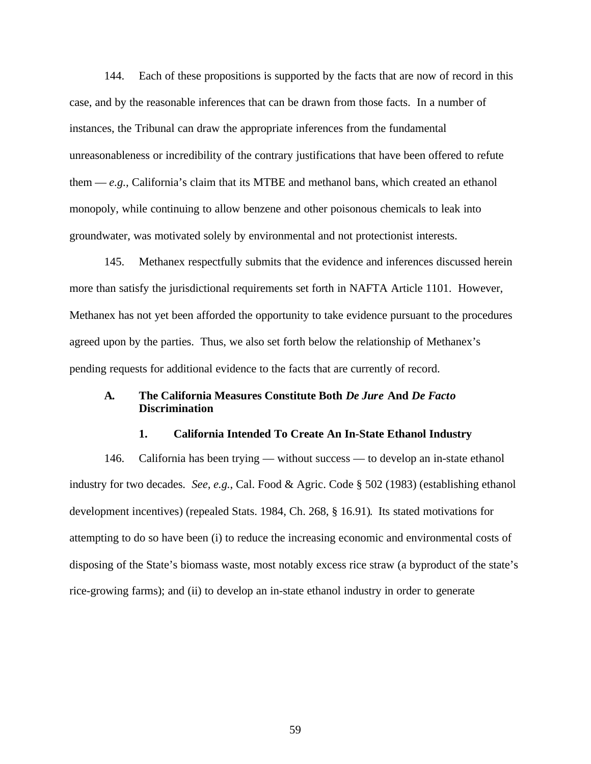144. Each of these propositions is supported by the facts that are now of record in this case, and by the reasonable inferences that can be drawn from those facts. In a number of instances, the Tribunal can draw the appropriate inferences from the fundamental unreasonableness or incredibility of the contrary justifications that have been offered to refute them — *e.g.*, California's claim that its MTBE and methanol bans, which created an ethanol monopoly, while continuing to allow benzene and other poisonous chemicals to leak into groundwater, was motivated solely by environmental and not protectionist interests.

145. Methanex respectfully submits that the evidence and inferences discussed herein more than satisfy the jurisdictional requirements set forth in NAFTA Article 1101. However, Methanex has not yet been afforded the opportunity to take evidence pursuant to the procedures agreed upon by the parties. Thus, we also set forth below the relationship of Methanex's pending requests for additional evidence to the facts that are currently of record.

### A. The California Measures Constitute Both *De Jure* And *De Facto* Discrimination

#### 1. California Intended To Create An In-State Ethanol Industry

146. California has been trying — without success — to develop an in-state ethanol industry for two decades. *See, e.g.*, Cal. Food & Agric. Code § 502 (1983) (establishing ethanol development incentives) (repealed Stats. 1984, Ch. 268, § 16.91). Its stated motivations for attempting to do so have been (i) to reduce the increasing economic and environmental costs of disposing of the State's biomass waste, most notably excess rice straw (a byproduct of the state's rice-growing farms); and (ii) to develop an in-state ethanol industry in order to generate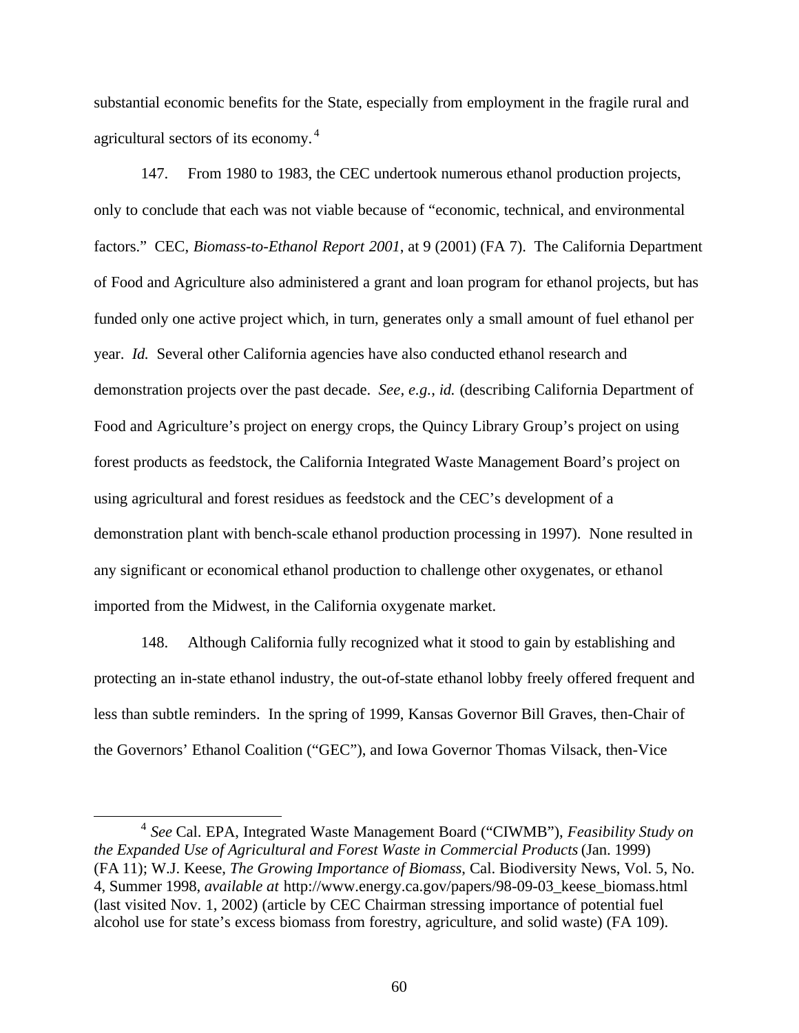substantial economic benefits for the State, especially from employment in the fragile rural and agricultural sectors of its economy.[4]

147. From 1980 to 1983, the CEC undertook numerous ethanol production projects, only to conclude that each was not viable because of "economic, technical, and environmental factors." CEC, *Biomass-to-Ethanol Report 2001*, at 9 (2001) (FA 7). The California Department of Food and Agriculture also administered a grant and loan program for ethanol projects, but has funded only one active project which, in turn, generates only a small amount of fuel ethanol per year. *Id.* Several other California agencies have also conducted ethanol research and demonstration projects over the past decade. *See, e.g.*, *id.* (describing California Department of Food and Agriculture's project on energy crops, the Quincy Library Group's project on using forest products as feedstock, the California Integrated Waste Management Board's project on using agricultural and forest residues as feedstock and the CEC's development of a demonstration plant with bench-scale ethanol production processing in 1997). None resulted in any significant or economical ethanol production to challenge other oxygenates, or ethanol imported from the Midwest, in the California oxygenate market.

148. Although California fully recognized what it stood to gain by establishing and protecting an in-state ethanol industry, the out-of-state ethanol lobby freely offered frequent and less than subtle reminders. In the spring of 1999, Kansas Governor Bill Graves, then-Chair of the Governors' Ethanol Coalition ("GEC"), and Iowa Governor Thomas Vilsack, then-Vice

---

[4] *See* Cal. EPA, Integrated Waste Management Board ("CIWMB"), *Feasibility Study on the Expanded Use of Agricultural and Forest Waste in Commercial Products* (Jan. 1999) (FA 11); W.J. Keese, *The Growing Importance of Biomass*, Cal. Biodiversity News, Vol. 5, No. 4, Summer 1998, *available at* http://www.energy.ca.gov/papers/98-09-03_keese_biomass.html (last visited Nov. 1, 2002) (article by CEC Chairman stressing importance of potential fuel alcohol use for state's excess biomass from forestry, agriculture, and solid waste) (FA 109).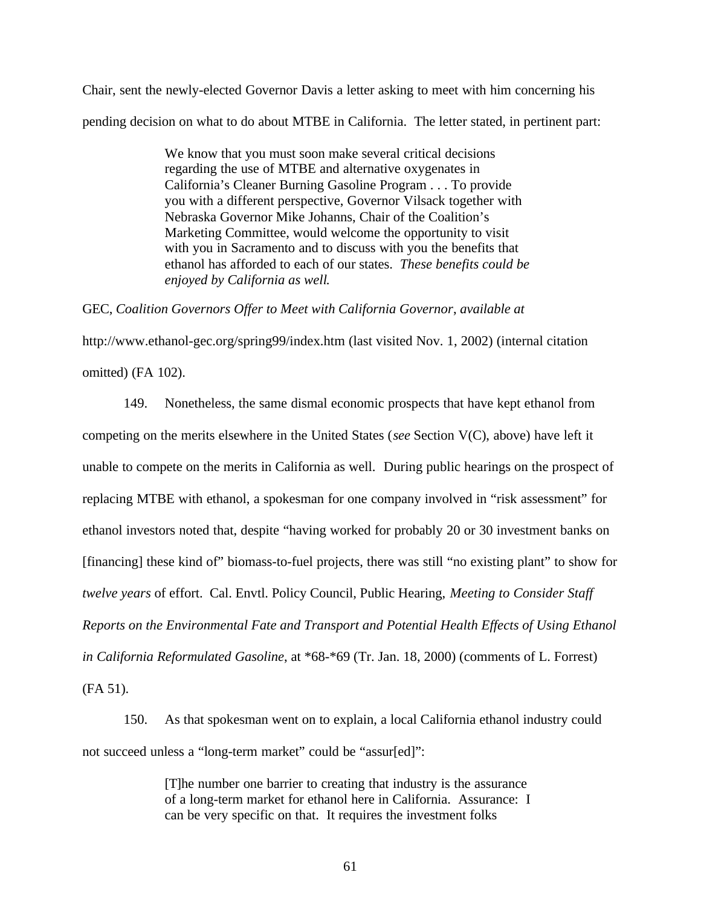Chair, sent the newly-elected Governor Davis a letter asking to meet with him concerning his pending decision on what to do about MTBE in California. The letter stated, in pertinent part:

> We know that you must soon make several critical decisions regarding the use of MTBE and alternative oxygenates in California's Cleaner Burning Gasoline Program . . . To provide you with a different perspective, Governor Vilsack together with Nebraska Governor Mike Johanns, Chair of the Coalition's Marketing Committee, would welcome the opportunity to visit with you in Sacramento and to discuss with you the benefits that ethanol has afforded to each of our states. *These benefits could be enjoyed by California as well.*

GEC, *Coalition Governors Offer to Meet with California Governor*, *available at* http://www.ethanol-gec.org/spring99/index.htm (last visited Nov. 1, 2002) (internal citation omitted) (FA 102).

149. Nonetheless, the same dismal economic prospects that have kept ethanol from competing on the merits elsewhere in the United States (*see* Section V(C), above) have left it unable to compete on the merits in California as well. During public hearings on the prospect of replacing MTBE with ethanol, a spokesman for one company involved in "risk assessment" for ethanol investors noted that, despite "having worked for probably 20 or 30 investment banks on [financing] these kind of" biomass-to-fuel projects, there was still "no existing plant" to show for *twelve years* of effort. Cal. Envtl. Policy Council, Public Hearing, *Meeting to Consider Staff Reports on the Environmental Fate and Transport and Potential Health Effects of Using Ethanol in California Reformulated Gasoline*, at *68-*69 (Tr. Jan. 18, 2000) (comments of L. Forrest) (FA 51).

150. As that spokesman went on to explain, a local California ethanol industry could not succeed unless a "long-term market" could be "assur[ed]":

> [T]he number one barrier to creating that industry is the assurance of a long-term market for ethanol here in California. Assurance: I can be very specific on that. It requires the investment folks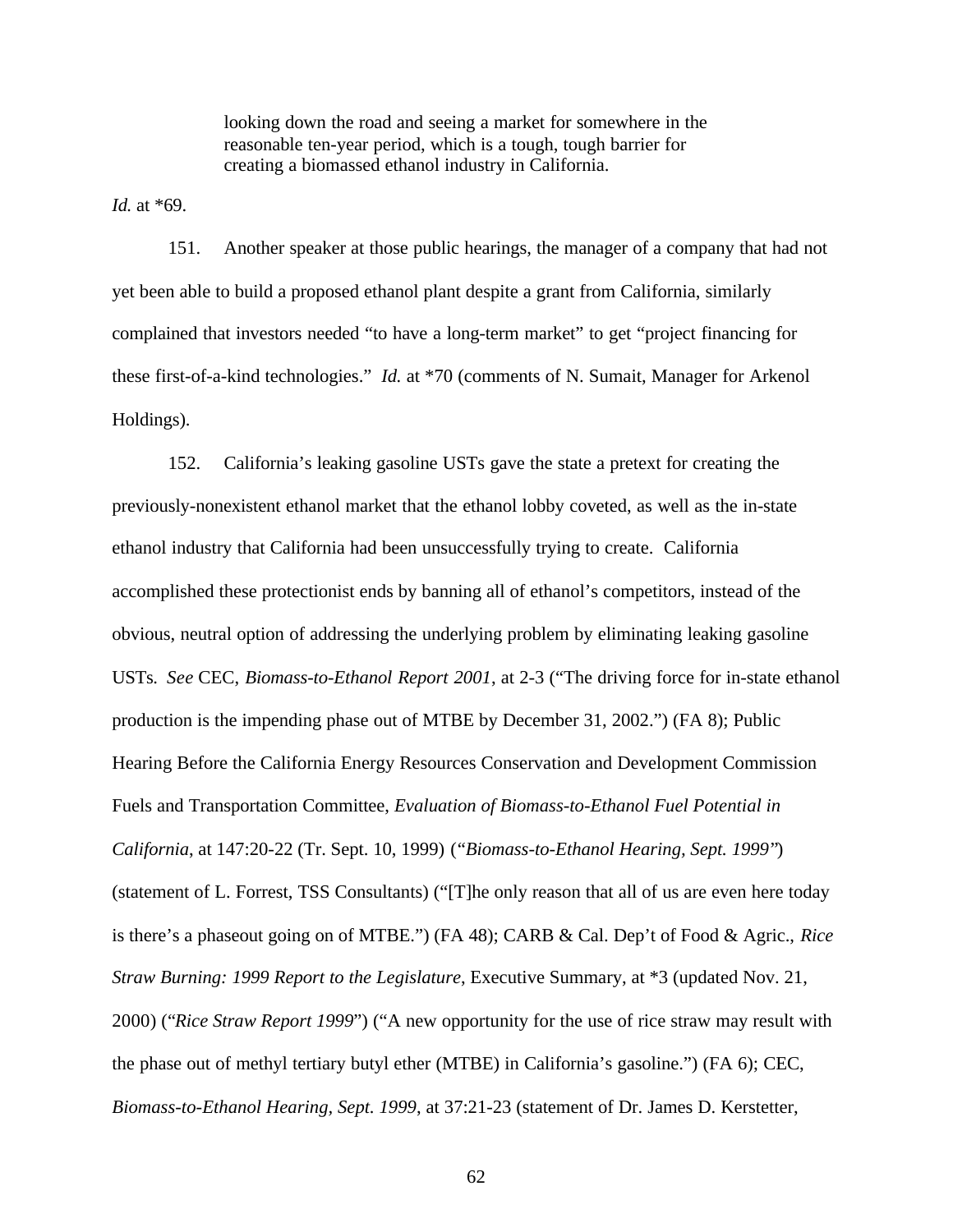> looking down the road and seeing a market for somewhere in the reasonable ten-year period, which is a tough, tough barrier for creating a biomassed ethanol industry in California.

*Id.* at *69.

151. Another speaker at those public hearings, the manager of a company that had not yet been able to build a proposed ethanol plant despite a grant from California, similarly complained that investors needed "to have a long-term market" to get "project financing for these first-of-a-kind technologies." *Id.* at *70 (comments of N. Sumait, Manager for Arkenol Holdings).

152. California's leaking gasoline USTs gave the state a pretext for creating the previously-nonexistent ethanol market that the ethanol lobby coveted, as well as the in-state ethanol industry that California had been unsuccessfully trying to create. California accomplished these protectionist ends by banning all of ethanol's competitors, instead of the obvious, neutral option of addressing the underlying problem by eliminating leaking gasoline USTs. *See* CEC, *Biomass-to-Ethanol Report 2001*, at 2-3 ("The driving force for in-state ethanol production is the impending phase out of MTBE by December 31, 2002.") (FA 8); Public Hearing Before the California Energy Resources Conservation and Development Commission Fuels and Transportation Committee, *Evaluation of Biomass-to-Ethanol Fuel Potential in California*, at 147:20-22 (Tr. Sept. 10, 1999) ("*Biomass-to-Ethanol Hearing, Sept. 1999*") (statement of L. Forrest, TSS Consultants) ("[T]he only reason that all of us are even here today is there's a phaseout going on of MTBE.") (FA 48); CARB & Cal. Dep't of Food & Agric., *Rice Straw Burning: 1999 Report to the Legislature*, Executive Summary, at *3 (updated Nov. 21, 2000) ("*Rice Straw Report 1999*") ("A new opportunity for the use of rice straw may result with the phase out of methyl tertiary butyl ether (MTBE) in California's gasoline.") (FA 6); CEC, *Biomass-to-Ethanol Hearing, Sept. 1999*, at 37:21-23 (statement of Dr. James D. Kerstetter,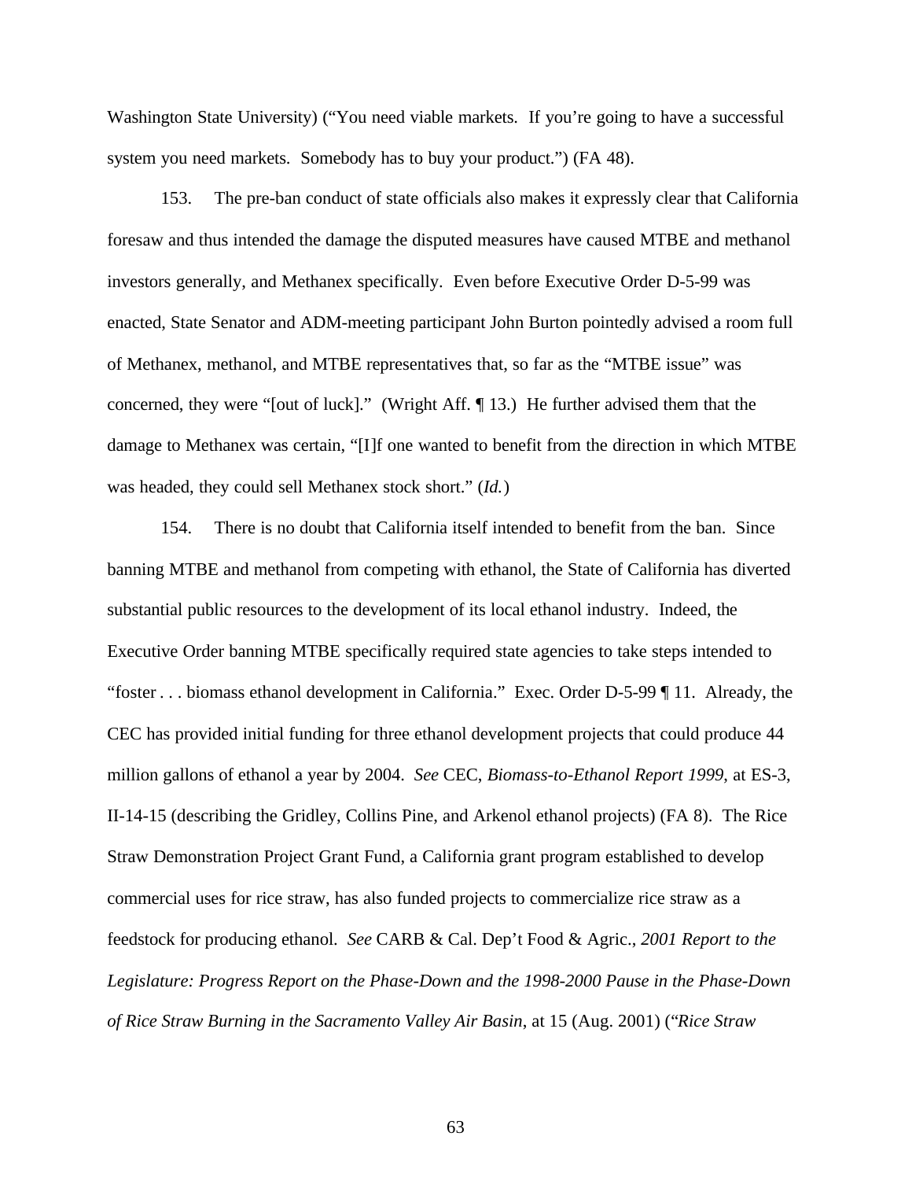Washington State University) ("You need viable markets. If you're going to have a successful system you need markets. Somebody has to buy your product.") (FA 48).

153. The pre-ban conduct of state officials also makes it expressly clear that California foresaw and thus intended the damage the disputed measures have caused MTBE and methanol investors generally, and Methanex specifically. Even before Executive Order D-5-99 was enacted, State Senator and ADM-meeting participant John Burton pointedly advised a room full of Methanex, methanol, and MTBE representatives that, so far as the "MTBE issue" was concerned, they were "[out of luck]." (Wright Aff. ¶ 13.) He further advised them that the damage to Methanex was certain, "[I]f one wanted to benefit from the direction in which MTBE was headed, they could sell Methanex stock short." (*Id.*)

154. There is no doubt that California itself intended to benefit from the ban. Since banning MTBE and methanol from competing with ethanol, the State of California has diverted substantial public resources to the development of its local ethanol industry. Indeed, the Executive Order banning MTBE specifically required state agencies to take steps intended to "foster . . . biomass ethanol development in California." Exec. Order D-5-99 ¶ 11. Already, the CEC has provided initial funding for three ethanol development projects that could produce 44 million gallons of ethanol a year by 2004. *See* CEC, *Biomass-to-Ethanol Report 1999*, at ES-3, II-14-15 (describing the Gridley, Collins Pine, and Arkenol ethanol projects) (FA 8). The Rice Straw Demonstration Project Grant Fund, a California grant program established to develop commercial uses for rice straw, has also funded projects to commercialize rice straw as a feedstock for producing ethanol. *See* CARB & Cal. Dep't Food & Agric., *2001 Report to the Legislature: Progress Report on the Phase-Down and the 1998-2000 Pause in the Phase-Down of Rice Straw Burning in the Sacramento Valley Air Basin*, at 15 (Aug. 2001) ("*Rice Straw*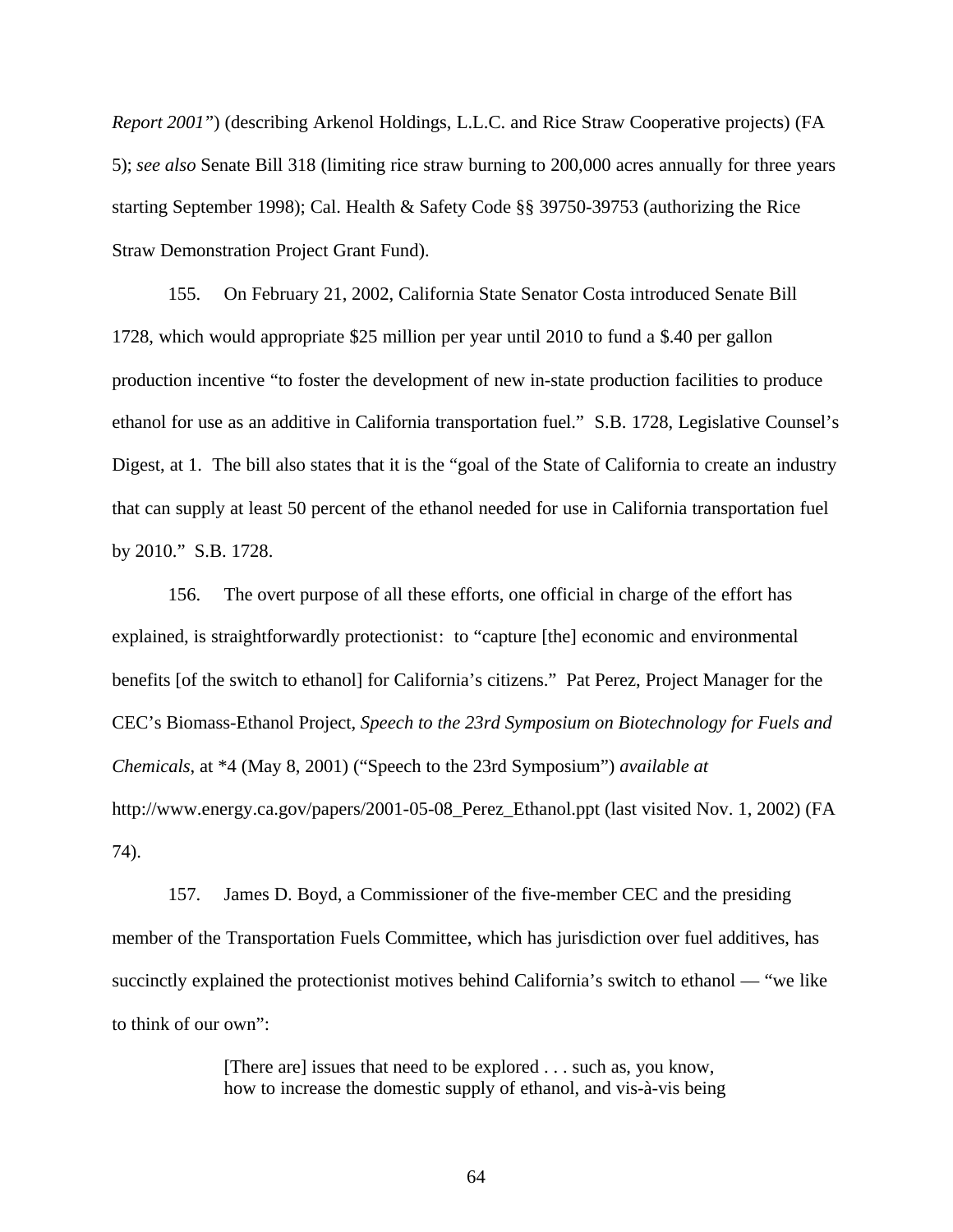*Report 2001"*) (describing Arkenol Holdings, L.L.C. and Rice Straw Cooperative projects) (FA 5); *see also* Senate Bill 318 (limiting rice straw burning to 200,000 acres annually for three years starting September 1998); Cal. Health & Safety Code §§ 39750-39753 (authorizing the Rice Straw Demonstration Project Grant Fund).

155. On February 21, 2002, California State Senator Costa introduced Senate Bill 1728, which would appropriate $25 million per year until 2010 to fund a $.40 per gallon production incentive "to foster the development of new in-state production facilities to produce ethanol for use as an additive in California transportation fuel." S.B. 1728, Legislative Counsel's Digest, at 1. The bill also states that it is the "goal of the State of California to create an industry that can supply at least 50 percent of the ethanol needed for use in California transportation fuel by 2010." S.B. 1728.

156. The overt purpose of all these efforts, one official in charge of the effort has explained, is straightforwardly protectionist: to "capture [the] economic and environmental benefits [of the switch to ethanol] for California's citizens." Pat Perez, Project Manager for the CEC's Biomass-Ethanol Project, *Speech to the 23rd Symposium on Biotechnology for Fuels and Chemicals*, at *4 (May 8, 2001) ("Speech to the 23rd Symposium") *available at* http://www.energy.ca.gov/papers/2001-05-08_Perez_Ethanol.ppt (last visited Nov. 1, 2002) (FA 74).

157. James D. Boyd, a Commissioner of the five-member CEC and the presiding member of the Transportation Fuels Committee, which has jurisdiction over fuel additives, has succinctly explained the protectionist motives behind California's switch to ethanol — "we like to think of our own":

> [There are] issues that need to be explored . . . such as, you know, how to increase the domestic supply of ethanol, and vis-à-vis being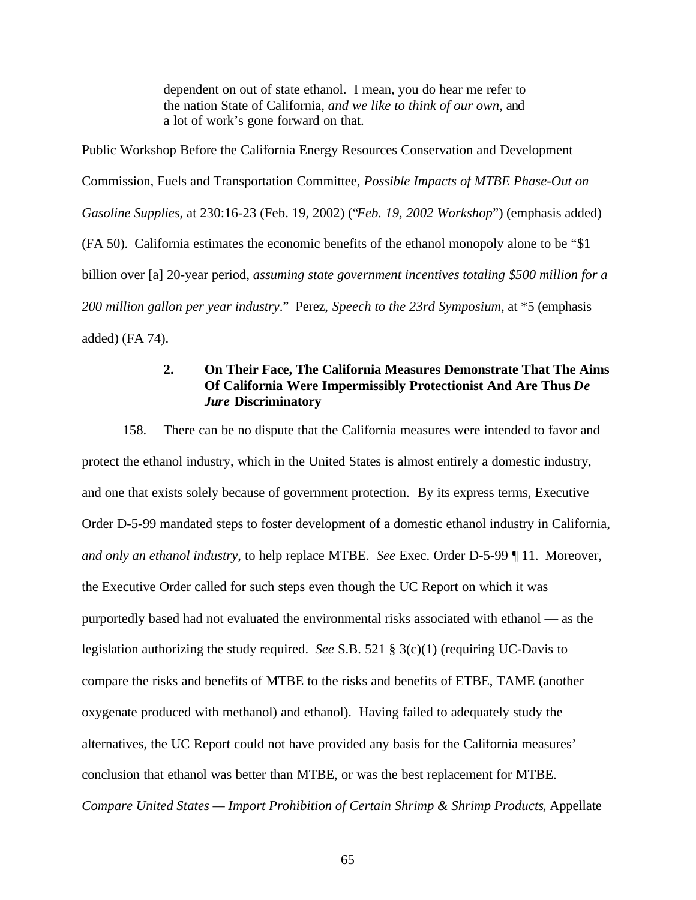> dependent on out of state ethanol. I mean, you do hear me refer to the nation State of California, *and we like to think of our own*, and a lot of work's gone forward on that.

Public Workshop Before the California Energy Resources Conservation and Development Commission, Fuels and Transportation Committee, *Possible Impacts of MTBE Phase-Out on Gasoline Supplies*, at 230:16-23 (Feb. 19, 2002) ("*Feb. 19, 2002 Workshop*") (emphasis added) (FA 50). California estimates the economic benefits of the ethanol monopoly alone to be "$1 billion over [a] 20-year period, *assuming state government incentives totaling $500 million for a 200 million gallon per year industry*." Perez, *Speech to the 23rd Symposium*, at *5 (emphasis added) (FA 74).

### 2. On Their Face, The California Measures Demonstrate That The Aims Of California Were Impermissibly Protectionist And Are Thus *De Jure* Discriminatory

158. There can be no dispute that the California measures were intended to favor and protect the ethanol industry, which in the United States is almost entirely a domestic industry, and one that exists solely because of government protection. By its express terms, Executive Order D-5-99 mandated steps to foster development of a domestic ethanol industry in California, *and only an ethanol industry*, to help replace MTBE. *See* Exec. Order D-5-99 ¶ 11. Moreover, the Executive Order called for such steps even though the UC Report on which it was purportedly based had not evaluated the environmental risks associated with ethanol — as the legislation authorizing the study required. *See* S.B. 521 § 3(c)(1) (requiring UC-Davis to compare the risks and benefits of MTBE to the risks and benefits of ETBE, TAME (another oxygenate produced with methanol) and ethanol). Having failed to adequately study the alternatives, the UC Report could not have provided any basis for the California measures' conclusion that ethanol was better than MTBE, or was the best replacement for MTBE. *Compare United States — Import Prohibition of Certain Shrimp & Shrimp Products*, Appellate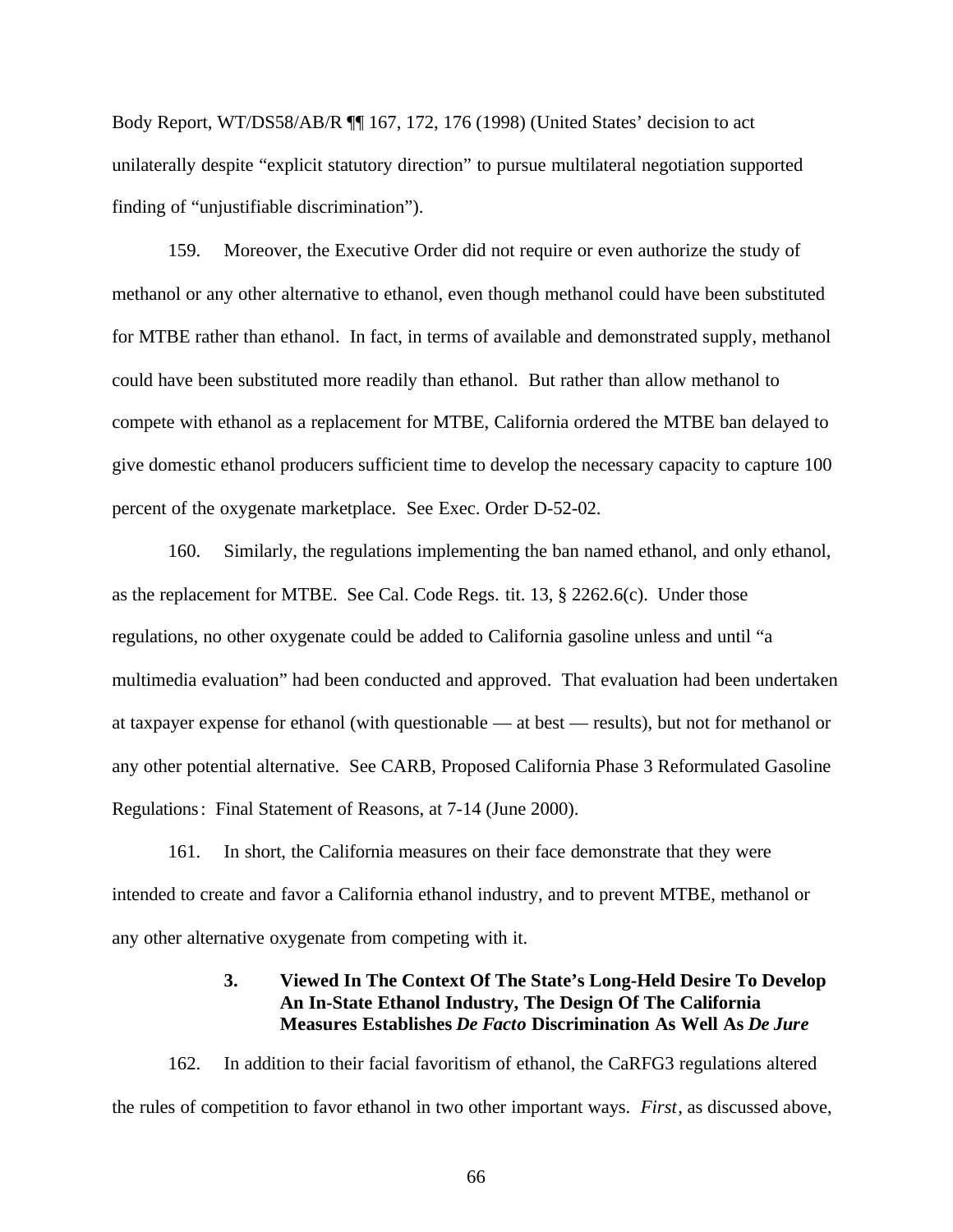Body Report, WT/DS58/AB/R ¶¶ 167, 172, 176 (1998) (United States' decision to act unilaterally despite "explicit statutory direction" to pursue multilateral negotiation supported finding of "unjustifiable discrimination").

159. Moreover, the Executive Order did not require or even authorize the study of methanol or any other alternative to ethanol, even though methanol could have been substituted for MTBE rather than ethanol. In fact, in terms of available and demonstrated supply, methanol could have been substituted more readily than ethanol. But rather than allow methanol to compete with ethanol as a replacement for MTBE, California ordered the MTBE ban delayed to give domestic ethanol producers sufficient time to develop the necessary capacity to capture 100 percent of the oxygenate marketplace. See Exec. Order D-52-02.

160. Similarly, the regulations implementing the ban named ethanol, and only ethanol, as the replacement for MTBE. See Cal. Code Regs. tit. 13, § 2262.6(c). Under those regulations, no other oxygenate could be added to California gasoline unless and until "a multimedia evaluation" had been conducted and approved. That evaluation had been undertaken at taxpayer expense for ethanol (with questionable — at best — results), but not for methanol or any other potential alternative. See CARB, Proposed California Phase 3 Reformulated Gasoline Regulations: Final Statement of Reasons, at 7-14 (June 2000).

161. In short, the California measures on their face demonstrate that they were intended to create and favor a California ethanol industry, and to prevent MTBE, methanol or any other alternative oxygenate from competing with it.

### 3. Viewed In The Context Of The State's Long-Held Desire To Develop An In-State Ethanol Industry, The Design Of The California Measures Establishes *De Facto* Discrimination As Well As *De Jure*

162. In addition to their facial favoritism of ethanol, the CaRFG3 regulations altered the rules of competition to favor ethanol in two other important ways. *First*, as discussed above,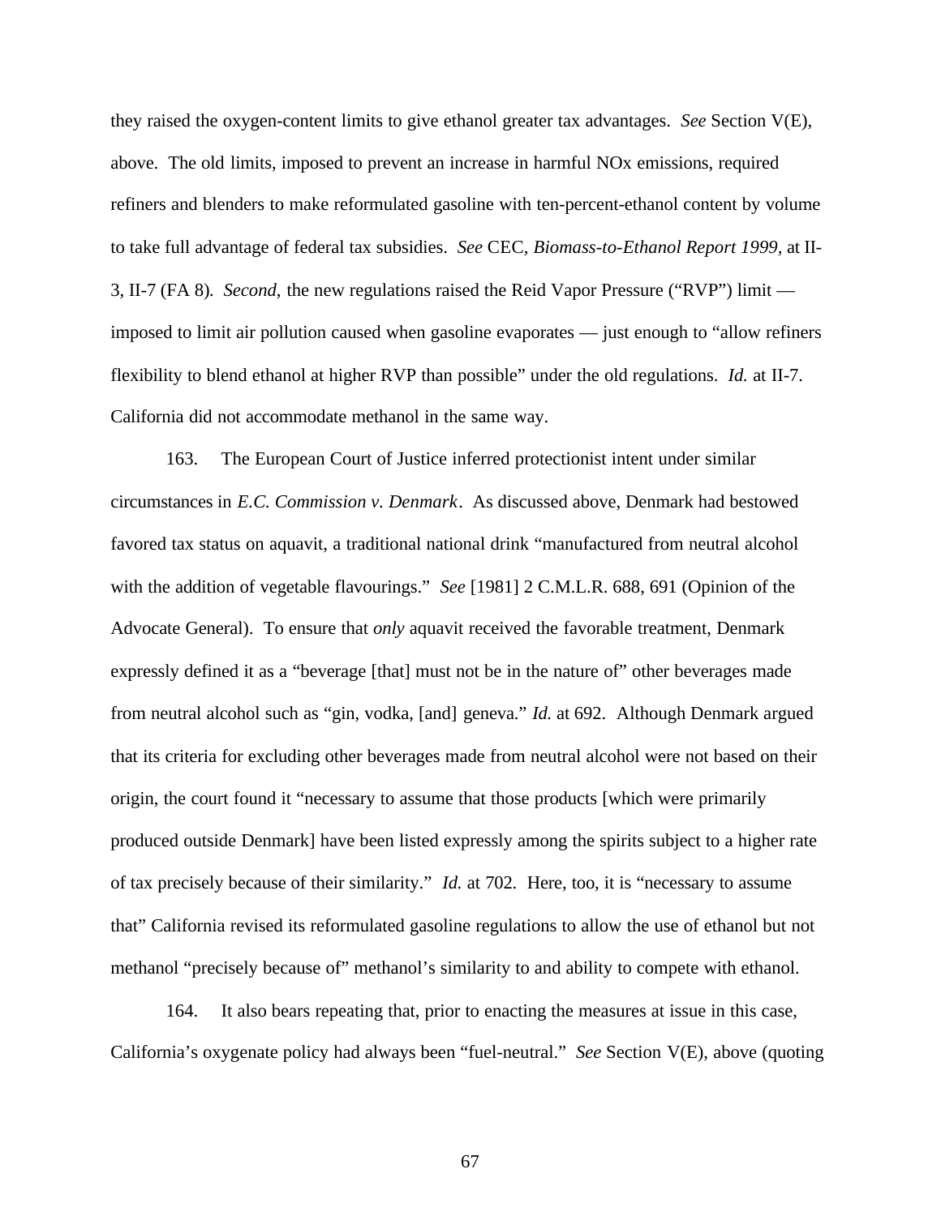they raised the oxygen-content limits to give ethanol greater tax advantages. *See* Section V(E), above. The old limits, imposed to prevent an increase in harmful NOx emissions, required refiners and blenders to make reformulated gasoline with ten-percent-ethanol content by volume to take full advantage of federal tax subsidies. *See* CEC, *Biomass-to-Ethanol Report 1999*, at II-3, II-7 (FA 8). *Second*, the new regulations raised the Reid Vapor Pressure ("RVP") limit — imposed to limit air pollution caused when gasoline evaporates — just enough to "allow refiners flexibility to blend ethanol at higher RVP than possible" under the old regulations. *Id.* at II-7. California did not accommodate methanol in the same way.

163. The European Court of Justice inferred protectionist intent under similar circumstances in *E.C. Commission v. Denmark*. As discussed above, Denmark had bestowed favored tax status on aquavit, a traditional national drink "manufactured from neutral alcohol with the addition of vegetable flavourings." *See* [1981] 2 C.M.L.R. 688, 691 (Opinion of the Advocate General). To ensure that *only* aquavit received the favorable treatment, Denmark expressly defined it as a "beverage [that] must not be in the nature of" other beverages made from neutral alcohol such as "gin, vodka, [and] geneva." *Id.* at 692. Although Denmark argued that its criteria for excluding other beverages made from neutral alcohol were not based on their origin, the court found it "necessary to assume that those products [which were primarily produced outside Denmark] have been listed expressly among the spirits subject to a higher rate of tax precisely because of their similarity." *Id.* at 702. Here, too, it is "necessary to assume that" California revised its reformulated gasoline regulations to allow the use of ethanol but not methanol "precisely because of" methanol's similarity to and ability to compete with ethanol.

164. It also bears repeating that, prior to enacting the measures at issue in this case, California's oxygenate policy had always been "fuel-neutral." *See* Section V(E), above (quoting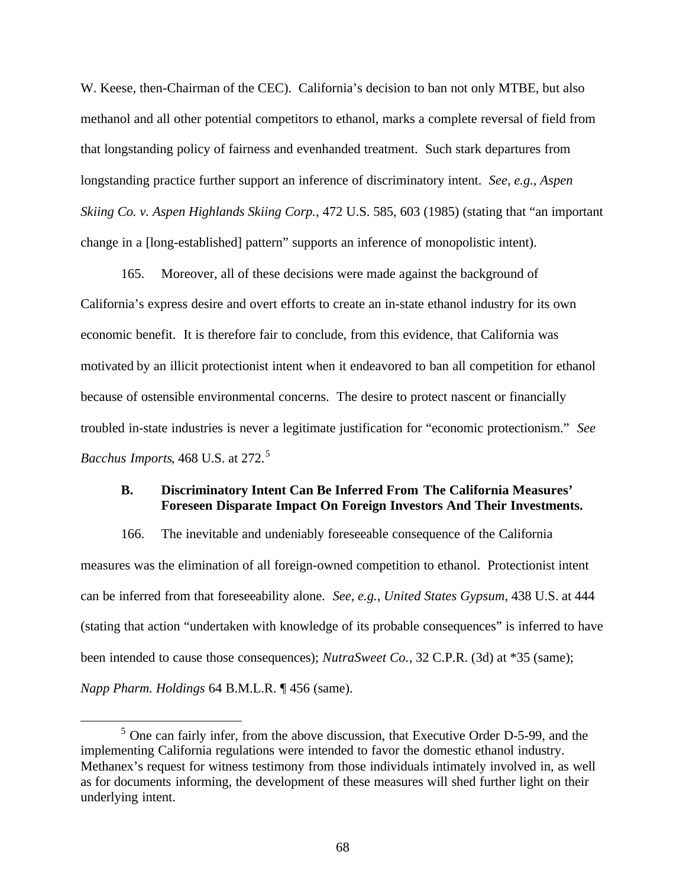W. Keese, then-Chairman of the CEC). California's decision to ban not only MTBE, but also methanol and all other potential competitors to ethanol, marks a complete reversal of field from that longstanding policy of fairness and evenhanded treatment. Such stark departures from longstanding practice further support an inference of discriminatory intent. *See, e.g.*, *Aspen Skiing Co. v. Aspen Highlands Skiing Corp.*, 472 U.S. 585, 603 (1985) (stating that "an important change in a [long-established] pattern" supports an inference of monopolistic intent).

165. Moreover, all of these decisions were made against the background of California's express desire and overt efforts to create an in-state ethanol industry for its own economic benefit. It is therefore fair to conclude, from this evidence, that California was motivated by an illicit protectionist intent when it endeavored to ban all competition for ethanol because of ostensible environmental concerns. The desire to protect nascent or financially troubled in-state industries is never a legitimate justification for "economic protectionism." *See Bacchus Imports*, 468 U.S. at 272.[5]

### B. Discriminatory Intent Can Be Inferred From The California Measures' Foreseen Disparate Impact On Foreign Investors And Their Investments.

166. The inevitable and undeniably foreseeable consequence of the California measures was the elimination of all foreign-owned competition to ethanol. Protectionist intent can be inferred from that foreseeability alone. *See, e.g.*, *United States Gypsum*, 438 U.S. at 444 (stating that action "undertaken with knowledge of its probable consequences" is inferred to have been intended to cause those consequences); *NutraSweet Co.*, 32 C.P.R. (3d) at *35 (same); *Napp Pharm. Holdings* 64 B.M.L.R. ¶ 456 (same).

[5] One can fairly infer, from the above discussion, that Executive Order D-5-99, and the implementing California regulations were intended to favor the domestic ethanol industry. Methanex's request for witness testimony from those individuals intimately involved in, as well as for documents informing, the development of these measures will shed further light on their underlying intent.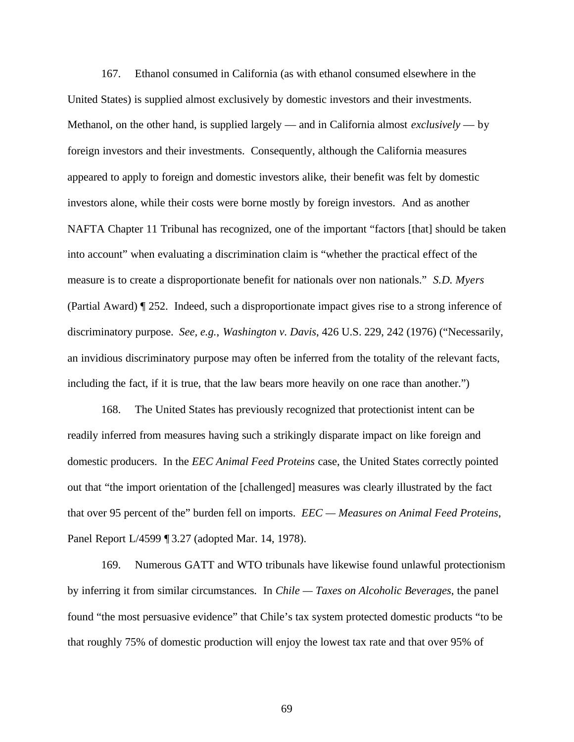167. Ethanol consumed in California (as with ethanol consumed elsewhere in the United States) is supplied almost exclusively by domestic investors and their investments. Methanol, on the other hand, is supplied largely — and in California almost *exclusively* — by foreign investors and their investments. Consequently, although the California measures appeared to apply to foreign and domestic investors alike, their benefit was felt by domestic investors alone, while their costs were borne mostly by foreign investors. And as another NAFTA Chapter 11 Tribunal has recognized, one of the important "factors [that] should be taken into account" when evaluating a discrimination claim is "whether the practical effect of the measure is to create a disproportionate benefit for nationals over non nationals." *S.D. Myers* (Partial Award) ¶ 252. Indeed, such a disproportionate impact gives rise to a strong inference of discriminatory purpose. *See, e.g.*, *Washington v. Davis*, 426 U.S. 229, 242 (1976) ("Necessarily, an invidious discriminatory purpose may often be inferred from the totality of the relevant facts, including the fact, if it is true, that the law bears more heavily on one race than another.")

168. The United States has previously recognized that protectionist intent can be readily inferred from measures having such a strikingly disparate impact on like foreign and domestic producers. In the *EEC Animal Feed Proteins* case, the United States correctly pointed out that "the import orientation of the [challenged] measures was clearly illustrated by the fact that over 95 percent of the" burden fell on imports. *EEC — Measures on Animal Feed Proteins*, Panel Report L/4599 ¶ 3.27 (adopted Mar. 14, 1978).

169. Numerous GATT and WTO tribunals have likewise found unlawful protectionism by inferring it from similar circumstances. In *Chile — Taxes on Alcoholic Beverages*, the panel found "the most persuasive evidence" that Chile's tax system protected domestic products "to be that roughly 75% of domestic production will enjoy the lowest tax rate and that over 95% of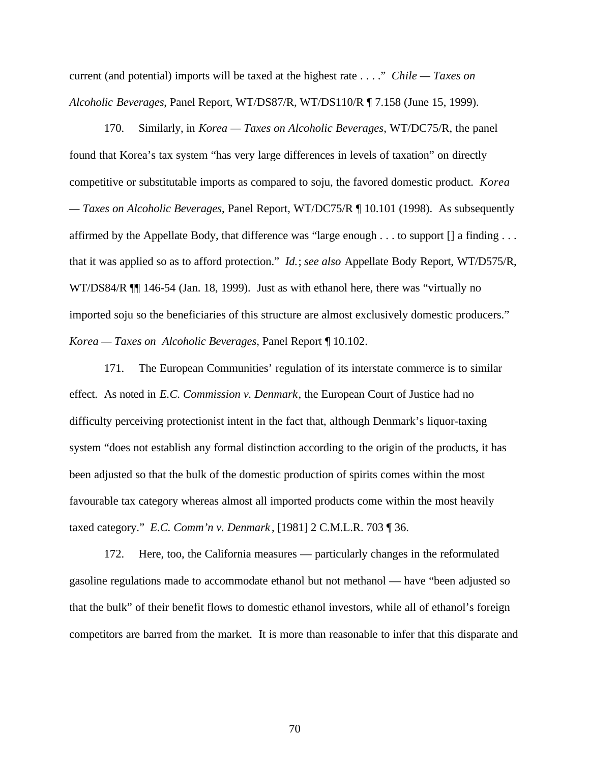current (and potential) imports will be taxed at the highest rate . . . ." *Chile — Taxes on Alcoholic Beverages*, Panel Report, WT/DS87/R, WT/DS110/R ¶ 7.158 (June 15, 1999).

170. Similarly, in *Korea — Taxes on Alcoholic Beverages*, WT/DC75/R, the panel found that Korea's tax system "has very large differences in levels of taxation" on directly competitive or substitutable imports as compared to soju, the favored domestic product. *Korea — Taxes on Alcoholic Beverages*, Panel Report, WT/DC75/R ¶ 10.101 (1998). As subsequently affirmed by the Appellate Body, that difference was "large enough . . . to support [] a finding . . . that it was applied so as to afford protection." *Id.*; *see also* Appellate Body Report, WT/D575/R, WT/DS84/R ¶¶ 146-54 (Jan. 18, 1999). Just as with ethanol here, there was "virtually no imported soju so the beneficiaries of this structure are almost exclusively domestic producers." *Korea — Taxes on Alcoholic Beverages*, Panel Report ¶ 10.102.

171. The European Communities' regulation of its interstate commerce is to similar effect. As noted in *E.C. Commission v. Denmark*, the European Court of Justice had no difficulty perceiving protectionist intent in the fact that, although Denmark's liquor-taxing system "does not establish any formal distinction according to the origin of the products, it has been adjusted so that the bulk of the domestic production of spirits comes within the most favourable tax category whereas almost all imported products come within the most heavily taxed category." *E.C. Comm'n v. Denmark*, [1981] 2 C.M.L.R. 703 ¶ 36.

172. Here, too, the California measures — particularly changes in the reformulated gasoline regulations made to accommodate ethanol but not methanol — have "been adjusted so that the bulk" of their benefit flows to domestic ethanol investors, while all of ethanol's foreign competitors are barred from the market. It is more than reasonable to infer that this disparate and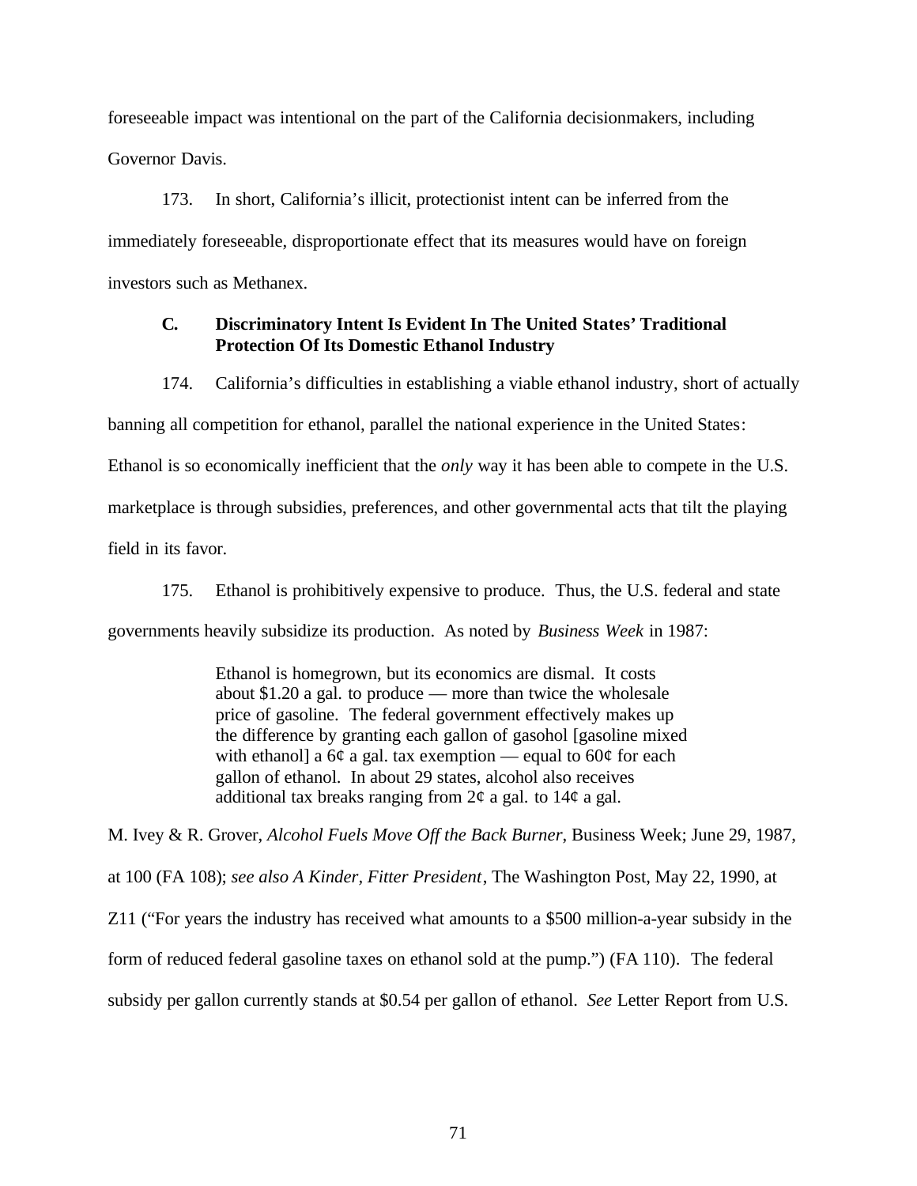foreseeable impact was intentional on the part of the California decisionmakers, including Governor Davis.

173. In short, California's illicit, protectionist intent can be inferred from the immediately foreseeable, disproportionate effect that its measures would have on foreign investors such as Methanex.

### C. Discriminatory Intent Is Evident In The United States' Traditional Protection Of Its Domestic Ethanol Industry

174. California's difficulties in establishing a viable ethanol industry, short of actually banning all competition for ethanol, parallel the national experience in the United States: Ethanol is so economically inefficient that the *only* way it has been able to compete in the U.S. marketplace is through subsidies, preferences, and other governmental acts that tilt the playing field in its favor.

175. Ethanol is prohibitively expensive to produce. Thus, the U.S. federal and state governments heavily subsidize its production. As noted by *Business Week* in 1987:

> Ethanol is homegrown, but its economics are dismal. It costs about $1.20 a gal. to produce — more than twice the wholesale price of gasoline. The federal government effectively makes up the difference by granting each gallon of gasohol [gasoline mixed with ethanol] a 6¢ a gal. tax exemption — equal to 60¢ for each gallon of ethanol. In about 29 states, alcohol also receives additional tax breaks ranging from 2¢ a gal. to 14¢ a gal.

M. Ivey & R. Grover, *Alcohol Fuels Move Off the Back Burner*, Business Week; June 29, 1987, at 100 (FA 108); *see also A Kinder, Fitter President*, The Washington Post, May 22, 1990, at Z11 ("For years the industry has received what amounts to a $500 million-a-year subsidy in the form of reduced federal gasoline taxes on ethanol sold at the pump.") (FA 110). The federal subsidy per gallon currently stands at $0.54 per gallon of ethanol. *See* Letter Report from U.S.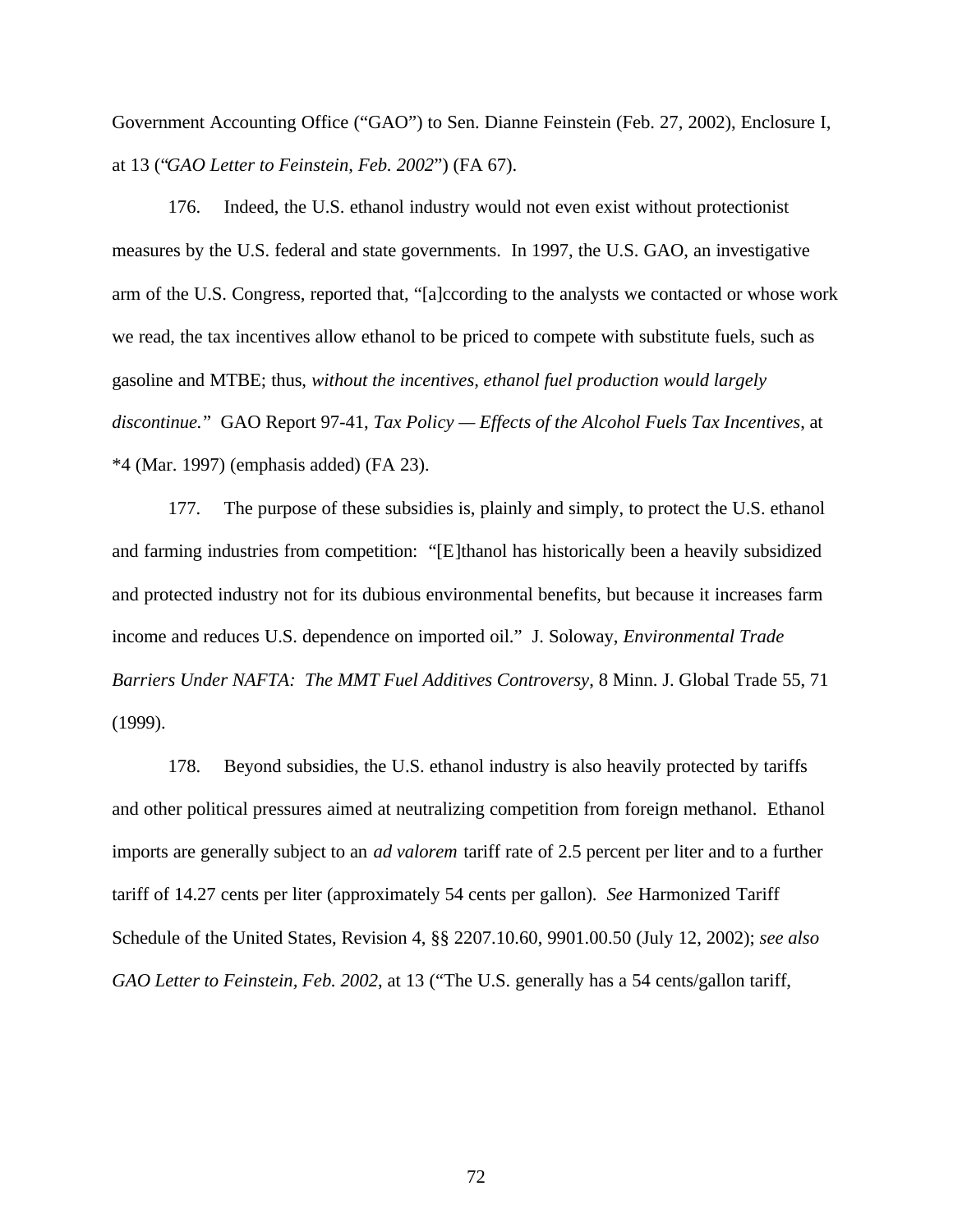Government Accounting Office ("GAO") to Sen. Dianne Feinstein (Feb. 27, 2002), Enclosure I, at 13 ("*GAO Letter to Feinstein, Feb. 2002*") (FA 67).

176. Indeed, the U.S. ethanol industry would not even exist without protectionist measures by the U.S. federal and state governments. In 1997, the U.S. GAO, an investigative arm of the U.S. Congress, reported that, "[a]ccording to the analysts we contacted or whose work we read, the tax incentives allow ethanol to be priced to compete with substitute fuels, such as gasoline and MTBE; thus, *without the incentives, ethanol fuel production would largely discontinue.*" GAO Report 97-41, *Tax Policy — Effects of the Alcohol Fuels Tax Incentives*, at *4 (Mar. 1997) (emphasis added) (FA 23).

177. The purpose of these subsidies is, plainly and simply, to protect the U.S. ethanol and farming industries from competition: "[E]thanol has historically been a heavily subsidized and protected industry not for its dubious environmental benefits, but because it increases farm income and reduces U.S. dependence on imported oil." J. Soloway, *Environmental Trade Barriers Under NAFTA: The MMT Fuel Additives Controversy*, 8 Minn. J. Global Trade 55, 71 (1999).

178. Beyond subsidies, the U.S. ethanol industry is also heavily protected by tariffs and other political pressures aimed at neutralizing competition from foreign methanol. Ethanol imports are generally subject to an *ad valorem* tariff rate of 2.5 percent per liter and to a further tariff of 14.27 cents per liter (approximately 54 cents per gallon). *See* Harmonized Tariff Schedule of the United States, Revision 4, §§ 2207.10.60, 9901.00.50 (July 12, 2002); *see also GAO Letter to Feinstein, Feb. 2002,* at 13 ("The U.S. generally has a 54 cents/gallon tariff,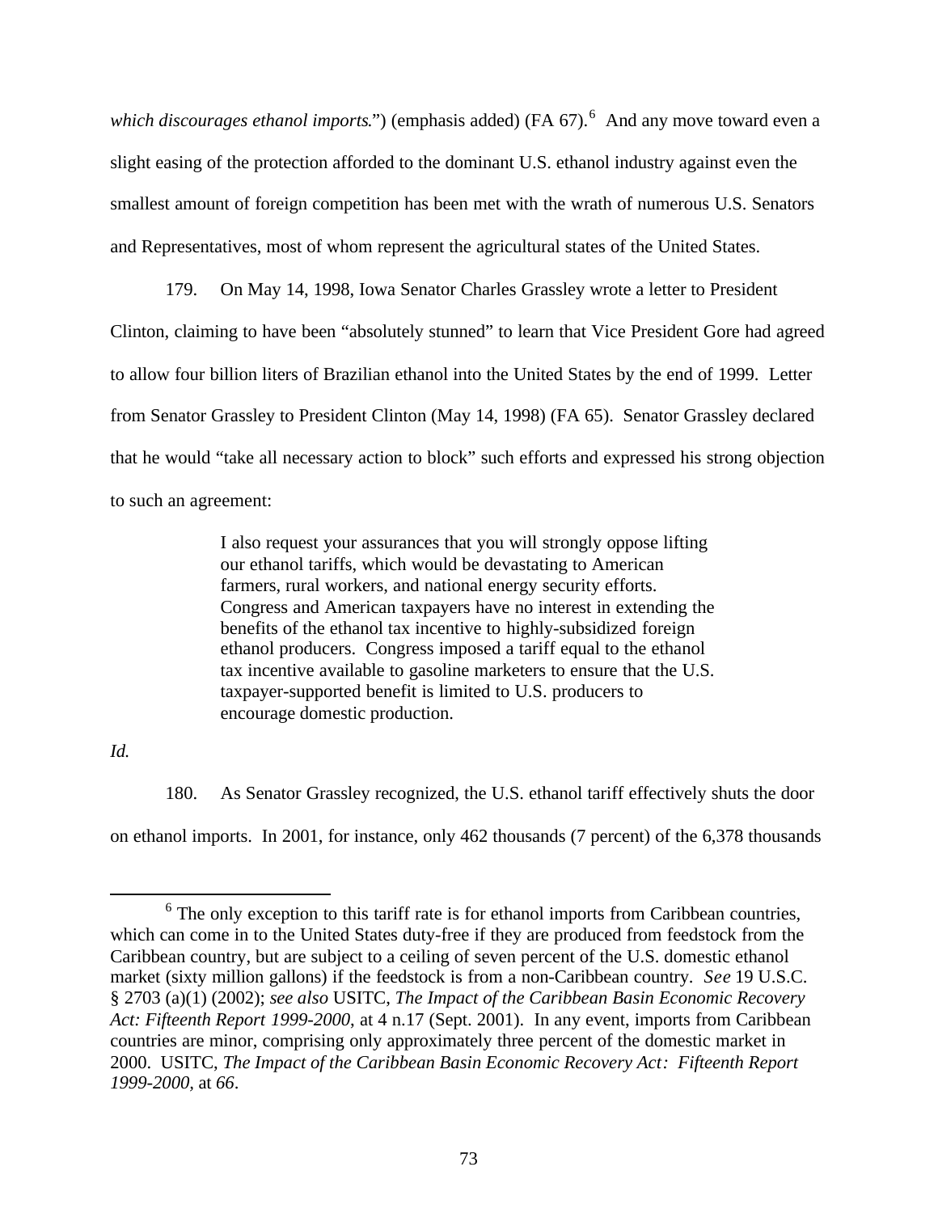*which discourages ethanol imports*.") (emphasis added) (FA 67).[6] And any move toward even a slight easing of the protection afforded to the dominant U.S. ethanol industry against even the smallest amount of foreign competition has been met with the wrath of numerous U.S. Senators and Representatives, most of whom represent the agricultural states of the United States.

179. On May 14, 1998, Iowa Senator Charles Grassley wrote a letter to President Clinton, claiming to have been "absolutely stunned" to learn that Vice President Gore had agreed to allow four billion liters of Brazilian ethanol into the United States by the end of 1999. Letter from Senator Grassley to President Clinton (May 14, 1998) (FA 65). Senator Grassley declared that he would "take all necessary action to block" such efforts and expressed his strong objection to such an agreement:

> I also request your assurances that you will strongly oppose lifting our ethanol tariffs, which would be devastating to American farmers, rural workers, and national energy security efforts. Congress and American taxpayers have no interest in extending the benefits of the ethanol tax incentive to highly-subsidized foreign ethanol producers. Congress imposed a tariff equal to the ethanol tax incentive available to gasoline marketers to ensure that the U.S. taxpayer-supported benefit is limited to U.S. producers to encourage domestic production.

*Id.*

180. As Senator Grassley recognized, the U.S. ethanol tariff effectively shuts the door on ethanol imports. In 2001, for instance, only 462 thousands (7 percent) of the 6,378 thousands

---

[6] The only exception to this tariff rate is for ethanol imports from Caribbean countries, which can come in to the United States duty-free if they are produced from feedstock from the Caribbean country, but are subject to a ceiling of seven percent of the U.S. domestic ethanol market (sixty million gallons) if the feedstock is from a non-Caribbean country. *See* 19 U.S.C. § 2703 (a)(1) (2002); *see also* USITC, *The Impact of the Caribbean Basin Economic Recovery Act: Fifteenth Report 1999-2000*, at 4 n.17 (Sept. 2001). In any event, imports from Caribbean countries are minor, comprising only approximately three percent of the domestic market in 2000. USITC, *The Impact of the Caribbean Basin Economic Recovery Act: Fifteenth Report 1999-2000*, at *66*.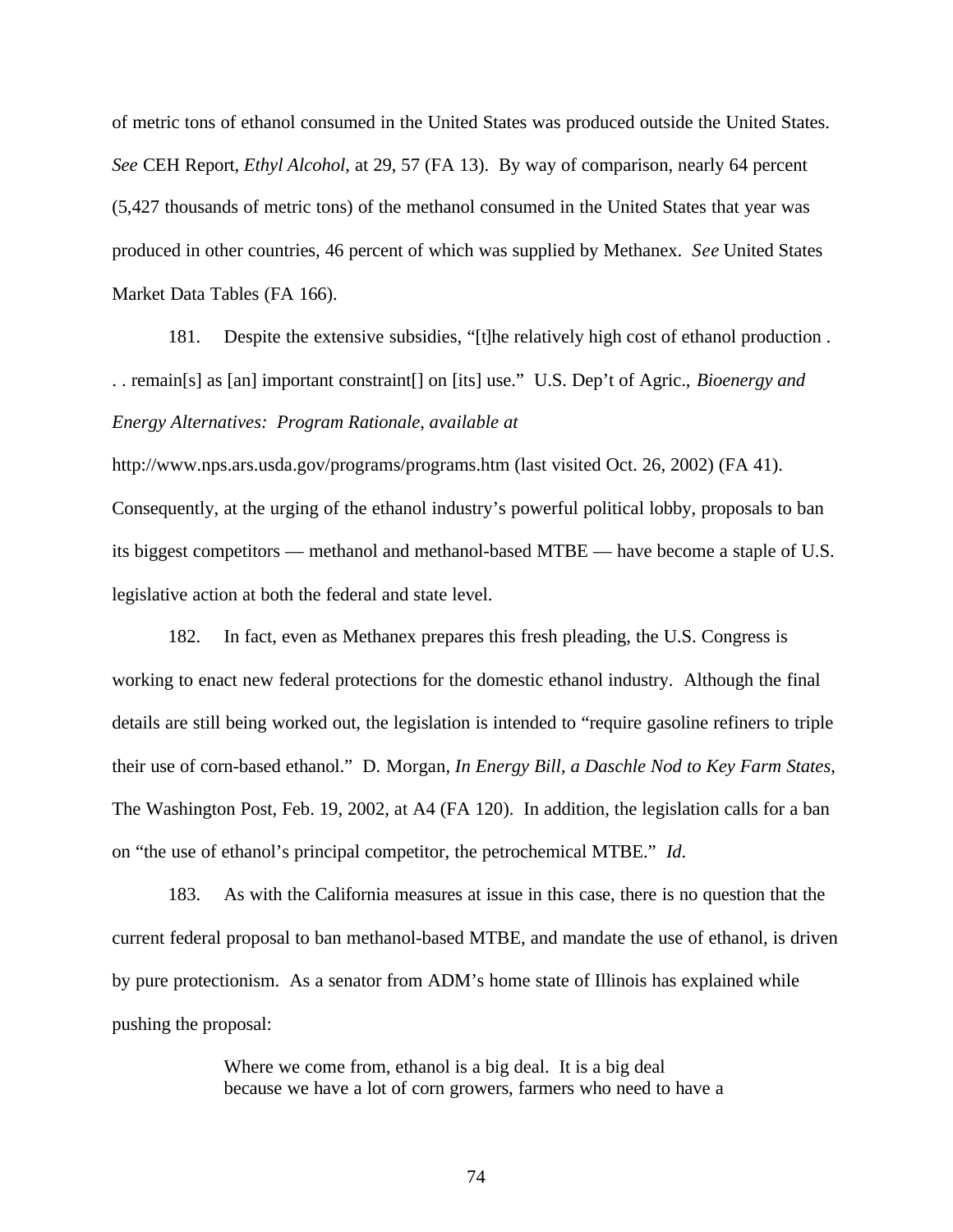of metric tons of ethanol consumed in the United States was produced outside the United States. *See* CEH Report, *Ethyl Alcohol*, at 29, 57 (FA 13). By way of comparison, nearly 64 percent (5,427 thousands of metric tons) of the methanol consumed in the United States that year was produced in other countries, 46 percent of which was supplied by Methanex. *See* United States Market Data Tables (FA 166).

181. Despite the extensive subsidies, "[t]he relatively high cost of ethanol production . . . remain[s] as [an] important constraint[] on [its] use." U.S. Dep't of Agric., *Bioenergy and Energy Alternatives: Program Rationale*, *available at* http://www.nps.ars.usda.gov/programs/programs.htm (last visited Oct. 26, 2002) (FA 41). Consequently, at the urging of the ethanol industry's powerful political lobby, proposals to ban its biggest competitors — methanol and methanol-based MTBE — have become a staple of U.S. legislative action at both the federal and state level.

182. In fact, even as Methanex prepares this fresh pleading, the U.S. Congress is working to enact new federal protections for the domestic ethanol industry. Although the final details are still being worked out, the legislation is intended to "require gasoline refiners to triple their use of corn-based ethanol." D. Morgan, *In Energy Bill, a Daschle Nod to Key Farm States*, The Washington Post, Feb. 19, 2002, at A4 (FA 120). In addition, the legislation calls for a ban on "the use of ethanol's principal competitor, the petrochemical MTBE." *Id*.

183. As with the California measures at issue in this case, there is no question that the current federal proposal to ban methanol-based MTBE, and mandate the use of ethanol, is driven by pure protectionism. As a senator from ADM's home state of Illinois has explained while pushing the proposal:

> Where we come from, ethanol is a big deal. It is a big deal because we have a lot of corn growers, farmers who need to have a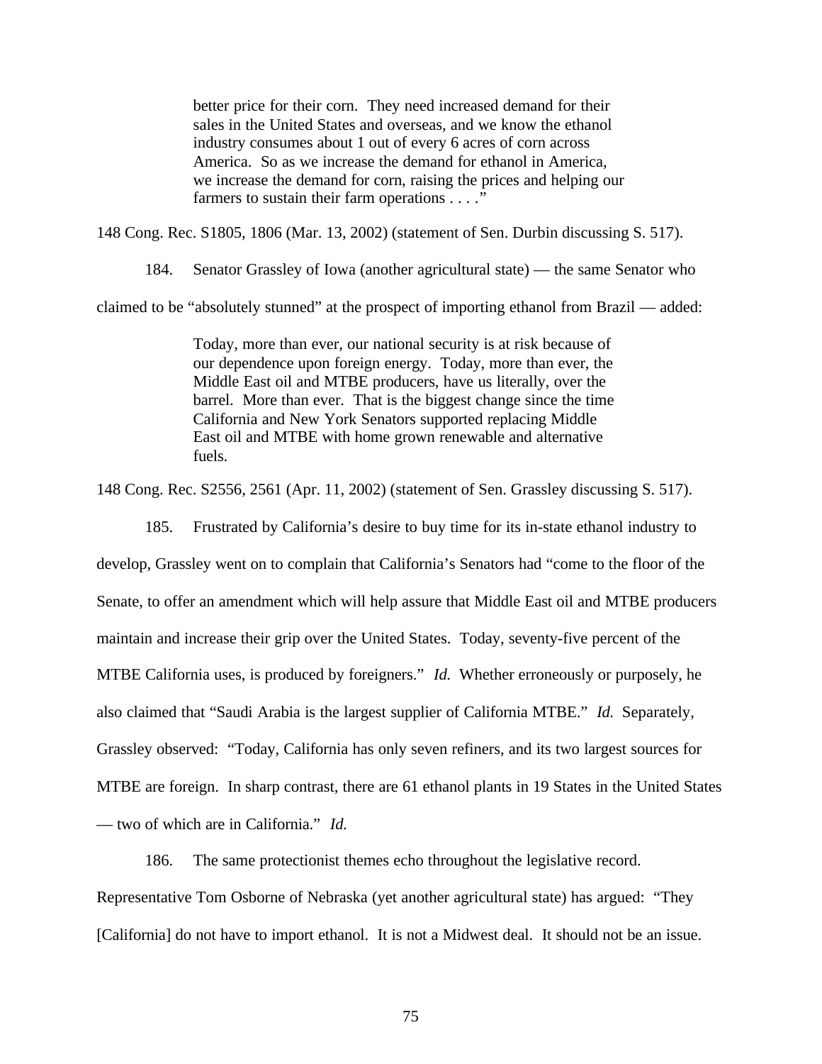> better price for their corn. They need increased demand for their sales in the United States and overseas, and we know the ethanol industry consumes about 1 out of every 6 acres of corn across America. So as we increase the demand for ethanol in America, we increase the demand for corn, raising the prices and helping our farmers to sustain their farm operations . . . ."

148 Cong. Rec. S1805, 1806 (Mar. 13, 2002) (statement of Sen. Durbin discussing S. 517).

184. Senator Grassley of Iowa (another agricultural state) — the same Senator who claimed to be "absolutely stunned" at the prospect of importing ethanol from Brazil — added:

> Today, more than ever, our national security is at risk because of our dependence upon foreign energy. Today, more than ever, the Middle East oil and MTBE producers, have us literally, over the barrel. More than ever. That is the biggest change since the time California and New York Senators supported replacing Middle East oil and MTBE with home grown renewable and alternative fuels.

148 Cong. Rec. S2556, 2561 (Apr. 11, 2002) (statement of Sen. Grassley discussing S. 517).

185. Frustrated by California's desire to buy time for its in-state ethanol industry to develop, Grassley went on to complain that California's Senators had "come to the floor of the Senate, to offer an amendment which will help assure that Middle East oil and MTBE producers maintain and increase their grip over the United States. Today, seventy-five percent of the MTBE California uses, is produced by foreigners." *Id.* Whether erroneously or purposely, he also claimed that "Saudi Arabia is the largest supplier of California MTBE." *Id.* Separately, Grassley observed: "Today, California has only seven refiners, and its two largest sources for MTBE are foreign. In sharp contrast, there are 61 ethanol plants in 19 States in the United States — two of which are in California." *Id.*

186. The same protectionist themes echo throughout the legislative record. Representative Tom Osborne of Nebraska (yet another agricultural state) has argued: "They [California] do not have to import ethanol. It is not a Midwest deal. It should not be an issue.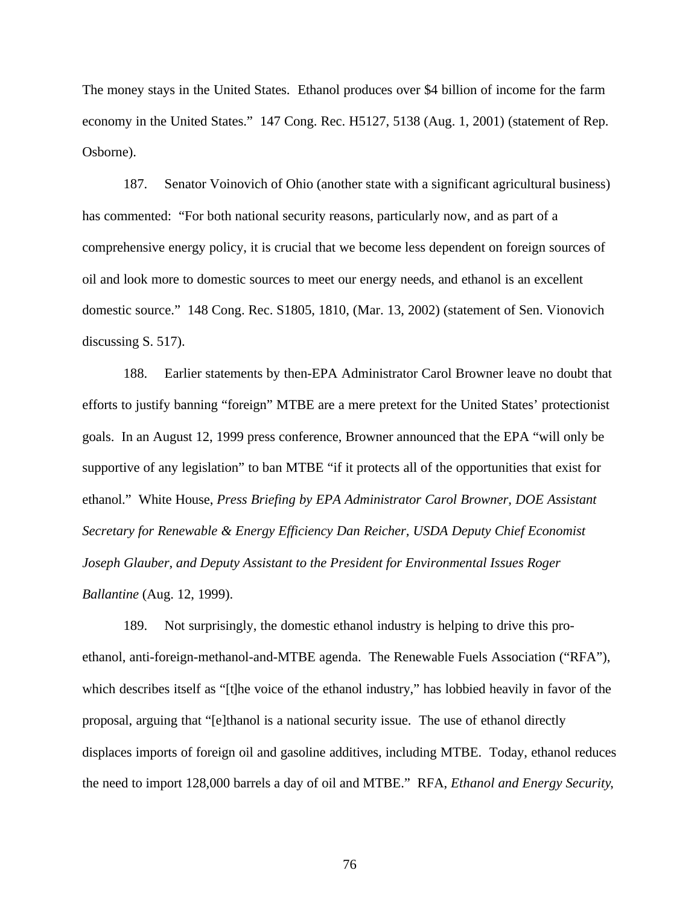The money stays in the United States. Ethanol produces over $4 billion of income for the farm economy in the United States." 147 Cong. Rec. H5127, 5138 (Aug. 1, 2001) (statement of Rep. Osborne).

187. Senator Voinovich of Ohio (another state with a significant agricultural business) has commented: "For both national security reasons, particularly now, and as part of a comprehensive energy policy, it is crucial that we become less dependent on foreign sources of oil and look more to domestic sources to meet our energy needs, and ethanol is an excellent domestic source." 148 Cong. Rec. S1805, 1810, (Mar. 13, 2002) (statement of Sen. Vionovich discussing S. 517).

188. Earlier statements by then-EPA Administrator Carol Browner leave no doubt that efforts to justify banning "foreign" MTBE are a mere pretext for the United States' protectionist goals. In an August 12, 1999 press conference, Browner announced that the EPA "will only be supportive of any legislation" to ban MTBE "if it protects all of the opportunities that exist for ethanol." White House, *Press Briefing by EPA Administrator Carol Browner, DOE Assistant Secretary for Renewable & Energy Efficiency Dan Reicher, USDA Deputy Chief Economist Joseph Glauber, and Deputy Assistant to the President for Environmental Issues Roger Ballantine* (Aug. 12, 1999).

189. Not surprisingly, the domestic ethanol industry is helping to drive this pro-ethanol, anti-foreign-methanol-and-MTBE agenda. The Renewable Fuels Association ("RFA"), which describes itself as "[t]he voice of the ethanol industry," has lobbied heavily in favor of the proposal, arguing that "[e]thanol is a national security issue. The use of ethanol directly displaces imports of foreign oil and gasoline additives, including MTBE. Today, ethanol reduces the need to import 128,000 barrels a day of oil and MTBE." RFA, *Ethanol and Energy Security*,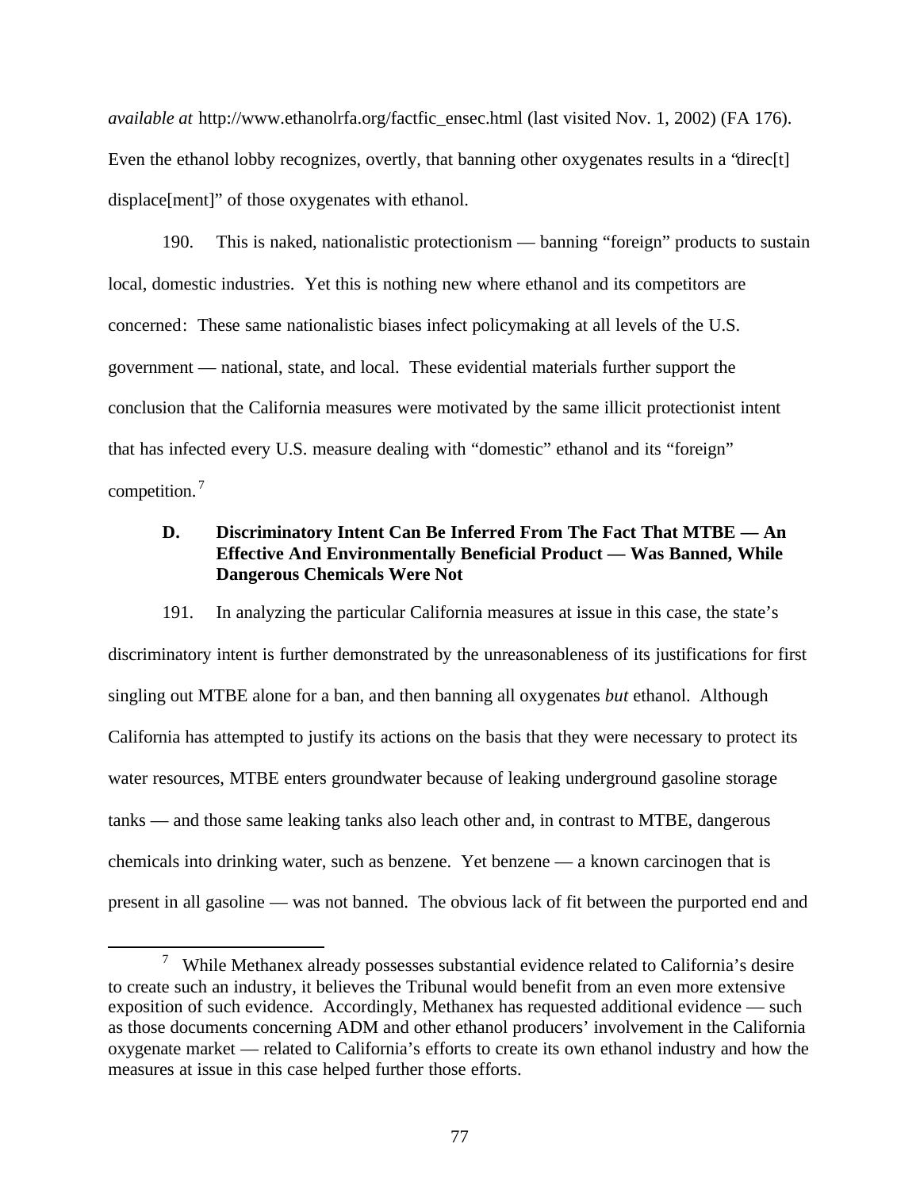*available at* http://www.ethanolrfa.org/factfic_ensec.html (last visited Nov. 1, 2002) (FA 176). Even the ethanol lobby recognizes, overtly, that banning other oxygenates results in a "direc[t] displace[ment]" of those oxygenates with ethanol.

190. This is naked, nationalistic protectionism — banning "foreign" products to sustain local, domestic industries. Yet this is nothing new where ethanol and its competitors are concerned: These same nationalistic biases infect policymaking at all levels of the U.S. government — national, state, and local. These evidential materials further support the conclusion that the California measures were motivated by the same illicit protectionist intent that has infected every U.S. measure dealing with "domestic" ethanol and its "foreign" competition.[7]

### D. Discriminatory Intent Can Be Inferred From The Fact That MTBE — An Effective And Environmentally Beneficial Product — Was Banned, While Dangerous Chemicals Were Not

191. In analyzing the particular California measures at issue in this case, the state's discriminatory intent is further demonstrated by the unreasonableness of its justifications for first singling out MTBE alone for a ban, and then banning all oxygenates *but* ethanol. Although California has attempted to justify its actions on the basis that they were necessary to protect its water resources, MTBE enters groundwater because of leaking underground gasoline storage tanks — and those same leaking tanks also leach other and, in contrast to MTBE, dangerous chemicals into drinking water, such as benzene. Yet benzene — a known carcinogen that is present in all gasoline — was not banned. The obvious lack of fit between the purported end and

[7] While Methanex already possesses substantial evidence related to California's desire to create such an industry, it believes the Tribunal would benefit from an even more extensive exposition of such evidence. Accordingly, Methanex has requested additional evidence — such as those documents concerning ADM and other ethanol producers' involvement in the California oxygenate market — related to California's efforts to create its own ethanol industry and how the measures at issue in this case helped further those efforts.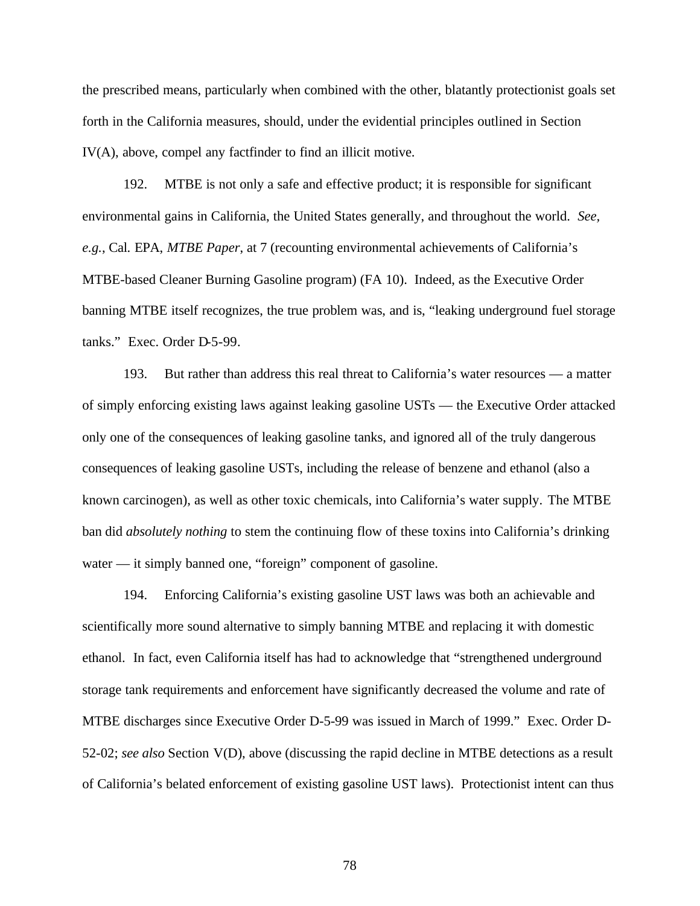the prescribed means, particularly when combined with the other, blatantly protectionist goals set forth in the California measures, should, under the evidential principles outlined in Section IV(A), above, compel any factfinder to find an illicit motive.

192. MTBE is not only a safe and effective product; it is responsible for significant environmental gains in California, the United States generally, and throughout the world. *See, e.g.*, Cal. EPA, *MTBE Paper*, at 7 (recounting environmental achievements of California's MTBE-based Cleaner Burning Gasoline program) (FA 10). Indeed, as the Executive Order banning MTBE itself recognizes, the true problem was, and is, "leaking underground fuel storage tanks." Exec. Order D-5-99.

193. But rather than address this real threat to California's water resources — a matter of simply enforcing existing laws against leaking gasoline USTs — the Executive Order attacked only one of the consequences of leaking gasoline tanks, and ignored all of the truly dangerous consequences of leaking gasoline USTs, including the release of benzene and ethanol (also a known carcinogen), as well as other toxic chemicals, into California's water supply. The MTBE ban did *absolutely nothing* to stem the continuing flow of these toxins into California's drinking water — it simply banned one, "foreign" component of gasoline.

194. Enforcing California's existing gasoline UST laws was both an achievable and scientifically more sound alternative to simply banning MTBE and replacing it with domestic ethanol. In fact, even California itself has had to acknowledge that "strengthened underground storage tank requirements and enforcement have significantly decreased the volume and rate of MTBE discharges since Executive Order D-5-99 was issued in March of 1999." Exec. Order D-52-02; *see also* Section V(D), above (discussing the rapid decline in MTBE detections as a result of California's belated enforcement of existing gasoline UST laws). Protectionist intent can thus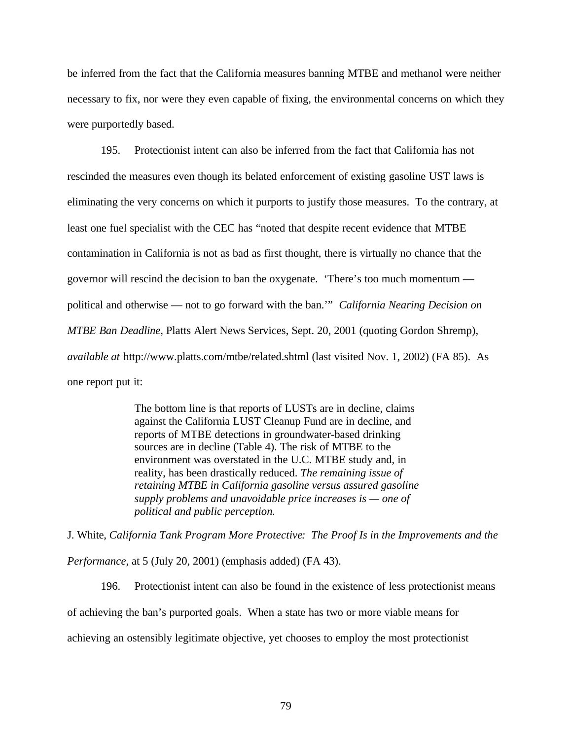be inferred from the fact that the California measures banning MTBE and methanol were neither necessary to fix, nor were they even capable of fixing, the environmental concerns on which they were purportedly based.

195. Protectionist intent can also be inferred from the fact that California has not rescinded the measures even though its belated enforcement of existing gasoline UST laws is eliminating the very concerns on which it purports to justify those measures. To the contrary, at least one fuel specialist with the CEC has "noted that despite recent evidence that MTBE contamination in California is not as bad as first thought, there is virtually no chance that the governor will rescind the decision to ban the oxygenate. 'There's too much momentum — political and otherwise — not to go forward with the ban.'" *California Nearing Decision on MTBE Ban Deadline*, Platts Alert News Services, Sept. 20, 2001 (quoting Gordon Shremp), *available at* http://www.platts.com/mtbe/related.shtml (last visited Nov. 1, 2002) (FA 85). As one report put it:

> The bottom line is that reports of LUSTs are in decline, claims against the California LUST Cleanup Fund are in decline, and reports of MTBE detections in groundwater-based drinking sources are in decline (Table 4). The risk of MTBE to the environment was overstated in the U.C. MTBE study and, in reality, has been drastically reduced. *The remaining issue of retaining MTBE in California gasoline versus assured gasoline supply problems and unavoidable price increases is — one of political and public perception.*

J. White, *California Tank Program More Protective: The Proof Is in the Improvements and the Performance*, at 5 (July 20, 2001) (emphasis added) (FA 43).

196. Protectionist intent can also be found in the existence of less protectionist means of achieving the ban's purported goals. When a state has two or more viable means for achieving an ostensibly legitimate objective, yet chooses to employ the most protectionist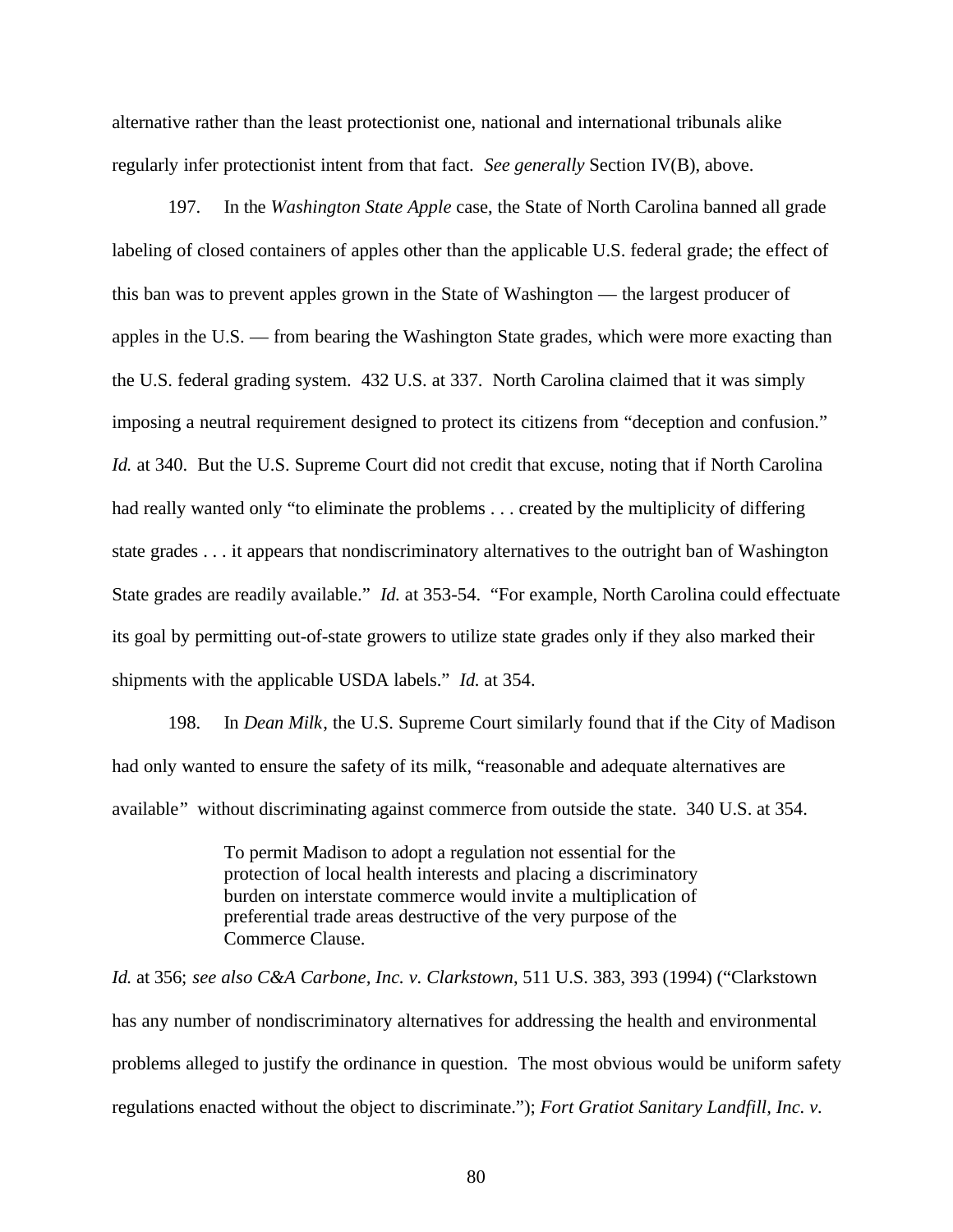alternative rather than the least protectionist one, national and international tribunals alike regularly infer protectionist intent from that fact. *See generally* Section IV(B), above.

197. In the *Washington State Apple* case, the State of North Carolina banned all grade labeling of closed containers of apples other than the applicable U.S. federal grade; the effect of this ban was to prevent apples grown in the State of Washington — the largest producer of apples in the U.S. — from bearing the Washington State grades, which were more exacting than the U.S. federal grading system. 432 U.S. at 337. North Carolina claimed that it was simply imposing a neutral requirement designed to protect its citizens from "deception and confusion." *Id.* at 340. But the U.S. Supreme Court did not credit that excuse, noting that if North Carolina had really wanted only "to eliminate the problems . . . created by the multiplicity of differing state grades . . . it appears that nondiscriminatory alternatives to the outright ban of Washington State grades are readily available." *Id.* at 353-54. "For example, North Carolina could effectuate its goal by permitting out-of-state growers to utilize state grades only if they also marked their shipments with the applicable USDA labels." *Id.* at 354.

198. In *Dean Milk*, the U.S. Supreme Court similarly found that if the City of Madison had only wanted to ensure the safety of its milk, "reasonable and adequate alternatives are available" without discriminating against commerce from outside the state. 340 U.S. at 354.

> To permit Madison to adopt a regulation not essential for the protection of local health interests and placing a discriminatory burden on interstate commerce would invite a multiplication of preferential trade areas destructive of the very purpose of the Commerce Clause.

*Id.* at 356; *see also C&A Carbone, Inc. v. Clarkstown*, 511 U.S. 383, 393 (1994) ("Clarkstown has any number of nondiscriminatory alternatives for addressing the health and environmental problems alleged to justify the ordinance in question. The most obvious would be uniform safety regulations enacted without the object to discriminate."); *Fort Gratiot Sanitary Landfill, Inc. v.*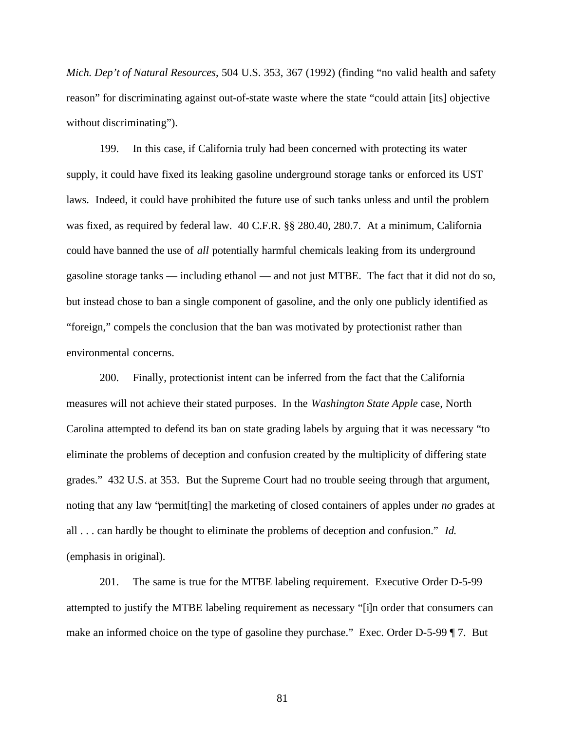*Mich. Dep't of Natural Resources*, 504 U.S. 353, 367 (1992) (finding "no valid health and safety reason" for discriminating against out-of-state waste where the state "could attain [its] objective without discriminating").

199. In this case, if California truly had been concerned with protecting its water supply, it could have fixed its leaking gasoline underground storage tanks or enforced its UST laws. Indeed, it could have prohibited the future use of such tanks unless and until the problem was fixed, as required by federal law. 40 C.F.R. §§ 280.40, 280.7. At a minimum, California could have banned the use of *all* potentially harmful chemicals leaking from its underground gasoline storage tanks — including ethanol — and not just MTBE. The fact that it did not do so, but instead chose to ban a single component of gasoline, and the only one publicly identified as "foreign," compels the conclusion that the ban was motivated by protectionist rather than environmental concerns.

200. Finally, protectionist intent can be inferred from the fact that the California measures will not achieve their stated purposes. In the *Washington State Apple* case, North Carolina attempted to defend its ban on state grading labels by arguing that it was necessary "to eliminate the problems of deception and confusion created by the multiplicity of differing state grades." 432 U.S. at 353. But the Supreme Court had no trouble seeing through that argument, noting that any law "permit[ting] the marketing of closed containers of apples under *no* grades at all . . . can hardly be thought to eliminate the problems of deception and confusion." *Id.* (emphasis in original).

201. The same is true for the MTBE labeling requirement. Executive Order D-5-99 attempted to justify the MTBE labeling requirement as necessary "[i]n order that consumers can make an informed choice on the type of gasoline they purchase." Exec. Order D-5-99 ¶ 7. But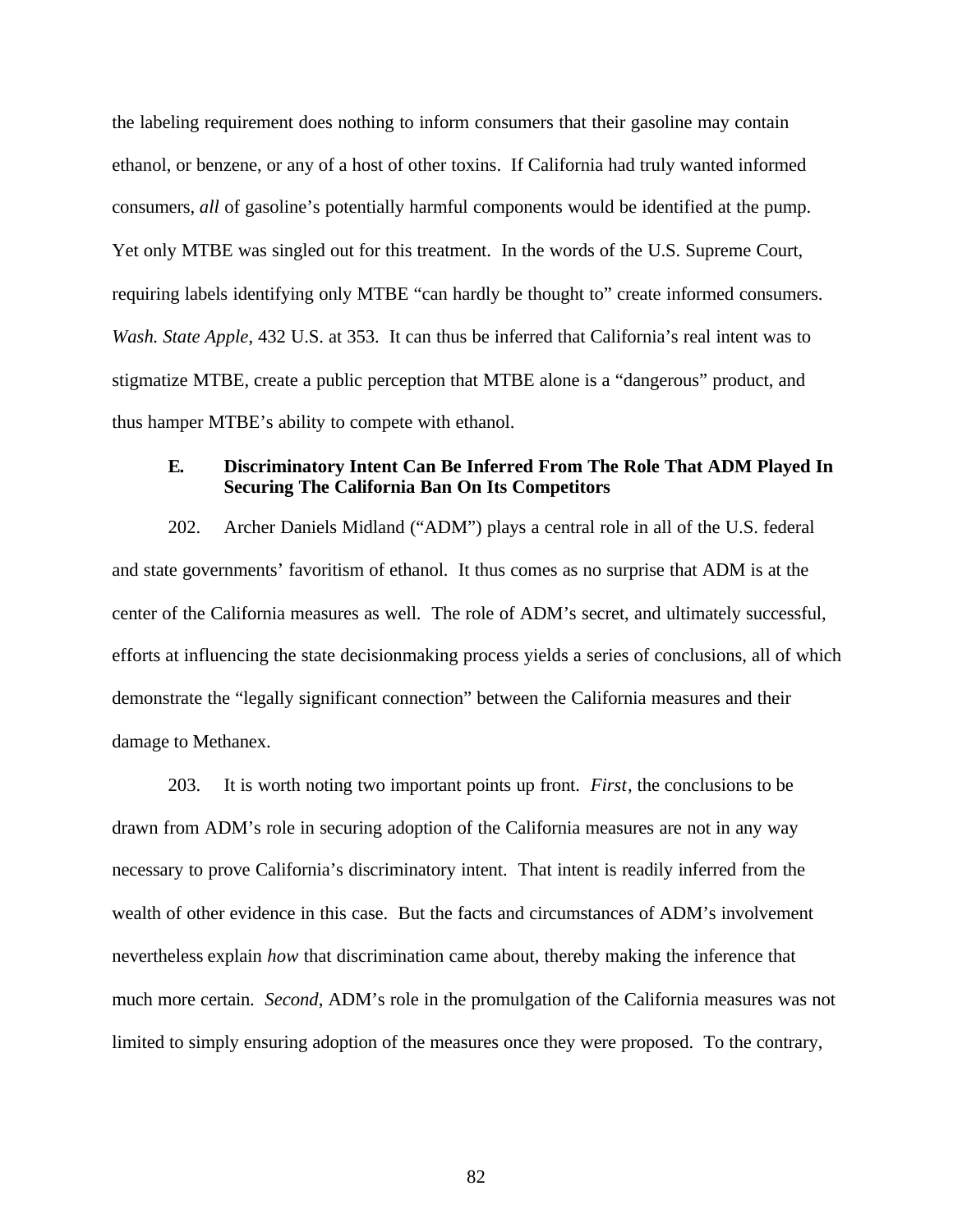the labeling requirement does nothing to inform consumers that their gasoline may contain ethanol, or benzene, or any of a host of other toxins. If California had truly wanted informed consumers, *all* of gasoline's potentially harmful components would be identified at the pump. Yet only MTBE was singled out for this treatment. In the words of the U.S. Supreme Court, requiring labels identifying only MTBE "can hardly be thought to" create informed consumers. *Wash. State Apple*, 432 U.S. at 353. It can thus be inferred that California's real intent was to stigmatize MTBE, create a public perception that MTBE alone is a "dangerous" product, and thus hamper MTBE's ability to compete with ethanol.

### E. Discriminatory Intent Can Be Inferred From The Role That ADM Played In Securing The California Ban On Its Competitors

202. Archer Daniels Midland ("ADM") plays a central role in all of the U.S. federal and state governments' favoritism of ethanol. It thus comes as no surprise that ADM is at the center of the California measures as well. The role of ADM's secret, and ultimately successful, efforts at influencing the state decisionmaking process yields a series of conclusions, all of which demonstrate the "legally significant connection" between the California measures and their damage to Methanex.

203. It is worth noting two important points up front. *First*, the conclusions to be drawn from ADM's role in securing adoption of the California measures are not in any way necessary to prove California's discriminatory intent. That intent is readily inferred from the wealth of other evidence in this case. But the facts and circumstances of ADM's involvement nevertheless explain *how* that discrimination came about, thereby making the inference that much more certain. *Second*, ADM's role in the promulgation of the California measures was not limited to simply ensuring adoption of the measures once they were proposed. To the contrary,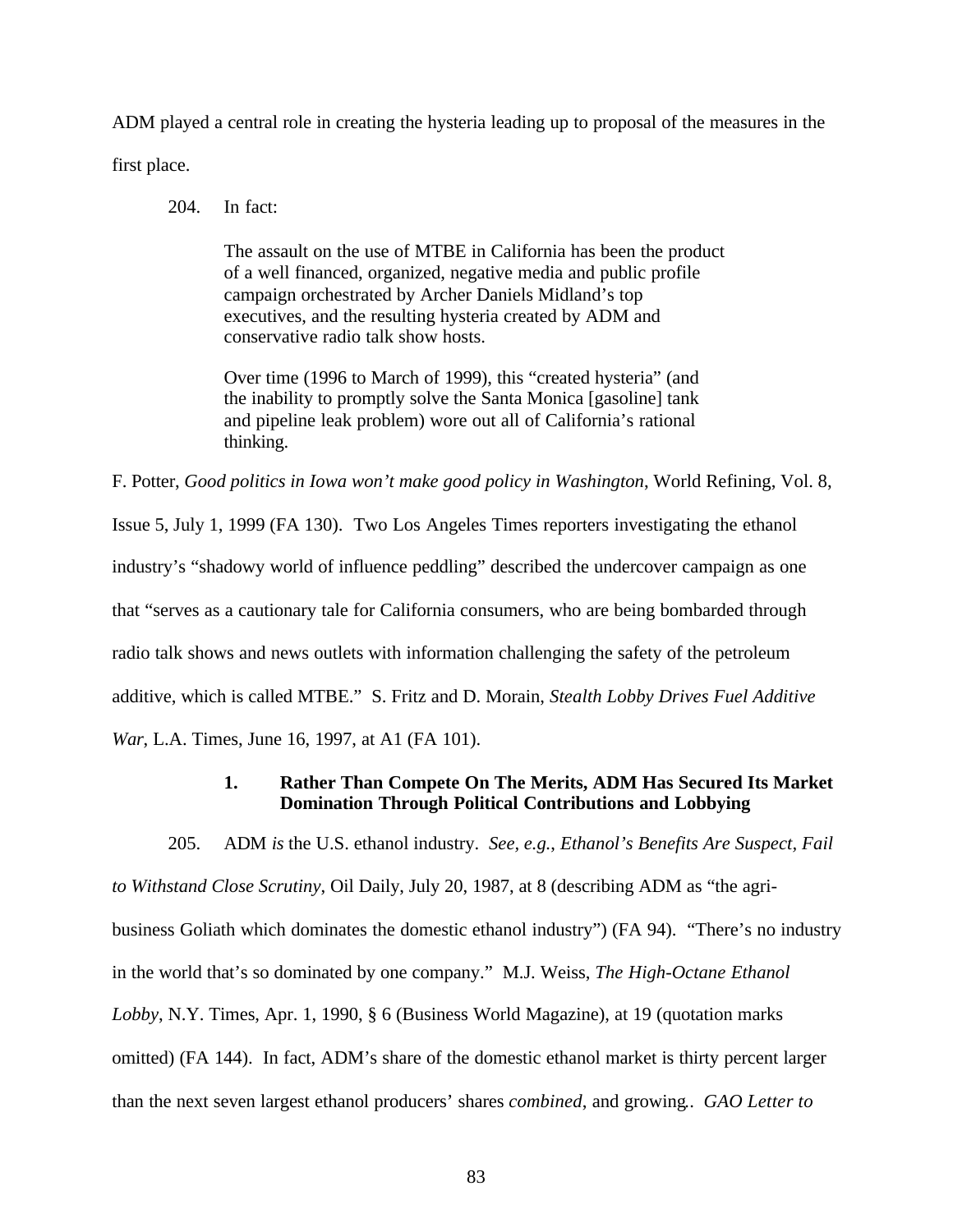ADM played a central role in creating the hysteria leading up to proposal of the measures in the first place.

204. In fact:

> The assault on the use of MTBE in California has been the product of a well financed, organized, negative media and public profile campaign orchestrated by Archer Daniels Midland's top executives, and the resulting hysteria created by ADM and conservative radio talk show hosts.
>
> Over time (1996 to March of 1999), this "created hysteria" (and the inability to promptly solve the Santa Monica [gasoline] tank and pipeline leak problem) wore out all of California's rational thinking.

F. Potter, *Good politics in Iowa won't make good policy in Washington*, World Refining, Vol. 8, Issue 5, July 1, 1999 (FA 130). Two Los Angeles Times reporters investigating the ethanol industry's "shadowy world of influence peddling" described the undercover campaign as one that "serves as a cautionary tale for California consumers, who are being bombarded through radio talk shows and news outlets with information challenging the safety of the petroleum additive, which is called MTBE." S. Fritz and D. Morain, *Stealth Lobby Drives Fuel Additive War*, L.A. Times, June 16, 1997, at A1 (FA 101).

### 1. Rather Than Compete On The Merits, ADM Has Secured Its Market Domination Through Political Contributions and Lobbying

205. ADM *is* the U.S. ethanol industry. *See, e.g., Ethanol's Benefits Are Suspect, Fail to Withstand Close Scrutiny*, Oil Daily, July 20, 1987, at 8 (describing ADM as "the agri-business Goliath which dominates the domestic ethanol industry") (FA 94). "There's no industry in the world that's so dominated by one company." M.J. Weiss, *The High-Octane Ethanol Lobby*, N.Y. Times, Apr. 1, 1990, § 6 (Business World Magazine), at 19 (quotation marks omitted) (FA 144). In fact, ADM's share of the domestic ethanol market is thirty percent larger than the next seven largest ethanol producers' shares *combined*, and growing.. *GAO Letter to*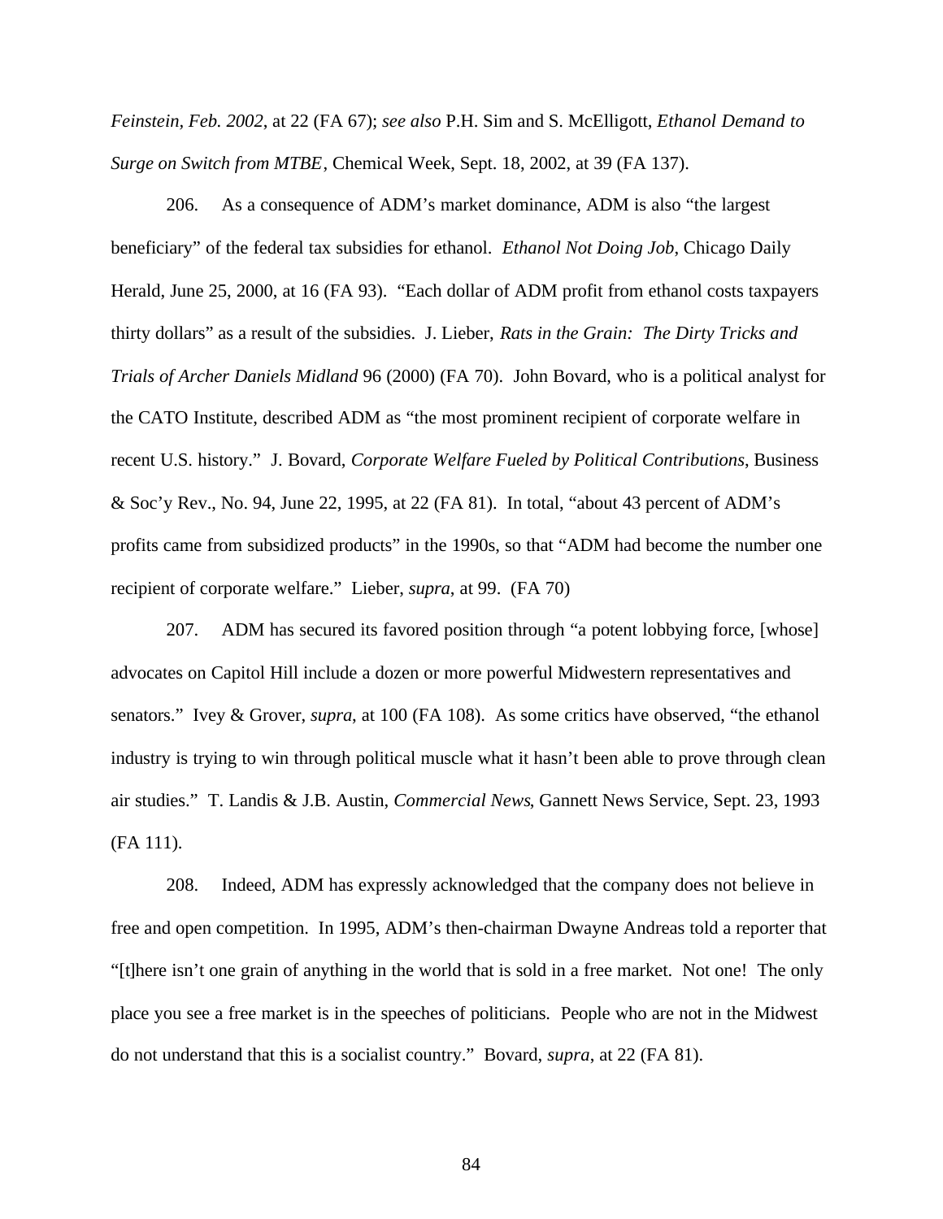*Feinstein, Feb. 2002*, at 22 (FA 67); *see also* P.H. Sim and S. McElligott, *Ethanol Demand to Surge on Switch from MTBE*, Chemical Week, Sept. 18, 2002, at 39 (FA 137).

206. As a consequence of ADM's market dominance, ADM is also "the largest beneficiary" of the federal tax subsidies for ethanol. *Ethanol Not Doing Job*, Chicago Daily Herald, June 25, 2000, at 16 (FA 93). "Each dollar of ADM profit from ethanol costs taxpayers thirty dollars" as a result of the subsidies. J. Lieber, *Rats in the Grain: The Dirty Tricks and Trials of Archer Daniels Midland* 96 (2000) (FA 70). John Bovard, who is a political analyst for the CATO Institute, described ADM as "the most prominent recipient of corporate welfare in recent U.S. history." J. Bovard, *Corporate Welfare Fueled by Political Contributions*, Business & Soc'y Rev., No. 94, June 22, 1995, at 22 (FA 81). In total, "about 43 percent of ADM's profits came from subsidized products" in the 1990s, so that "ADM had become the number one recipient of corporate welfare." Lieber, *supra*, at 99. (FA 70)

207. ADM has secured its favored position through "a potent lobbying force, [whose] advocates on Capitol Hill include a dozen or more powerful Midwestern representatives and senators." Ivey & Grover, *supra*, at 100 (FA 108). As some critics have observed, "the ethanol industry is trying to win through political muscle what it hasn't been able to prove through clean air studies." T. Landis & J.B. Austin, *Commercial News*, Gannett News Service, Sept. 23, 1993 (FA 111).

208. Indeed, ADM has expressly acknowledged that the company does not believe in free and open competition. In 1995, ADM's then-chairman Dwayne Andreas told a reporter that "[t]here isn't one grain of anything in the world that is sold in a free market. Not one! The only place you see a free market is in the speeches of politicians. People who are not in the Midwest do not understand that this is a socialist country." Bovard, *supra*, at 22 (FA 81).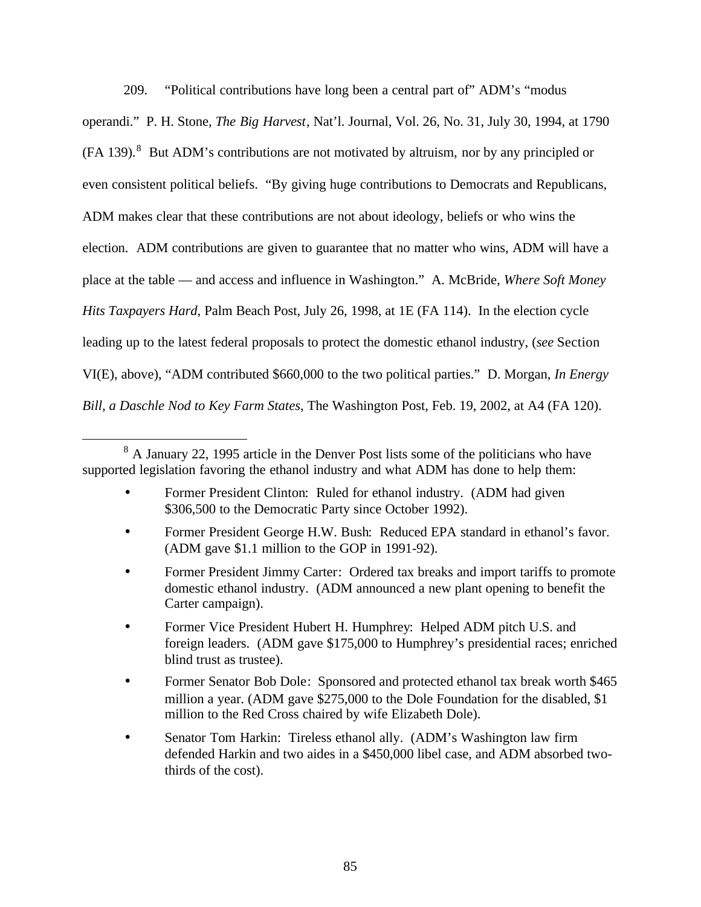209. "Political contributions have long been a central part of" ADM's "modus operandi." P. H. Stone, *The Big Harvest*, Nat'l. Journal, Vol. 26, No. 31, July 30, 1994, at 1790 (FA 139).[8] But ADM's contributions are not motivated by altruism, nor by any principled or even consistent political beliefs. "By giving huge contributions to Democrats and Republicans, ADM makes clear that these contributions are not about ideology, beliefs or who wins the election. ADM contributions are given to guarantee that no matter who wins, ADM will have a place at the table — and access and influence in Washington." A. McBride, *Where Soft Money Hits Taxpayers Hard*, Palm Beach Post, July 26, 1998, at 1E (FA 114). In the election cycle leading up to the latest federal proposals to protect the domestic ethanol industry, (*see* Section VI(E), above), "ADM contributed $660,000 to the two political parties." D. Morgan, *In Energy Bill, a Daschle Nod to Key Farm States*, The Washington Post, Feb. 19, 2002, at A4 (FA 120).

---

[8] A January 22, 1995 article in the Denver Post lists some of the politicians who have supported legislation favoring the ethanol industry and what ADM has done to help them:

- Former President Clinton: Ruled for ethanol industry. (ADM had given $306,500 to the Democratic Party since October 1992).
- Former President George H.W. Bush: Reduced EPA standard in ethanol's favor. (ADM gave $1.1 million to the GOP in 1991-92).
- Former President Jimmy Carter: Ordered tax breaks and import tariffs to promote domestic ethanol industry. (ADM announced a new plant opening to benefit the Carter campaign).
- Former Vice President Hubert H. Humphrey: Helped ADM pitch U.S. and foreign leaders. (ADM gave $175,000 to Humphrey's presidential races; enriched blind trust as trustee).
- Former Senator Bob Dole: Sponsored and protected ethanol tax break worth $465 million a year. (ADM gave $275,000 to the Dole Foundation for the disabled, $1 million to the Red Cross chaired by wife Elizabeth Dole).
- Senator Tom Harkin: Tireless ethanol ally. (ADM's Washington law firm defended Harkin and two aides in a $450,000 libel case, and ADM absorbed two-thirds of the cost).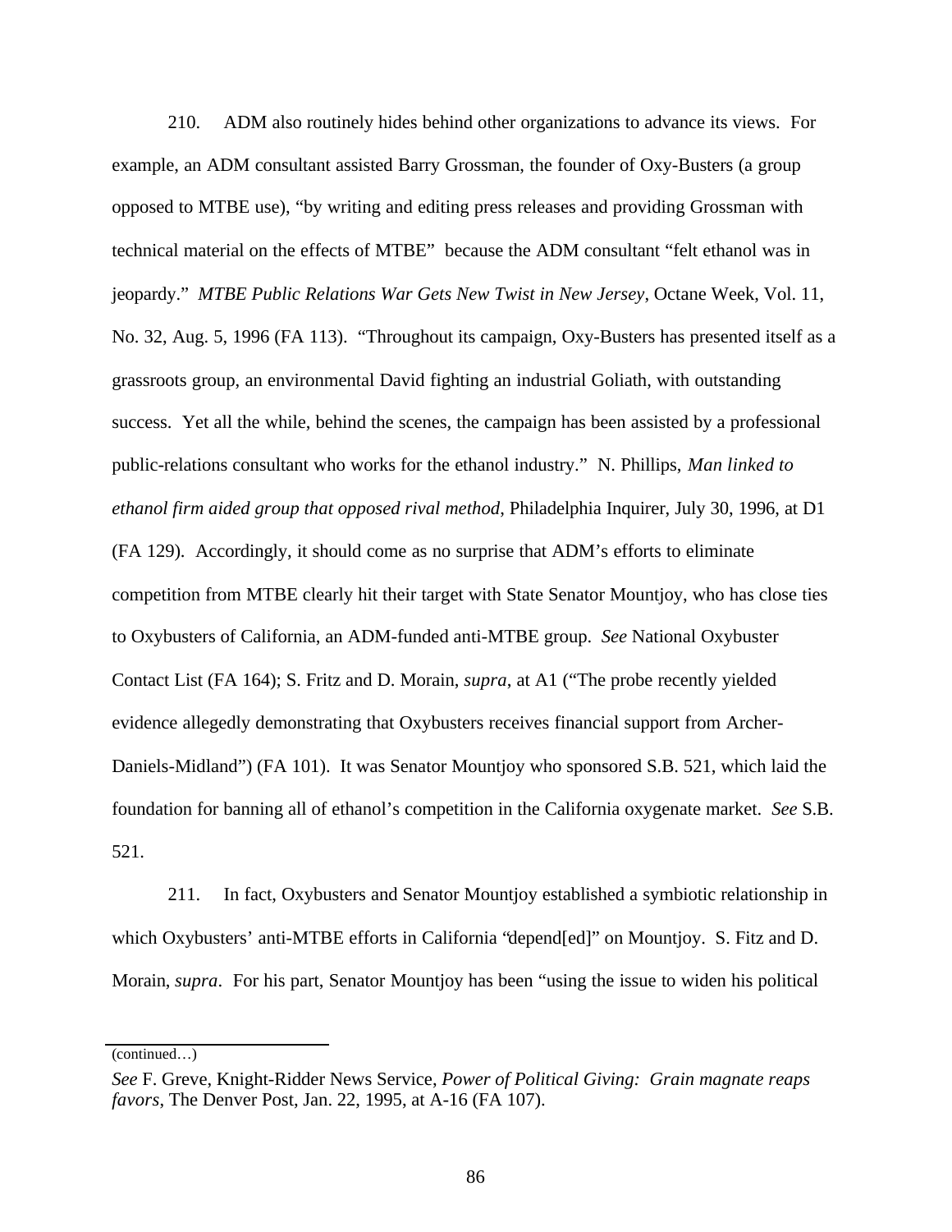210. ADM also routinely hides behind other organizations to advance its views. For example, an ADM consultant assisted Barry Grossman, the founder of Oxy-Busters (a group opposed to MTBE use), "by writing and editing press releases and providing Grossman with technical material on the effects of MTBE" because the ADM consultant "felt ethanol was in jeopardy." *MTBE Public Relations War Gets New Twist in New Jersey*, Octane Week, Vol. 11, No. 32, Aug. 5, 1996 (FA 113). "Throughout its campaign, Oxy-Busters has presented itself as a grassroots group, an environmental David fighting an industrial Goliath, with outstanding success. Yet all the while, behind the scenes, the campaign has been assisted by a professional public-relations consultant who works for the ethanol industry." N. Phillips, *Man linked to ethanol firm aided group that opposed rival method*, Philadelphia Inquirer, July 30, 1996, at D1 (FA 129). Accordingly, it should come as no surprise that ADM's efforts to eliminate competition from MTBE clearly hit their target with State Senator Mountjoy, who has close ties to Oxybusters of California, an ADM-funded anti-MTBE group. *See* National Oxybuster Contact List (FA 164); S. Fritz and D. Morain, *supra*, at A1 ("The probe recently yielded evidence allegedly demonstrating that Oxybusters receives financial support from Archer-Daniels-Midland") (FA 101). It was Senator Mountjoy who sponsored S.B. 521, which laid the foundation for banning all of ethanol's competition in the California oxygenate market. *See* S.B. 521.

211. In fact, Oxybusters and Senator Mountjoy established a symbiotic relationship in which Oxybusters' anti-MTBE efforts in California "depend[ed]" on Mountjoy. S. Fitz and D. Morain, *supra*. For his part, Senator Mountjoy has been "using the issue to widen his political

(continued…)

*See* F. Greve, Knight-Ridder News Service, *Power of Political Giving: Grain magnate reaps favors*, The Denver Post, Jan. 22, 1995, at A-16 (FA 107).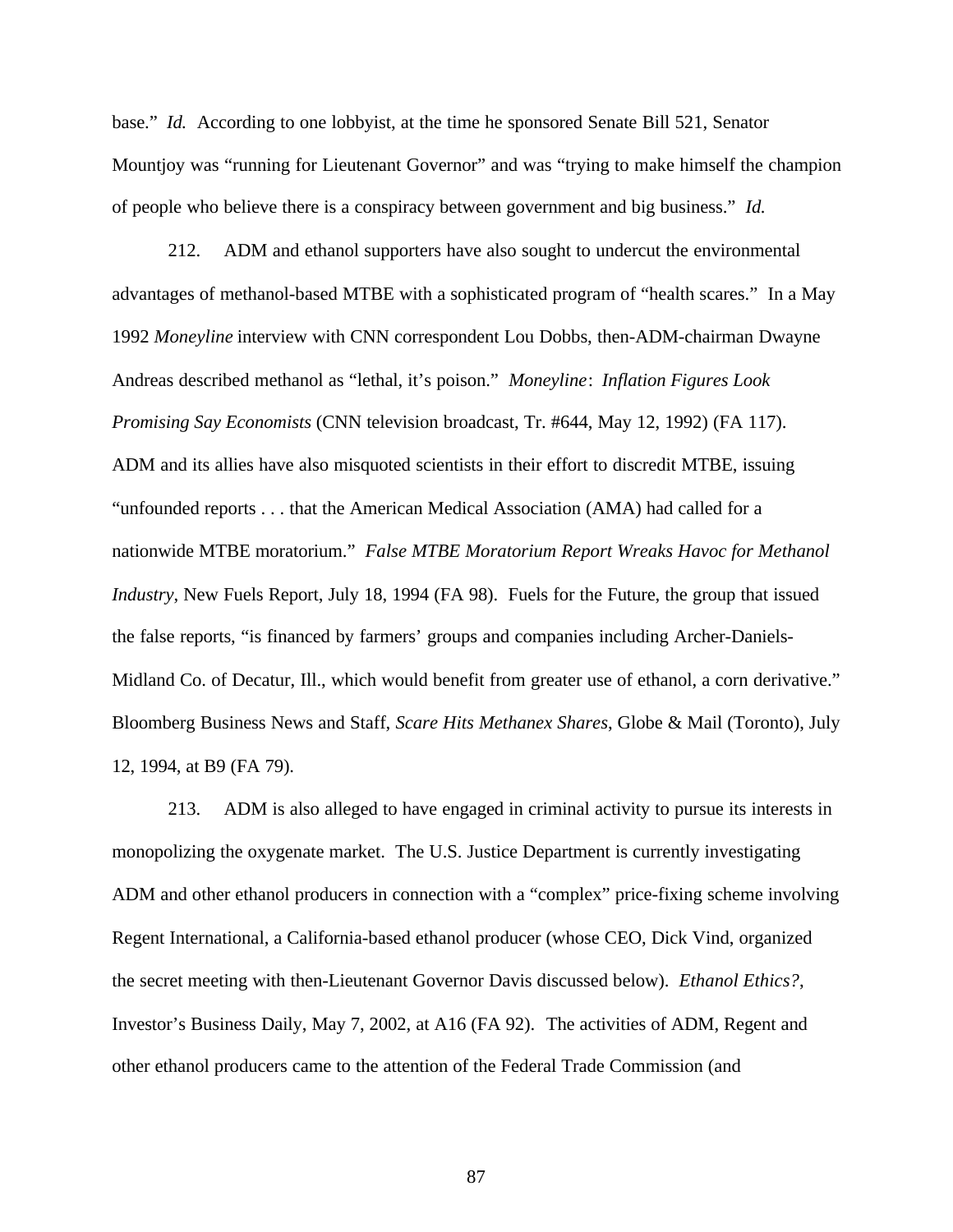base." *Id.* According to one lobbyist, at the time he sponsored Senate Bill 521, Senator Mountjoy was "running for Lieutenant Governor" and was "trying to make himself the champion of people who believe there is a conspiracy between government and big business." *Id.*

212. ADM and ethanol supporters have also sought to undercut the environmental advantages of methanol-based MTBE with a sophisticated program of "health scares." In a May 1992 *Moneyline* interview with CNN correspondent Lou Dobbs, then-ADM-chairman Dwayne Andreas described methanol as "lethal, it's poison." *Moneyline*: *Inflation Figures Look Promising Say Economists* (CNN television broadcast, Tr. #644, May 12, 1992) (FA 117). ADM and its allies have also misquoted scientists in their effort to discredit MTBE, issuing "unfounded reports . . . that the American Medical Association (AMA) had called for a nationwide MTBE moratorium." *False MTBE Moratorium Report Wreaks Havoc for Methanol Industry*, New Fuels Report, July 18, 1994 (FA 98). Fuels for the Future, the group that issued the false reports, "is financed by farmers' groups and companies including Archer-Daniels-Midland Co. of Decatur, Ill., which would benefit from greater use of ethanol, a corn derivative." Bloomberg Business News and Staff, *Scare Hits Methanex Shares*, Globe & Mail (Toronto), July 12, 1994, at B9 (FA 79).

213. ADM is also alleged to have engaged in criminal activity to pursue its interests in monopolizing the oxygenate market. The U.S. Justice Department is currently investigating ADM and other ethanol producers in connection with a "complex" price-fixing scheme involving Regent International, a California-based ethanol producer (whose CEO, Dick Vind, organized the secret meeting with then-Lieutenant Governor Davis discussed below). *Ethanol Ethics?*, Investor's Business Daily, May 7, 2002, at A16 (FA 92). The activities of ADM, Regent and other ethanol producers came to the attention of the Federal Trade Commission (and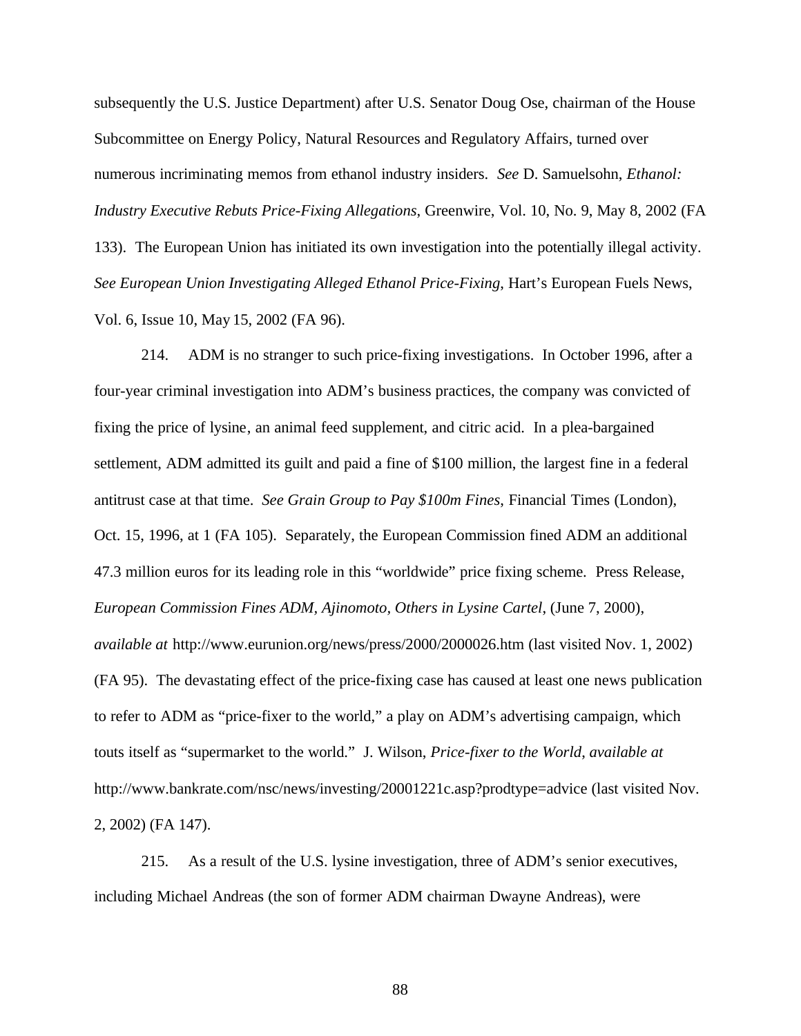subsequently the U.S. Justice Department) after U.S. Senator Doug Ose, chairman of the House Subcommittee on Energy Policy, Natural Resources and Regulatory Affairs, turned over numerous incriminating memos from ethanol industry insiders. *See* D. Samuelsohn, *Ethanol: Industry Executive Rebuts Price-Fixing Allegations*, Greenwire, Vol. 10, No. 9, May 8, 2002 (FA 133). The European Union has initiated its own investigation into the potentially illegal activity. *See European Union Investigating Alleged Ethanol Price-Fixing*, Hart's European Fuels News, Vol. 6, Issue 10, May 15, 2002 (FA 96).

214. ADM is no stranger to such price-fixing investigations. In October 1996, after a four-year criminal investigation into ADM's business practices, the company was convicted of fixing the price of lysine, an animal feed supplement, and citric acid. In a plea-bargained settlement, ADM admitted its guilt and paid a fine of $100 million, the largest fine in a federal antitrust case at that time. *See Grain Group to Pay $100m Fines*, Financial Times (London), Oct. 15, 1996, at 1 (FA 105). Separately, the European Commission fined ADM an additional 47.3 million euros for its leading role in this "worldwide" price fixing scheme. Press Release, *European Commission Fines ADM, Ajinomoto, Others in Lysine Cartel*, (June 7, 2000), *available at* http://www.eurunion.org/news/press/2000/2000026.htm (last visited Nov. 1, 2002) (FA 95). The devastating effect of the price-fixing case has caused at least one news publication to refer to ADM as "price-fixer to the world," a play on ADM's advertising campaign, which touts itself as "supermarket to the world." J. Wilson, *Price-fixer to the World*, *available at* http://www.bankrate.com/nsc/news/investing/20001221c.asp?prodtype=advice (last visited Nov. 2, 2002) (FA 147).

215. As a result of the U.S. lysine investigation, three of ADM's senior executives, including Michael Andreas (the son of former ADM chairman Dwayne Andreas), were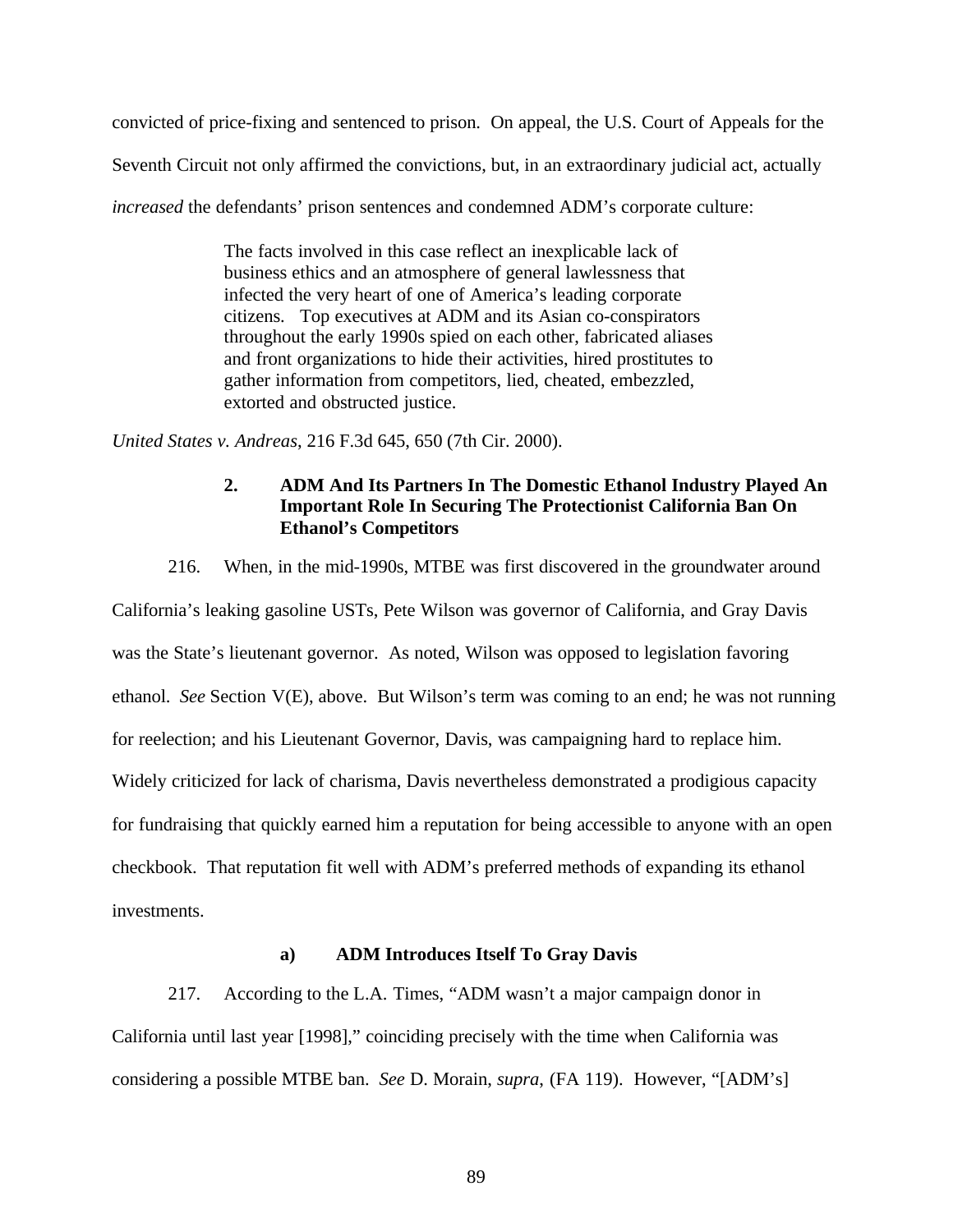convicted of price-fixing and sentenced to prison. On appeal, the U.S. Court of Appeals for the Seventh Circuit not only affirmed the convictions, but, in an extraordinary judicial act, actually *increased* the defendants' prison sentences and condemned ADM's corporate culture:

> The facts involved in this case reflect an inexplicable lack of business ethics and an atmosphere of general lawlessness that infected the very heart of one of America's leading corporate citizens. Top executives at ADM and its Asian co-conspirators throughout the early 1990s spied on each other, fabricated aliases and front organizations to hide their activities, hired prostitutes to gather information from competitors, lied, cheated, embezzled, extorted and obstructed justice.

*United States v. Andreas*, 216 F.3d 645, 650 (7th Cir. 2000).

### 2. ADM And Its Partners In The Domestic Ethanol Industry Played An Important Role In Securing The Protectionist California Ban On Ethanol's Competitors

216. When, in the mid-1990s, MTBE was first discovered in the groundwater around California's leaking gasoline USTs, Pete Wilson was governor of California, and Gray Davis was the State's lieutenant governor. As noted, Wilson was opposed to legislation favoring ethanol. *See* Section V(E), above. But Wilson's term was coming to an end; he was not running for reelection; and his Lieutenant Governor, Davis, was campaigning hard to replace him. Widely criticized for lack of charisma, Davis nevertheless demonstrated a prodigious capacity for fundraising that quickly earned him a reputation for being accessible to anyone with an open checkbook. That reputation fit well with ADM's preferred methods of expanding its ethanol investments.

#### a) ADM Introduces Itself To Gray Davis

217. According to the L.A. Times, "ADM wasn't a major campaign donor in California until last year [1998]," coinciding precisely with the time when California was considering a possible MTBE ban. *See* D. Morain, *supra*, (FA 119). However, "[ADM's]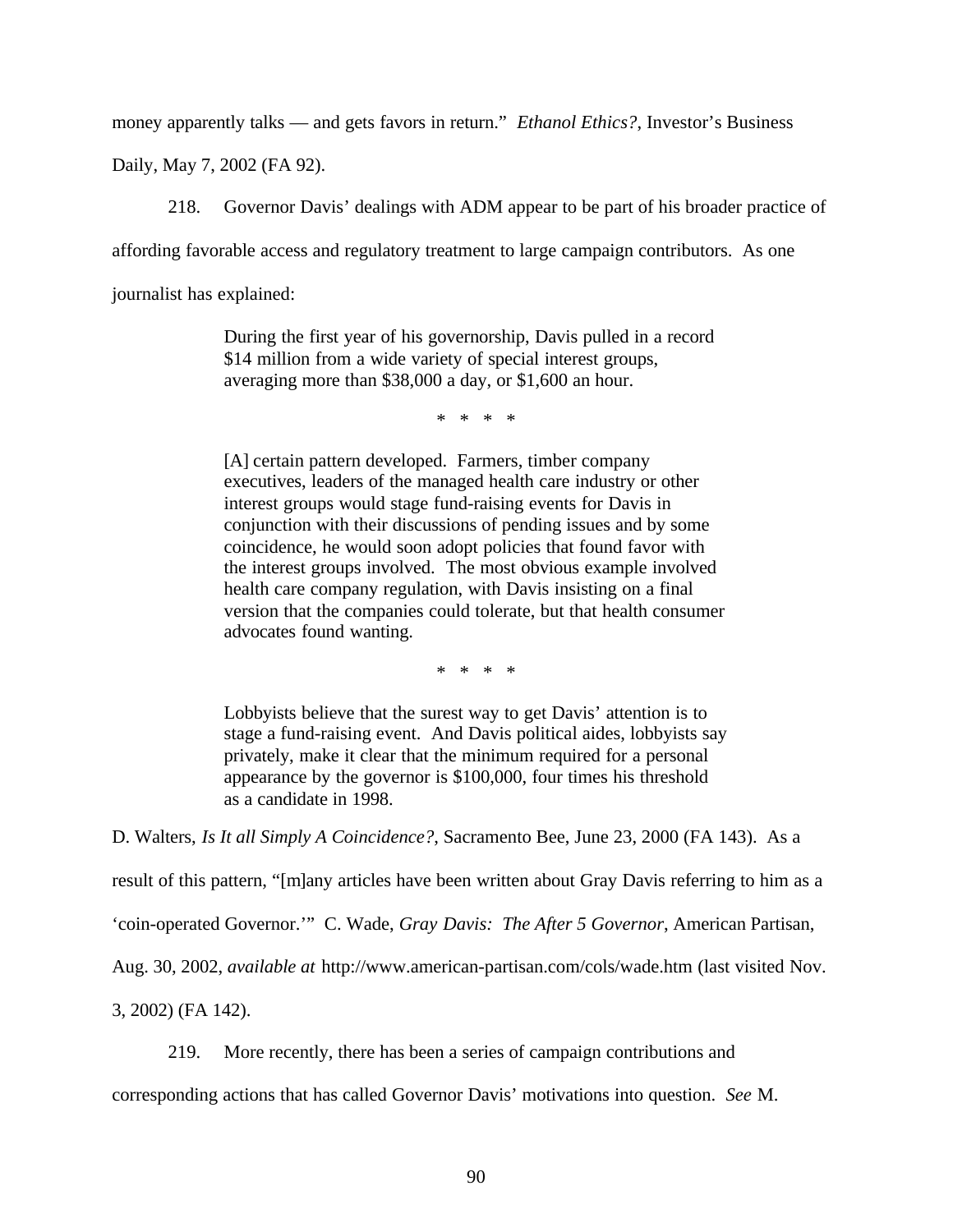money apparently talks — and gets favors in return." *Ethanol Ethics?*, Investor's Business Daily, May 7, 2002 (FA 92).

218. Governor Davis' dealings with ADM appear to be part of his broader practice of affording favorable access and regulatory treatment to large campaign contributors. As one journalist has explained:

> During the first year of his governorship, Davis pulled in a record $14 million from a wide variety of special interest groups, averaging more than $38,000 a day, or $1,600 an hour.
>
> \* \* \* \*
>
> [A] certain pattern developed. Farmers, timber company executives, leaders of the managed health care industry or other interest groups would stage fund-raising events for Davis in conjunction with their discussions of pending issues and by some coincidence, he would soon adopt policies that found favor with the interest groups involved. The most obvious example involved health care company regulation, with Davis insisting on a final version that the companies could tolerate, but that health consumer advocates found wanting.
>
> \* \* \* \*
>
> Lobbyists believe that the surest way to get Davis' attention is to stage a fund-raising event. And Davis political aides, lobbyists say privately, make it clear that the minimum required for a personal appearance by the governor is $100,000, four times his threshold as a candidate in 1998.

D. Walters, *Is It all Simply A Coincidence?*, Sacramento Bee, June 23, 2000 (FA 143). As a result of this pattern, "[m]any articles have been written about Gray Davis referring to him as a 'coin-operated Governor.'" C. Wade, *Gray Davis: The After 5 Governor*, American Partisan, Aug. 30, 2002, *available at* http://www.american-partisan.com/cols/wade.htm (last visited Nov. 3, 2002) (FA 142).

219. More recently, there has been a series of campaign contributions and corresponding actions that has called Governor Davis' motivations into question. *See* M.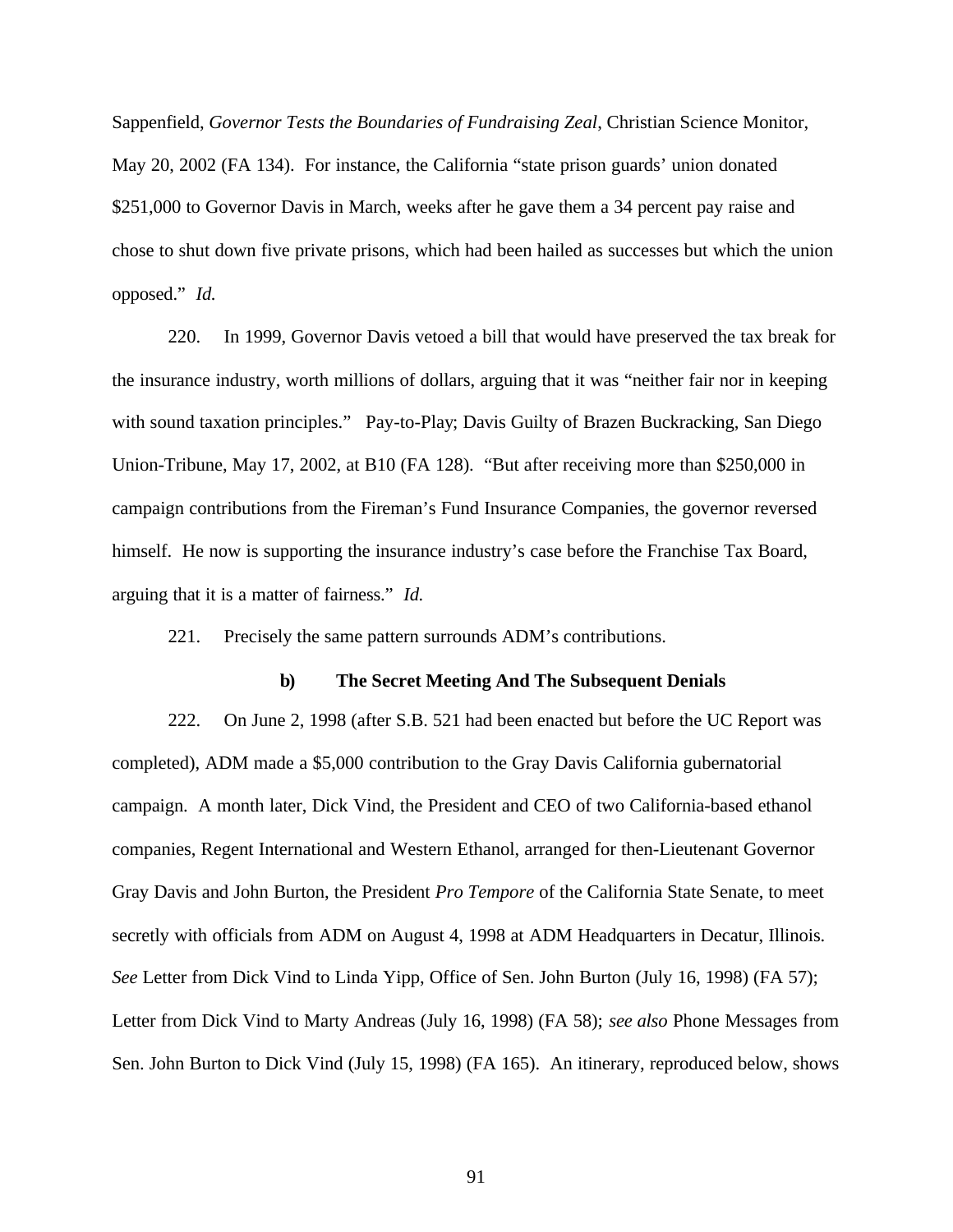Sappenfield, *Governor Tests the Boundaries of Fundraising Zeal*, Christian Science Monitor, May 20, 2002 (FA 134). For instance, the California "state prison guards' union donated $251,000 to Governor Davis in March, weeks after he gave them a 34 percent pay raise and chose to shut down five private prisons, which had been hailed as successes but which the union opposed." *Id.*

220. In 1999, Governor Davis vetoed a bill that would have preserved the tax break for the insurance industry, worth millions of dollars, arguing that it was "neither fair nor in keeping with sound taxation principles." Pay-to-Play; Davis Guilty of Brazen Buckracking, San Diego Union-Tribune, May 17, 2002, at B10 (FA 128). "But after receiving more than $250,000 in campaign contributions from the Fireman's Fund Insurance Companies, the governor reversed himself. He now is supporting the insurance industry's case before the Franchise Tax Board, arguing that it is a matter of fairness." *Id.*

221. Precisely the same pattern surrounds ADM's contributions.

**b) The Secret Meeting And The Subsequent Denials**

222. On June 2, 1998 (after S.B. 521 had been enacted but before the UC Report was completed), ADM made a $5,000 contribution to the Gray Davis California gubernatorial campaign. A month later, Dick Vind, the President and CEO of two California-based ethanol companies, Regent International and Western Ethanol, arranged for then-Lieutenant Governor Gray Davis and John Burton, the President *Pro Tempore* of the California State Senate, to meet secretly with officials from ADM on August 4, 1998 at ADM Headquarters in Decatur, Illinois. *See* Letter from Dick Vind to Linda Yipp, Office of Sen. John Burton (July 16, 1998) (FA 57); Letter from Dick Vind to Marty Andreas (July 16, 1998) (FA 58); *see also* Phone Messages from Sen. John Burton to Dick Vind (July 15, 1998) (FA 165). An itinerary, reproduced below, shows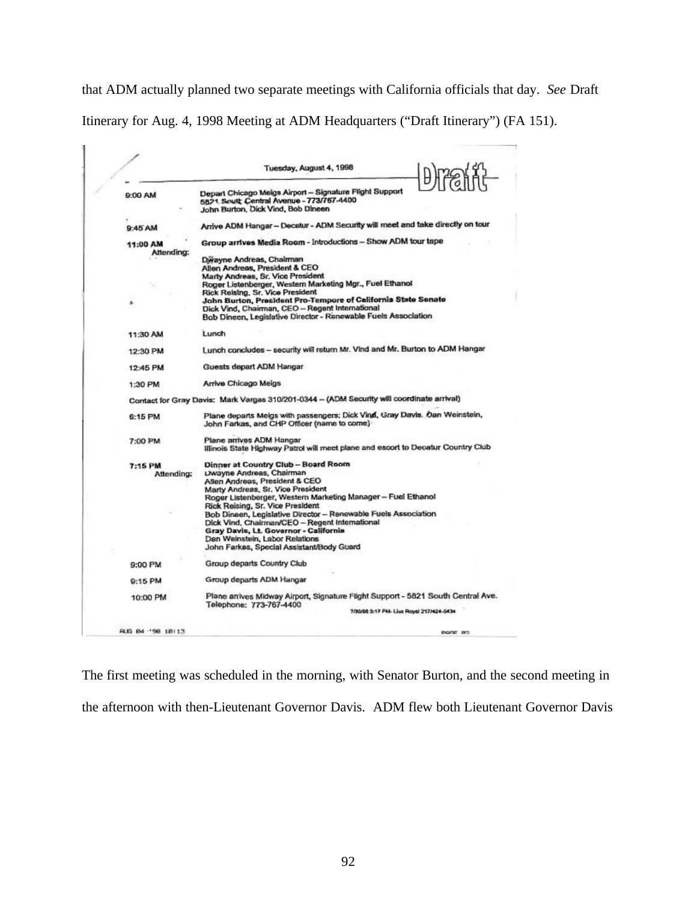that ADM actually planned two separate meetings with California officials that day. *See* Draft Itinerary for Aug. 4, 1998 Meeting at ADM Headquarters ("Draft Itinerary") (FA 151).

Tuesday, August 4, 1998

Draft

| | |
|---|---|
| 9:00 AM | Depart Chicago Meigs Airport – Signature Flight Support<br>5821 South Central Avenue – 773/767-4400<br>John Burton, Dick Vind, Bob Dineen |
| 9:45 AM | Arrive ADM Hangar – Decatur - ADM Security will meet and take directly on tour |
| 11:00 AM<br>Attending: | Group arrives Media Room - Introductions – Show ADM tour tape<br>Dwayne Andreas, Chairman<br>Allen Andreas, President & CEO<br>Marty Andreas, Sr. Vice President<br>Roger Listenberger, Western Marketing Mgr., Fuel Ethanol<br>Rick Reising, Sr. Vice President<br>**John Burton, President Pro-Tempore of California State Senate**<br>Dick Vind, Chairman, CEO – Regent International<br>Bob Dineen, Legislative Director - Renewable Fuels Association |
| 11:30 AM | Lunch |
| 12:30 PM | Lunch concludes – security will return Mr. Vind and Mr. Burton to ADM Hangar |
| 12:45 PM | Guests depart ADM Hangar |
| 1:30 PM | Arrive Chicago Meigs |

Contact for Gray Davis: Mark Vargas 310/201-0344 – (ADM Security will coordinate arrival)

| | |
|---|---|
| 6:15 PM | Plane departs Meigs with passengers: Dick Vind, Gray Davis, Dan Weinstein, John Farkas, and CHP Officer (name to come) |
| 7:00 PM | Plane arrives ADM Hangar<br>Illinois State Highway Patrol will meet plane and escort to Decatur Country Club |
| 7:15 PM<br>Attending: | **Dinner at Country Club – Board Room**<br>Dwayne Andreas, Chairman<br>Allen Andreas, President & CEO<br>Marty Andreas, Sr. Vice President<br>Roger Listenberger, Western Marketing Manager – Fuel Ethanol<br>Rick Reising, Sr. Vice President<br>Bob Dineen, Legislative Director – Renewable Fuels Association<br>Dick Vind, Chairman/CEO – Regent International<br>**Gray Davis, Lt. Governor - California**<br>Dan Weinstein, Labor Relations<br>John Farkas, Special Assistant/Body Guard |
| 9:00 PM | Group departs Country Club |
| 9:15 PM | Group departs ADM Hangar |
| 10:00 PM | Plane arrives Midway Airport, Signature Flight Support - 5821 South Central Ave.<br>Telephone: 773-767-4400 |

7/30/98 3:17 PM- Lisa Royal 217/424-5434

AUG 04 '98 10:13

The first meeting was scheduled in the morning, with Senator Burton, and the second meeting in the afternoon with then-Lieutenant Governor Davis. ADM flew both Lieutenant Governor Davis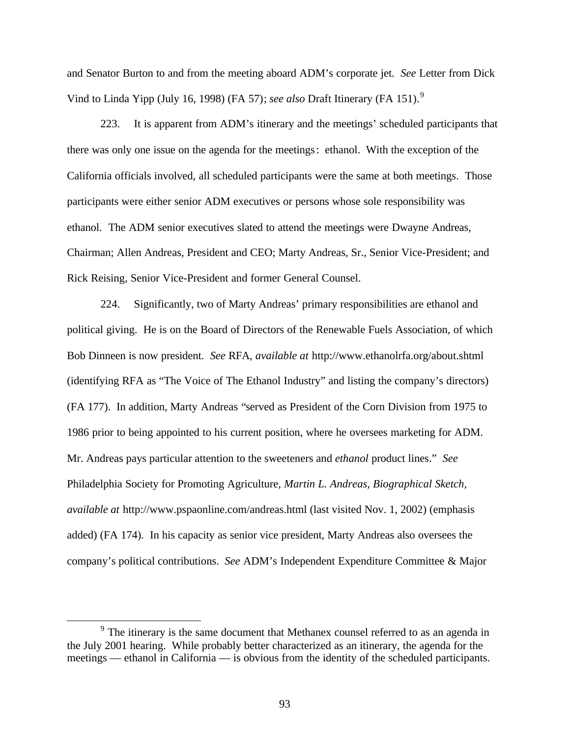and Senator Burton to and from the meeting aboard ADM's corporate jet. *See* Letter from Dick Vind to Linda Yipp (July 16, 1998) (FA 57); *see also* Draft Itinerary (FA 151).[9]

223. It is apparent from ADM's itinerary and the meetings' scheduled participants that there was only one issue on the agenda for the meetings: ethanol. With the exception of the California officials involved, all scheduled participants were the same at both meetings. Those participants were either senior ADM executives or persons whose sole responsibility was ethanol. The ADM senior executives slated to attend the meetings were Dwayne Andreas, Chairman; Allen Andreas, President and CEO; Marty Andreas, Sr., Senior Vice-President; and Rick Reising, Senior Vice-President and former General Counsel.

224. Significantly, two of Marty Andreas' primary responsibilities are ethanol and political giving. He is on the Board of Directors of the Renewable Fuels Association, of which Bob Dinneen is now president. *See* RFA, *available at* http://www.ethanolrfa.org/about.shtml (identifying RFA as "The Voice of The Ethanol Industry" and listing the company's directors) (FA 177). In addition, Marty Andreas "served as President of the Corn Division from 1975 to 1986 prior to being appointed to his current position, where he oversees marketing for ADM. Mr. Andreas pays particular attention to the sweeteners and *ethanol* product lines." *See* Philadelphia Society for Promoting Agriculture, *Martin L. Andreas, Biographical Sketch*, *available at* http://www.pspaonline.com/andreas.html (last visited Nov. 1, 2002) (emphasis added) (FA 174). In his capacity as senior vice president, Marty Andreas also oversees the company's political contributions. *See* ADM's Independent Expenditure Committee & Major

[9] The itinerary is the same document that Methanex counsel referred to as an agenda in the July 2001 hearing. While probably better characterized as an itinerary, the agenda for the meetings — ethanol in California — is obvious from the identity of the scheduled participants.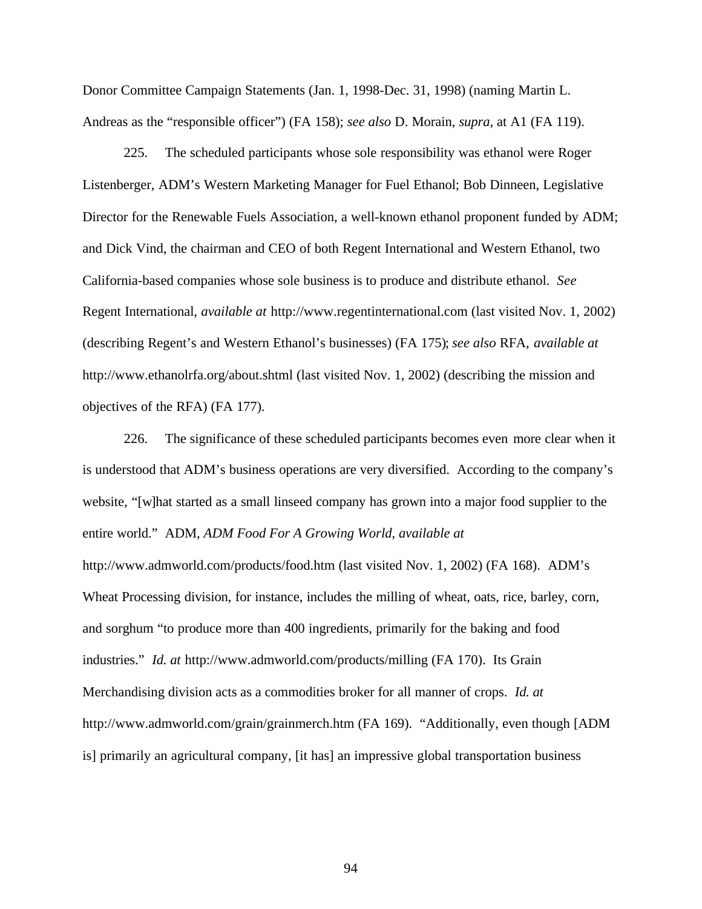Donor Committee Campaign Statements (Jan. 1, 1998-Dec. 31, 1998) (naming Martin L. Andreas as the "responsible officer") (FA 158); *see also* D. Morain, *supra*, at A1 (FA 119).

225. The scheduled participants whose sole responsibility was ethanol were Roger Listenberger, ADM's Western Marketing Manager for Fuel Ethanol; Bob Dinneen, Legislative Director for the Renewable Fuels Association, a well-known ethanol proponent funded by ADM; and Dick Vind, the chairman and CEO of both Regent International and Western Ethanol, two California-based companies whose sole business is to produce and distribute ethanol. *See* Regent International, *available at* http://www.regentinternational.com (last visited Nov. 1, 2002) (describing Regent's and Western Ethanol's businesses) (FA 175); *see also* RFA, *available at* http://www.ethanolrfa.org/about.shtml (last visited Nov. 1, 2002) (describing the mission and objectives of the RFA) (FA 177).

226. The significance of these scheduled participants becomes even more clear when it is understood that ADM's business operations are very diversified. According to the company's website, "[w]hat started as a small linseed company has grown into a major food supplier to the entire world." ADM, *ADM Food For A Growing World*, *available at* http://www.admworld.com/products/food.htm (last visited Nov. 1, 2002) (FA 168). ADM's Wheat Processing division, for instance, includes the milling of wheat, oats, rice, barley, corn, and sorghum "to produce more than 400 ingredients, primarily for the baking and food industries." *Id. at* http://www.admworld.com/products/milling (FA 170). Its Grain Merchandising division acts as a commodities broker for all manner of crops. *Id. at* http://www.admworld.com/grain/grainmerch.htm (FA 169). "Additionally, even though [ADM is] primarily an agricultural company, [it has] an impressive global transportation business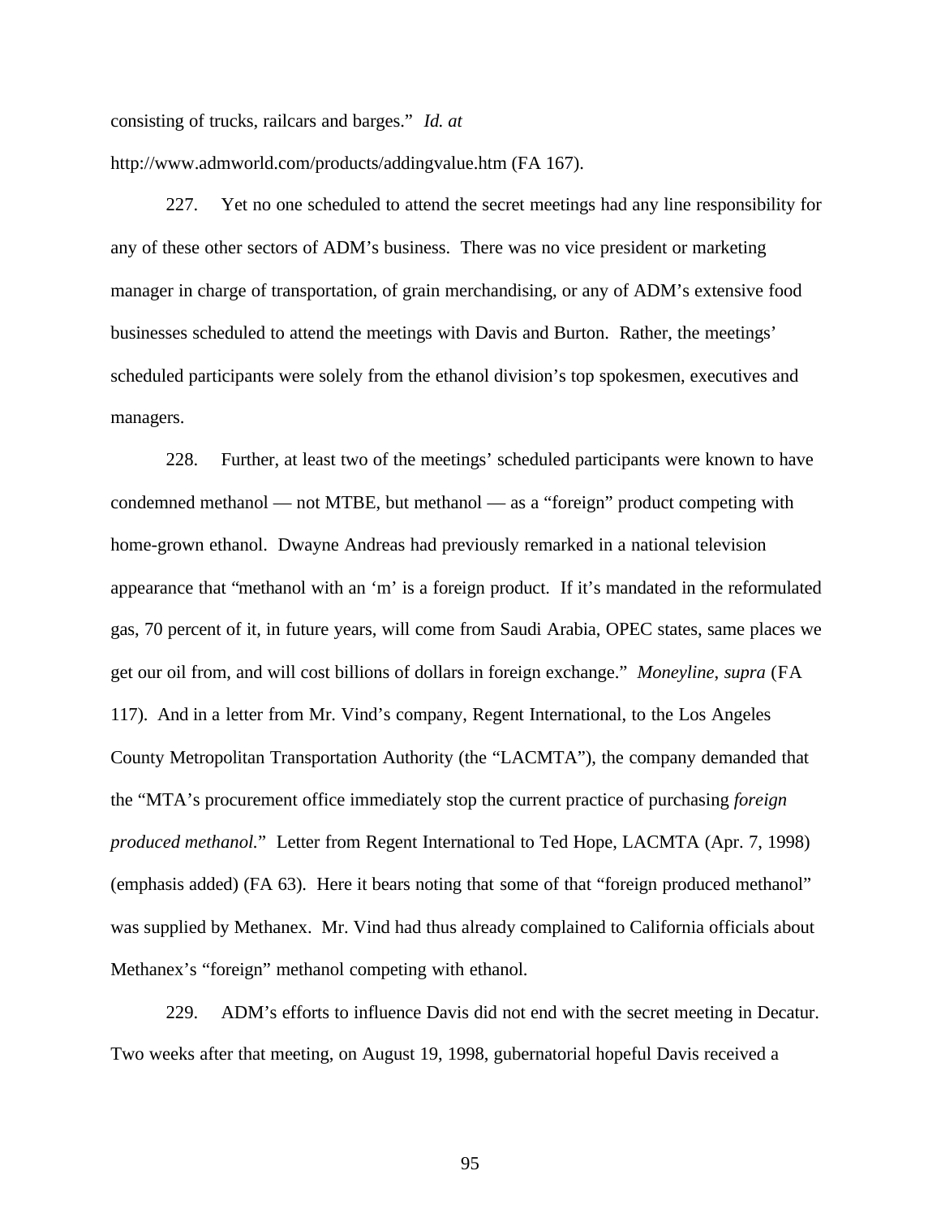consisting of trucks, railcars and barges." *Id. at* http://www.admworld.com/products/addingvalue.htm (FA 167).

227. Yet no one scheduled to attend the secret meetings had any line responsibility for any of these other sectors of ADM's business. There was no vice president or marketing manager in charge of transportation, of grain merchandising, or any of ADM's extensive food businesses scheduled to attend the meetings with Davis and Burton. Rather, the meetings' scheduled participants were solely from the ethanol division's top spokesmen, executives and managers.

228. Further, at least two of the meetings' scheduled participants were known to have condemned methanol — not MTBE, but methanol — as a "foreign" product competing with home-grown ethanol. Dwayne Andreas had previously remarked in a national television appearance that "methanol with an 'm' is a foreign product. If it's mandated in the reformulated gas, 70 percent of it, in future years, will come from Saudi Arabia, OPEC states, same places we get our oil from, and will cost billions of dollars in foreign exchange." *Moneyline*, *supra* (FA 117). And in a letter from Mr. Vind's company, Regent International, to the Los Angeles County Metropolitan Transportation Authority (the "LACMTA"), the company demanded that the "MTA's procurement office immediately stop the current practice of purchasing *foreign produced methanol.*" Letter from Regent International to Ted Hope, LACMTA (Apr. 7, 1998) (emphasis added) (FA 63). Here it bears noting that some of that "foreign produced methanol" was supplied by Methanex. Mr. Vind had thus already complained to California officials about Methanex's "foreign" methanol competing with ethanol.

229. ADM's efforts to influence Davis did not end with the secret meeting in Decatur. Two weeks after that meeting, on August 19, 1998, gubernatorial hopeful Davis received a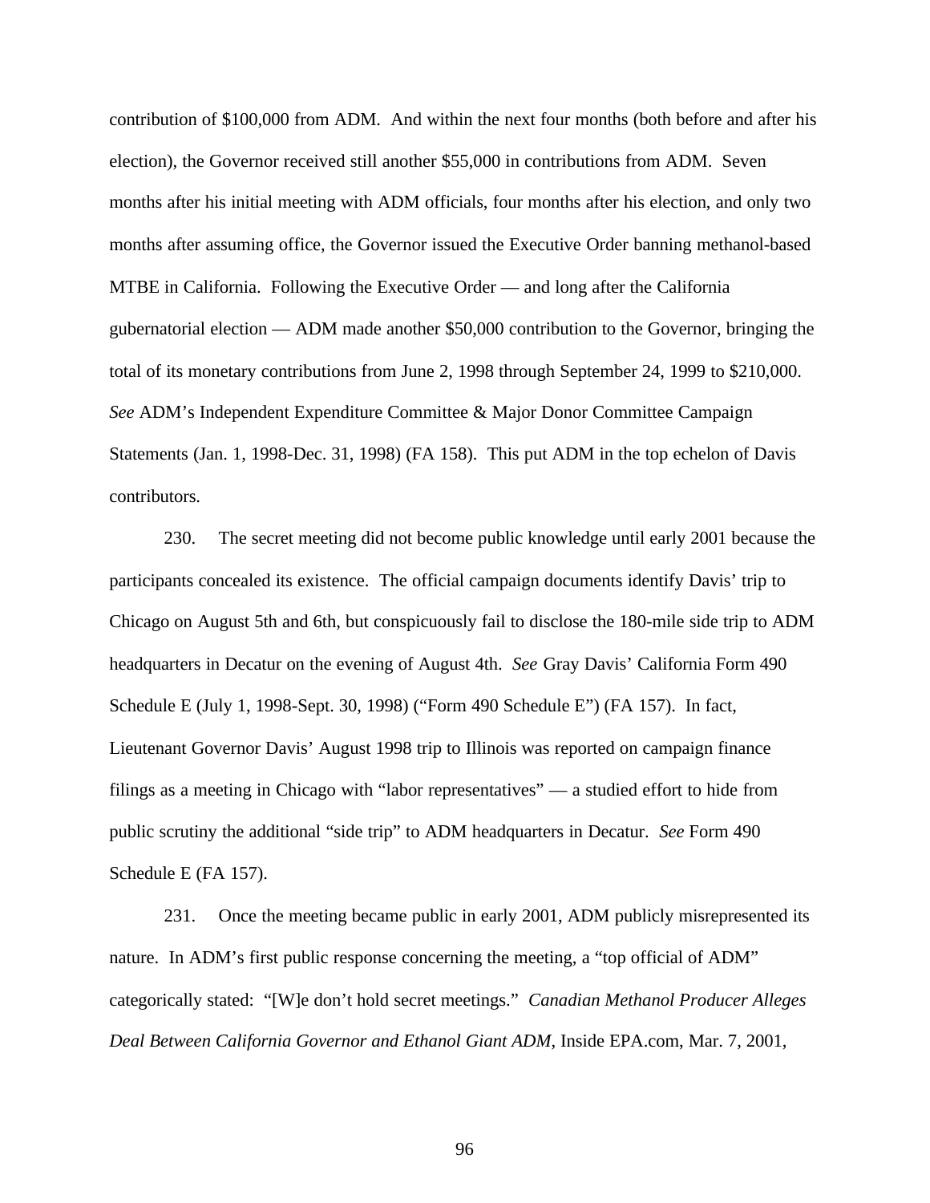contribution of $100,000 from ADM. And within the next four months (both before and after his election), the Governor received still another $55,000 in contributions from ADM. Seven months after his initial meeting with ADM officials, four months after his election, and only two months after assuming office, the Governor issued the Executive Order banning methanol-based MTBE in California. Following the Executive Order — and long after the California gubernatorial election — ADM made another $50,000 contribution to the Governor, bringing the total of its monetary contributions from June 2, 1998 through September 24, 1999 to $210,000. *See* ADM's Independent Expenditure Committee & Major Donor Committee Campaign Statements (Jan. 1, 1998-Dec. 31, 1998) (FA 158). This put ADM in the top echelon of Davis contributors.

230. The secret meeting did not become public knowledge until early 2001 because the participants concealed its existence. The official campaign documents identify Davis' trip to Chicago on August 5th and 6th, but conspicuously fail to disclose the 180-mile side trip to ADM headquarters in Decatur on the evening of August 4th. *See* Gray Davis' California Form 490 Schedule E (July 1, 1998-Sept. 30, 1998) ("Form 490 Schedule E") (FA 157). In fact, Lieutenant Governor Davis' August 1998 trip to Illinois was reported on campaign finance filings as a meeting in Chicago with "labor representatives" — a studied effort to hide from public scrutiny the additional "side trip" to ADM headquarters in Decatur. *See* Form 490 Schedule E (FA 157).

231. Once the meeting became public in early 2001, ADM publicly misrepresented its nature. In ADM's first public response concerning the meeting, a "top official of ADM" categorically stated: "[W]e don't hold secret meetings." *Canadian Methanol Producer Alleges Deal Between California Governor and Ethanol Giant ADM*, Inside EPA.com, Mar. 7, 2001,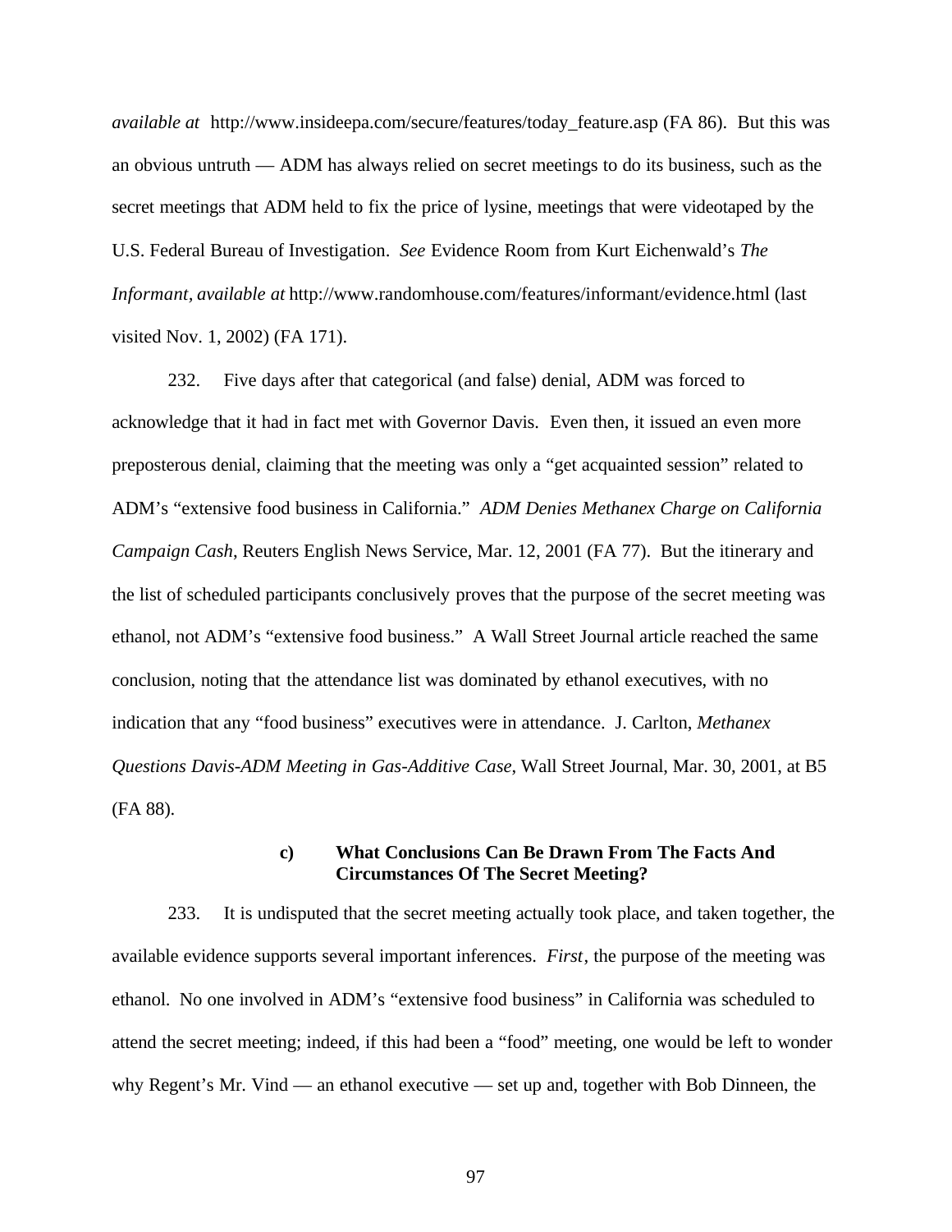*available at* http://www.insideepa.com/secure/features/today_feature.asp (FA 86). But this was an obvious untruth — ADM has always relied on secret meetings to do its business, such as the secret meetings that ADM held to fix the price of lysine, meetings that were videotaped by the U.S. Federal Bureau of Investigation. *See* Evidence Room from Kurt Eichenwald's *The Informant, available at* http://www.randomhouse.com/features/informant/evidence.html (last visited Nov. 1, 2002) (FA 171).

232. Five days after that categorical (and false) denial, ADM was forced to acknowledge that it had in fact met with Governor Davis. Even then, it issued an even more preposterous denial, claiming that the meeting was only a "get acquainted session" related to ADM's "extensive food business in California." *ADM Denies Methanex Charge on California Campaign Cash*, Reuters English News Service, Mar. 12, 2001 (FA 77). But the itinerary and the list of scheduled participants conclusively proves that the purpose of the secret meeting was ethanol, not ADM's "extensive food business." A Wall Street Journal article reached the same conclusion, noting that the attendance list was dominated by ethanol executives, with no indication that any "food business" executives were in attendance. J. Carlton, *Methanex Questions Davis-ADM Meeting in Gas-Additive Case*, Wall Street Journal, Mar. 30, 2001, at B5 (FA 88).

### c) What Conclusions Can Be Drawn From The Facts And Circumstances Of The Secret Meeting?

233. It is undisputed that the secret meeting actually took place, and taken together, the available evidence supports several important inferences. *First*, the purpose of the meeting was ethanol. No one involved in ADM's "extensive food business" in California was scheduled to attend the secret meeting; indeed, if this had been a "food" meeting, one would be left to wonder why Regent's Mr. Vind — an ethanol executive — set up and, together with Bob Dinneen, the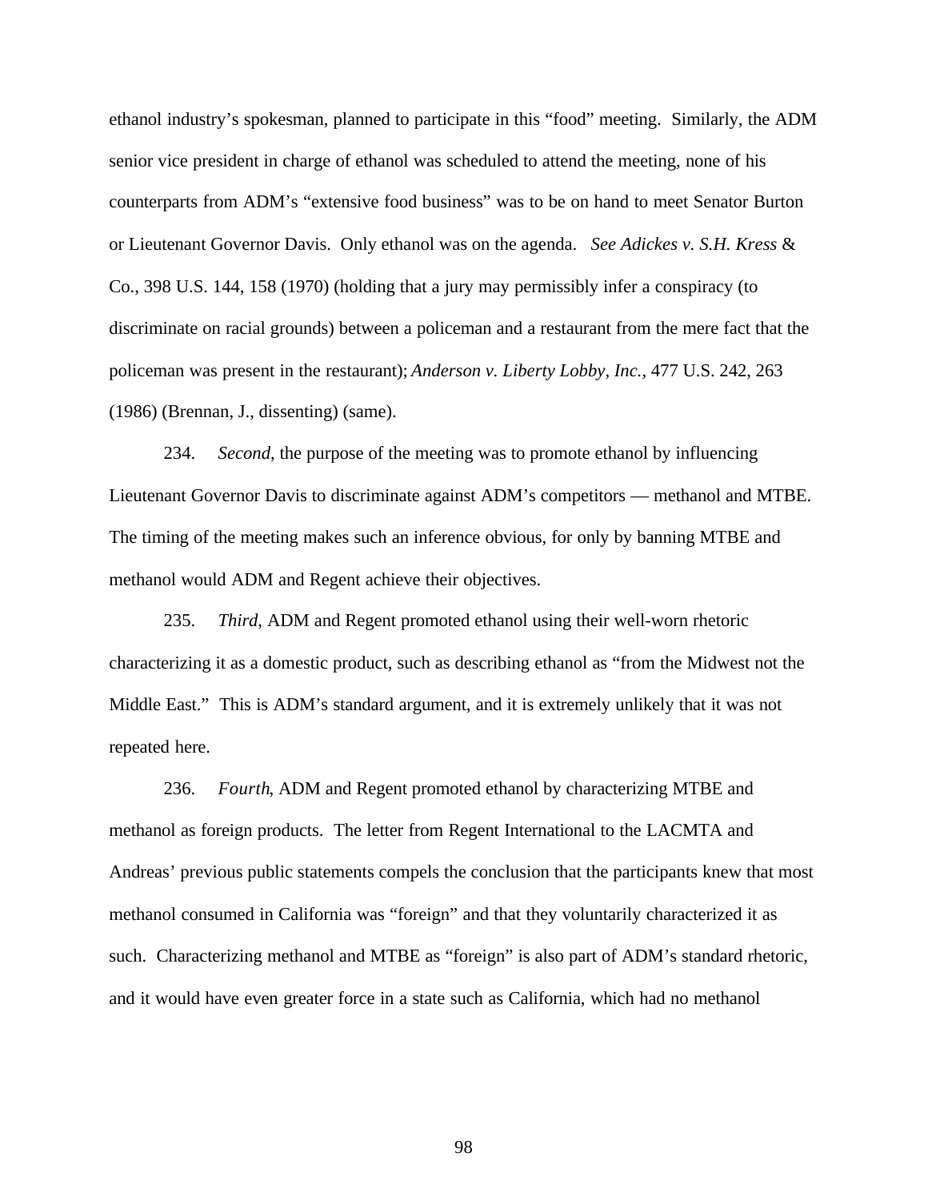ethanol industry's spokesman, planned to participate in this "food" meeting. Similarly, the ADM senior vice president in charge of ethanol was scheduled to attend the meeting, none of his counterparts from ADM's "extensive food business" was to be on hand to meet Senator Burton or Lieutenant Governor Davis. Only ethanol was on the agenda. *See Adickes v. S.H. Kress* & Co., 398 U.S. 144, 158 (1970) (holding that a jury may permissibly infer a conspiracy (to discriminate on racial grounds) between a policeman and a restaurant from the mere fact that the policeman was present in the restaurant); *Anderson v. Liberty Lobby, Inc.*, 477 U.S. 242, 263 (1986) (Brennan, J., dissenting) (same).

234. *Second*, the purpose of the meeting was to promote ethanol by influencing Lieutenant Governor Davis to discriminate against ADM's competitors — methanol and MTBE. The timing of the meeting makes such an inference obvious, for only by banning MTBE and methanol would ADM and Regent achieve their objectives.

235. *Third*, ADM and Regent promoted ethanol using their well-worn rhetoric characterizing it as a domestic product, such as describing ethanol as "from the Midwest not the Middle East." This is ADM's standard argument, and it is extremely unlikely that it was not repeated here.

236. *Fourth*, ADM and Regent promoted ethanol by characterizing MTBE and methanol as foreign products. The letter from Regent International to the LACMTA and Andreas' previous public statements compels the conclusion that the participants knew that most methanol consumed in California was "foreign" and that they voluntarily characterized it as such. Characterizing methanol and MTBE as "foreign" is also part of ADM's standard rhetoric, and it would have even greater force in a state such as California, which had no methanol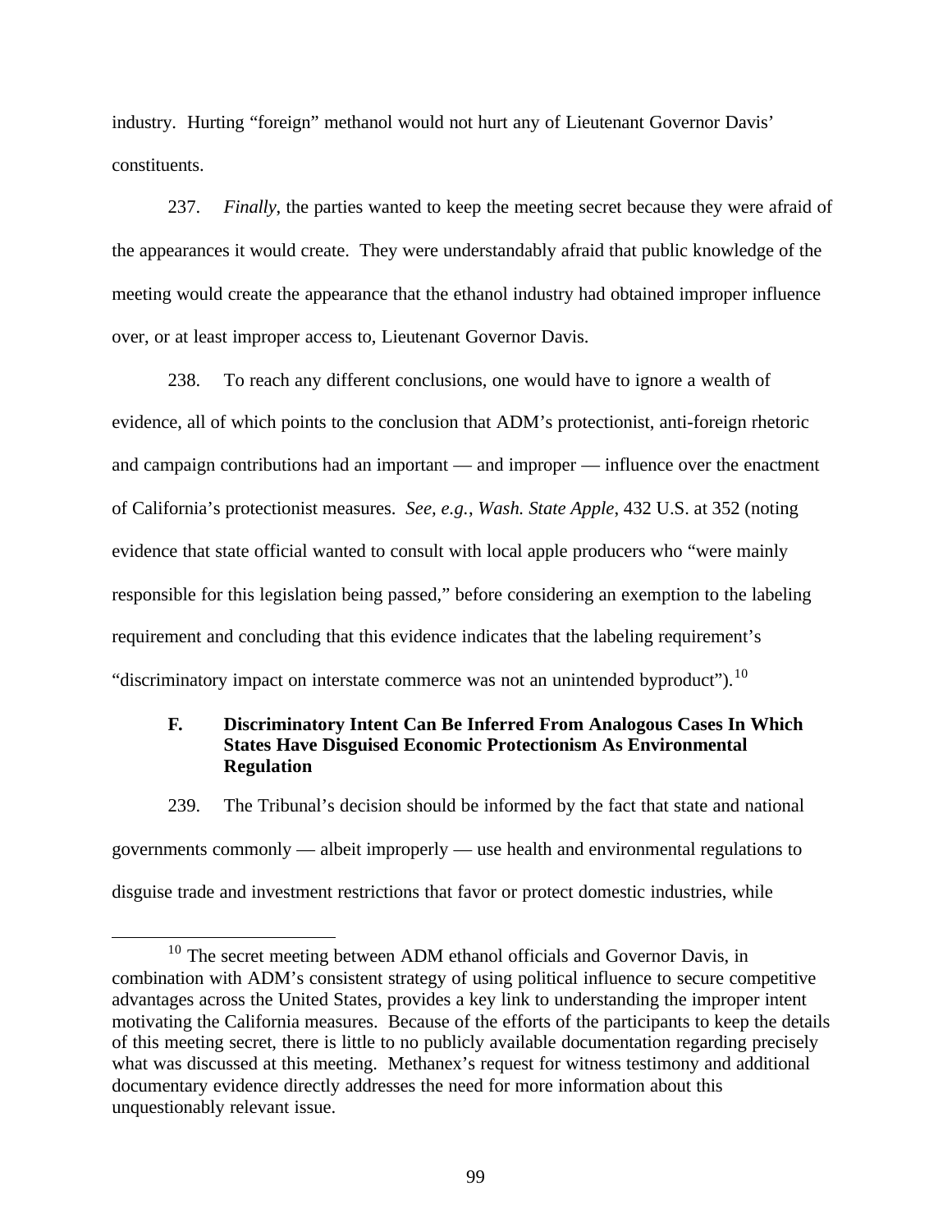industry. Hurting "foreign" methanol would not hurt any of Lieutenant Governor Davis' constituents.

237. *Finally*, the parties wanted to keep the meeting secret because they were afraid of the appearances it would create. They were understandably afraid that public knowledge of the meeting would create the appearance that the ethanol industry had obtained improper influence over, or at least improper access to, Lieutenant Governor Davis.

238. To reach any different conclusions, one would have to ignore a wealth of evidence, all of which points to the conclusion that ADM's protectionist, anti-foreign rhetoric and campaign contributions had an important — and improper — influence over the enactment of California's protectionist measures. *See, e.g., Wash. State Apple*, 432 U.S. at 352 (noting evidence that state official wanted to consult with local apple producers who "were mainly responsible for this legislation being passed," before considering an exemption to the labeling requirement and concluding that this evidence indicates that the labeling requirement's "discriminatory impact on interstate commerce was not an unintended byproduct").[10]

### F. Discriminatory Intent Can Be Inferred From Analogous Cases In Which States Have Disguised Economic Protectionism As Environmental Regulation

239. The Tribunal's decision should be informed by the fact that state and national governments commonly — albeit improperly — use health and environmental regulations to disguise trade and investment restrictions that favor or protect domestic industries, while

[10] The secret meeting between ADM ethanol officials and Governor Davis, in combination with ADM's consistent strategy of using political influence to secure competitive advantages across the United States, provides a key link to understanding the improper intent motivating the California measures. Because of the efforts of the participants to keep the details of this meeting secret, there is little to no publicly available documentation regarding precisely what was discussed at this meeting. Methanex's request for witness testimony and additional documentary evidence directly addresses the need for more information about this unquestionably relevant issue.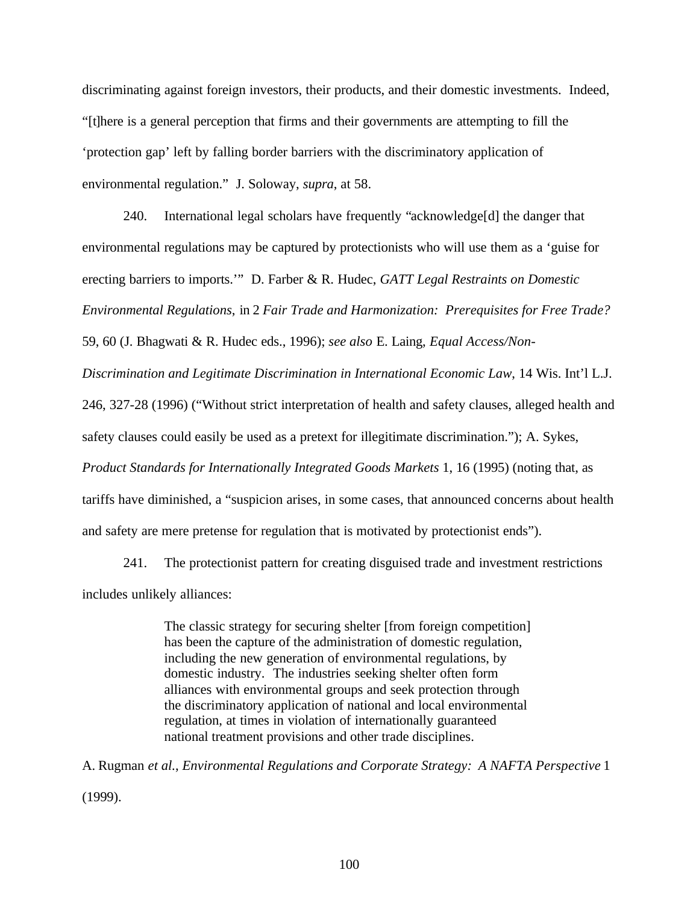discriminating against foreign investors, their products, and their domestic investments. Indeed, "[t]here is a general perception that firms and their governments are attempting to fill the 'protection gap' left by falling border barriers with the discriminatory application of environmental regulation." J. Soloway, *supra*, at 58.

240. International legal scholars have frequently "acknowledge[d] the danger that environmental regulations may be captured by protectionists who will use them as a 'guise for erecting barriers to imports.'" D. Farber & R. Hudec, *GATT Legal Restraints on Domestic Environmental Regulations*, in 2 *Fair Trade and Harmonization: Prerequisites for Free Trade?* 59, 60 (J. Bhagwati & R. Hudec eds., 1996); *see also* E. Laing, *Equal Access/Non-Discrimination and Legitimate Discrimination in International Economic Law*, 14 Wis. Int'l L.J. 246, 327-28 (1996) ("Without strict interpretation of health and safety clauses, alleged health and safety clauses could easily be used as a pretext for illegitimate discrimination."); A. Sykes, *Product Standards for Internationally Integrated Goods Markets* 1, 16 (1995) (noting that, as tariffs have diminished, a "suspicion arises, in some cases, that announced concerns about health and safety are mere pretense for regulation that is motivated by protectionist ends").

241. The protectionist pattern for creating disguised trade and investment restrictions includes unlikely alliances:

> The classic strategy for securing shelter [from foreign competition] has been the capture of the administration of domestic regulation, including the new generation of environmental regulations, by domestic industry. The industries seeking shelter often form alliances with environmental groups and seek protection through the discriminatory application of national and local environmental regulation, at times in violation of internationally guaranteed national treatment provisions and other trade disciplines.

A. Rugman *et al.*, *Environmental Regulations and Corporate Strategy: A NAFTA Perspective* 1 (1999).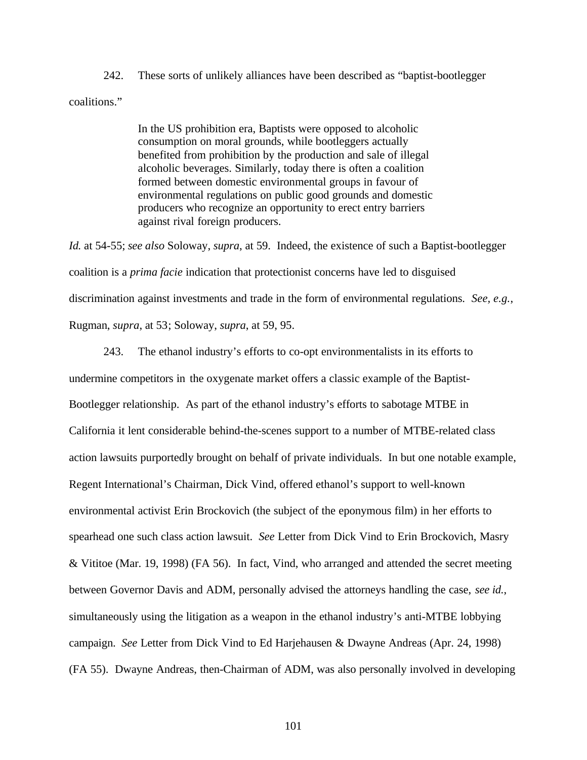242. These sorts of unlikely alliances have been described as "baptist-bootlegger coalitions."

> In the US prohibition era, Baptists were opposed to alcoholic consumption on moral grounds, while bootleggers actually benefited from prohibition by the production and sale of illegal alcoholic beverages. Similarly, today there is often a coalition formed between domestic environmental groups in favour of environmental regulations on public good grounds and domestic producers who recognize an opportunity to erect entry barriers against rival foreign producers.

*Id.* at 54-55; *see also* Soloway, *supra*, at 59. Indeed, the existence of such a Baptist-bootlegger coalition is a *prima facie* indication that protectionist concerns have led to disguised discrimination against investments and trade in the form of environmental regulations. *See, e.g.*, Rugman, *supra*, at 53; Soloway, *supra*, at 59, 95.

243. The ethanol industry's efforts to co-opt environmentalists in its efforts to undermine competitors in the oxygenate market offers a classic example of the Baptist-Bootlegger relationship. As part of the ethanol industry's efforts to sabotage MTBE in California it lent considerable behind-the-scenes support to a number of MTBE-related class action lawsuits purportedly brought on behalf of private individuals. In but one notable example, Regent International's Chairman, Dick Vind, offered ethanol's support to well-known environmental activist Erin Brockovich (the subject of the eponymous film) in her efforts to spearhead one such class action lawsuit. *See* Letter from Dick Vind to Erin Brockovich, Masry & Vititoe (Mar. 19, 1998) (FA 56). In fact, Vind, who arranged and attended the secret meeting between Governor Davis and ADM, personally advised the attorneys handling the case, *see id.*, simultaneously using the litigation as a weapon in the ethanol industry's anti-MTBE lobbying campaign. *See* Letter from Dick Vind to Ed Harjehausen & Dwayne Andreas (Apr. 24, 1998) (FA 55). Dwayne Andreas, then-Chairman of ADM, was also personally involved in developing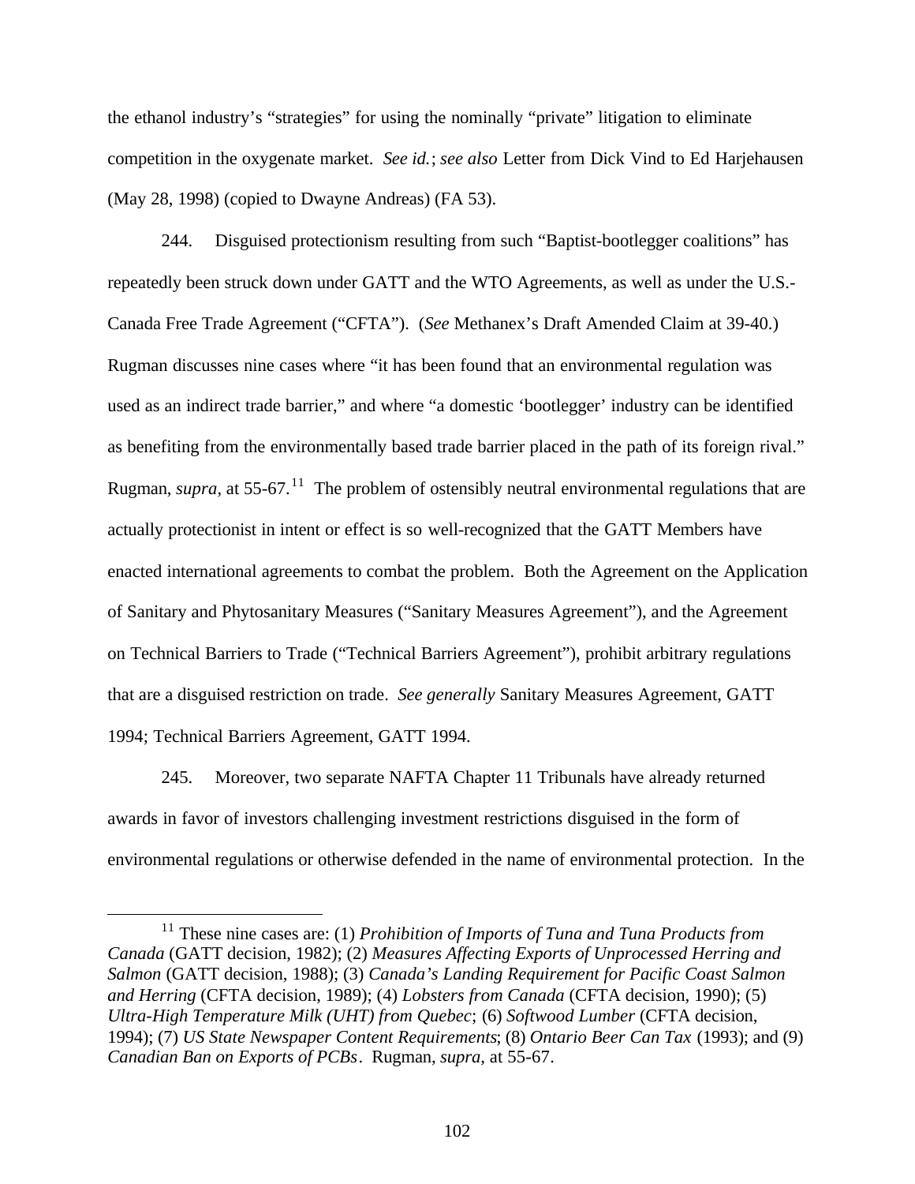the ethanol industry's "strategies" for using the nominally "private" litigation to eliminate competition in the oxygenate market. *See id.*; *see also* Letter from Dick Vind to Ed Harjehausen (May 28, 1998) (copied to Dwayne Andreas) (FA 53).

244. Disguised protectionism resulting from such "Baptist-bootlegger coalitions" has repeatedly been struck down under GATT and the WTO Agreements, as well as under the U.S.-Canada Free Trade Agreement ("CFTA"). (*See* Methanex's Draft Amended Claim at 39-40.) Rugman discusses nine cases where "it has been found that an environmental regulation was used as an indirect trade barrier," and where "a domestic 'bootlegger' industry can be identified as benefiting from the environmentally based trade barrier placed in the path of its foreign rival." Rugman, *supra*, at 55-67.[11] The problem of ostensibly neutral environmental regulations that are actually protectionist in intent or effect is so well-recognized that the GATT Members have enacted international agreements to combat the problem. Both the Agreement on the Application of Sanitary and Phytosanitary Measures ("Sanitary Measures Agreement"), and the Agreement on Technical Barriers to Trade ("Technical Barriers Agreement"), prohibit arbitrary regulations that are a disguised restriction on trade. *See generally* Sanitary Measures Agreement, GATT 1994; Technical Barriers Agreement, GATT 1994.

245. Moreover, two separate NAFTA Chapter 11 Tribunals have already returned awards in favor of investors challenging investment restrictions disguised in the form of environmental regulations or otherwise defended in the name of environmental protection. In the

---

[11] These nine cases are: (1) *Prohibition of Imports of Tuna and Tuna Products from Canada* (GATT decision, 1982); (2) *Measures Affecting Exports of Unprocessed Herring and Salmon* (GATT decision, 1988); (3) *Canada's Landing Requirement for Pacific Coast Salmon and Herring* (CFTA decision, 1989); (4) *Lobsters from Canada* (CFTA decision, 1990); (5) *Ultra-High Temperature Milk (UHT) from Quebec*; (6) *Softwood Lumber* (CFTA decision, 1994); (7) *US State Newspaper Content Requirements*; (8) *Ontario Beer Can Tax* (1993); and (9) *Canadian Ban on Exports of PCBs*. Rugman, *supra*, at 55-67.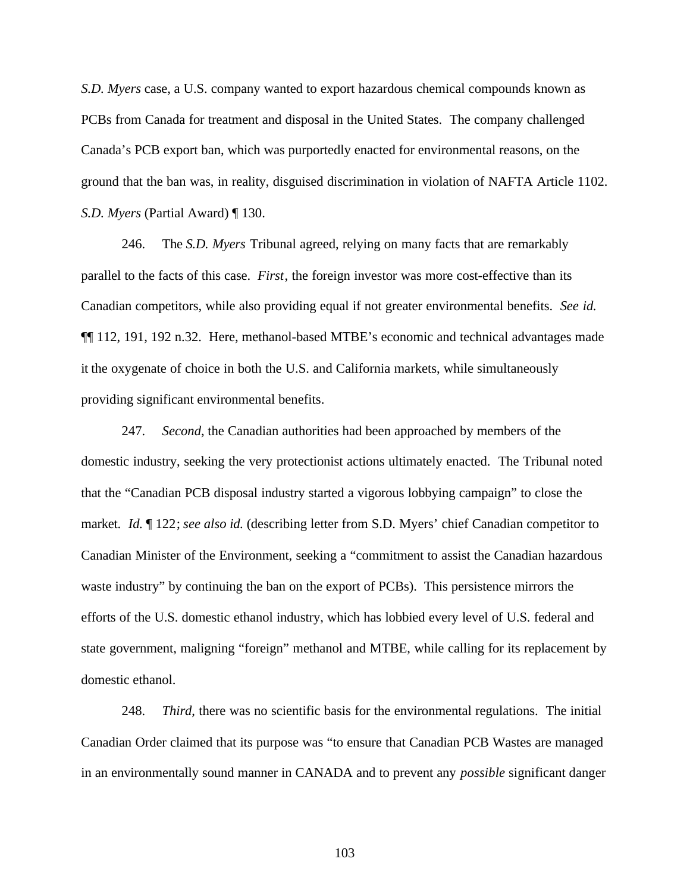*S.D. Myers* case, a U.S. company wanted to export hazardous chemical compounds known as PCBs from Canada for treatment and disposal in the United States. The company challenged Canada's PCB export ban, which was purportedly enacted for environmental reasons, on the ground that the ban was, in reality, disguised discrimination in violation of NAFTA Article 1102. *S.D. Myers* (Partial Award) ¶ 130.

246. The *S.D. Myers* Tribunal agreed, relying on many facts that are remarkably parallel to the facts of this case. *First*, the foreign investor was more cost-effective than its Canadian competitors, while also providing equal if not greater environmental benefits. *See id.* ¶¶ 112, 191, 192 n.32. Here, methanol-based MTBE's economic and technical advantages made it the oxygenate of choice in both the U.S. and California markets, while simultaneously providing significant environmental benefits.

247. *Second*, the Canadian authorities had been approached by members of the domestic industry, seeking the very protectionist actions ultimately enacted. The Tribunal noted that the "Canadian PCB disposal industry started a vigorous lobbying campaign" to close the market. *Id.* ¶ 122; *see also id.* (describing letter from S.D. Myers' chief Canadian competitor to Canadian Minister of the Environment, seeking a "commitment to assist the Canadian hazardous waste industry" by continuing the ban on the export of PCBs). This persistence mirrors the efforts of the U.S. domestic ethanol industry, which has lobbied every level of U.S. federal and state government, maligning "foreign" methanol and MTBE, while calling for its replacement by domestic ethanol.

248. *Third*, there was no scientific basis for the environmental regulations. The initial Canadian Order claimed that its purpose was "to ensure that Canadian PCB Wastes are managed in an environmentally sound manner in CANADA and to prevent any *possible* significant danger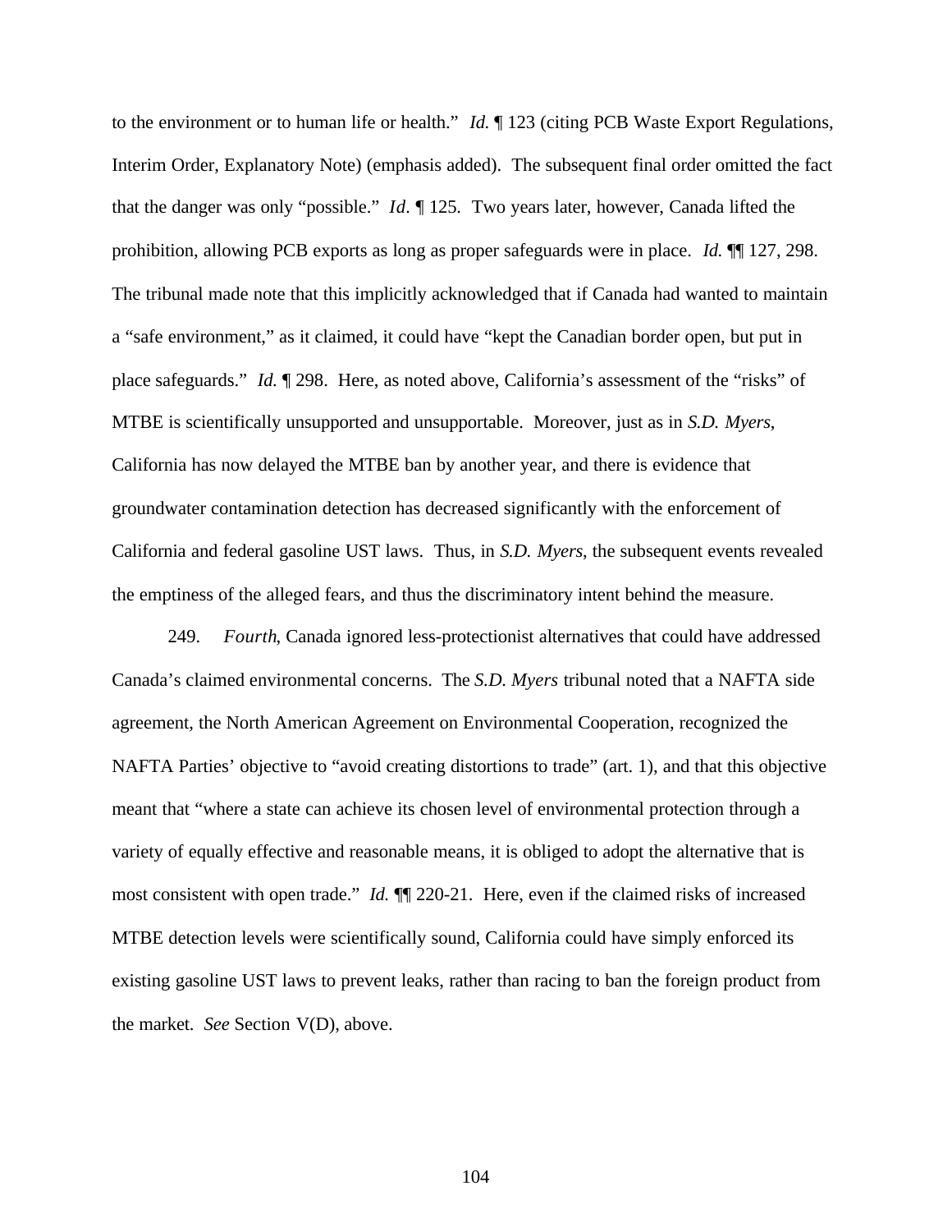to the environment or to human life or health." *Id.* ¶ 123 (citing PCB Waste Export Regulations, Interim Order, Explanatory Note) (emphasis added). The subsequent final order omitted the fact that the danger was only "possible." *Id*. ¶ 125. Two years later, however, Canada lifted the prohibition, allowing PCB exports as long as proper safeguards were in place. *Id.* ¶¶ 127, 298. The tribunal made note that this implicitly acknowledged that if Canada had wanted to maintain a "safe environment," as it claimed, it could have "kept the Canadian border open, but put in place safeguards." *Id.* ¶ 298. Here, as noted above, California's assessment of the "risks" of MTBE is scientifically unsupported and unsupportable. Moreover, just as in *S.D. Myers*, California has now delayed the MTBE ban by another year, and there is evidence that groundwater contamination detection has decreased significantly with the enforcement of California and federal gasoline UST laws. Thus, in *S.D. Myers*, the subsequent events revealed the emptiness of the alleged fears, and thus the discriminatory intent behind the measure.

249. *Fourth*, Canada ignored less-protectionist alternatives that could have addressed Canada's claimed environmental concerns. The *S.D. Myers* tribunal noted that a NAFTA side agreement, the North American Agreement on Environmental Cooperation, recognized the NAFTA Parties' objective to "avoid creating distortions to trade" (art. 1), and that this objective meant that "where a state can achieve its chosen level of environmental protection through a variety of equally effective and reasonable means, it is obliged to adopt the alternative that is most consistent with open trade." *Id.* ¶¶ 220-21. Here, even if the claimed risks of increased MTBE detection levels were scientifically sound, California could have simply enforced its existing gasoline UST laws to prevent leaks, rather than racing to ban the foreign product from the market. *See* Section V(D), above.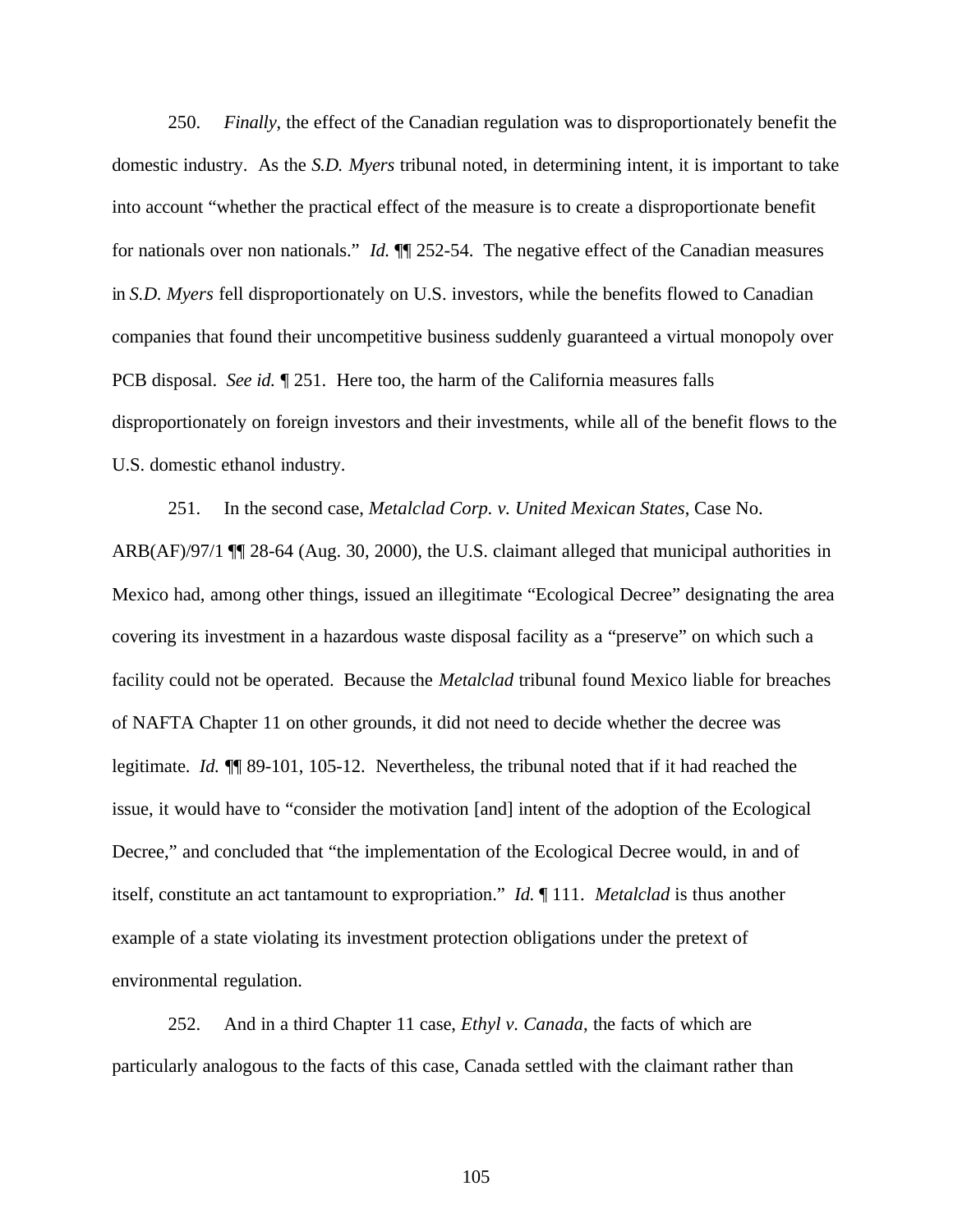250. *Finally*, the effect of the Canadian regulation was to disproportionately benefit the domestic industry. As the *S.D. Myers* tribunal noted, in determining intent, it is important to take into account "whether the practical effect of the measure is to create a disproportionate benefit for nationals over non nationals." *Id.* ¶¶ 252-54. The negative effect of the Canadian measures in *S.D. Myers* fell disproportionately on U.S. investors, while the benefits flowed to Canadian companies that found their uncompetitive business suddenly guaranteed a virtual monopoly over PCB disposal. *See id.* ¶ 251. Here too, the harm of the California measures falls disproportionately on foreign investors and their investments, while all of the benefit flows to the U.S. domestic ethanol industry.

251. In the second case, *Metalclad Corp. v. United Mexican States*, Case No. ARB(AF)/97/1 ¶¶ 28-64 (Aug. 30, 2000), the U.S. claimant alleged that municipal authorities in Mexico had, among other things, issued an illegitimate "Ecological Decree" designating the area covering its investment in a hazardous waste disposal facility as a "preserve" on which such a facility could not be operated. Because the *Metalclad* tribunal found Mexico liable for breaches of NAFTA Chapter 11 on other grounds, it did not need to decide whether the decree was legitimate. *Id.* ¶¶ 89-101, 105-12. Nevertheless, the tribunal noted that if it had reached the issue, it would have to "consider the motivation [and] intent of the adoption of the Ecological Decree," and concluded that "the implementation of the Ecological Decree would, in and of itself, constitute an act tantamount to expropriation." *Id.* ¶ 111. *Metalclad* is thus another example of a state violating its investment protection obligations under the pretext of environmental regulation.

252. And in a third Chapter 11 case, *Ethyl v. Canada*, the facts of which are particularly analogous to the facts of this case, Canada settled with the claimant rather than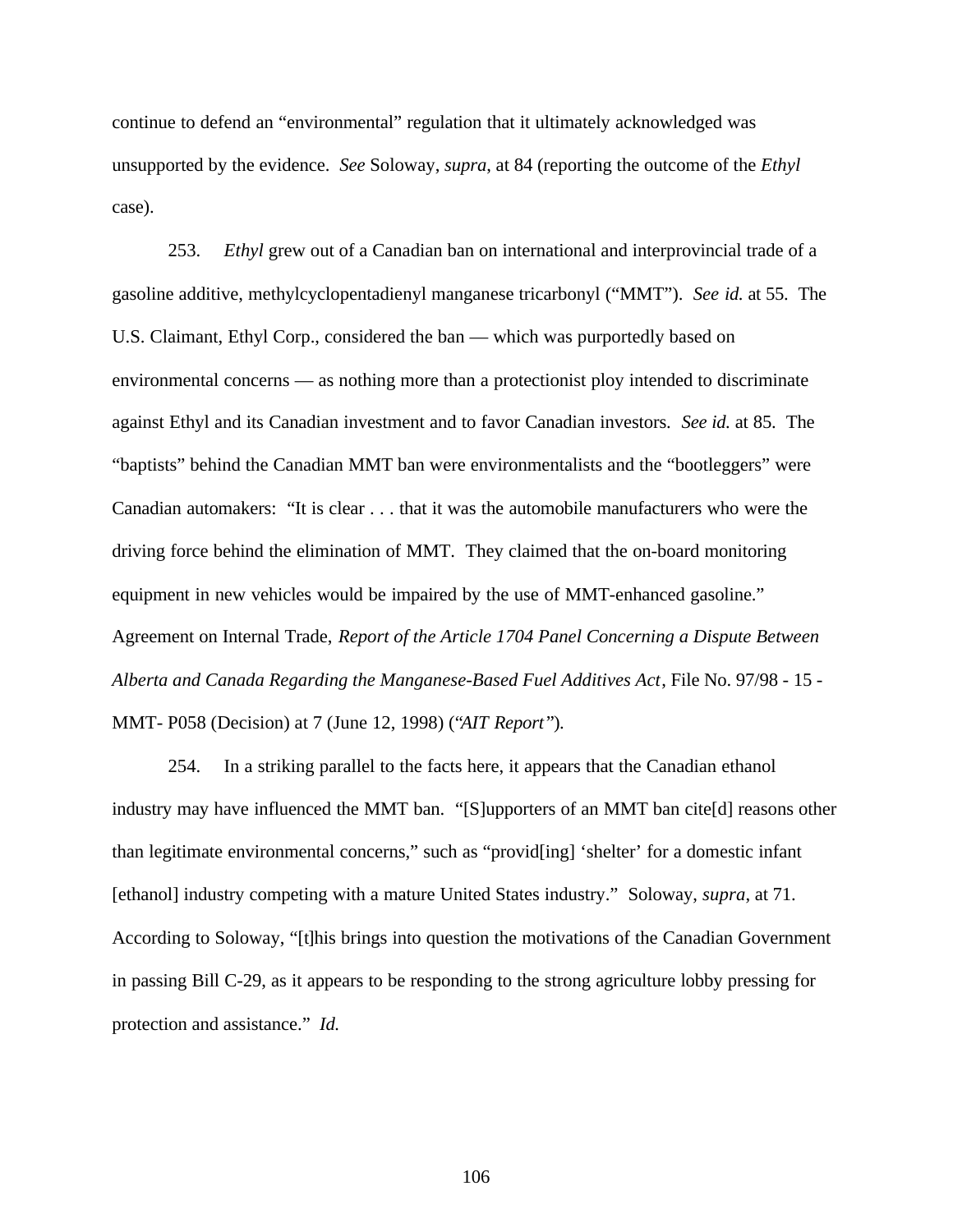continue to defend an "environmental" regulation that it ultimately acknowledged was unsupported by the evidence. *See* Soloway, *supra*, at 84 (reporting the outcome of the *Ethyl* case).

253. *Ethyl* grew out of a Canadian ban on international and interprovincial trade of a gasoline additive, methylcyclopentadienyl manganese tricarbonyl ("MMT"). *See id.* at 55. The U.S. Claimant, Ethyl Corp., considered the ban — which was purportedly based on environmental concerns — as nothing more than a protectionist ploy intended to discriminate against Ethyl and its Canadian investment and to favor Canadian investors. *See id.* at 85. The "baptists" behind the Canadian MMT ban were environmentalists and the "bootleggers" were Canadian automakers: "It is clear . . . that it was the automobile manufacturers who were the driving force behind the elimination of MMT. They claimed that the on-board monitoring equipment in new vehicles would be impaired by the use of MMT-enhanced gasoline." Agreement on Internal Trade, *Report of the Article 1704 Panel Concerning a Dispute Between Alberta and Canada Regarding the Manganese-Based Fuel Additives Act*, File No. 97/98 - 15 - MMT- P058 (Decision) at 7 (June 12, 1998) ("*AIT Report*").

254. In a striking parallel to the facts here, it appears that the Canadian ethanol industry may have influenced the MMT ban. "[S]upporters of an MMT ban cite[d] reasons other than legitimate environmental concerns," such as "provid[ing] 'shelter' for a domestic infant [ethanol] industry competing with a mature United States industry." Soloway, *supra*, at 71. According to Soloway, "[t]his brings into question the motivations of the Canadian Government in passing Bill C-29, as it appears to be responding to the strong agriculture lobby pressing for protection and assistance." *Id.*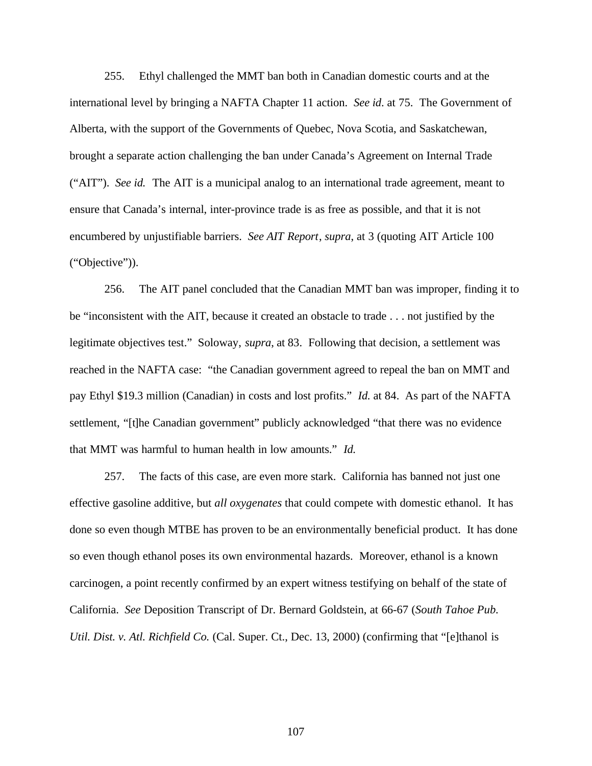255. Ethyl challenged the MMT ban both in Canadian domestic courts and at the international level by bringing a NAFTA Chapter 11 action. *See id*. at 75. The Government of Alberta, with the support of the Governments of Quebec, Nova Scotia, and Saskatchewan, brought a separate action challenging the ban under Canada's Agreement on Internal Trade ("AIT"). *See id.* The AIT is a municipal analog to an international trade agreement, meant to ensure that Canada's internal, inter-province trade is as free as possible, and that it is not encumbered by unjustifiable barriers. *See AIT Report*, *supra*, at 3 (quoting AIT Article 100 ("Objective")).

256. The AIT panel concluded that the Canadian MMT ban was improper, finding it to be "inconsistent with the AIT, because it created an obstacle to trade . . . not justified by the legitimate objectives test." Soloway, *supra*, at 83. Following that decision, a settlement was reached in the NAFTA case: "the Canadian government agreed to repeal the ban on MMT and pay Ethyl $19.3 million (Canadian) in costs and lost profits." *Id.* at 84. As part of the NAFTA settlement, "[t]he Canadian government" publicly acknowledged "that there was no evidence that MMT was harmful to human health in low amounts." *Id.*

257. The facts of this case, are even more stark. California has banned not just one effective gasoline additive, but *all oxygenates* that could compete with domestic ethanol. It has done so even though MTBE has proven to be an environmentally beneficial product. It has done so even though ethanol poses its own environmental hazards. Moreover, ethanol is a known carcinogen, a point recently confirmed by an expert witness testifying on behalf of the state of California. *See* Deposition Transcript of Dr. Bernard Goldstein, at 66-67 (*South Tahoe Pub. Util. Dist. v. Atl. Richfield Co.* (Cal. Super. Ct., Dec. 13, 2000) (confirming that "[e]thanol is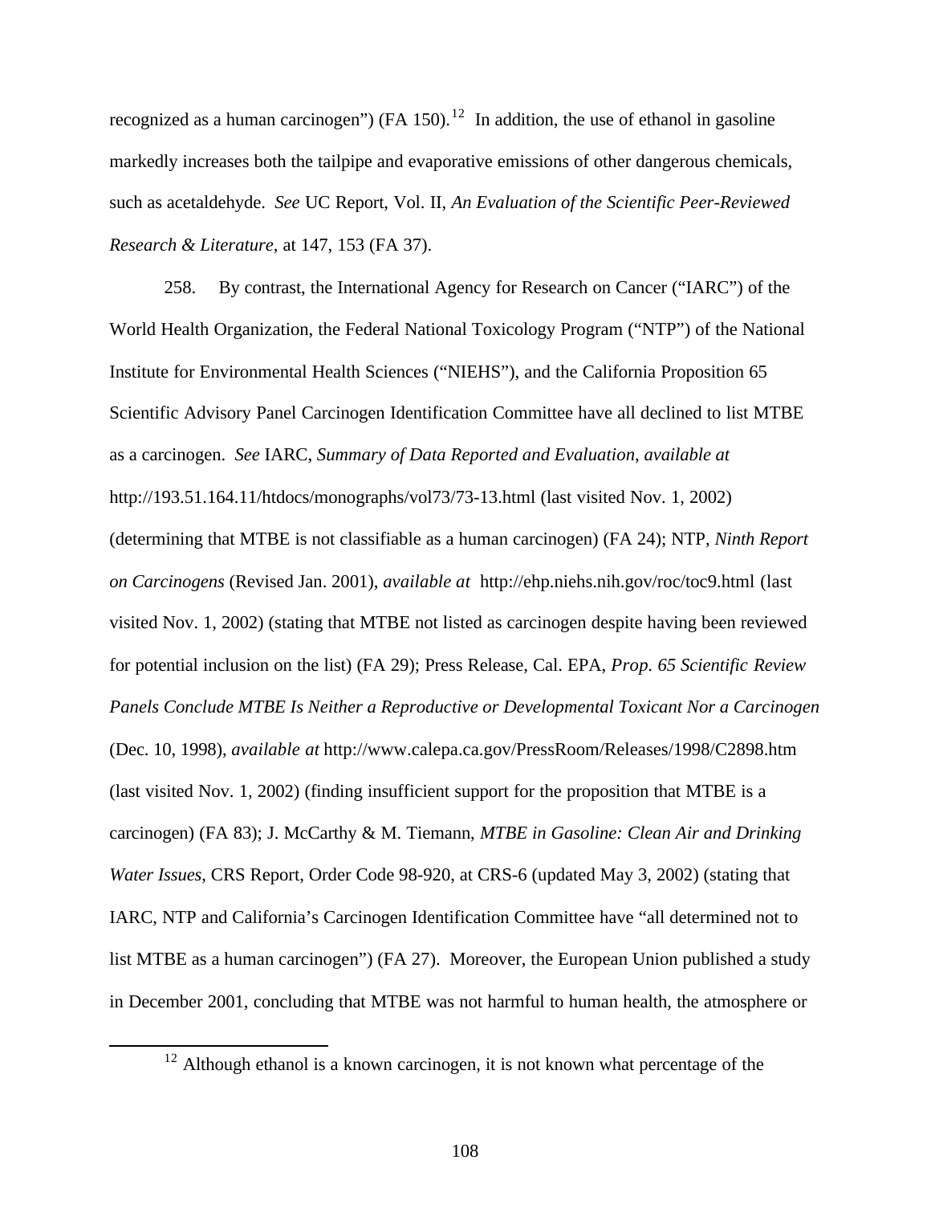recognized as a human carcinogen") (FA 150).[12] In addition, the use of ethanol in gasoline markedly increases both the tailpipe and evaporative emissions of other dangerous chemicals, such as acetaldehyde. *See* UC Report, Vol. II, *An Evaluation of the Scientific Peer-Reviewed Research & Literature*, at 147, 153 (FA 37).

258. By contrast, the International Agency for Research on Cancer ("IARC") of the World Health Organization, the Federal National Toxicology Program ("NTP") of the National Institute for Environmental Health Sciences ("NIEHS"), and the California Proposition 65 Scientific Advisory Panel Carcinogen Identification Committee have all declined to list MTBE as a carcinogen. *See* IARC, *Summary of Data Reported and Evaluation*, *available at* http://193.51.164.11/htdocs/monographs/vol73/73-13.html (last visited Nov. 1, 2002) (determining that MTBE is not classifiable as a human carcinogen) (FA 24); NTP, *Ninth Report on Carcinogens* (Revised Jan. 2001), *available at* http://ehp.niehs.nih.gov/roc/toc9.html (last visited Nov. 1, 2002) (stating that MTBE not listed as carcinogen despite having been reviewed for potential inclusion on the list) (FA 29); Press Release, Cal. EPA, *Prop. 65 Scientific Review Panels Conclude MTBE Is Neither a Reproductive or Developmental Toxicant Nor a Carcinogen* (Dec. 10, 1998), *available at* http://www.calepa.ca.gov/PressRoom/Releases/1998/C2898.htm (last visited Nov. 1, 2002) (finding insufficient support for the proposition that MTBE is a carcinogen) (FA 83); J. McCarthy & M. Tiemann, *MTBE in Gasoline: Clean Air and Drinking Water Issues*, CRS Report, Order Code 98-920, at CRS-6 (updated May 3, 2002) (stating that IARC, NTP and California's Carcinogen Identification Committee have "all determined not to list MTBE as a human carcinogen") (FA 27). Moreover, the European Union published a study in December 2001, concluding that MTBE was not harmful to human health, the atmosphere or

[12] Although ethanol is a known carcinogen, it is not known what percentage of the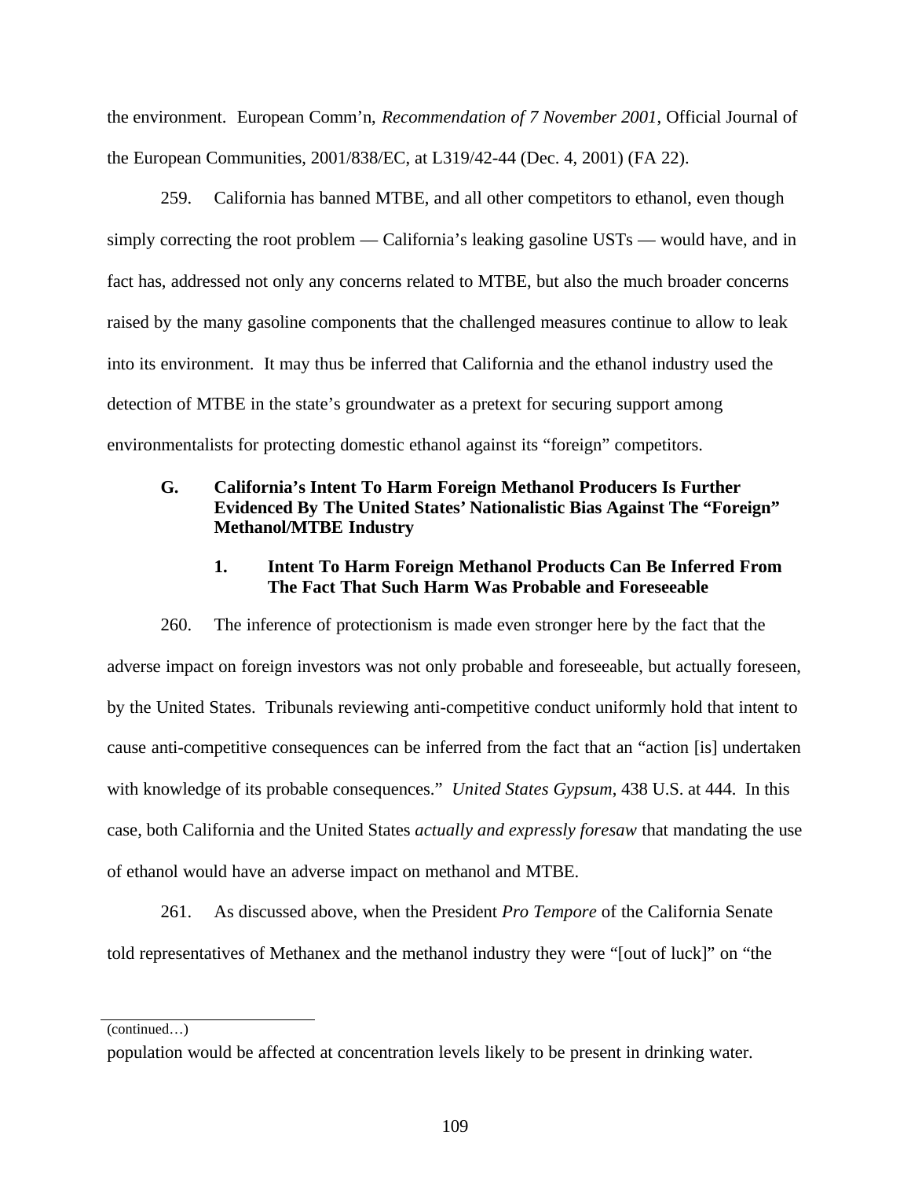the environment. European Comm'n, *Recommendation of 7 November 2001*, Official Journal of the European Communities, 2001/838/EC, at L319/42-44 (Dec. 4, 2001) (FA 22).

259. California has banned MTBE, and all other competitors to ethanol, even though simply correcting the root problem — California's leaking gasoline USTs — would have, and in fact has, addressed not only any concerns related to MTBE, but also the much broader concerns raised by the many gasoline components that the challenged measures continue to allow to leak into its environment. It may thus be inferred that California and the ethanol industry used the detection of MTBE in the state's groundwater as a pretext for securing support among environmentalists for protecting domestic ethanol against its "foreign" competitors.

### G. California's Intent To Harm Foreign Methanol Producers Is Further Evidenced By The United States' Nationalistic Bias Against The "Foreign" Methanol/MTBE Industry

#### 1. Intent To Harm Foreign Methanol Products Can Be Inferred From The Fact That Such Harm Was Probable and Foreseeable

260. The inference of protectionism is made even stronger here by the fact that the adverse impact on foreign investors was not only probable and foreseeable, but actually foreseen, by the United States. Tribunals reviewing anti-competitive conduct uniformly hold that intent to cause anti-competitive consequences can be inferred from the fact that an "action [is] undertaken with knowledge of its probable consequences." *United States Gypsum*, 438 U.S. at 444. In this case, both California and the United States *actually and expressly foresaw* that mandating the use of ethanol would have an adverse impact on methanol and MTBE.

261. As discussed above, when the President *Pro Tempore* of the California Senate told representatives of Methanex and the methanol industry they were "[out of luck]" on "the

---

(continued…)

population would be affected at concentration levels likely to be present in drinking water.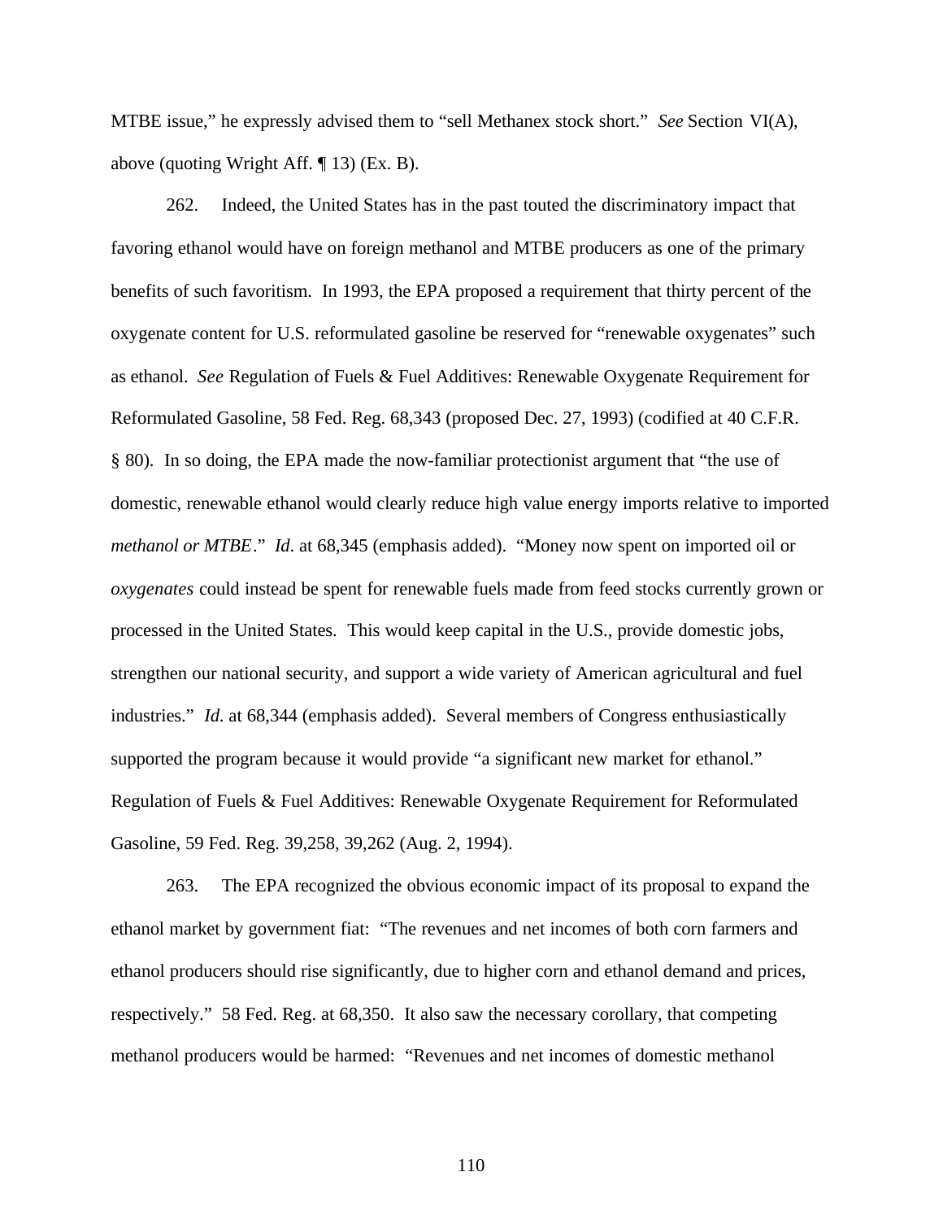MTBE issue," he expressly advised them to "sell Methanex stock short." *See* Section VI(A), above (quoting Wright Aff. ¶ 13) (Ex. B).

262. Indeed, the United States has in the past touted the discriminatory impact that favoring ethanol would have on foreign methanol and MTBE producers as one of the primary benefits of such favoritism. In 1993, the EPA proposed a requirement that thirty percent of the oxygenate content for U.S. reformulated gasoline be reserved for "renewable oxygenates" such as ethanol. *See* Regulation of Fuels & Fuel Additives: Renewable Oxygenate Requirement for Reformulated Gasoline, 58 Fed. Reg. 68,343 (proposed Dec. 27, 1993) (codified at 40 C.F.R. § 80). In so doing, the EPA made the now-familiar protectionist argument that "the use of domestic, renewable ethanol would clearly reduce high value energy imports relative to imported *methanol or MTBE*." *Id*. at 68,345 (emphasis added). "Money now spent on imported oil or *oxygenates* could instead be spent for renewable fuels made from feed stocks currently grown or processed in the United States. This would keep capital in the U.S., provide domestic jobs, strengthen our national security, and support a wide variety of American agricultural and fuel industries." *Id.* at 68,344 (emphasis added). Several members of Congress enthusiastically supported the program because it would provide "a significant new market for ethanol." Regulation of Fuels & Fuel Additives: Renewable Oxygenate Requirement for Reformulated Gasoline, 59 Fed. Reg. 39,258, 39,262 (Aug. 2, 1994).

263. The EPA recognized the obvious economic impact of its proposal to expand the ethanol market by government fiat: "The revenues and net incomes of both corn farmers and ethanol producers should rise significantly, due to higher corn and ethanol demand and prices, respectively." 58 Fed. Reg. at 68,350. It also saw the necessary corollary, that competing methanol producers would be harmed: "Revenues and net incomes of domestic methanol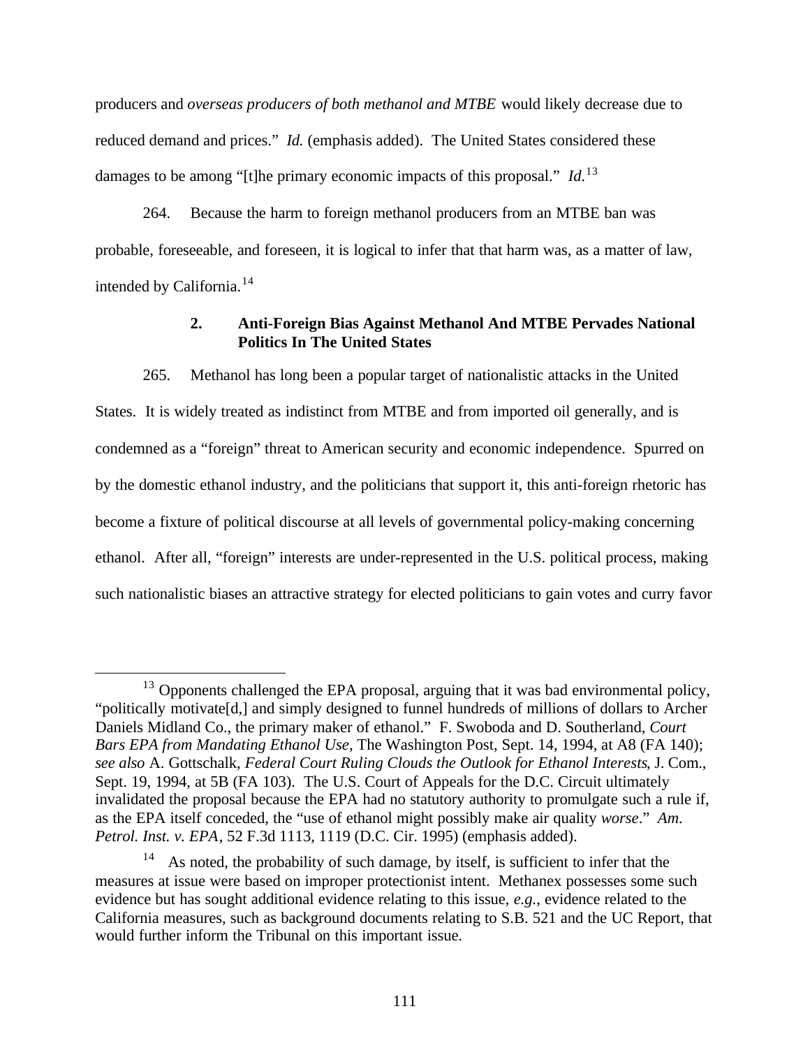producers and *overseas producers of both methanol and MTBE* would likely decrease due to reduced demand and prices." *Id.* (emphasis added). The United States considered these damages to be among "[t]he primary economic impacts of this proposal." *Id.*[13]

264. Because the harm to foreign methanol producers from an MTBE ban was probable, foreseeable, and foreseen, it is logical to infer that that harm was, as a matter of law, intended by California.[14]

### 2. Anti-Foreign Bias Against Methanol And MTBE Pervades National Politics In The United States

265. Methanol has long been a popular target of nationalistic attacks in the United States. It is widely treated as indistinct from MTBE and from imported oil generally, and is condemned as a "foreign" threat to American security and economic independence. Spurred on by the domestic ethanol industry, and the politicians that support it, this anti-foreign rhetoric has become a fixture of political discourse at all levels of governmental policy-making concerning ethanol. After all, "foreign" interests are under-represented in the U.S. political process, making such nationalistic biases an attractive strategy for elected politicians to gain votes and curry favor

---

[13] Opponents challenged the EPA proposal, arguing that it was bad environmental policy, "politically motivate[d,] and simply designed to funnel hundreds of millions of dollars to Archer Daniels Midland Co., the primary maker of ethanol." F. Swoboda and D. Southerland, *Court Bars EPA from Mandating Ethanol Use*, The Washington Post, Sept. 14, 1994, at A8 (FA 140); *see also* A. Gottschalk, *Federal Court Ruling Clouds the Outlook for Ethanol Interests*, J. Com., Sept. 19, 1994, at 5B (FA 103). The U.S. Court of Appeals for the D.C. Circuit ultimately invalidated the proposal because the EPA had no statutory authority to promulgate such a rule if, as the EPA itself conceded, the "use of ethanol might possibly make air quality *worse*." *Am. Petrol. Inst. v. EPA*, 52 F.3d 1113, 1119 (D.C. Cir. 1995) (emphasis added).

[14] As noted, the probability of such damage, by itself, is sufficient to infer that the measures at issue were based on improper protectionist intent. Methanex possesses some such evidence but has sought additional evidence relating to this issue, *e.g.*, evidence related to the California measures, such as background documents relating to S.B. 521 and the UC Report, that would further inform the Tribunal on this important issue.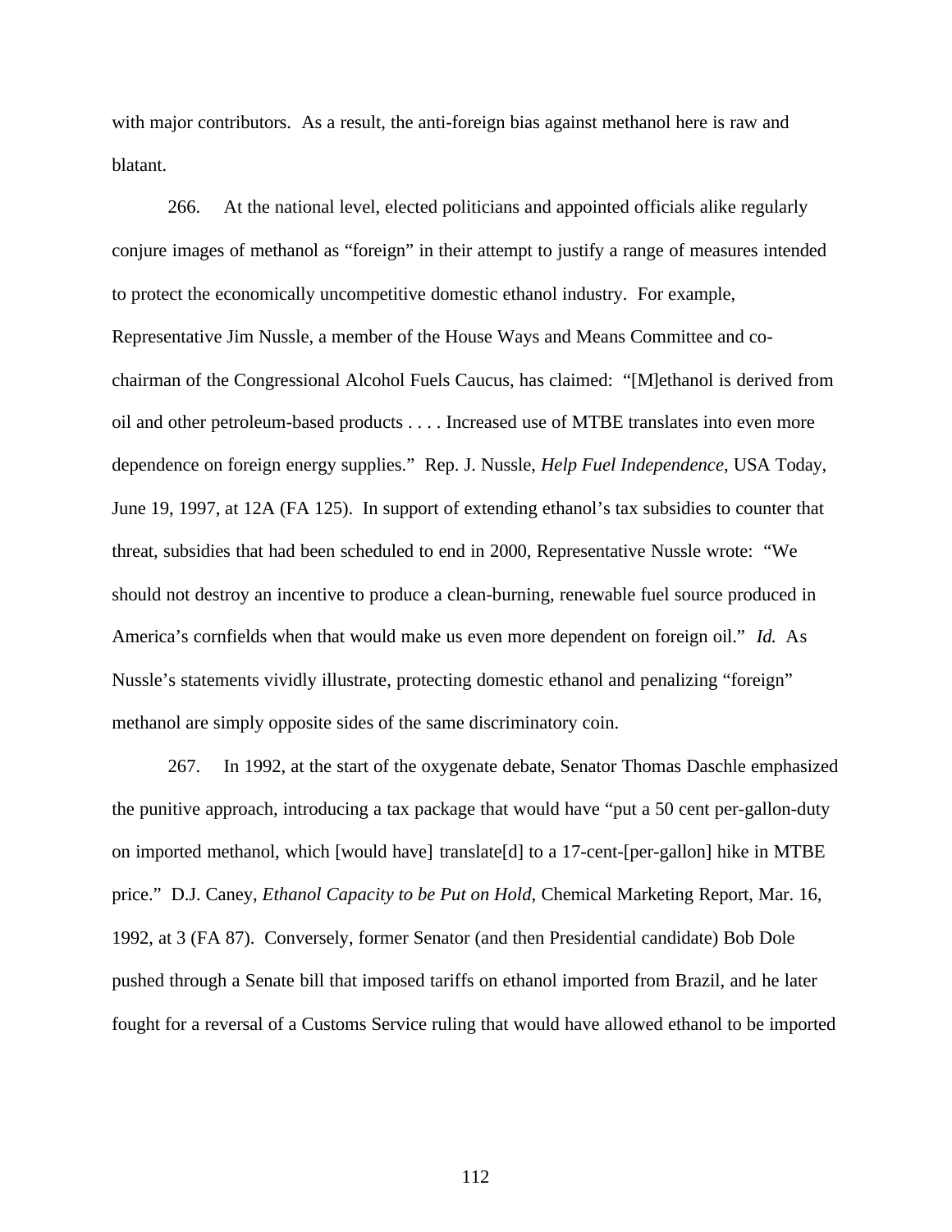with major contributors. As a result, the anti-foreign bias against methanol here is raw and blatant.

266. At the national level, elected politicians and appointed officials alike regularly conjure images of methanol as "foreign" in their attempt to justify a range of measures intended to protect the economically uncompetitive domestic ethanol industry. For example, Representative Jim Nussle, a member of the House Ways and Means Committee and co-chairman of the Congressional Alcohol Fuels Caucus, has claimed: "[M]ethanol is derived from oil and other petroleum-based products . . . . Increased use of MTBE translates into even more dependence on foreign energy supplies." Rep. J. Nussle, *Help Fuel Independence*, USA Today, June 19, 1997, at 12A (FA 125). In support of extending ethanol's tax subsidies to counter that threat, subsidies that had been scheduled to end in 2000, Representative Nussle wrote: "We should not destroy an incentive to produce a clean-burning, renewable fuel source produced in America's cornfields when that would make us even more dependent on foreign oil." *Id.* As Nussle's statements vividly illustrate, protecting domestic ethanol and penalizing "foreign" methanol are simply opposite sides of the same discriminatory coin.

267. In 1992, at the start of the oxygenate debate, Senator Thomas Daschle emphasized the punitive approach, introducing a tax package that would have "put a 50 cent per-gallon-duty on imported methanol, which [would have] translate[d] to a 17-cent-[per-gallon] hike in MTBE price." D.J. Caney, *Ethanol Capacity to be Put on Hold*, Chemical Marketing Report, Mar. 16, 1992, at 3 (FA 87). Conversely, former Senator (and then Presidential candidate) Bob Dole pushed through a Senate bill that imposed tariffs on ethanol imported from Brazil, and he later fought for a reversal of a Customs Service ruling that would have allowed ethanol to be imported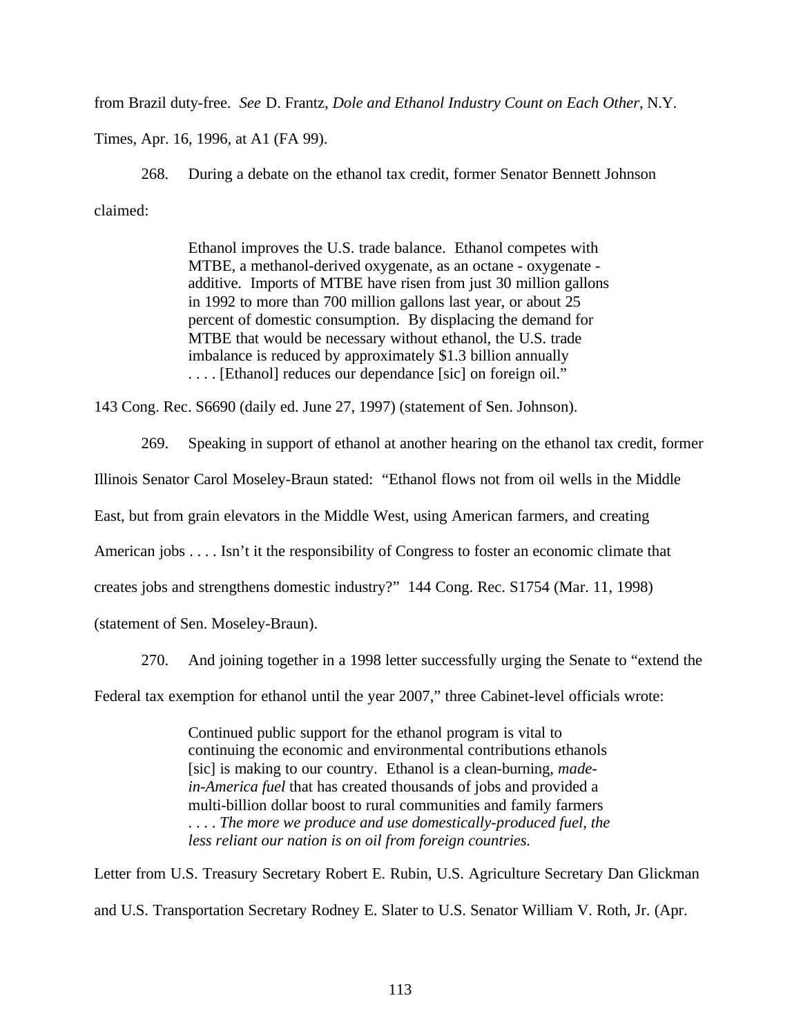from Brazil duty-free. *See* D. Frantz, *Dole and Ethanol Industry Count on Each Other*, N.Y. Times, Apr. 16, 1996, at A1 (FA 99).

268. During a debate on the ethanol tax credit, former Senator Bennett Johnson claimed:

> Ethanol improves the U.S. trade balance. Ethanol competes with MTBE, a methanol-derived oxygenate, as an octane - oxygenate - additive. Imports of MTBE have risen from just 30 million gallons in 1992 to more than 700 million gallons last year, or about 25 percent of domestic consumption. By displacing the demand for MTBE that would be necessary without ethanol, the U.S. trade imbalance is reduced by approximately $1.3 billion annually . . . . [Ethanol] reduces our dependance [sic] on foreign oil."

143 Cong. Rec. S6690 (daily ed. June 27, 1997) (statement of Sen. Johnson).

269. Speaking in support of ethanol at another hearing on the ethanol tax credit, former Illinois Senator Carol Moseley-Braun stated: "Ethanol flows not from oil wells in the Middle East, but from grain elevators in the Middle West, using American farmers, and creating American jobs . . . . Isn't it the responsibility of Congress to foster an economic climate that creates jobs and strengthens domestic industry?" 144 Cong. Rec. S1754 (Mar. 11, 1998) (statement of Sen. Moseley-Braun).

270. And joining together in a 1998 letter successfully urging the Senate to "extend the Federal tax exemption for ethanol until the year 2007," three Cabinet-level officials wrote:

> Continued public support for the ethanol program is vital to continuing the economic and environmental contributions ethanols [sic] is making to our country. Ethanol is a clean-burning, *made-in-America fuel* that has created thousands of jobs and provided a multi-billion dollar boost to rural communities and family farmers . . . . *The more we produce and use domestically-produced fuel, the less reliant our nation is on oil from foreign countries.*

Letter from U.S. Treasury Secretary Robert E. Rubin, U.S. Agriculture Secretary Dan Glickman and U.S. Transportation Secretary Rodney E. Slater to U.S. Senator William V. Roth, Jr. (Apr.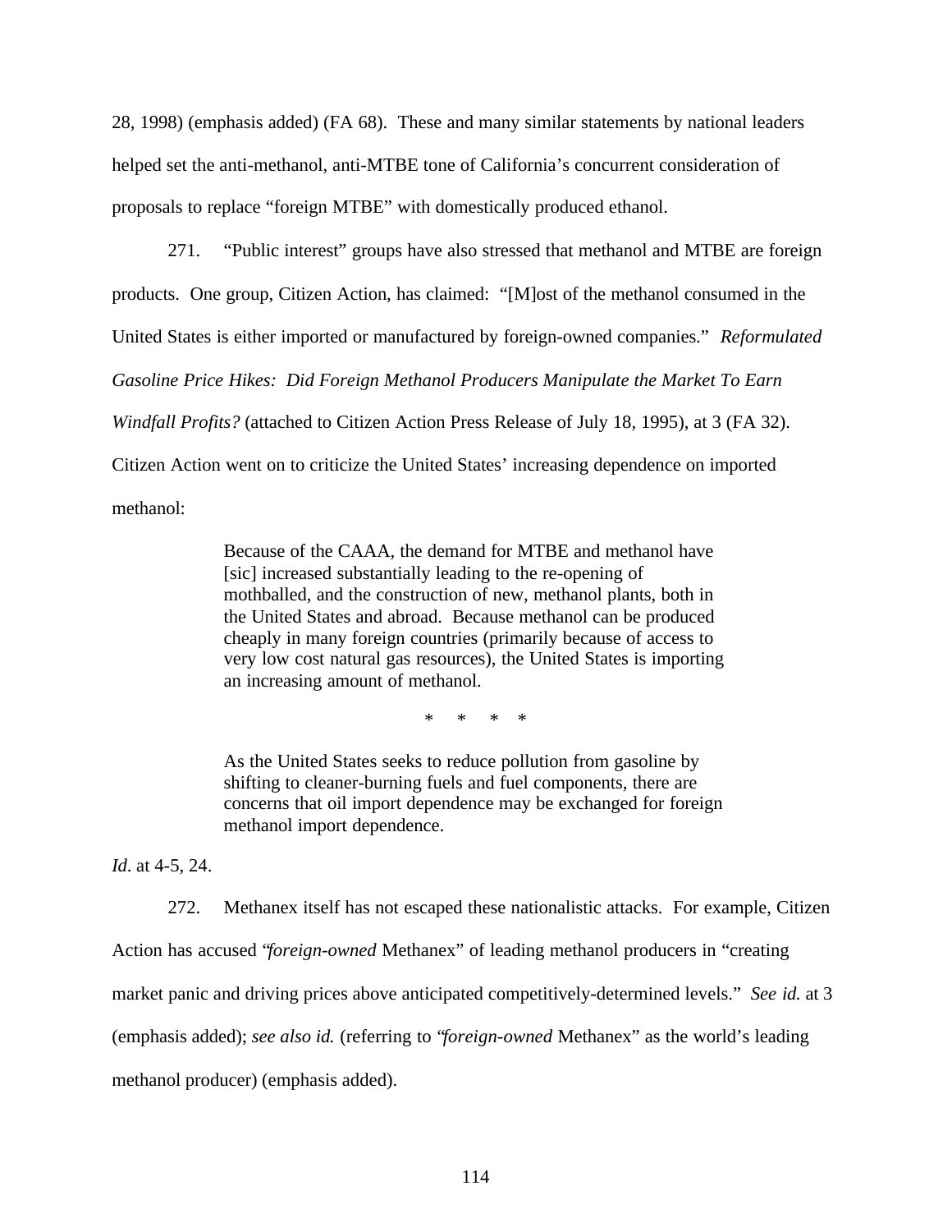28, 1998) (emphasis added) (FA 68). These and many similar statements by national leaders helped set the anti-methanol, anti-MTBE tone of California's concurrent consideration of proposals to replace "foreign MTBE" with domestically produced ethanol.

271. "Public interest" groups have also stressed that methanol and MTBE are foreign products. One group, Citizen Action, has claimed: "[M]ost of the methanol consumed in the United States is either imported or manufactured by foreign-owned companies." *Reformulated Gasoline Price Hikes: Did Foreign Methanol Producers Manipulate the Market To Earn Windfall Profits?* (attached to Citizen Action Press Release of July 18, 1995), at 3 (FA 32). Citizen Action went on to criticize the United States' increasing dependence on imported methanol:

> Because of the CAAA, the demand for MTBE and methanol have [sic] increased substantially leading to the re-opening of mothballed, and the construction of new, methanol plants, both in the United States and abroad. Because methanol can be produced cheaply in many foreign countries (primarily because of access to very low cost natural gas resources), the United States is importing an increasing amount of methanol.
>
> \* \* \* \*
>
> As the United States seeks to reduce pollution from gasoline by shifting to cleaner-burning fuels and fuel components, there are concerns that oil import dependence may be exchanged for foreign methanol import dependence.

*Id.* at 4-5, 24.

272. Methanex itself has not escaped these nationalistic attacks. For example, Citizen Action has accused "*foreign-owned* Methanex" of leading methanol producers in "creating market panic and driving prices above anticipated competitively-determined levels." *See id.* at 3 (emphasis added); *see also id.* (referring to "*foreign-owned* Methanex" as the world's leading methanol producer) (emphasis added).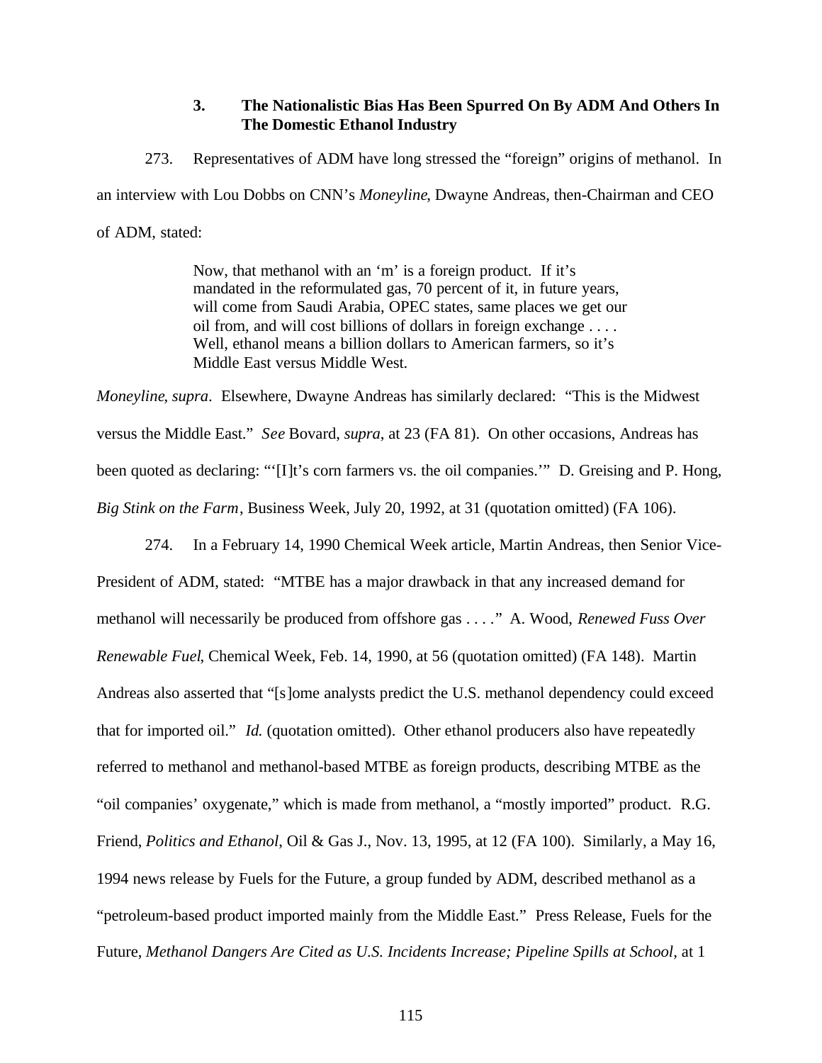### 3. The Nationalistic Bias Has Been Spurred On By ADM And Others In The Domestic Ethanol Industry

273. Representatives of ADM have long stressed the "foreign" origins of methanol. In an interview with Lou Dobbs on CNN's *Moneyline*, Dwayne Andreas, then-Chairman and CEO of ADM, stated:

> Now, that methanol with an 'm' is a foreign product. If it's mandated in the reformulated gas, 70 percent of it, in future years, will come from Saudi Arabia, OPEC states, same places we get our oil from, and will cost billions of dollars in foreign exchange . . . . Well, ethanol means a billion dollars to American farmers, so it's Middle East versus Middle West.

*Moneyline*, *supra*. Elsewhere, Dwayne Andreas has similarly declared: "This is the Midwest versus the Middle East." *See* Bovard, *supra*, at 23 (FA 81). On other occasions, Andreas has been quoted as declaring: "'[I]t's corn farmers vs. the oil companies.'" D. Greising and P. Hong, *Big Stink on the Farm*, Business Week, July 20, 1992, at 31 (quotation omitted) (FA 106).

274. In a February 14, 1990 Chemical Week article, Martin Andreas, then Senior Vice-President of ADM, stated: "MTBE has a major drawback in that any increased demand for methanol will necessarily be produced from offshore gas . . . ." A. Wood, *Renewed Fuss Over Renewable Fuel*, Chemical Week, Feb. 14, 1990, at 56 (quotation omitted) (FA 148). Martin Andreas also asserted that "[s]ome analysts predict the U.S. methanol dependency could exceed that for imported oil." *Id.* (quotation omitted). Other ethanol producers also have repeatedly referred to methanol and methanol-based MTBE as foreign products, describing MTBE as the "oil companies' oxygenate," which is made from methanol, a "mostly imported" product. R.G. Friend, *Politics and Ethanol*, Oil & Gas J., Nov. 13, 1995, at 12 (FA 100). Similarly, a May 16, 1994 news release by Fuels for the Future, a group funded by ADM, described methanol as a "petroleum-based product imported mainly from the Middle East." Press Release, Fuels for the Future, *Methanol Dangers Are Cited as U.S. Incidents Increase; Pipeline Spills at School*, at 1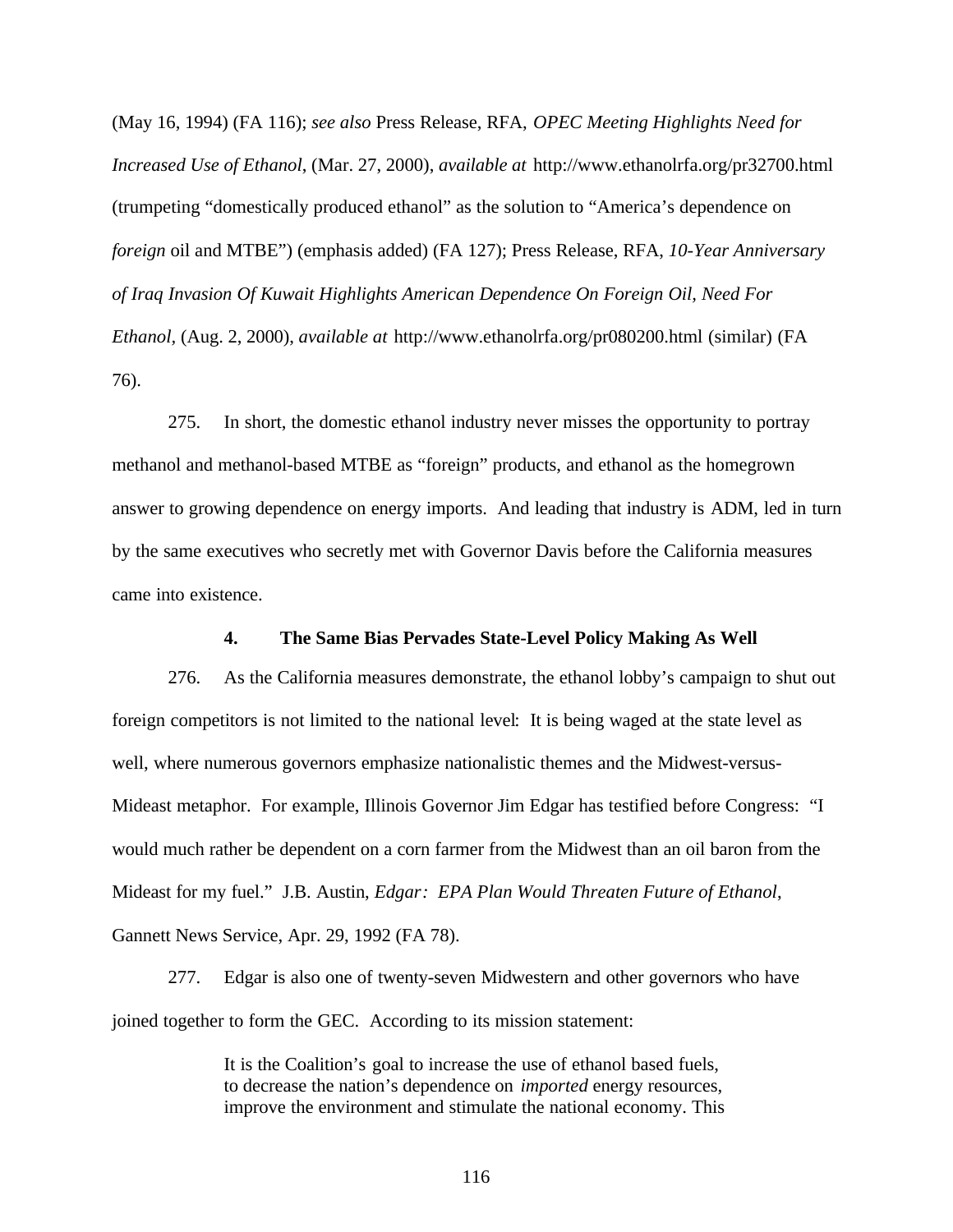(May 16, 1994) (FA 116); *see also* Press Release, RFA, *OPEC Meeting Highlights Need for Increased Use of Ethanol*, (Mar. 27, 2000), *available at* http://www.ethanolrfa.org/pr32700.html (trumpeting "domestically produced ethanol" as the solution to "America's dependence on *foreign* oil and MTBE") (emphasis added) (FA 127); Press Release, RFA, *10-Year Anniversary of Iraq Invasion Of Kuwait Highlights American Dependence On Foreign Oil, Need For Ethanol*, (Aug. 2, 2000), *available at* http://www.ethanolrfa.org/pr080200.html (similar) (FA 76).

275. In short, the domestic ethanol industry never misses the opportunity to portray methanol and methanol-based MTBE as "foreign" products, and ethanol as the homegrown answer to growing dependence on energy imports. And leading that industry is ADM, led in turn by the same executives who secretly met with Governor Davis before the California measures came into existence.

#### 4. The Same Bias Pervades State-Level Policy Making As Well

276. As the California measures demonstrate, the ethanol lobby's campaign to shut out foreign competitors is not limited to the national level: It is being waged at the state level as well, where numerous governors emphasize nationalistic themes and the Midwest-versus-Mideast metaphor. For example, Illinois Governor Jim Edgar has testified before Congress: "I would much rather be dependent on a corn farmer from the Midwest than an oil baron from the Mideast for my fuel." J.B. Austin, *Edgar: EPA Plan Would Threaten Future of Ethanol*, Gannett News Service, Apr. 29, 1992 (FA 78).

277. Edgar is also one of twenty-seven Midwestern and other governors who have joined together to form the GEC. According to its mission statement:

> It is the Coalition's goal to increase the use of ethanol based fuels, to decrease the nation's dependence on *imported* energy resources, improve the environment and stimulate the national economy. This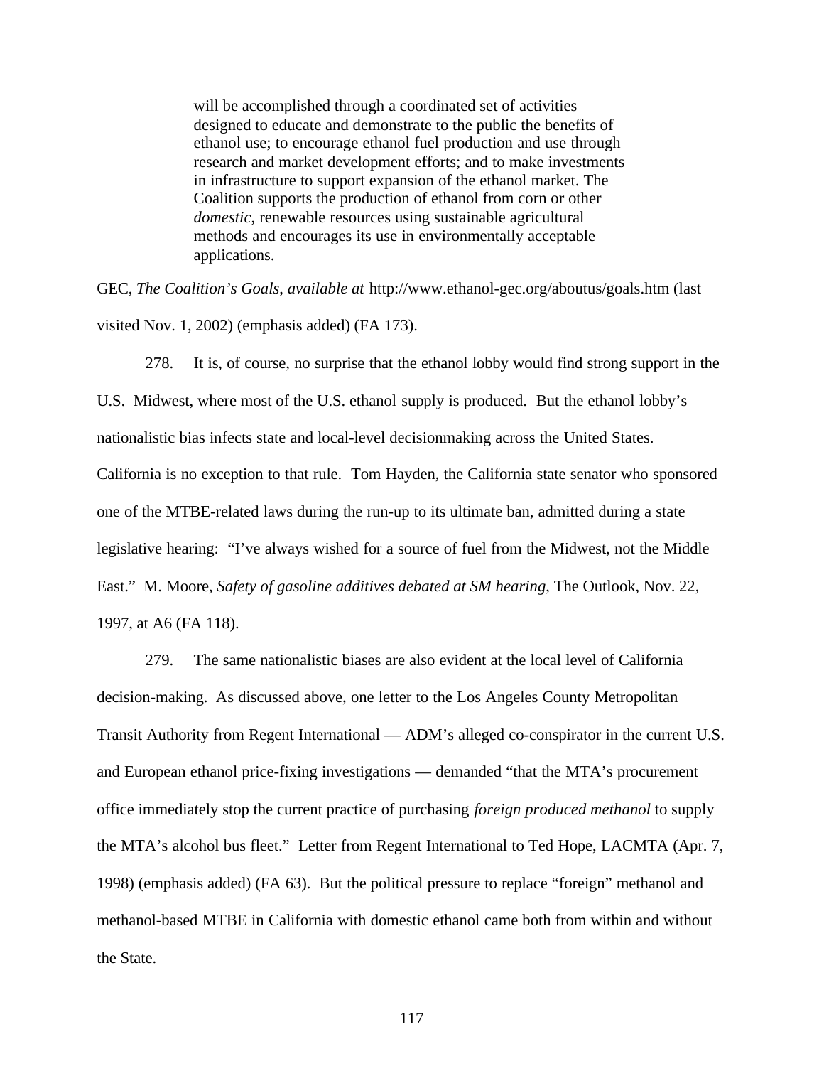> will be accomplished through a coordinated set of activities designed to educate and demonstrate to the public the benefits of ethanol use; to encourage ethanol fuel production and use through research and market development efforts; and to make investments in infrastructure to support expansion of the ethanol market. The Coalition supports the production of ethanol from corn or other *domestic*, renewable resources using sustainable agricultural methods and encourages its use in environmentally acceptable applications.

GEC, *The Coalition's Goals*, *available at* http://www.ethanol-gec.org/aboutus/goals.htm (last visited Nov. 1, 2002) (emphasis added) (FA 173).

278. It is, of course, no surprise that the ethanol lobby would find strong support in the U.S. Midwest, where most of the U.S. ethanol supply is produced. But the ethanol lobby's nationalistic bias infects state and local-level decisionmaking across the United States. California is no exception to that rule. Tom Hayden, the California state senator who sponsored one of the MTBE-related laws during the run-up to its ultimate ban, admitted during a state legislative hearing: "I've always wished for a source of fuel from the Midwest, not the Middle East." M. Moore, *Safety of gasoline additives debated at SM hearing*, The Outlook, Nov. 22, 1997, at A6 (FA 118).

279. The same nationalistic biases are also evident at the local level of California decision-making. As discussed above, one letter to the Los Angeles County Metropolitan Transit Authority from Regent International — ADM's alleged co-conspirator in the current U.S. and European ethanol price-fixing investigations — demanded "that the MTA's procurement office immediately stop the current practice of purchasing *foreign produced methanol* to supply the MTA's alcohol bus fleet." Letter from Regent International to Ted Hope, LACMTA (Apr. 7, 1998) (emphasis added) (FA 63). But the political pressure to replace "foreign" methanol and methanol-based MTBE in California with domestic ethanol came both from within and without the State.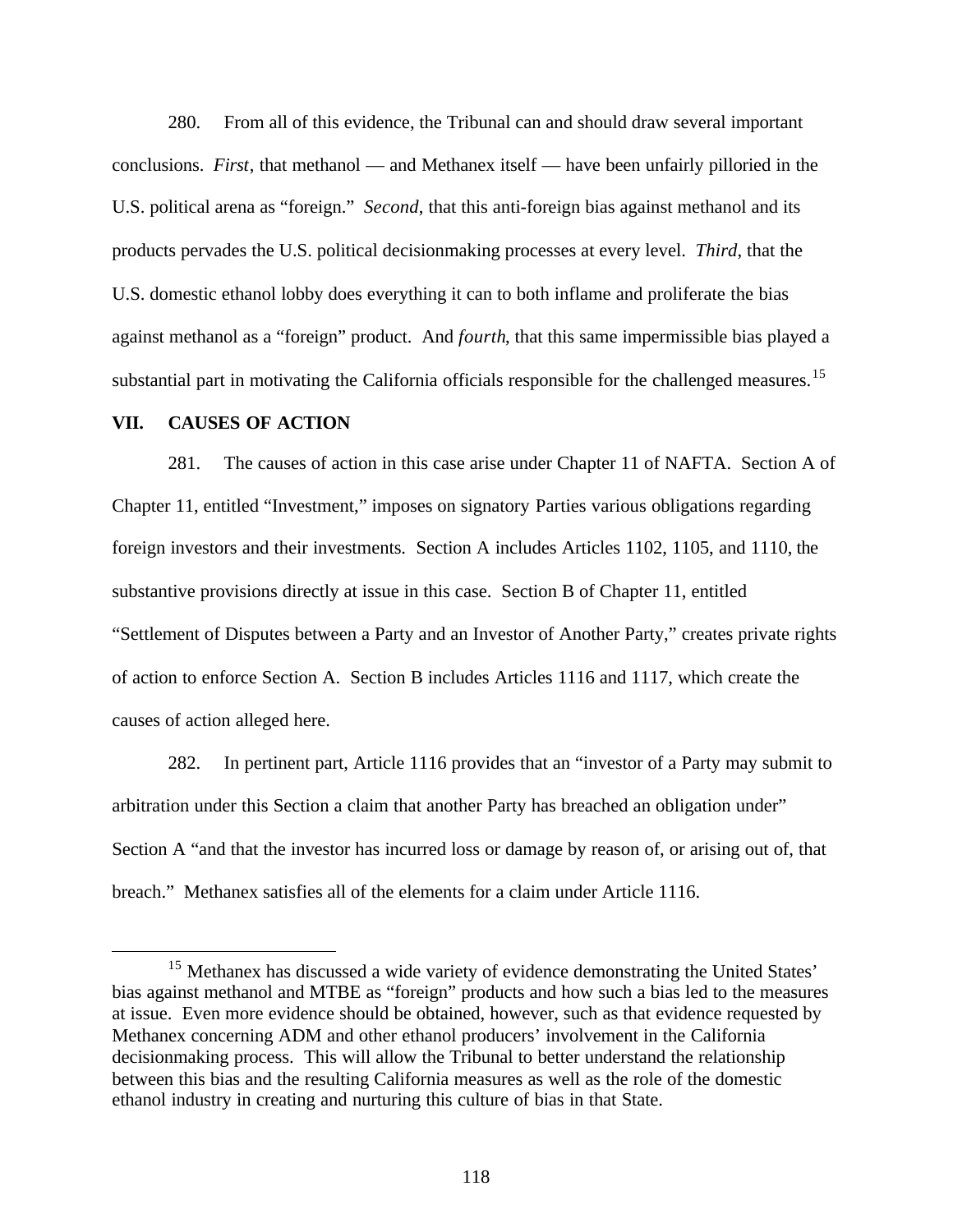280. From all of this evidence, the Tribunal can and should draw several important conclusions. *First*, that methanol — and Methanex itself — have been unfairly pilloried in the U.S. political arena as "foreign." *Second*, that this anti-foreign bias against methanol and its products pervades the U.S. political decisionmaking processes at every level. *Third*, that the U.S. domestic ethanol lobby does everything it can to both inflame and proliferate the bias against methanol as a "foreign" product. And *fourth*, that this same impermissible bias played a substantial part in motivating the California officials responsible for the challenged measures.[15]

## VII. CAUSES OF ACTION

281. The causes of action in this case arise under Chapter 11 of NAFTA. Section A of Chapter 11, entitled "Investment," imposes on signatory Parties various obligations regarding foreign investors and their investments. Section A includes Articles 1102, 1105, and 1110, the substantive provisions directly at issue in this case. Section B of Chapter 11, entitled "Settlement of Disputes between a Party and an Investor of Another Party," creates private rights of action to enforce Section A. Section B includes Articles 1116 and 1117, which create the causes of action alleged here.

282. In pertinent part, Article 1116 provides that an "investor of a Party may submit to arbitration under this Section a claim that another Party has breached an obligation under" Section A "and that the investor has incurred loss or damage by reason of, or arising out of, that breach." Methanex satisfies all of the elements for a claim under Article 1116.

[15] Methanex has discussed a wide variety of evidence demonstrating the United States' bias against methanol and MTBE as "foreign" products and how such a bias led to the measures at issue. Even more evidence should be obtained, however, such as that evidence requested by Methanex concerning ADM and other ethanol producers' involvement in the California decisionmaking process. This will allow the Tribunal to better understand the relationship between this bias and the resulting California measures as well as the role of the domestic ethanol industry in creating and nurturing this culture of bias in that State.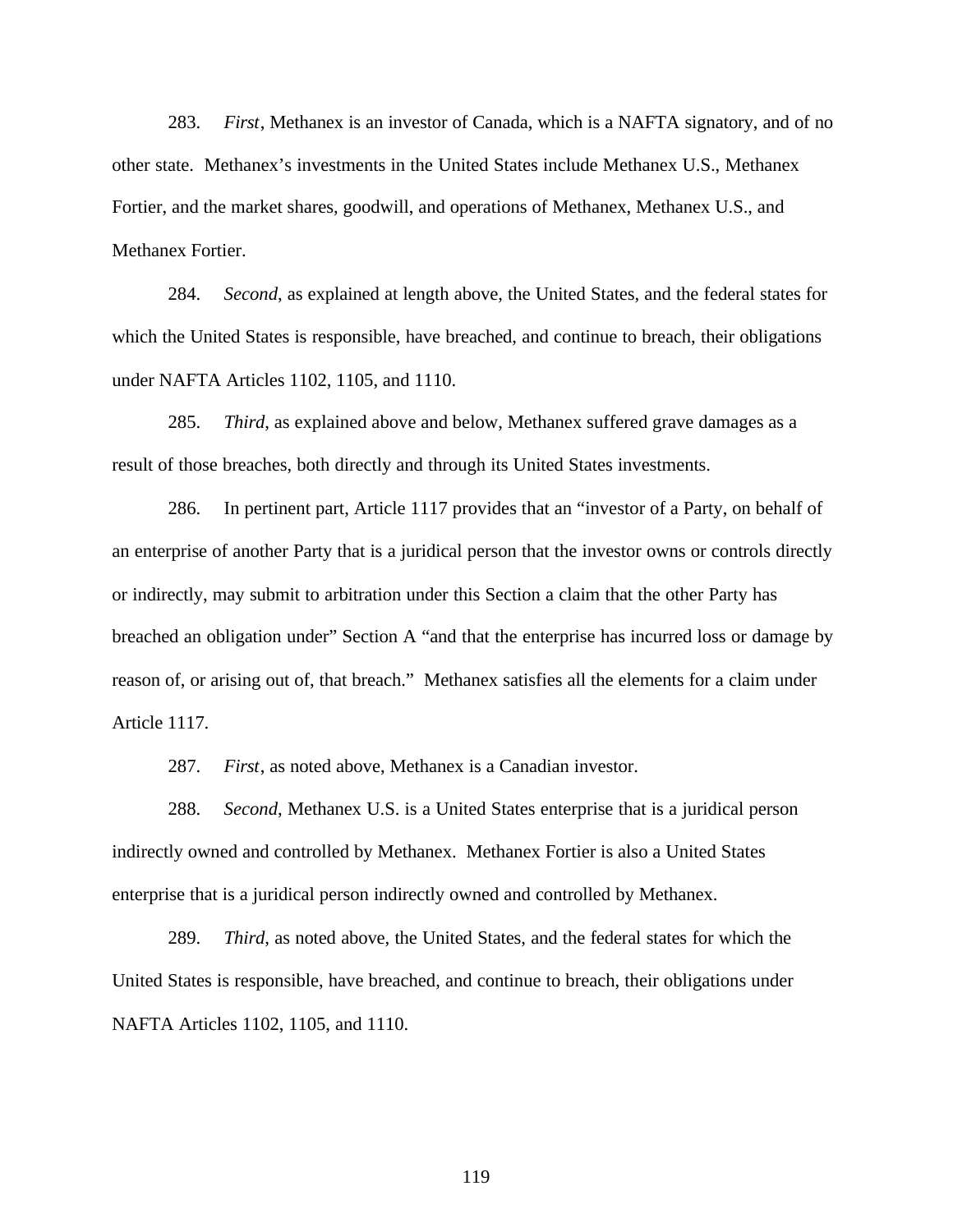283. *First*, Methanex is an investor of Canada, which is a NAFTA signatory, and of no other state. Methanex's investments in the United States include Methanex U.S., Methanex Fortier, and the market shares, goodwill, and operations of Methanex, Methanex U.S., and Methanex Fortier.

284. *Second*, as explained at length above, the United States, and the federal states for which the United States is responsible, have breached, and continue to breach, their obligations under NAFTA Articles 1102, 1105, and 1110.

285. *Third*, as explained above and below, Methanex suffered grave damages as a result of those breaches, both directly and through its United States investments.

286. In pertinent part, Article 1117 provides that an "investor of a Party, on behalf of an enterprise of another Party that is a juridical person that the investor owns or controls directly or indirectly, may submit to arbitration under this Section a claim that the other Party has breached an obligation under" Section A "and that the enterprise has incurred loss or damage by reason of, or arising out of, that breach." Methanex satisfies all the elements for a claim under Article 1117.

287. *First*, as noted above, Methanex is a Canadian investor.

288. *Second*, Methanex U.S. is a United States enterprise that is a juridical person indirectly owned and controlled by Methanex. Methanex Fortier is also a United States enterprise that is a juridical person indirectly owned and controlled by Methanex.

289. *Third*, as noted above, the United States, and the federal states for which the United States is responsible, have breached, and continue to breach, their obligations under NAFTA Articles 1102, 1105, and 1110.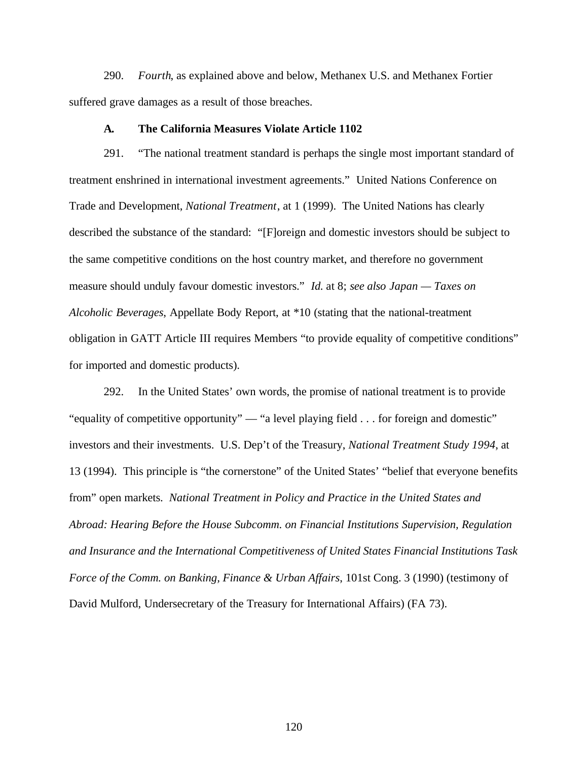290. *Fourth*, as explained above and below, Methanex U.S. and Methanex Fortier suffered grave damages as a result of those breaches.

### A. The California Measures Violate Article 1102

291. "The national treatment standard is perhaps the single most important standard of treatment enshrined in international investment agreements." United Nations Conference on Trade and Development, *National Treatment*, at 1 (1999). The United Nations has clearly described the substance of the standard: "[F]oreign and domestic investors should be subject to the same competitive conditions on the host country market, and therefore no government measure should unduly favour domestic investors." *Id.* at 8; *see also Japan — Taxes on Alcoholic Beverages*, Appellate Body Report, at *10 (stating that the national-treatment obligation in GATT Article III requires Members "to provide equality of competitive conditions" for imported and domestic products).

292. In the United States' own words, the promise of national treatment is to provide "equality of competitive opportunity" — "a level playing field . . . for foreign and domestic" investors and their investments. U.S. Dep't of the Treasury, *National Treatment Study 1994*, at 13 (1994). This principle is "the cornerstone" of the United States' "belief that everyone benefits from" open markets. *National Treatment in Policy and Practice in the United States and Abroad: Hearing Before the House Subcomm. on Financial Institutions Supervision, Regulation and Insurance and the International Competitiveness of United States Financial Institutions Task Force of the Comm. on Banking, Finance & Urban Affairs*, 101st Cong. 3 (1990) (testimony of David Mulford, Undersecretary of the Treasury for International Affairs) (FA 73).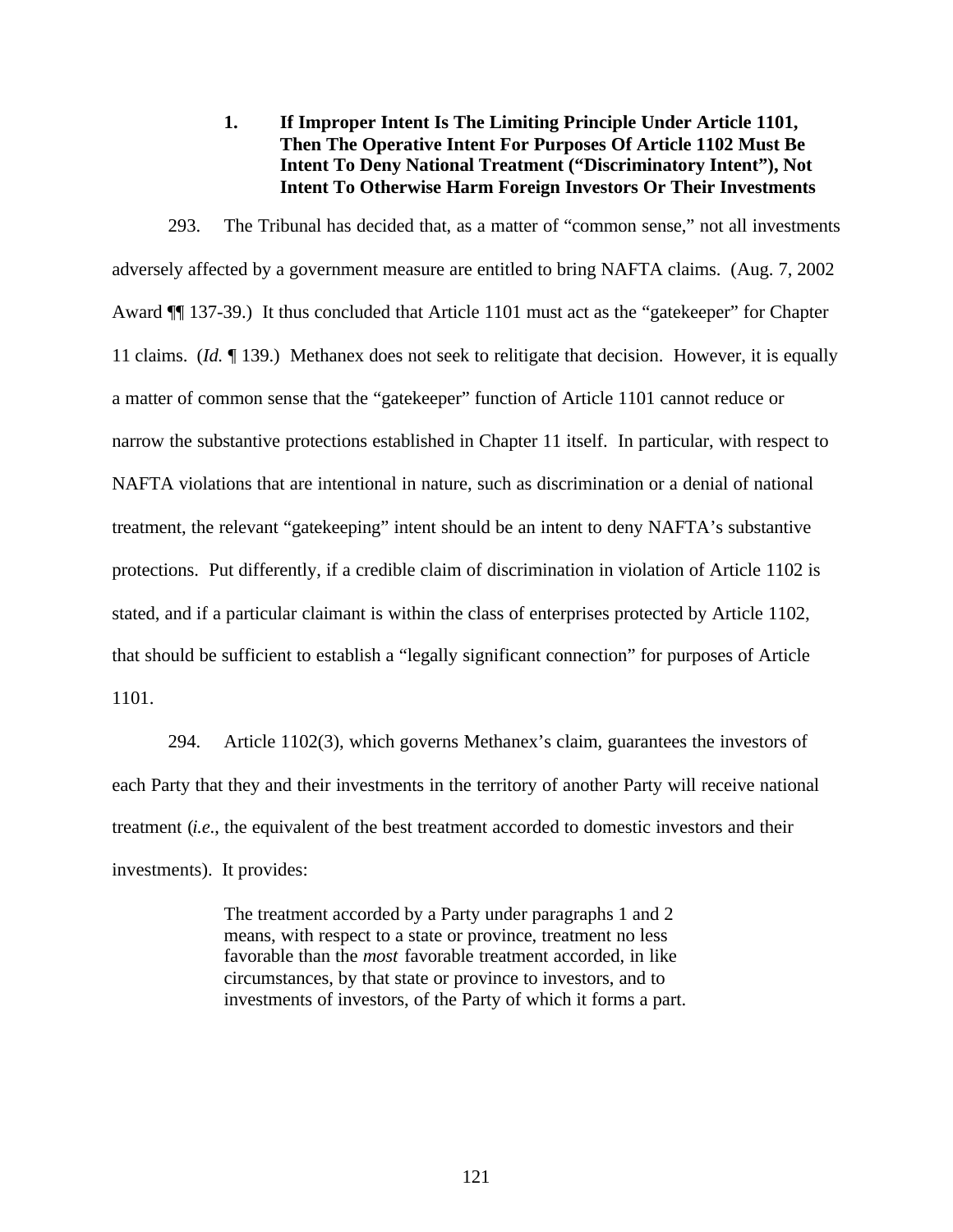### 1. If Improper Intent Is The Limiting Principle Under Article 1101, Then The Operative Intent For Purposes Of Article 1102 Must Be Intent To Deny National Treatment ("Discriminatory Intent"), Not Intent To Otherwise Harm Foreign Investors Or Their Investments

293. The Tribunal has decided that, as a matter of "common sense," not all investments adversely affected by a government measure are entitled to bring NAFTA claims. (Aug. 7, 2002 Award ¶¶ 137-39.) It thus concluded that Article 1101 must act as the "gatekeeper" for Chapter 11 claims. (*Id.* ¶ 139.) Methanex does not seek to relitigate that decision. However, it is equally a matter of common sense that the "gatekeeper" function of Article 1101 cannot reduce or narrow the substantive protections established in Chapter 11 itself. In particular, with respect to NAFTA violations that are intentional in nature, such as discrimination or a denial of national treatment, the relevant "gatekeeping" intent should be an intent to deny NAFTA's substantive protections. Put differently, if a credible claim of discrimination in violation of Article 1102 is stated, and if a particular claimant is within the class of enterprises protected by Article 1102, that should be sufficient to establish a "legally significant connection" for purposes of Article 1101.

294. Article 1102(3), which governs Methanex's claim, guarantees the investors of each Party that they and their investments in the territory of another Party will receive national treatment (*i.e.*, the equivalent of the best treatment accorded to domestic investors and their investments). It provides:

> The treatment accorded by a Party under paragraphs 1 and 2 means, with respect to a state or province, treatment no less favorable than the *most* favorable treatment accorded, in like circumstances, by that state or province to investors, and to investments of investors, of the Party of which it forms a part.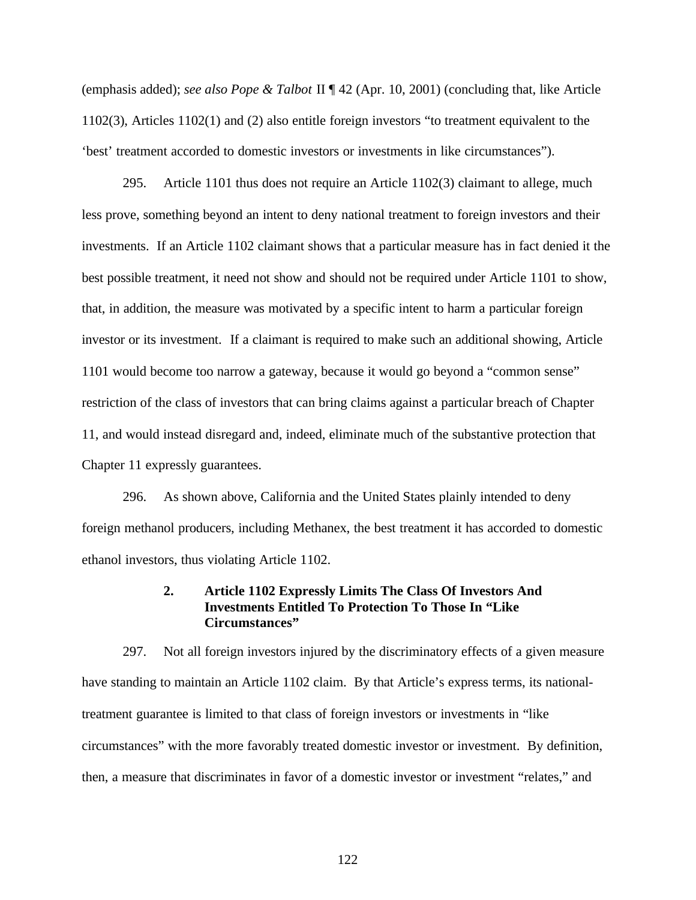(emphasis added); *see also Pope & Talbot* II ¶ 42 (Apr. 10, 2001) (concluding that, like Article 1102(3), Articles 1102(1) and (2) also entitle foreign investors "to treatment equivalent to the 'best' treatment accorded to domestic investors or investments in like circumstances").

295. Article 1101 thus does not require an Article 1102(3) claimant to allege, much less prove, something beyond an intent to deny national treatment to foreign investors and their investments. If an Article 1102 claimant shows that a particular measure has in fact denied it the best possible treatment, it need not show and should not be required under Article 1101 to show, that, in addition, the measure was motivated by a specific intent to harm a particular foreign investor or its investment. If a claimant is required to make such an additional showing, Article 1101 would become too narrow a gateway, because it would go beyond a "common sense" restriction of the class of investors that can bring claims against a particular breach of Chapter 11, and would instead disregard and, indeed, eliminate much of the substantive protection that Chapter 11 expressly guarantees.

296. As shown above, California and the United States plainly intended to deny foreign methanol producers, including Methanex, the best treatment it has accorded to domestic ethanol investors, thus violating Article 1102.

### 2. Article 1102 Expressly Limits The Class Of Investors And Investments Entitled To Protection To Those In "Like Circumstances"

297. Not all foreign investors injured by the discriminatory effects of a given measure have standing to maintain an Article 1102 claim. By that Article's express terms, its national-treatment guarantee is limited to that class of foreign investors or investments in "like circumstances" with the more favorably treated domestic investor or investment. By definition, then, a measure that discriminates in favor of a domestic investor or investment "relates," and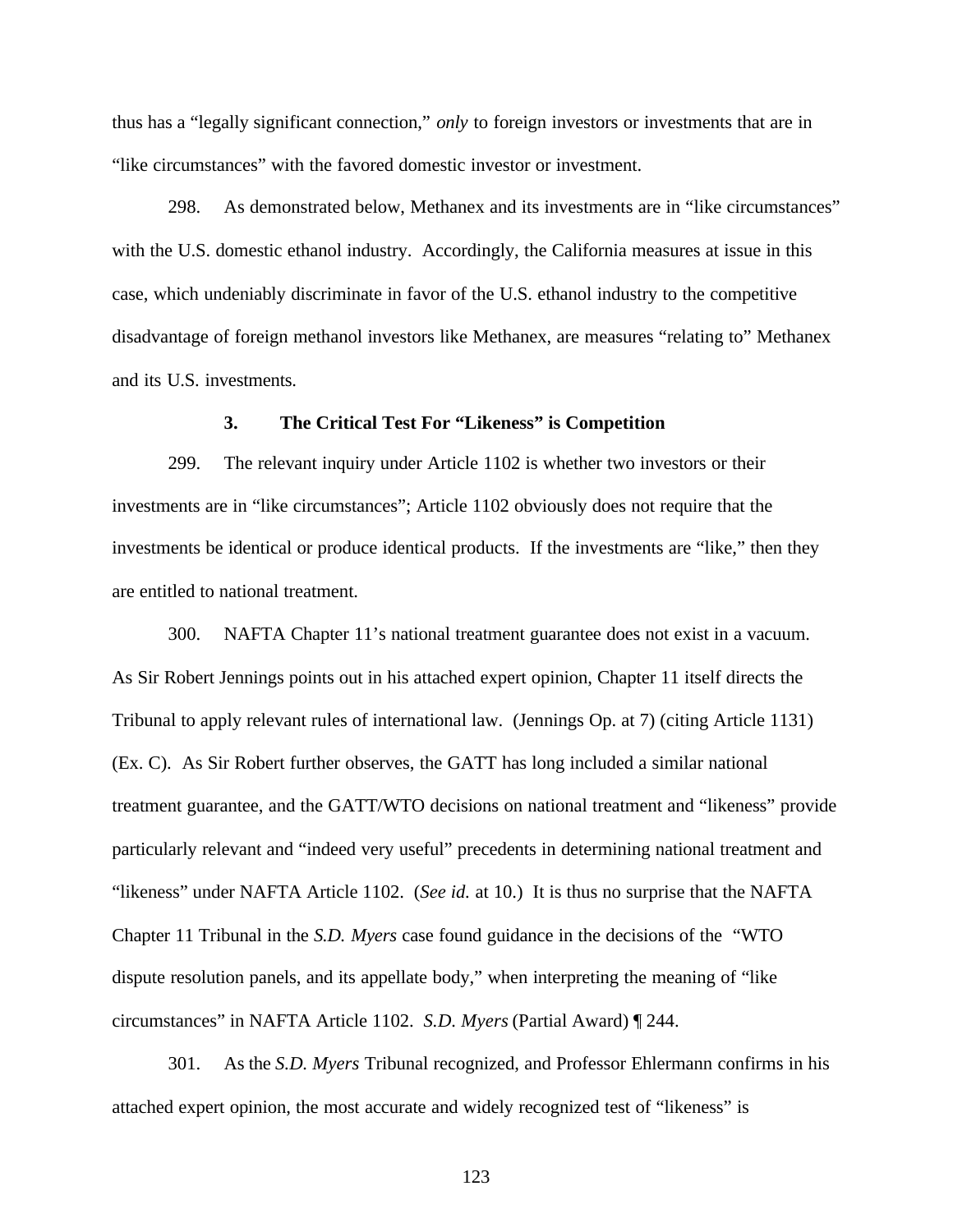thus has a "legally significant connection," *only* to foreign investors or investments that are in "like circumstances" with the favored domestic investor or investment.

298. As demonstrated below, Methanex and its investments are in "like circumstances" with the U.S. domestic ethanol industry. Accordingly, the California measures at issue in this case, which undeniably discriminate in favor of the U.S. ethanol industry to the competitive disadvantage of foreign methanol investors like Methanex, are measures "relating to" Methanex and its U.S. investments.

### 3. The Critical Test For "Likeness" is Competition

299. The relevant inquiry under Article 1102 is whether two investors or their investments are in "like circumstances"; Article 1102 obviously does not require that the investments be identical or produce identical products. If the investments are "like," then they are entitled to national treatment.

300. NAFTA Chapter 11's national treatment guarantee does not exist in a vacuum. As Sir Robert Jennings points out in his attached expert opinion, Chapter 11 itself directs the Tribunal to apply relevant rules of international law. (Jennings Op. at 7) (citing Article 1131) (Ex. C). As Sir Robert further observes, the GATT has long included a similar national treatment guarantee, and the GATT/WTO decisions on national treatment and "likeness" provide particularly relevant and "indeed very useful" precedents in determining national treatment and "likeness" under NAFTA Article 1102. (*See id.* at 10.) It is thus no surprise that the NAFTA Chapter 11 Tribunal in the *S.D. Myers* case found guidance in the decisions of the "WTO dispute resolution panels, and its appellate body," when interpreting the meaning of "like circumstances" in NAFTA Article 1102. *S.D. Myers* (Partial Award) ¶ 244.

301. As the *S.D. Myers* Tribunal recognized, and Professor Ehlermann confirms in his attached expert opinion, the most accurate and widely recognized test of "likeness" is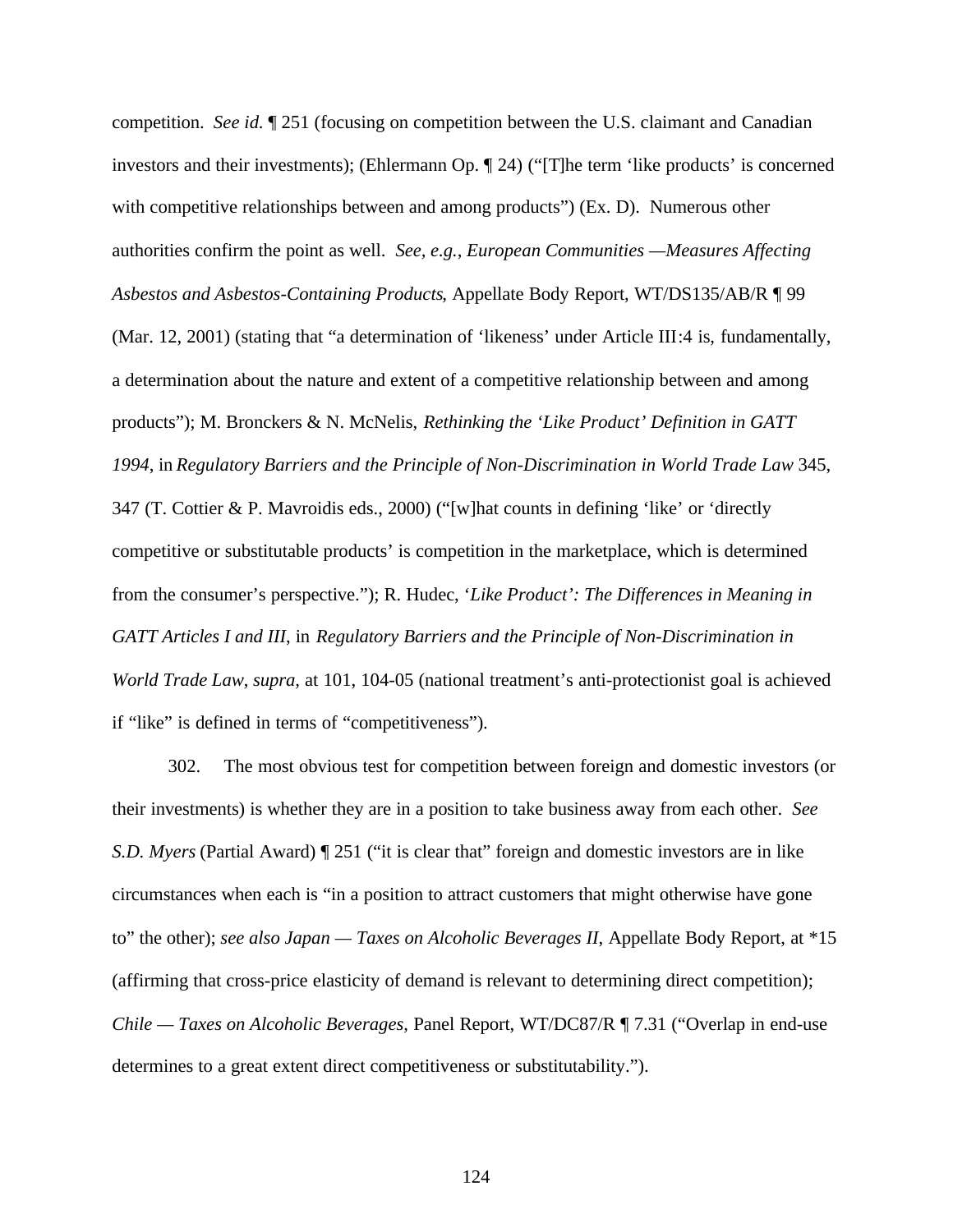competition. *See id.* ¶ 251 (focusing on competition between the U.S. claimant and Canadian investors and their investments); (Ehlermann Op. ¶ 24) ("[T]he term 'like products' is concerned with competitive relationships between and among products") (Ex. D). Numerous other authorities confirm the point as well. *See, e.g.*, *European Communities —Measures Affecting Asbestos and Asbestos-Containing Products*, Appellate Body Report, WT/DS135/AB/R ¶ 99 (Mar. 12, 2001) (stating that "a determination of 'likeness' under Article III:4 is, fundamentally, a determination about the nature and extent of a competitive relationship between and among products"); M. Bronckers & N. McNelis, *Rethinking the 'Like Product' Definition in GATT 1994*, in *Regulatory Barriers and the Principle of Non-Discrimination in World Trade Law* 345, 347 (T. Cottier & P. Mavroidis eds., 2000) ("[w]hat counts in defining 'like' or 'directly competitive or substitutable products' is competition in the marketplace, which is determined from the consumer's perspective."); R. Hudec, '*Like Product': The Differences in Meaning in GATT Articles I and III*, in *Regulatory Barriers and the Principle of Non-Discrimination in World Trade Law*, *supra*, at 101, 104-05 (national treatment's anti-protectionist goal is achieved if "like" is defined in terms of "competitiveness").

302. The most obvious test for competition between foreign and domestic investors (or their investments) is whether they are in a position to take business away from each other. *See S.D. Myers* (Partial Award) ¶ 251 ("it is clear that" foreign and domestic investors are in like circumstances when each is "in a position to attract customers that might otherwise have gone to" the other); *see also Japan — Taxes on Alcoholic Beverages II*, Appellate Body Report, at *15 (affirming that cross-price elasticity of demand is relevant to determining direct competition); *Chile — Taxes on Alcoholic Beverages*, Panel Report, WT/DC87/R ¶ 7.31 ("Overlap in end-use determines to a great extent direct competitiveness or substitutability.").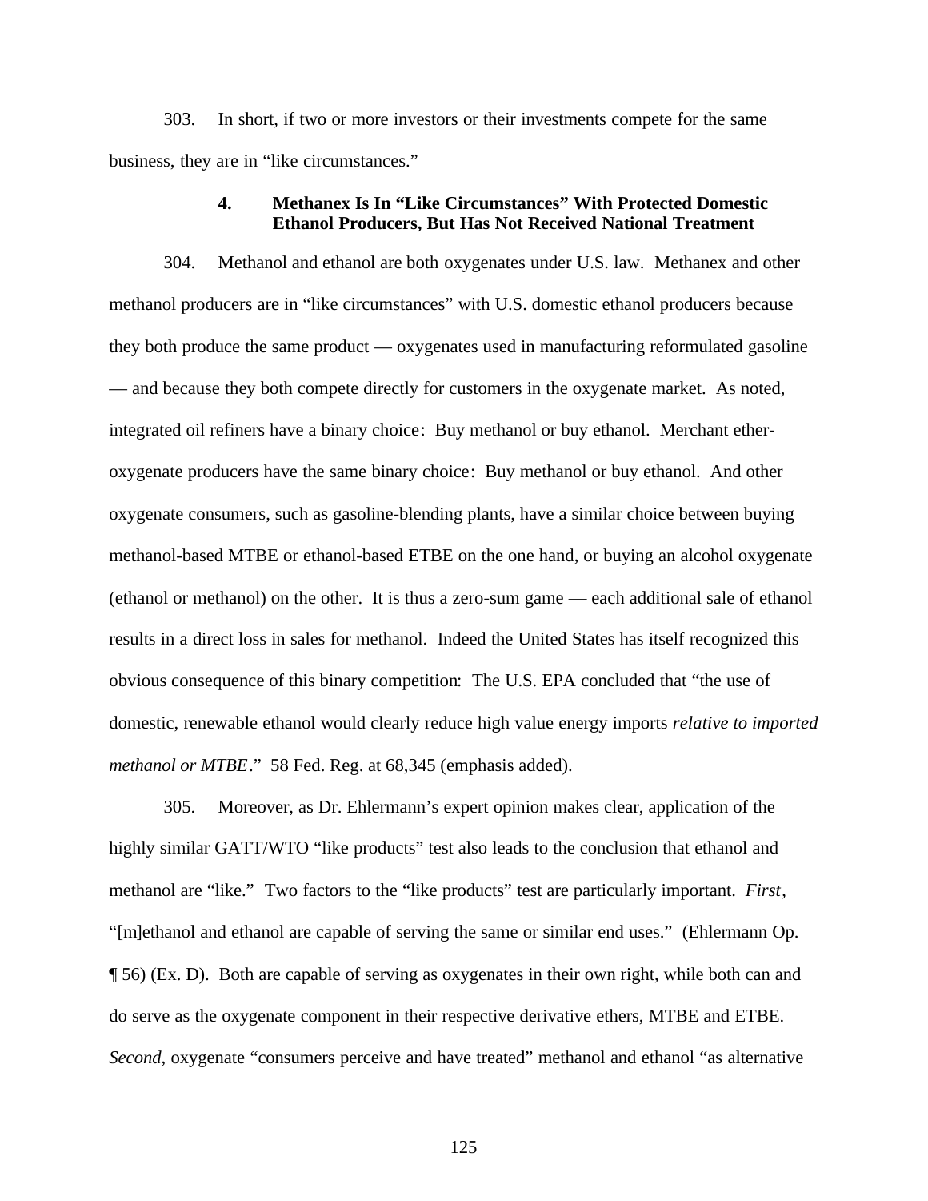303. In short, if two or more investors or their investments compete for the same business, they are in "like circumstances."

### 4. Methanex Is In "Like Circumstances" With Protected Domestic Ethanol Producers, But Has Not Received National Treatment

304. Methanol and ethanol are both oxygenates under U.S. law. Methanex and other methanol producers are in "like circumstances" with U.S. domestic ethanol producers because they both produce the same product — oxygenates used in manufacturing reformulated gasoline — and because they both compete directly for customers in the oxygenate market. As noted, integrated oil refiners have a binary choice: Buy methanol or buy ethanol. Merchant ether-oxygenate producers have the same binary choice: Buy methanol or buy ethanol. And other oxygenate consumers, such as gasoline-blending plants, have a similar choice between buying methanol-based MTBE or ethanol-based ETBE on the one hand, or buying an alcohol oxygenate (ethanol or methanol) on the other. It is thus a zero-sum game — each additional sale of ethanol results in a direct loss in sales for methanol. Indeed the United States has itself recognized this obvious consequence of this binary competition: The U.S. EPA concluded that "the use of domestic, renewable ethanol would clearly reduce high value energy imports *relative to imported methanol or MTBE*." 58 Fed. Reg. at 68,345 (emphasis added).

305. Moreover, as Dr. Ehlermann's expert opinion makes clear, application of the highly similar GATT/WTO "like products" test also leads to the conclusion that ethanol and methanol are "like." Two factors to the "like products" test are particularly important. *First*, "[m]ethanol and ethanol are capable of serving the same or similar end uses." (Ehlermann Op. ¶ 56) (Ex. D). Both are capable of serving as oxygenates in their own right, while both can and do serve as the oxygenate component in their respective derivative ethers, MTBE and ETBE. *Second*, oxygenate "consumers perceive and have treated" methanol and ethanol "as alternative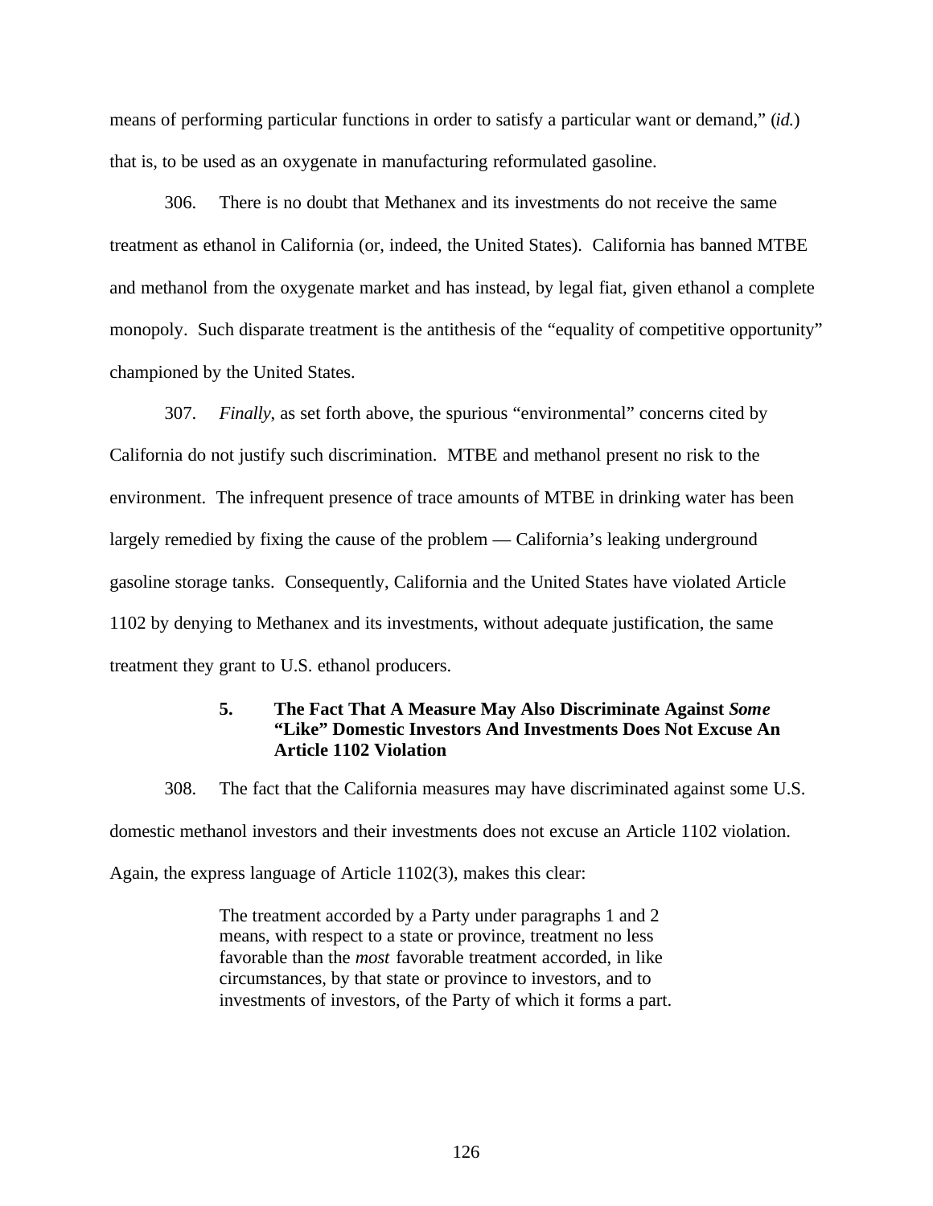means of performing particular functions in order to satisfy a particular want or demand," (*id.*) that is, to be used as an oxygenate in manufacturing reformulated gasoline.

306. There is no doubt that Methanex and its investments do not receive the same treatment as ethanol in California (or, indeed, the United States). California has banned MTBE and methanol from the oxygenate market and has instead, by legal fiat, given ethanol a complete monopoly. Such disparate treatment is the antithesis of the "equality of competitive opportunity" championed by the United States.

307. *Finally*, as set forth above, the spurious "environmental" concerns cited by California do not justify such discrimination. MTBE and methanol present no risk to the environment. The infrequent presence of trace amounts of MTBE in drinking water has been largely remedied by fixing the cause of the problem — California's leaking underground gasoline storage tanks. Consequently, California and the United States have violated Article 1102 by denying to Methanex and its investments, without adequate justification, the same treatment they grant to U.S. ethanol producers.

#### 5. The Fact That A Measure May Also Discriminate Against *Some* "Like" Domestic Investors And Investments Does Not Excuse An Article 1102 Violation

308. The fact that the California measures may have discriminated against some U.S. domestic methanol investors and their investments does not excuse an Article 1102 violation. Again, the express language of Article 1102(3), makes this clear:

> The treatment accorded by a Party under paragraphs 1 and 2 means, with respect to a state or province, treatment no less favorable than the *most* favorable treatment accorded, in like circumstances, by that state or province to investors, and to investments of investors, of the Party of which it forms a part.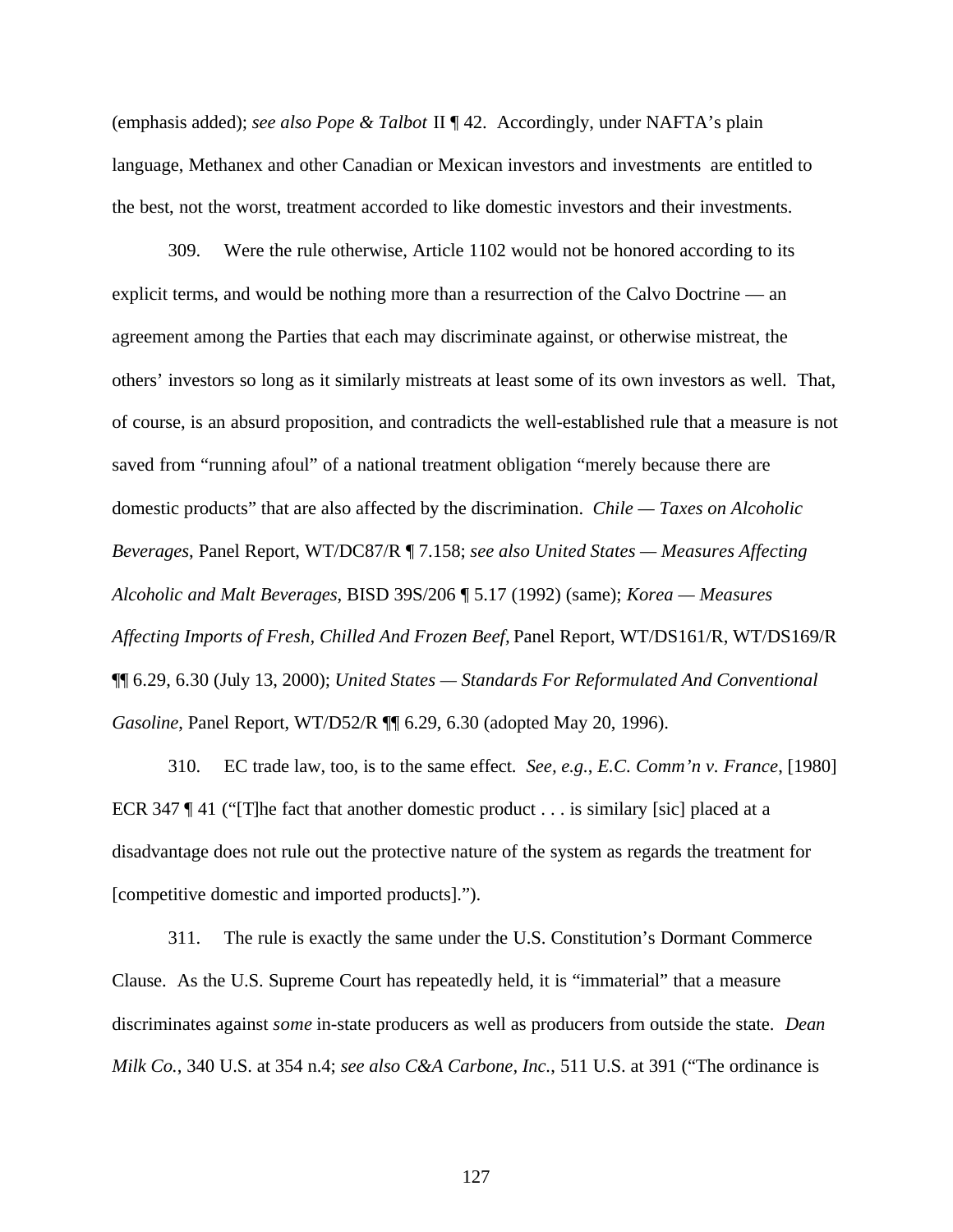(emphasis added); *see also Pope & Talbot* II ¶ 42. Accordingly, under NAFTA's plain language, Methanex and other Canadian or Mexican investors and investments are entitled to the best, not the worst, treatment accorded to like domestic investors and their investments.

309. Were the rule otherwise, Article 1102 would not be honored according to its explicit terms, and would be nothing more than a resurrection of the Calvo Doctrine — an agreement among the Parties that each may discriminate against, or otherwise mistreat, the others' investors so long as it similarly mistreats at least some of its own investors as well. That, of course, is an absurd proposition, and contradicts the well-established rule that a measure is not saved from "running afoul" of a national treatment obligation "merely because there are domestic products" that are also affected by the discrimination. *Chile — Taxes on Alcoholic Beverages*, Panel Report, WT/DC87/R ¶ 7.158; *see also United States — Measures Affecting Alcoholic and Malt Beverages*, BISD 39S/206 ¶ 5.17 (1992) (same); *Korea — Measures Affecting Imports of Fresh, Chilled And Frozen Beef*, Panel Report, WT/DS161/R, WT/DS169/R ¶¶ 6.29, 6.30 (July 13, 2000); *United States — Standards For Reformulated And Conventional Gasoline*, Panel Report, WT/D52/R ¶¶ 6.29, 6.30 (adopted May 20, 1996).

310. EC trade law, too, is to the same effect. *See, e.g.*, *E.C. Comm'n v. France*, [1980] ECR 347 ¶ 41 ("[T]he fact that another domestic product . . . is similary [sic] placed at a disadvantage does not rule out the protective nature of the system as regards the treatment for [competitive domestic and imported products].").

311. The rule is exactly the same under the U.S. Constitution's Dormant Commerce Clause. As the U.S. Supreme Court has repeatedly held, it is "immaterial" that a measure discriminates against *some* in-state producers as well as producers from outside the state. *Dean Milk Co.*, 340 U.S. at 354 n.4; *see also C&A Carbone, Inc.*, 511 U.S. at 391 ("The ordinance is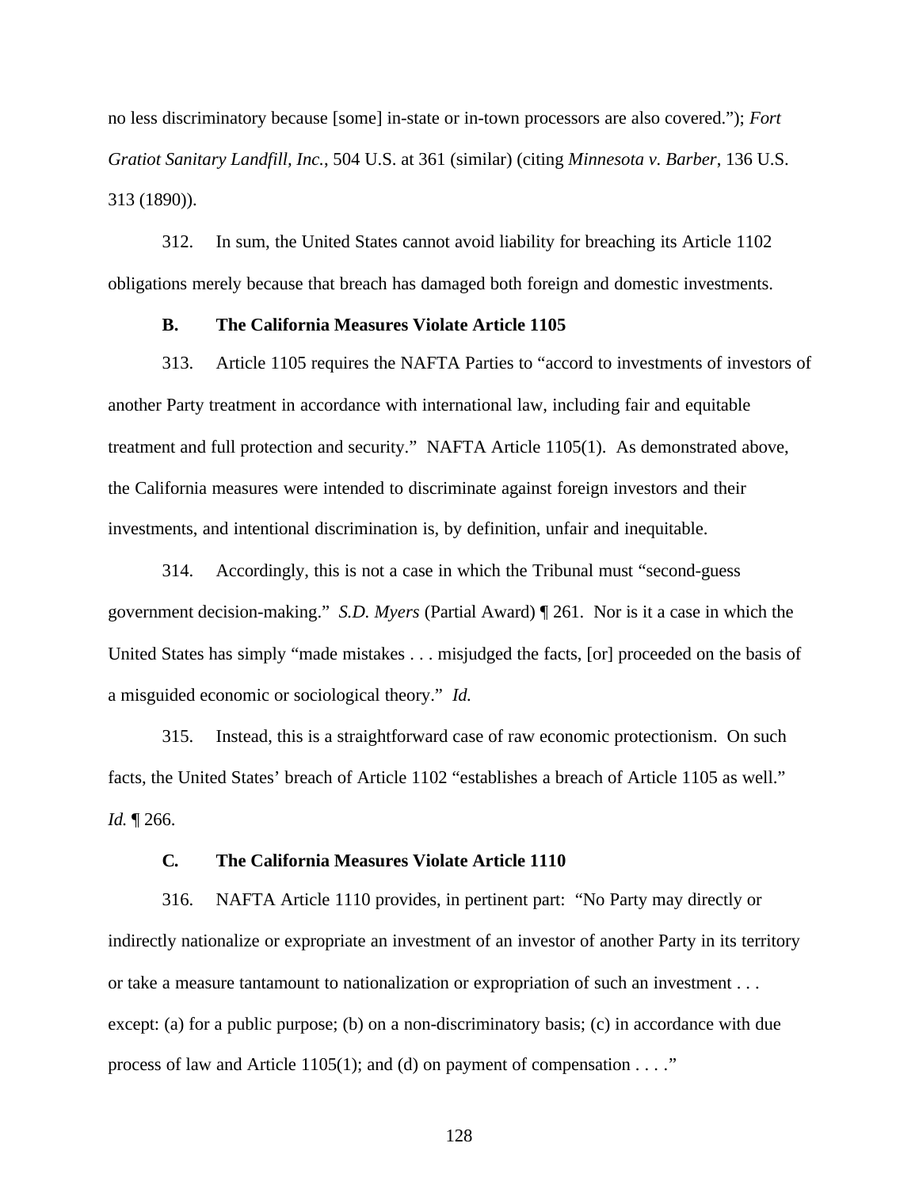no less discriminatory because [some] in-state or in-town processors are also covered."); *Fort Gratiot Sanitary Landfill, Inc.*, 504 U.S. at 361 (similar) (citing *Minnesota v. Barber*, 136 U.S. 313 (1890)).

312. In sum, the United States cannot avoid liability for breaching its Article 1102 obligations merely because that breach has damaged both foreign and domestic investments.

### B. The California Measures Violate Article 1105

313. Article 1105 requires the NAFTA Parties to "accord to investments of investors of another Party treatment in accordance with international law, including fair and equitable treatment and full protection and security." NAFTA Article 1105(1). As demonstrated above, the California measures were intended to discriminate against foreign investors and their investments, and intentional discrimination is, by definition, unfair and inequitable.

314. Accordingly, this is not a case in which the Tribunal must "second-guess government decision-making." *S.D. Myers* (Partial Award) ¶ 261. Nor is it a case in which the United States has simply "made mistakes . . . misjudged the facts, [or] proceeded on the basis of a misguided economic or sociological theory." *Id.*

315. Instead, this is a straightforward case of raw economic protectionism. On such facts, the United States' breach of Article 1102 "establishes a breach of Article 1105 as well." *Id.* ¶ 266.

### C. The California Measures Violate Article 1110

316. NAFTA Article 1110 provides, in pertinent part: "No Party may directly or indirectly nationalize or expropriate an investment of an investor of another Party in its territory or take a measure tantamount to nationalization or expropriation of such an investment . . . except: (a) for a public purpose; (b) on a non-discriminatory basis; (c) in accordance with due process of law and Article 1105(1); and (d) on payment of compensation . . . ."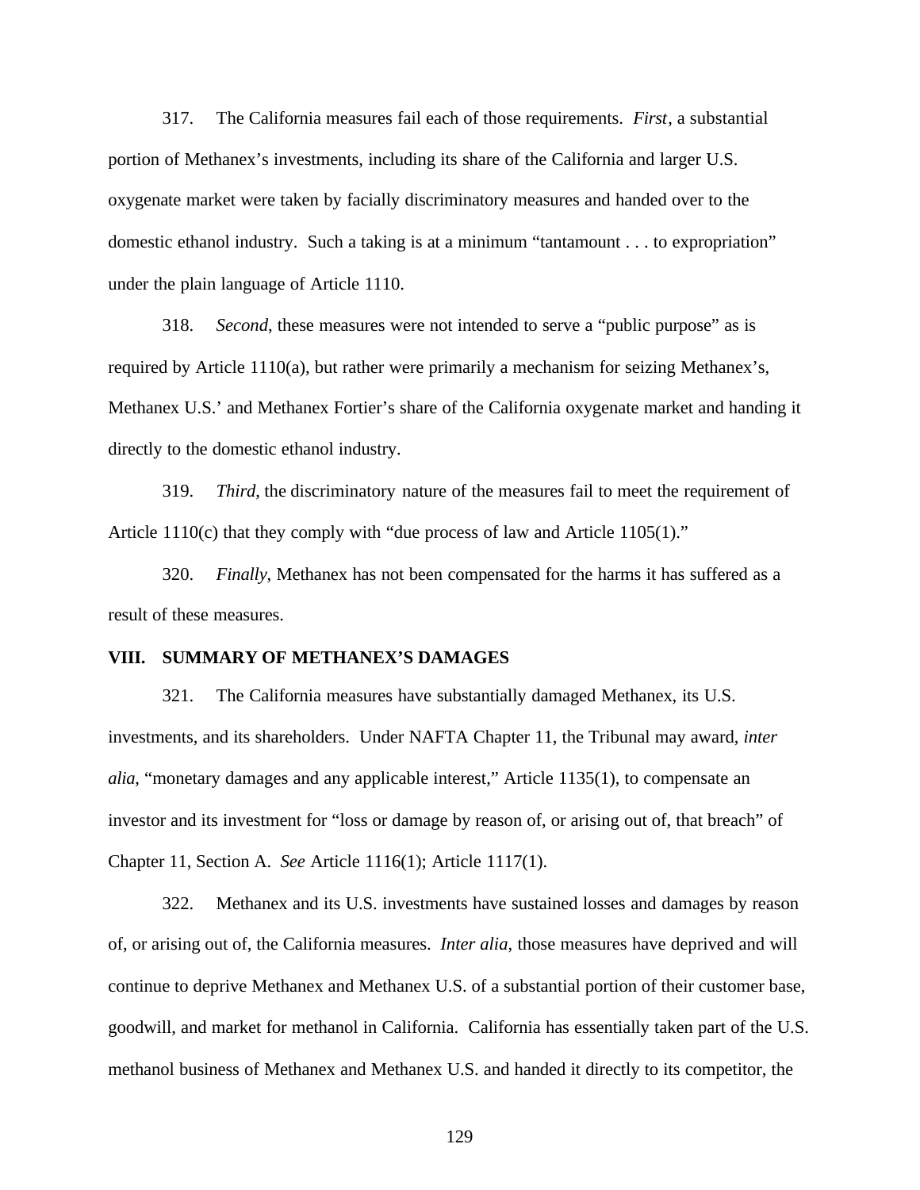317. The California measures fail each of those requirements. *First*, a substantial portion of Methanex's investments, including its share of the California and larger U.S. oxygenate market were taken by facially discriminatory measures and handed over to the domestic ethanol industry. Such a taking is at a minimum "tantamount . . . to expropriation" under the plain language of Article 1110.

318. *Second*, these measures were not intended to serve a "public purpose" as is required by Article 1110(a), but rather were primarily a mechanism for seizing Methanex's, Methanex U.S.' and Methanex Fortier's share of the California oxygenate market and handing it directly to the domestic ethanol industry.

319. *Third*, the discriminatory nature of the measures fail to meet the requirement of Article 1110(c) that they comply with "due process of law and Article 1105(1)."

320. *Finally*, Methanex has not been compensated for the harms it has suffered as a result of these measures.

## VIII. SUMMARY OF METHANEX'S DAMAGES

321. The California measures have substantially damaged Methanex, its U.S. investments, and its shareholders. Under NAFTA Chapter 11, the Tribunal may award, *inter alia*, "monetary damages and any applicable interest," Article 1135(1), to compensate an investor and its investment for "loss or damage by reason of, or arising out of, that breach" of Chapter 11, Section A. *See* Article 1116(1); Article 1117(1).

322. Methanex and its U.S. investments have sustained losses and damages by reason of, or arising out of, the California measures. *Inter alia*, those measures have deprived and will continue to deprive Methanex and Methanex U.S. of a substantial portion of their customer base, goodwill, and market for methanol in California. California has essentially taken part of the U.S. methanol business of Methanex and Methanex U.S. and handed it directly to its competitor, the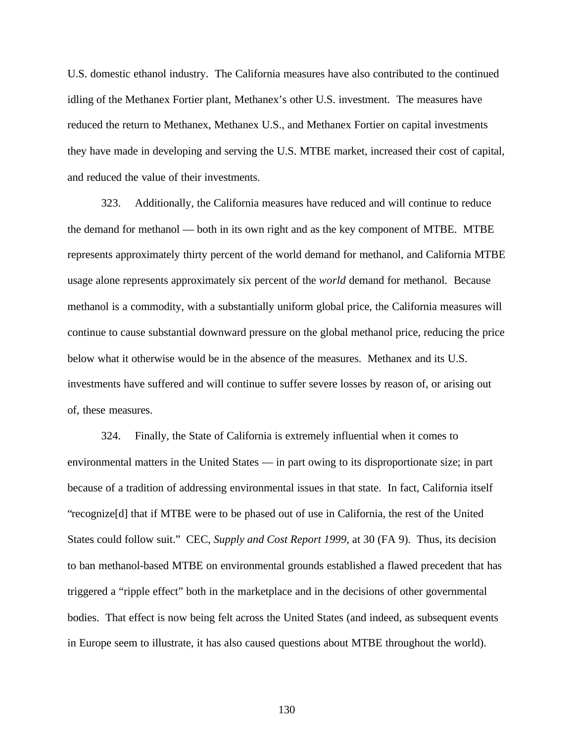U.S. domestic ethanol industry. The California measures have also contributed to the continued idling of the Methanex Fortier plant, Methanex's other U.S. investment. The measures have reduced the return to Methanex, Methanex U.S., and Methanex Fortier on capital investments they have made in developing and serving the U.S. MTBE market, increased their cost of capital, and reduced the value of their investments.

323. Additionally, the California measures have reduced and will continue to reduce the demand for methanol — both in its own right and as the key component of MTBE. MTBE represents approximately thirty percent of the world demand for methanol, and California MTBE usage alone represents approximately six percent of the *world* demand for methanol. Because methanol is a commodity, with a substantially uniform global price, the California measures will continue to cause substantial downward pressure on the global methanol price, reducing the price below what it otherwise would be in the absence of the measures. Methanex and its U.S. investments have suffered and will continue to suffer severe losses by reason of, or arising out of, these measures.

324. Finally, the State of California is extremely influential when it comes to environmental matters in the United States — in part owing to its disproportionate size; in part because of a tradition of addressing environmental issues in that state. In fact, California itself "recognize[d] that if MTBE were to be phased out of use in California, the rest of the United States could follow suit." CEC, *Supply and Cost Report 1999*, at 30 (FA 9). Thus, its decision to ban methanol-based MTBE on environmental grounds established a flawed precedent that has triggered a "ripple effect" both in the marketplace and in the decisions of other governmental bodies. That effect is now being felt across the United States (and indeed, as subsequent events in Europe seem to illustrate, it has also caused questions about MTBE throughout the world).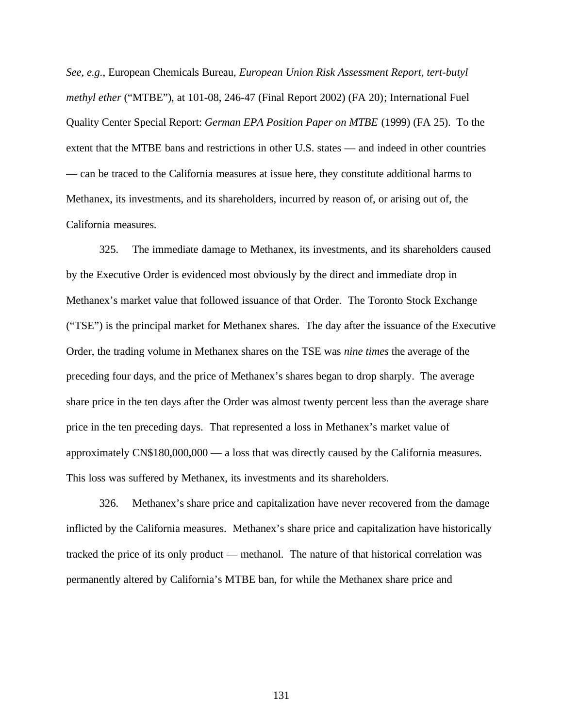*See, e.g.*, European Chemicals Bureau, *European Union Risk Assessment Report, tert-butyl methyl ether* ("MTBE"), at 101-08, 246-47 (Final Report 2002) (FA 20); International Fuel Quality Center Special Report: *German EPA Position Paper on MTBE* (1999) (FA 25). To the extent that the MTBE bans and restrictions in other U.S. states — and indeed in other countries — can be traced to the California measures at issue here, they constitute additional harms to Methanex, its investments, and its shareholders, incurred by reason of, or arising out of, the California measures.

325. The immediate damage to Methanex, its investments, and its shareholders caused by the Executive Order is evidenced most obviously by the direct and immediate drop in Methanex's market value that followed issuance of that Order. The Toronto Stock Exchange ("TSE") is the principal market for Methanex shares. The day after the issuance of the Executive Order, the trading volume in Methanex shares on the TSE was *nine times* the average of the preceding four days, and the price of Methanex's shares began to drop sharply. The average share price in the ten days after the Order was almost twenty percent less than the average share price in the ten preceding days. That represented a loss in Methanex's market value of approximately CN$180,000,000 — a loss that was directly caused by the California measures. This loss was suffered by Methanex, its investments and its shareholders.

326. Methanex's share price and capitalization have never recovered from the damage inflicted by the California measures. Methanex's share price and capitalization have historically tracked the price of its only product — methanol. The nature of that historical correlation was permanently altered by California's MTBE ban, for while the Methanex share price and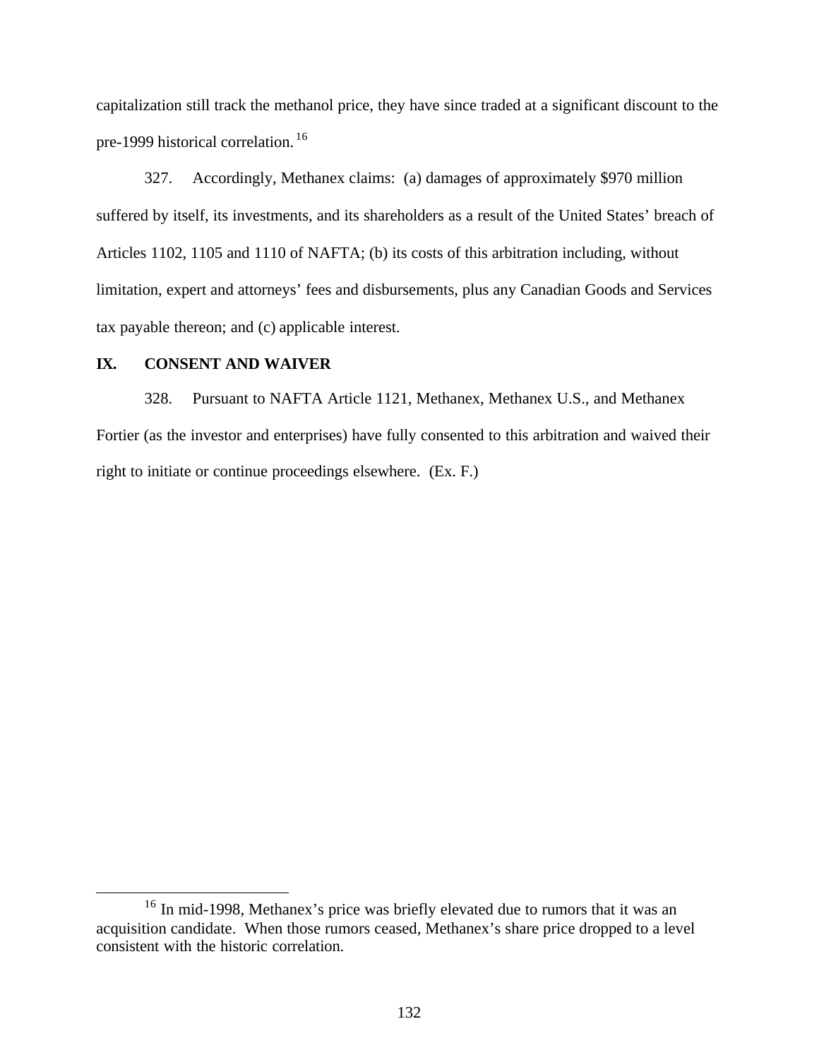capitalization still track the methanol price, they have since traded at a significant discount to the pre-1999 historical correlation.[16]

327. Accordingly, Methanex claims: (a) damages of approximately $970 million suffered by itself, its investments, and its shareholders as a result of the United States' breach of Articles 1102, 1105 and 1110 of NAFTA; (b) its costs of this arbitration including, without limitation, expert and attorneys' fees and disbursements, plus any Canadian Goods and Services tax payable thereon; and (c) applicable interest.

## IX. CONSENT AND WAIVER

328. Pursuant to NAFTA Article 1121, Methanex, Methanex U.S., and Methanex Fortier (as the investor and enterprises) have fully consented to this arbitration and waived their right to initiate or continue proceedings elsewhere. (Ex. F.)

---

[16] In mid-1998, Methanex's price was briefly elevated due to rumors that it was an acquisition candidate. When those rumors ceased, Methanex's share price dropped to a level consistent with the historic correlation.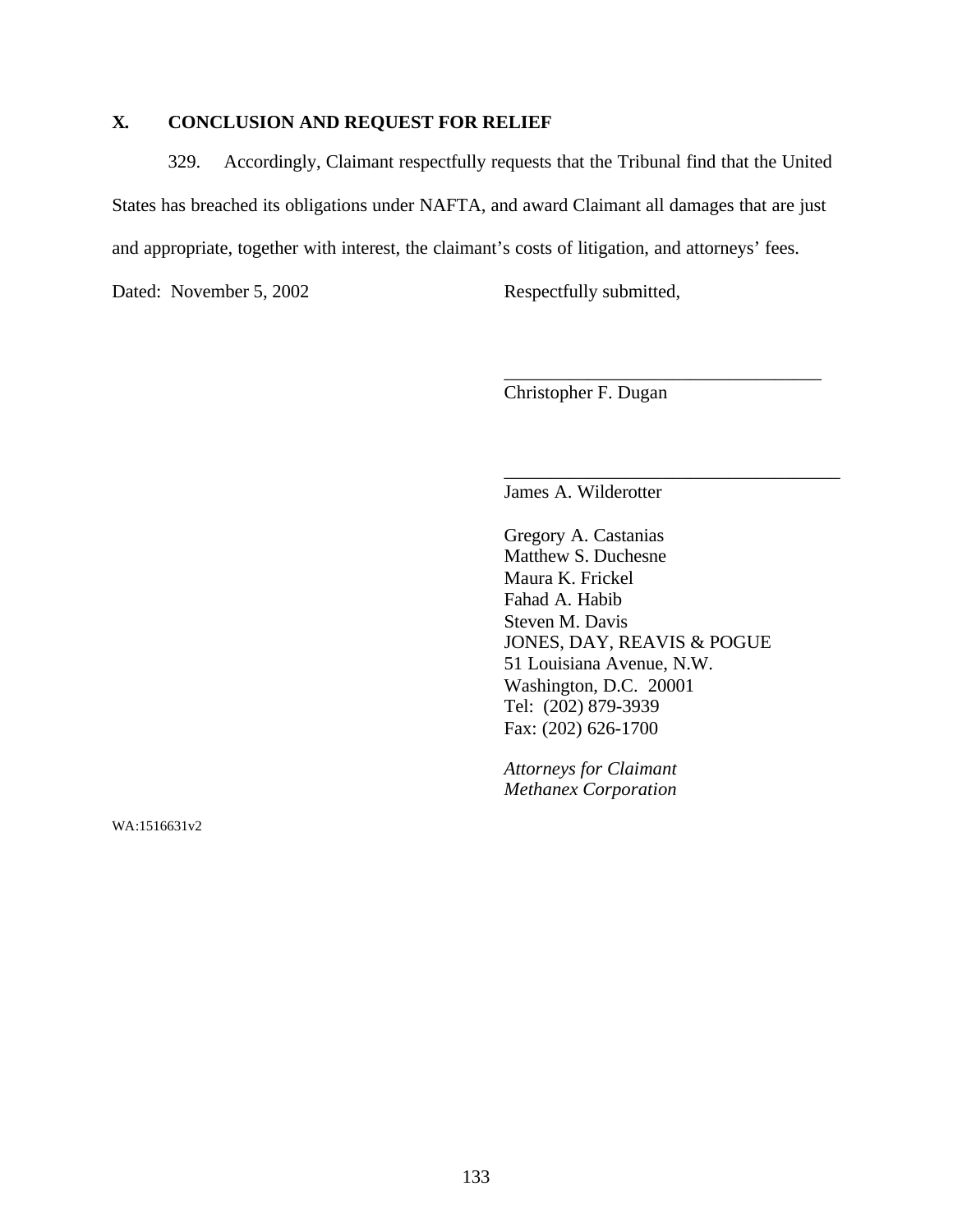## X. CONCLUSION AND REQUEST FOR RELIEF

329. Accordingly, Claimant respectfully requests that the Tribunal find that the United States has breached its obligations under NAFTA, and award Claimant all damages that are just and appropriate, together with interest, the claimant's costs of litigation, and attorneys' fees.

Dated: November 5, 2002

Respectfully submitted,

___________________________________
Christopher F. Dugan

_____________________________________
James A. Wilderotter

Gregory A. Castanias
Matthew S. Duchesne
Maura K. Frickel
Fahad A. Habib
Steven M. Davis
JONES, DAY, REAVIS & POGUE
51 Louisiana Avenue, N.W.
Washington, D.C. 20001
Tel: (202) 879-3939
Fax: (202) 626-1700

*Attorneys for Claimant*
*Methanex Corporation*

WA:1516631v2